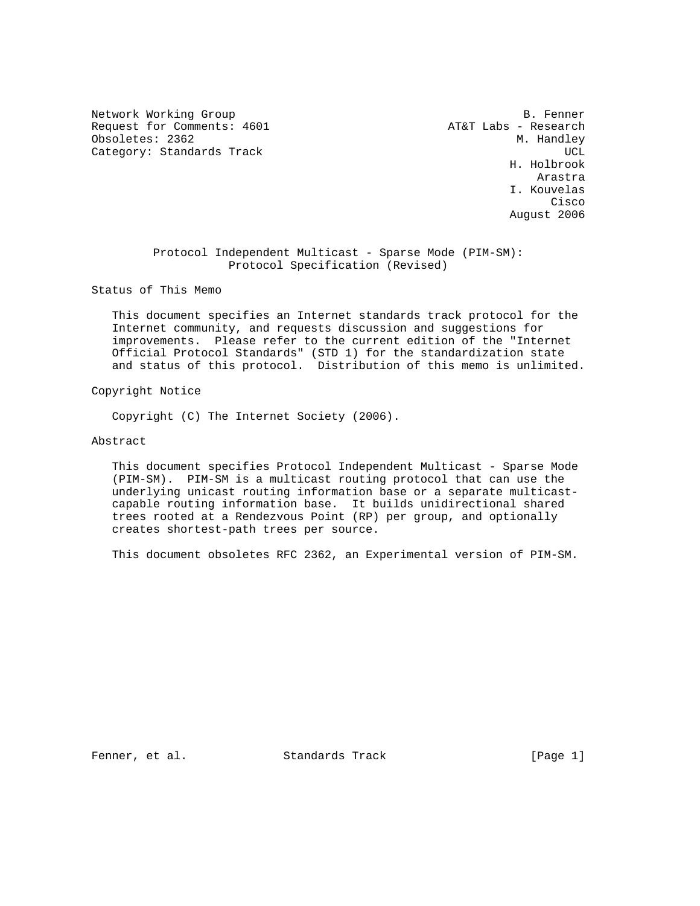Network Working Group B. Fenner
Request for Comments: 4601 AT&T Labs - Research
Obsoletes: 2362 M. Handley
Category: Standards Track UCL
H. Holbrook
Arastra
I. Kouvelas
Cisco
August 2006

# Protocol Independent Multicast - Sparse Mode (PIM-SM): Protocol Specification (Revised)

## Status of This Memo

This document specifies an Internet standards track protocol for the Internet community, and requests discussion and suggestions for improvements. Please refer to the current edition of the "Internet Official Protocol Standards" (STD 1) for the standardization state and status of this protocol. Distribution of this memo is unlimited.

## Copyright Notice

Copyright (C) The Internet Society (2006).

## Abstract

This document specifies Protocol Independent Multicast - Sparse Mode (PIM-SM). PIM-SM is a multicast routing protocol that can use the underlying unicast routing information base or a separate multicast-capable routing information base. It builds unidirectional shared trees rooted at a Rendezvous Point (RP) per group, and optionally creates shortest-path trees per source.

This document obsoletes RFC 2362, an Experimental version of PIM-SM.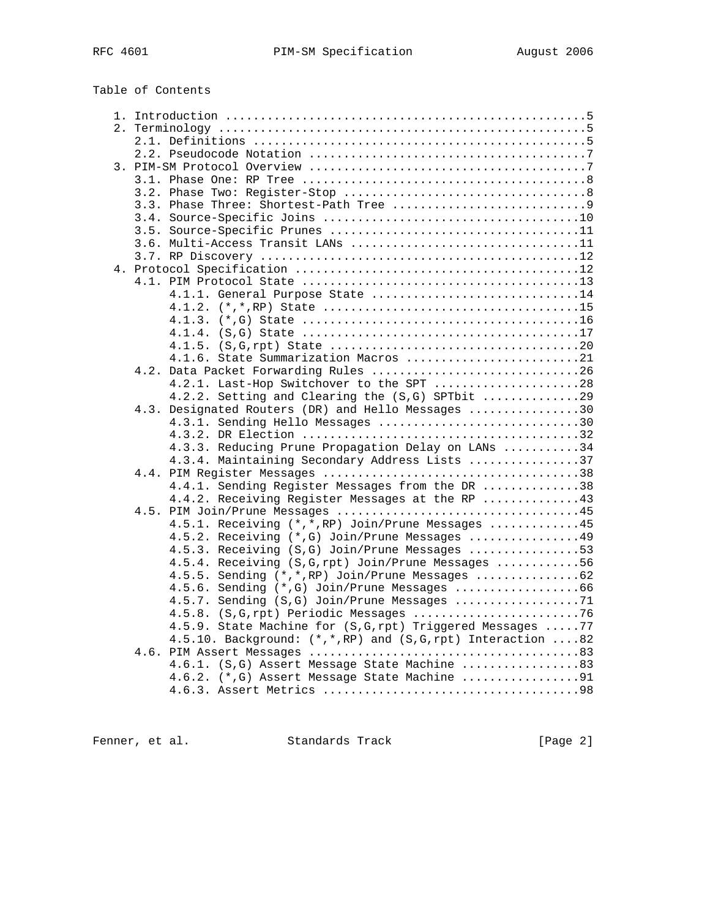Table of Contents

```
   1. Introduction ....................................................5
   2. Terminology .....................................................5
      2.1. Definitions ................................................5
      2.2. Pseudocode Notation ........................................7
   3. PIM-SM Protocol Overview ........................................7
      3.1. Phase One: RP Tree .........................................8
      3.2. Phase Two: Register-Stop ...................................8
      3.3. Phase Three: Shortest-Path Tree ............................9
      3.4. Source-Specific Joins .....................................10
      3.5. Source-Specific Prunes ....................................11
      3.6. Multi-Access Transit LANs .................................11
      3.7. RP Discovery ..............................................12
   4. Protocol Specification .........................................12
      4.1. PIM Protocol State ........................................13
           4.1.1. General Purpose State ..............................14
           4.1.2. (*,*,RP) State .....................................15
           4.1.3. (*,G) State ........................................16
           4.1.4. (S,G) State ........................................17
           4.1.5. (S,G,rpt) State ....................................20
           4.1.6. State Summarization Macros .........................21
      4.2. Data Packet Forwarding Rules ..............................26
           4.2.1. Last-Hop Switchover to the SPT .....................28
           4.2.2. Setting and Clearing the (S,G) SPTbit ..............29
      4.3. Designated Routers (DR) and Hello Messages ................30
           4.3.1. Sending Hello Messages .............................30
           4.3.2. DR Election ........................................32
           4.3.3. Reducing Prune Propagation Delay on LANs ...........34
           4.3.4. Maintaining Secondary Address Lists ................37
      4.4. PIM Register Messages .....................................38
           4.4.1. Sending Register Messages from the DR ..............38
           4.4.2. Receiving Register Messages at the RP ..............43
      4.5. PIM Join/Prune Messages ...................................45
           4.5.1. Receiving (*,*,RP) Join/Prune Messages .............45
           4.5.2. Receiving (*,G) Join/Prune Messages ................49
           4.5.3. Receiving (S,G) Join/Prune Messages ................53
           4.5.4. Receiving (S,G,rpt) Join/Prune Messages ............56
           4.5.5. Sending (*,*,RP) Join/Prune Messages ...............62
           4.5.6. Sending (*,G) Join/Prune Messages ..................66
           4.5.7. Sending (S,G) Join/Prune Messages ..................71
           4.5.8. (S,G,rpt) Periodic Messages ........................76
           4.5.9. State Machine for (S,G,rpt) Triggered Messages .....77
           4.5.10. Background: (*,*,RP) and (S,G,rpt) Interaction ....82
      4.6. PIM Assert Messages .......................................83
           4.6.1. (S,G) Assert Message State Machine .................83
           4.6.2. (*,G) Assert Message State Machine .................91
           4.6.3. Assert Metrics .....................................98
```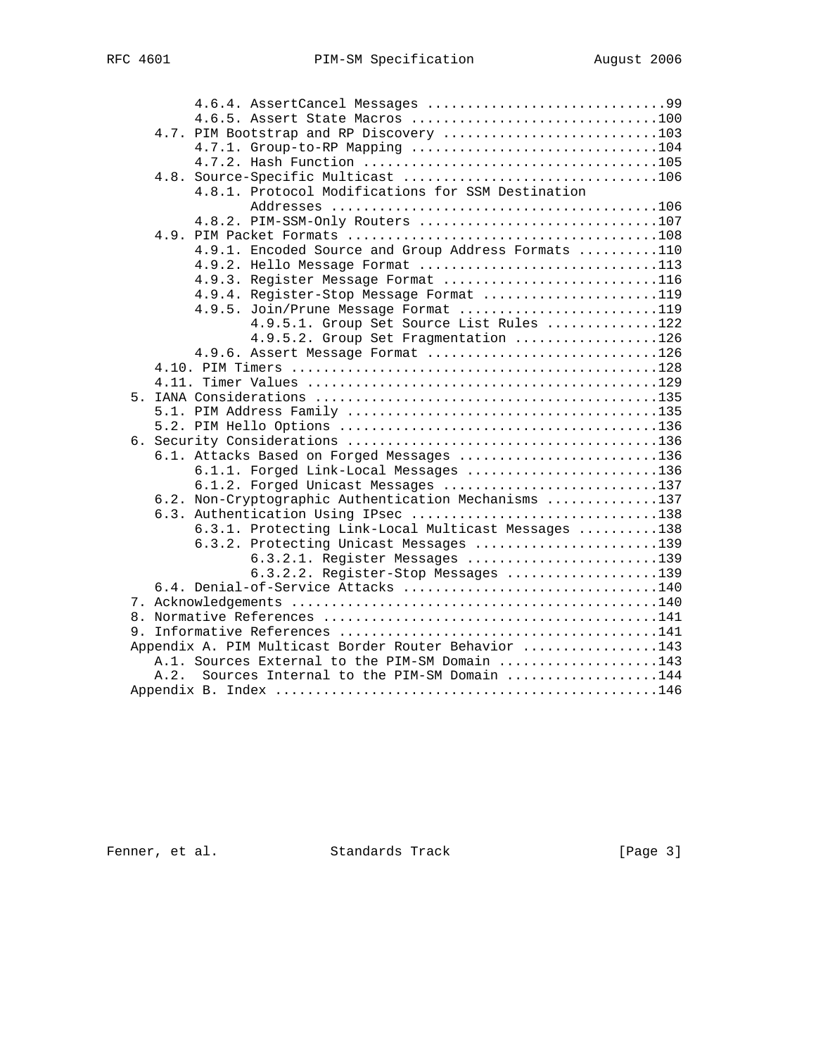```
         4.6.4. AssertCancel Messages ..............................99
         4.6.5. Assert State Macros ...............................100
    4.7. PIM Bootstrap and RP Discovery ...........................103
         4.7.1. Group-to-RP Mapping ...............................104
         4.7.2. Hash Function .....................................105
    4.8. Source-Specific Multicast ................................106
         4.8.1. Protocol Modifications for SSM Destination
                Addresses .........................................106
         4.8.2. PIM-SSM-Only Routers ..............................107
    4.9. PIM Packet Formats .......................................108
         4.9.1. Encoded Source and Group Address Formats ..........110
         4.9.2. Hello Message Format ..............................113
         4.9.3. Register Message Format ...........................116
         4.9.4. Register-Stop Message Format ......................119
         4.9.5. Join/Prune Message Format .........................119
                4.9.5.1. Group Set Source List Rules ..............122
                4.9.5.2. Group Set Fragmentation ..................126
         4.9.6. Assert Message Format .............................126
    4.10. PIM Timers ..............................................128
    4.11. Timer Values ............................................129
 5. IANA Considerations ...........................................135
    5.1. PIM Address Family .......................................135
    5.2. PIM Hello Options ........................................136
 6. Security Considerations .......................................136
    6.1. Attacks Based on Forged Messages .........................136
         6.1.1. Forged Link-Local Messages ........................136
         6.1.2. Forged Unicast Messages ...........................137
    6.2. Non-Cryptographic Authentication Mechanisms ..............137
    6.3. Authentication Using IPsec ...............................138
         6.3.1. Protecting Link-Local Multicast Messages ..........138
         6.3.2. Protecting Unicast Messages .......................139
                6.3.2.1. Register Messages ........................139
                6.3.2.2. Register-Stop Messages ...................139
    6.4. Denial-of-Service Attacks ................................140
 7. Acknowledgements ..............................................140
 8. Normative References ..........................................141
 9. Informative References ........................................141
 Appendix A. PIM Multicast Border Router Behavior .................143
    A.1. Sources External to the PIM-SM Domain ....................143
    A.2.  Sources Internal to the PIM-SM Domain ...................144
 Appendix B. Index ................................................146
```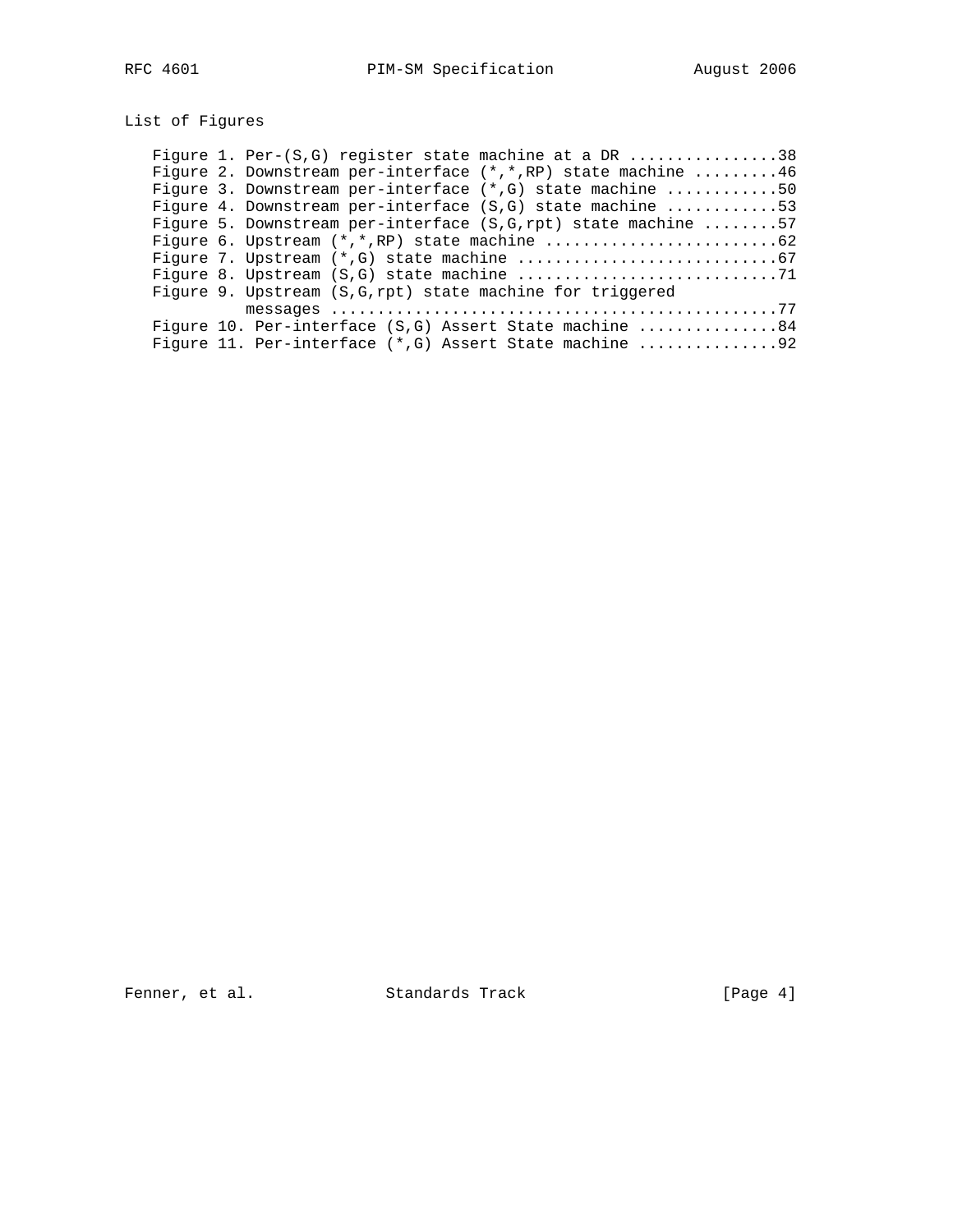List of Figures

Figure 1. Per-(S,G) register state machine at a DR ................38
Figure 2. Downstream per-interface (*,*,RP) state machine .........46
Figure 3. Downstream per-interface (*,G) state machine ............50
Figure 4. Downstream per-interface (S,G) state machine ............53
Figure 5. Downstream per-interface (S,G,rpt) state machine ........57
Figure 6. Upstream (*,*,RP) state machine .........................62
Figure 7. Upstream (*,G) state machine ............................67
Figure 8. Upstream (S,G) state machine ............................71
Figure 9. Upstream (S,G,rpt) state machine for triggered messages ................................................77
Figure 10. Per-interface (S,G) Assert State machine ...............84
Figure 11. Per-interface (*,G) Assert State machine ...............92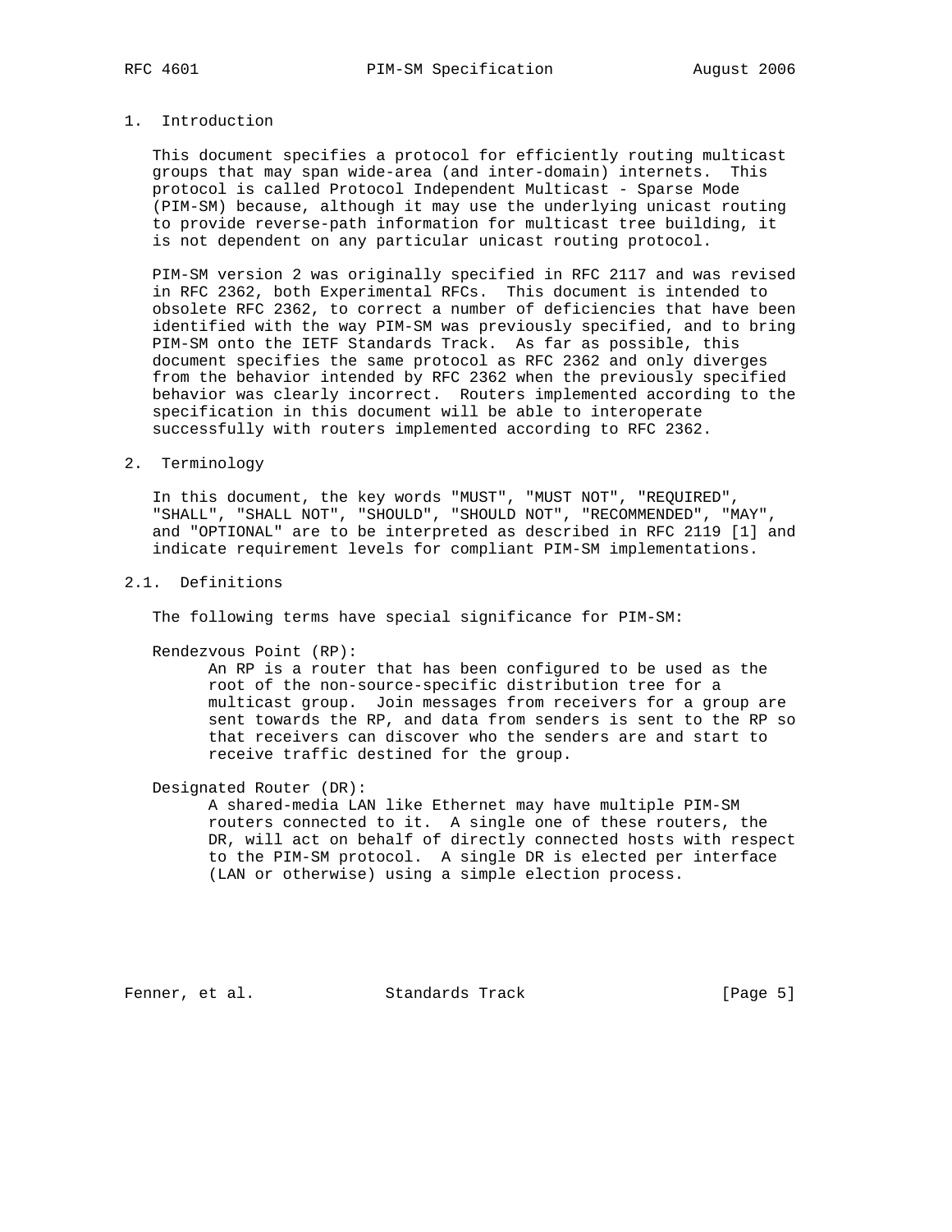# 1. Introduction

This document specifies a protocol for efficiently routing multicast groups that may span wide-area (and inter-domain) internets. This protocol is called Protocol Independent Multicast - Sparse Mode (PIM-SM) because, although it may use the underlying unicast routing to provide reverse-path information for multicast tree building, it is not dependent on any particular unicast routing protocol.

PIM-SM version 2 was originally specified in RFC 2117 and was revised in RFC 2362, both Experimental RFCs. This document is intended to obsolete RFC 2362, to correct a number of deficiencies that have been identified with the way PIM-SM was previously specified, and to bring PIM-SM onto the IETF Standards Track. As far as possible, this document specifies the same protocol as RFC 2362 and only diverges from the behavior intended by RFC 2362 when the previously specified behavior was clearly incorrect. Routers implemented according to the specification in this document will be able to interoperate successfully with routers implemented according to RFC 2362.

# 2. Terminology

In this document, the key words "MUST", "MUST NOT", "REQUIRED", "SHALL", "SHALL NOT", "SHOULD", "SHOULD NOT", "RECOMMENDED", "MAY", and "OPTIONAL" are to be interpreted as described in RFC 2119 [1] and indicate requirement levels for compliant PIM-SM implementations.

## 2.1. Definitions

The following terms have special significance for PIM-SM:

Rendezvous Point (RP):
: An RP is a router that has been configured to be used as the root of the non-source-specific distribution tree for a multicast group. Join messages from receivers for a group are sent towards the RP, and data from senders is sent to the RP so that receivers can discover who the senders are and start to receive traffic destined for the group.

Designated Router (DR):
: A shared-media LAN like Ethernet may have multiple PIM-SM routers connected to it. A single one of these routers, the DR, will act on behalf of directly connected hosts with respect to the PIM-SM protocol. A single DR is elected per interface (LAN or otherwise) using a simple election process.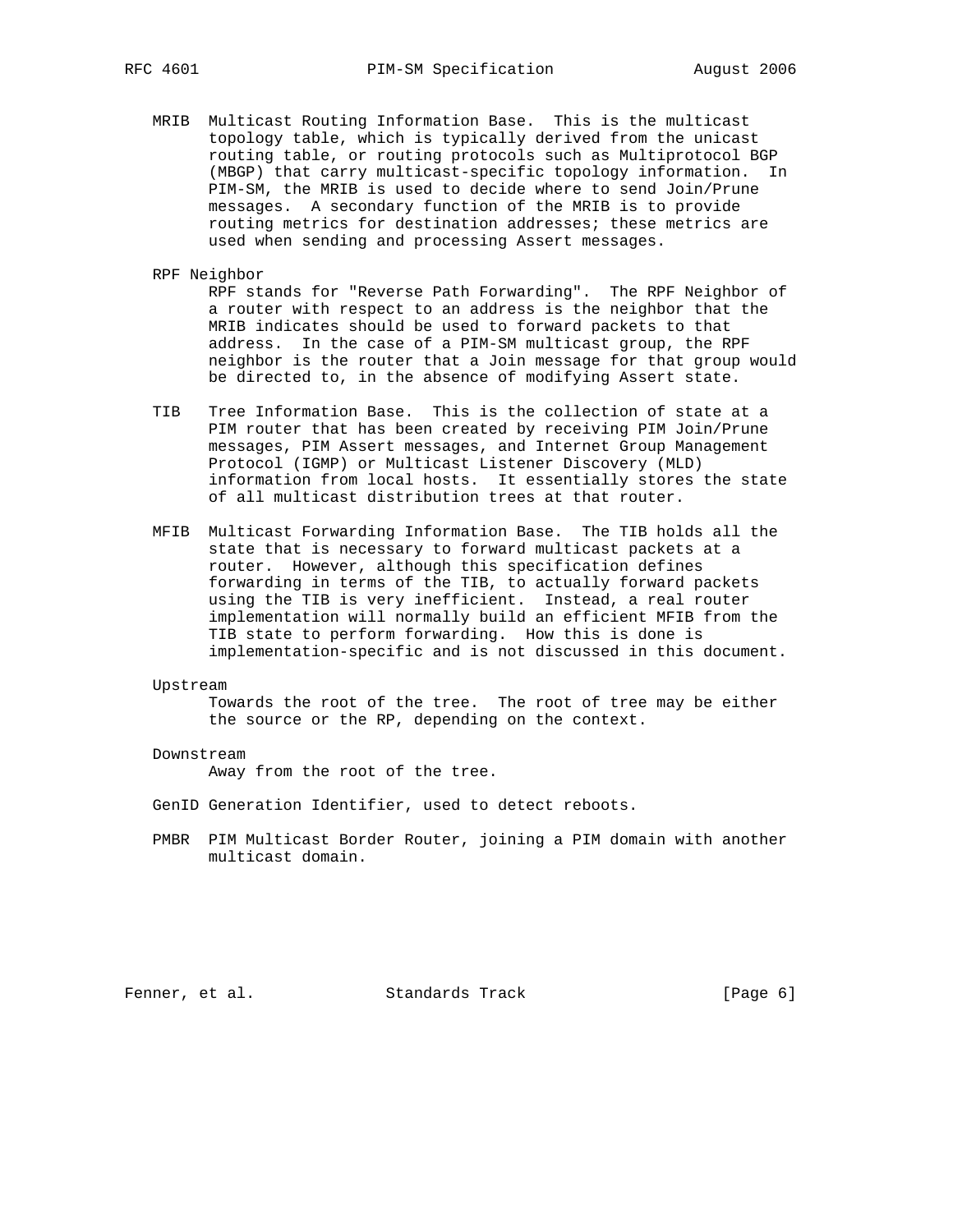MRIB Multicast Routing Information Base. This is the multicast topology table, which is typically derived from the unicast routing table, or routing protocols such as Multiprotocol BGP (MBGP) that carry multicast-specific topology information. In PIM-SM, the MRIB is used to decide where to send Join/Prune messages. A secondary function of the MRIB is to provide routing metrics for destination addresses; these metrics are used when sending and processing Assert messages.

RPF Neighbor
RPF stands for "Reverse Path Forwarding". The RPF Neighbor of a router with respect to an address is the neighbor that the MRIB indicates should be used to forward packets to that address. In the case of a PIM-SM multicast group, the RPF neighbor is the router that a Join message for that group would be directed to, in the absence of modifying Assert state.

TIB Tree Information Base. This is the collection of state at a PIM router that has been created by receiving PIM Join/Prune messages, PIM Assert messages, and Internet Group Management Protocol (IGMP) or Multicast Listener Discovery (MLD) information from local hosts. It essentially stores the state of all multicast distribution trees at that router.

MFIB Multicast Forwarding Information Base. The TIB holds all the state that is necessary to forward multicast packets at a router. However, although this specification defines forwarding in terms of the TIB, to actually forward packets using the TIB is very inefficient. Instead, a real router implementation will normally build an efficient MFIB from the TIB state to perform forwarding. How this is done is implementation-specific and is not discussed in this document.

Upstream
Towards the root of the tree. The root of tree may be either the source or the RP, depending on the context.

Downstream
Away from the root of the tree.

GenID Generation Identifier, used to detect reboots.

PMBR PIM Multicast Border Router, joining a PIM domain with another multicast domain.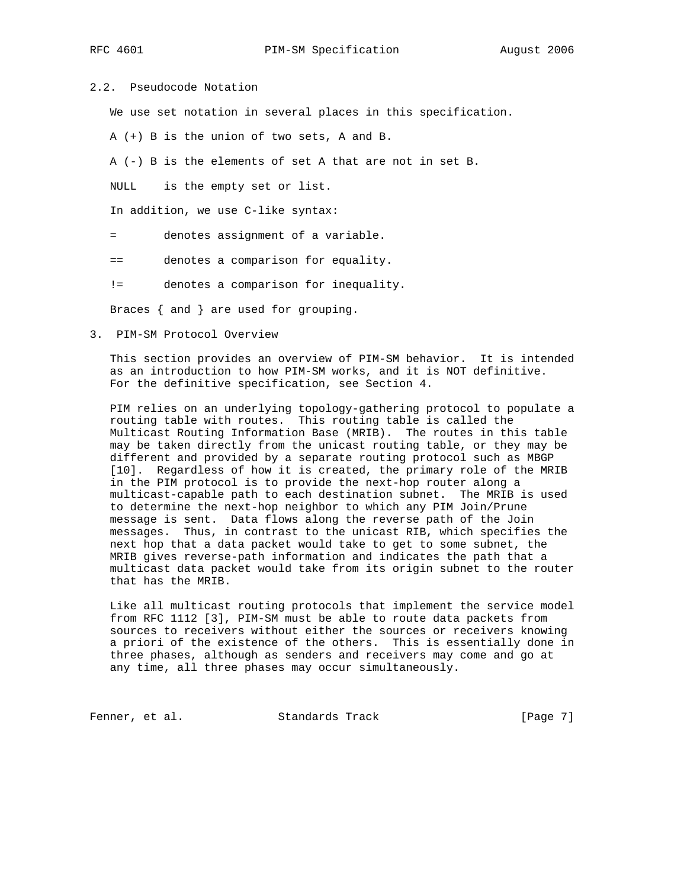## 2.2. Pseudocode Notation

We use set notation in several places in this specification.

A (+) B is the union of two sets, A and B.

A (-) B is the elements of set A that are not in set B.

NULL    is the empty set or list.

In addition, we use C-like syntax:

=       denotes assignment of a variable.

==      denotes a comparison for equality.

!=      denotes a comparison for inequality.

Braces { and } are used for grouping.

# 3. PIM-SM Protocol Overview

This section provides an overview of PIM-SM behavior. It is intended as an introduction to how PIM-SM works, and it is NOT definitive. For the definitive specification, see Section 4.

PIM relies on an underlying topology-gathering protocol to populate a routing table with routes. This routing table is called the Multicast Routing Information Base (MRIB). The routes in this table may be taken directly from the unicast routing table, or they may be different and provided by a separate routing protocol such as MBGP [10]. Regardless of how it is created, the primary role of the MRIB in the PIM protocol is to provide the next-hop router along a multicast-capable path to each destination subnet. The MRIB is used to determine the next-hop neighbor to which any PIM Join/Prune message is sent. Data flows along the reverse path of the Join messages. Thus, in contrast to the unicast RIB, which specifies the next hop that a data packet would take to get to some subnet, the MRIB gives reverse-path information and indicates the path that a multicast data packet would take from its origin subnet to the router that has the MRIB.

Like all multicast routing protocols that implement the service model from RFC 1112 [3], PIM-SM must be able to route data packets from sources to receivers without either the sources or receivers knowing a priori of the existence of the others. This is essentially done in three phases, although as senders and receivers may come and go at any time, all three phases may occur simultaneously.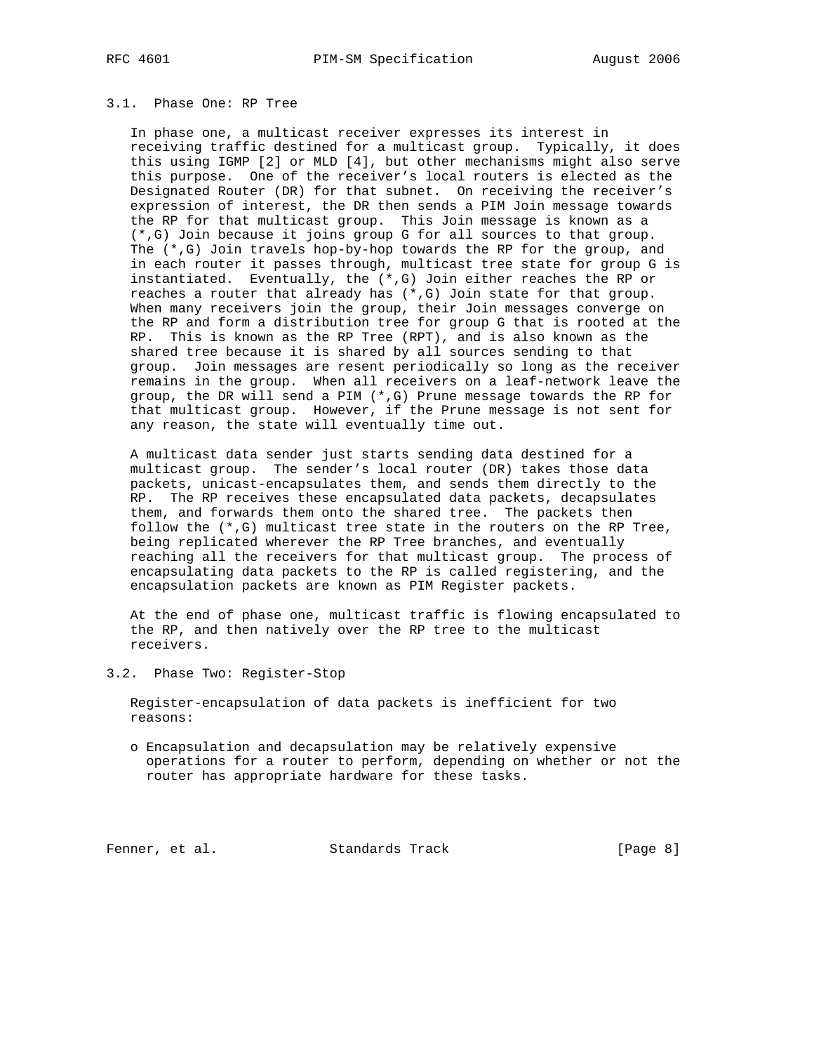### 3.1. Phase One: RP Tree

In phase one, a multicast receiver expresses its interest in receiving traffic destined for a multicast group. Typically, it does this using IGMP [2] or MLD [4], but other mechanisms might also serve this purpose. One of the receiver's local routers is elected as the Designated Router (DR) for that subnet. On receiving the receiver's expression of interest, the DR then sends a PIM Join message towards the RP for that multicast group. This Join message is known as a (*,G) Join because it joins group G for all sources to that group. The (*,G) Join travels hop-by-hop towards the RP for the group, and in each router it passes through, multicast tree state for group G is instantiated. Eventually, the (*,G) Join either reaches the RP or reaches a router that already has (*,G) Join state for that group. When many receivers join the group, their Join messages converge on the RP and form a distribution tree for group G that is rooted at the RP. This is known as the RP Tree (RPT), and is also known as the shared tree because it is shared by all sources sending to that group. Join messages are resent periodically so long as the receiver remains in the group. When all receivers on a leaf-network leave the group, the DR will send a PIM (*,G) Prune message towards the RP for that multicast group. However, if the Prune message is not sent for any reason, the state will eventually time out.

A multicast data sender just starts sending data destined for a multicast group. The sender's local router (DR) takes those data packets, unicast-encapsulates them, and sends them directly to the RP. The RP receives these encapsulated data packets, decapsulates them, and forwards them onto the shared tree. The packets then follow the (*,G) multicast tree state in the routers on the RP Tree, being replicated wherever the RP Tree branches, and eventually reaching all the receivers for that multicast group. The process of encapsulating data packets to the RP is called registering, and the encapsulation packets are known as PIM Register packets.

At the end of phase one, multicast traffic is flowing encapsulated to the RP, and then natively over the RP tree to the multicast receivers.

### 3.2. Phase Two: Register-Stop

Register-encapsulation of data packets is inefficient for two reasons:

- Encapsulation and decapsulation may be relatively expensive operations for a router to perform, depending on whether or not the router has appropriate hardware for these tasks.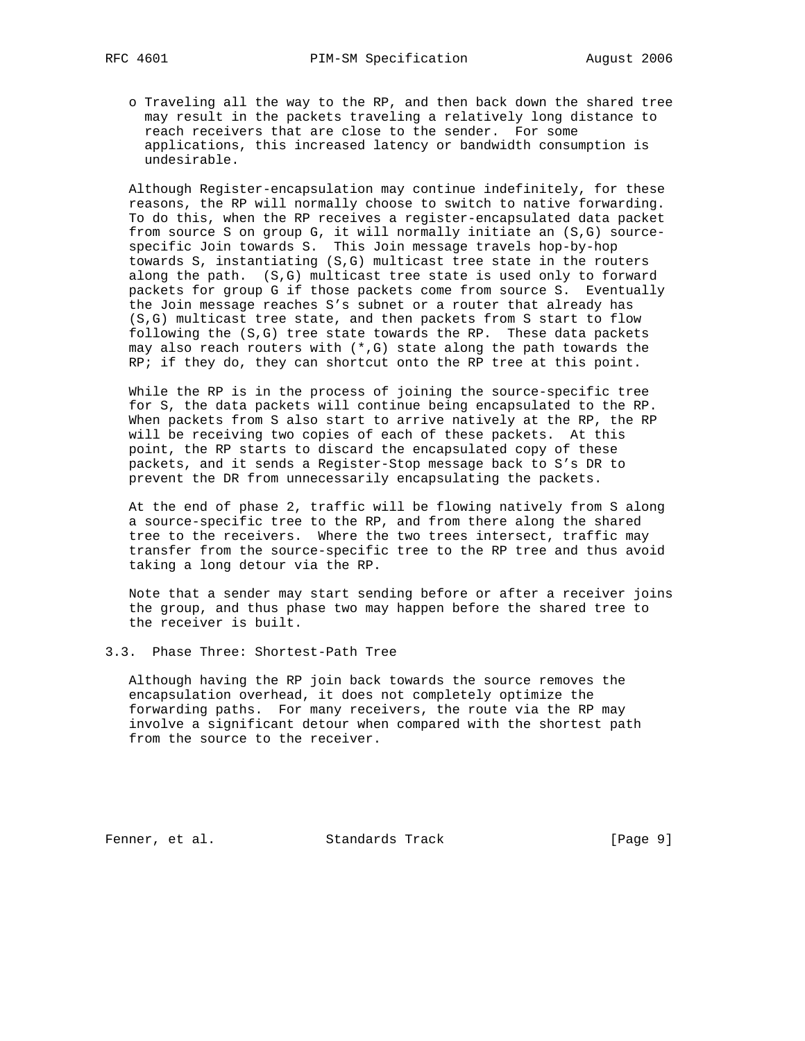- Traveling all the way to the RP, and then back down the shared tree may result in the packets traveling a relatively long distance to reach receivers that are close to the sender. For some applications, this increased latency or bandwidth consumption is undesirable.

Although Register-encapsulation may continue indefinitely, for these reasons, the RP will normally choose to switch to native forwarding. To do this, when the RP receives a register-encapsulated data packet from source S on group G, it will normally initiate an (S,G) source-specific Join towards S. This Join message travels hop-by-hop towards S, instantiating (S,G) multicast tree state in the routers along the path. (S,G) multicast tree state is used only to forward packets for group G if those packets come from source S. Eventually the Join message reaches S's subnet or a router that already has (S,G) multicast tree state, and then packets from S start to flow following the (S,G) tree state towards the RP. These data packets may also reach routers with (*,G) state along the path towards the RP; if they do, they can shortcut onto the RP tree at this point.

While the RP is in the process of joining the source-specific tree for S, the data packets will continue being encapsulated to the RP. When packets from S also start to arrive natively at the RP, the RP will be receiving two copies of each of these packets. At this point, the RP starts to discard the encapsulated copy of these packets, and it sends a Register-Stop message back to S's DR to prevent the DR from unnecessarily encapsulating the packets.

At the end of phase 2, traffic will be flowing natively from S along a source-specific tree to the RP, and from there along the shared tree to the receivers. Where the two trees intersect, traffic may transfer from the source-specific tree to the RP tree and thus avoid taking a long detour via the RP.

Note that a sender may start sending before or after a receiver joins the group, and thus phase two may happen before the shared tree to the receiver is built.

### 3.3. Phase Three: Shortest-Path Tree

Although having the RP join back towards the source removes the encapsulation overhead, it does not completely optimize the forwarding paths. For many receivers, the route via the RP may involve a significant detour when compared with the shortest path from the source to the receiver.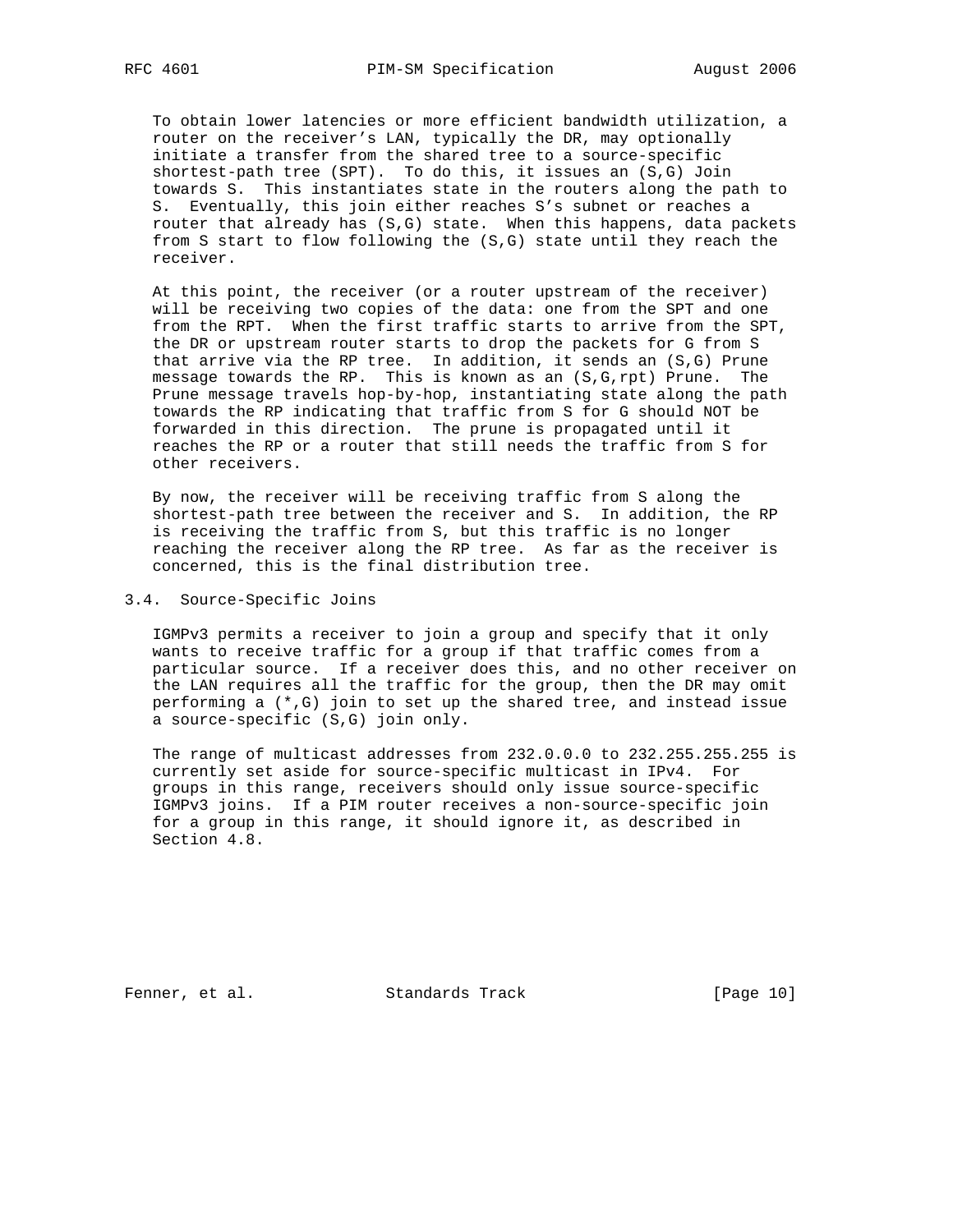To obtain lower latencies or more efficient bandwidth utilization, a router on the receiver's LAN, typically the DR, may optionally initiate a transfer from the shared tree to a source-specific shortest-path tree (SPT). To do this, it issues an (S,G) Join towards S. This instantiates state in the routers along the path to S. Eventually, this join either reaches S's subnet or reaches a router that already has (S,G) state. When this happens, data packets from S start to flow following the (S,G) state until they reach the receiver.

At this point, the receiver (or a router upstream of the receiver) will be receiving two copies of the data: one from the SPT and one from the RPT. When the first traffic starts to arrive from the SPT, the DR or upstream router starts to drop the packets for G from S that arrive via the RP tree. In addition, it sends an (S,G) Prune message towards the RP. This is known as an (S,G,rpt) Prune. The Prune message travels hop-by-hop, instantiating state along the path towards the RP indicating that traffic from S for G should NOT be forwarded in this direction. The prune is propagated until it reaches the RP or a router that still needs the traffic from S for other receivers.

By now, the receiver will be receiving traffic from S along the shortest-path tree between the receiver and S. In addition, the RP is receiving the traffic from S, but this traffic is no longer reaching the receiver along the RP tree. As far as the receiver is concerned, this is the final distribution tree.

### 3.4. Source-Specific Joins

IGMPv3 permits a receiver to join a group and specify that it only wants to receive traffic for a group if that traffic comes from a particular source. If a receiver does this, and no other receiver on the LAN requires all the traffic for the group, then the DR may omit performing a (*,G) join to set up the shared tree, and instead issue a source-specific (S,G) join only.

The range of multicast addresses from 232.0.0.0 to 232.255.255.255 is currently set aside for source-specific multicast in IPv4. For groups in this range, receivers should only issue source-specific IGMPv3 joins. If a PIM router receives a non-source-specific join for a group in this range, it should ignore it, as described in Section 4.8.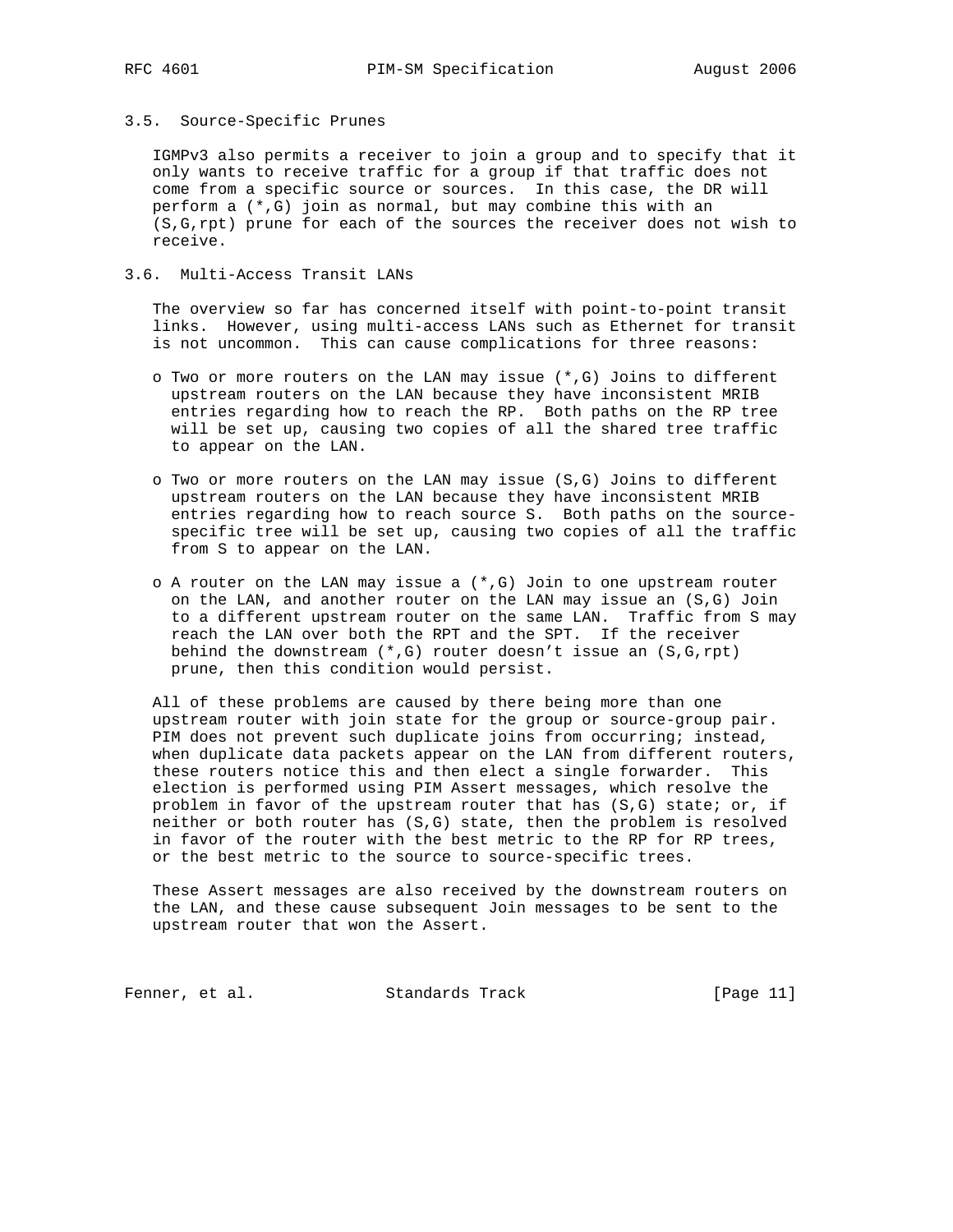### 3.5. Source-Specific Prunes

IGMPv3 also permits a receiver to join a group and to specify that it only wants to receive traffic for a group if that traffic does not come from a specific source or sources. In this case, the DR will perform a (*,G) join as normal, but may combine this with an (S,G,rpt) prune for each of the sources the receiver does not wish to receive.

### 3.6. Multi-Access Transit LANs

The overview so far has concerned itself with point-to-point transit links. However, using multi-access LANs such as Ethernet for transit is not uncommon. This can cause complications for three reasons:

- Two or more routers on the LAN may issue (*,G) Joins to different upstream routers on the LAN because they have inconsistent MRIB entries regarding how to reach the RP. Both paths on the RP tree will be set up, causing two copies of all the shared tree traffic to appear on the LAN.

- Two or more routers on the LAN may issue (S,G) Joins to different upstream routers on the LAN because they have inconsistent MRIB entries regarding how to reach source S. Both paths on the source-specific tree will be set up, causing two copies of all the traffic from S to appear on the LAN.

- A router on the LAN may issue a (*,G) Join to one upstream router on the LAN, and another router on the LAN may issue an (S,G) Join to a different upstream router on the same LAN. Traffic from S may reach the LAN over both the RPT and the SPT. If the receiver behind the downstream (*,G) router doesn't issue an (S,G,rpt) prune, then this condition would persist.

All of these problems are caused by there being more than one upstream router with join state for the group or source-group pair. PIM does not prevent such duplicate joins from occurring; instead, when duplicate data packets appear on the LAN from different routers, these routers notice this and then elect a single forwarder. This election is performed using PIM Assert messages, which resolve the problem in favor of the upstream router that has (S,G) state; or, if neither or both router has (S,G) state, then the problem is resolved in favor of the router with the best metric to the RP for RP trees, or the best metric to the source to source-specific trees.

These Assert messages are also received by the downstream routers on the LAN, and these cause subsequent Join messages to be sent to the upstream router that won the Assert.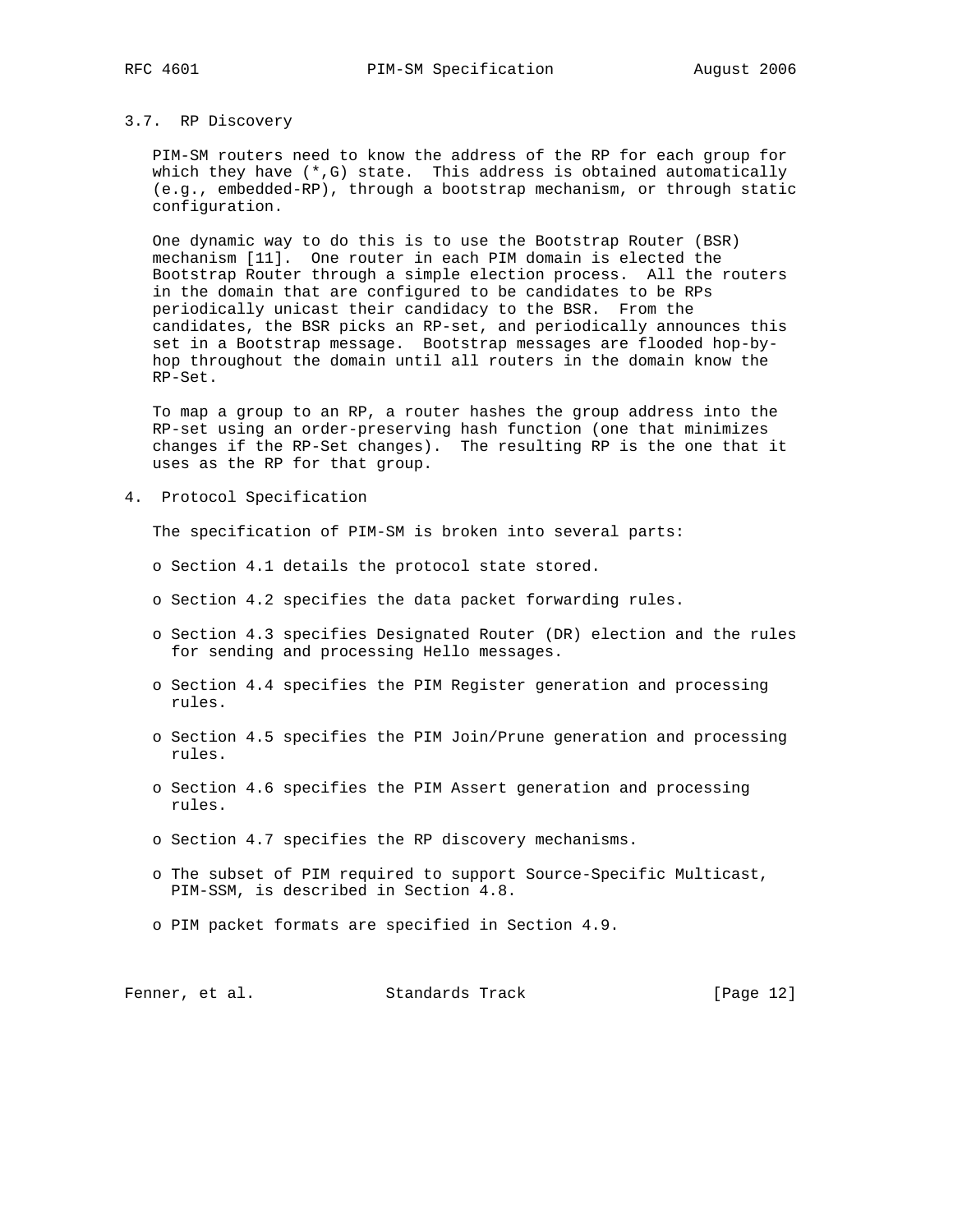### 3.7. RP Discovery

PIM-SM routers need to know the address of the RP for each group for which they have (*,G) state. This address is obtained automatically (e.g., embedded-RP), through a bootstrap mechanism, or through static configuration.

One dynamic way to do this is to use the Bootstrap Router (BSR) mechanism [11]. One router in each PIM domain is elected the Bootstrap Router through a simple election process. All the routers in the domain that are configured to be candidates to be RPs periodically unicast their candidacy to the BSR. From the candidates, the BSR picks an RP-set, and periodically announces this set in a Bootstrap message. Bootstrap messages are flooded hop-by-hop throughout the domain until all routers in the domain know the RP-Set.

To map a group to an RP, a router hashes the group address into the RP-set using an order-preserving hash function (one that minimizes changes if the RP-Set changes). The resulting RP is the one that it uses as the RP for that group.

## 4. Protocol Specification

The specification of PIM-SM is broken into several parts:

- Section 4.1 details the protocol state stored.
- Section 4.2 specifies the data packet forwarding rules.
- Section 4.3 specifies Designated Router (DR) election and the rules for sending and processing Hello messages.
- Section 4.4 specifies the PIM Register generation and processing rules.
- Section 4.5 specifies the PIM Join/Prune generation and processing rules.
- Section 4.6 specifies the PIM Assert generation and processing rules.
- Section 4.7 specifies the RP discovery mechanisms.
- The subset of PIM required to support Source-Specific Multicast, PIM-SSM, is described in Section 4.8.
- PIM packet formats are specified in Section 4.9.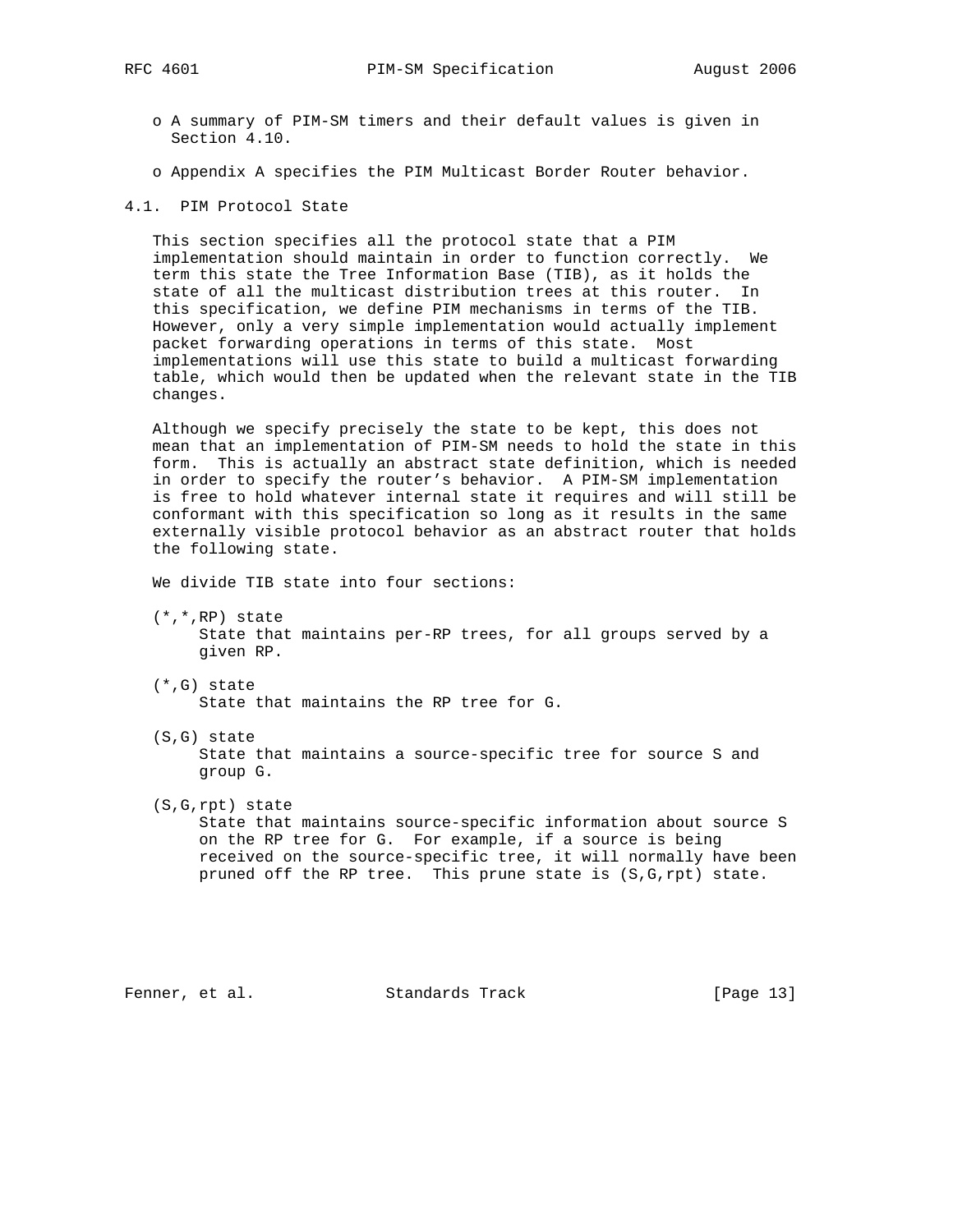- A summary of PIM-SM timers and their default values is given in Section 4.10.
- Appendix A specifies the PIM Multicast Border Router behavior.

## 4.1. PIM Protocol State

This section specifies all the protocol state that a PIM implementation should maintain in order to function correctly. We term this state the Tree Information Base (TIB), as it holds the state of all the multicast distribution trees at this router. In this specification, we define PIM mechanisms in terms of the TIB. However, only a very simple implementation would actually implement packet forwarding operations in terms of this state. Most implementations will use this state to build a multicast forwarding table, which would then be updated when the relevant state in the TIB changes.

Although we specify precisely the state to be kept, this does not mean that an implementation of PIM-SM needs to hold the state in this form. This is actually an abstract state definition, which is needed in order to specify the router's behavior. A PIM-SM implementation is free to hold whatever internal state it requires and will still be conformant with this specification so long as it results in the same externally visible protocol behavior as an abstract router that holds the following state.

We divide TIB state into four sections:

(*,*,RP) state
: State that maintains per-RP trees, for all groups served by a given RP.

(*,G) state
: State that maintains the RP tree for G.

(S,G) state
: State that maintains a source-specific tree for source S and group G.

(S,G,rpt) state
: State that maintains source-specific information about source S on the RP tree for G. For example, if a source is being received on the source-specific tree, it will normally have been pruned off the RP tree. This prune state is (S,G,rpt) state.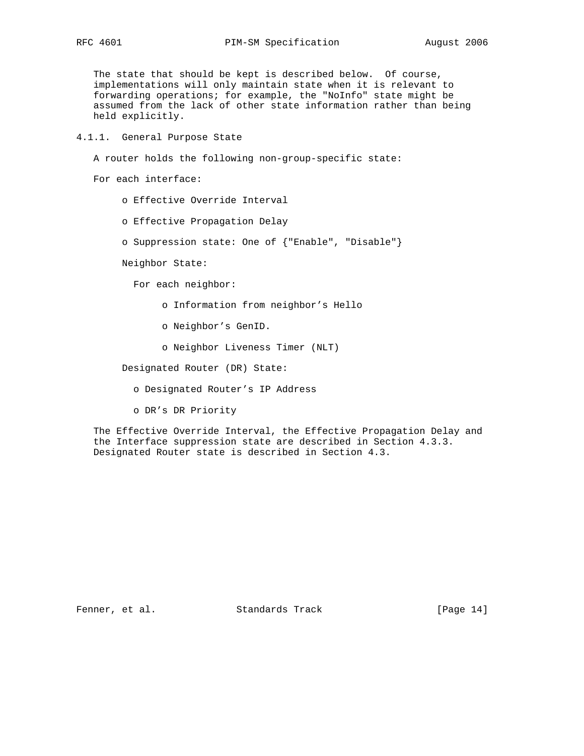The state that should be kept is described below. Of course, implementations will only maintain state when it is relevant to forwarding operations; for example, the "NoInfo" state might be assumed from the lack of other state information rather than being held explicitly.

### 4.1.1. General Purpose State

A router holds the following non-group-specific state:

For each interface:

- Effective Override Interval
- Effective Propagation Delay
- Suppression state: One of {"Enable", "Disable"}

Neighbor State:

For each neighbor:

- Information from neighbor's Hello
- Neighbor's GenID.
- Neighbor Liveness Timer (NLT)

Designated Router (DR) State:

- Designated Router's IP Address
- DR's DR Priority

The Effective Override Interval, the Effective Propagation Delay and the Interface suppression state are described in Section 4.3.3. Designated Router state is described in Section 4.3.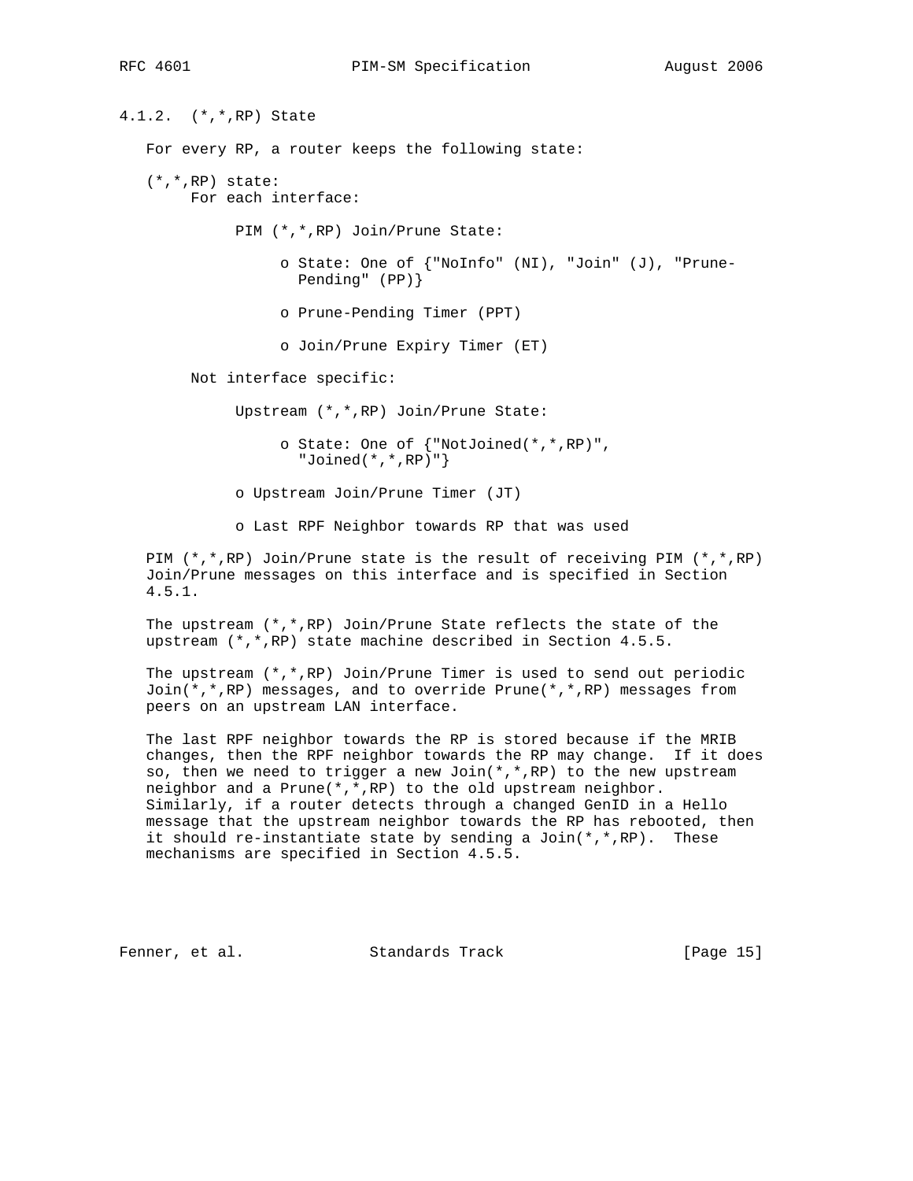### 4.1.2. (*,*,RP) State

For every RP, a router keeps the following state:

(*,*,RP) state:

- For each interface:
  - PIM (*,*,RP) Join/Prune State:
    - State: One of {"NoInfo" (NI), "Join" (J), "Prune-Pending" (PP)}
    - Prune-Pending Timer (PPT)
    - Join/Prune Expiry Timer (ET)
- Not interface specific:
  - Upstream (*,*,RP) Join/Prune State:
    - State: One of {"NotJoined(*,*,RP)", "Joined(*,*,RP)"}
  - Upstream Join/Prune Timer (JT)
  - Last RPF Neighbor towards RP that was used

PIM (*,*,RP) Join/Prune state is the result of receiving PIM (*,*,RP) Join/Prune messages on this interface and is specified in Section 4.5.1.

The upstream (*,*,RP) Join/Prune State reflects the state of the upstream (*,*,RP) state machine described in Section 4.5.5.

The upstream (*,*,RP) Join/Prune Timer is used to send out periodic Join(*,*,RP) messages, and to override Prune(*,*,RP) messages from peers on an upstream LAN interface.

The last RPF neighbor towards the RP is stored because if the MRIB changes, then the RPF neighbor towards the RP may change. If it does so, then we need to trigger a new Join(*,*,RP) to the new upstream neighbor and a Prune(*,*,RP) to the old upstream neighbor. Similarly, if a router detects through a changed GenID in a Hello message that the upstream neighbor towards the RP has rebooted, then it should re-instantiate state by sending a Join(*,*,RP). These mechanisms are specified in Section 4.5.5.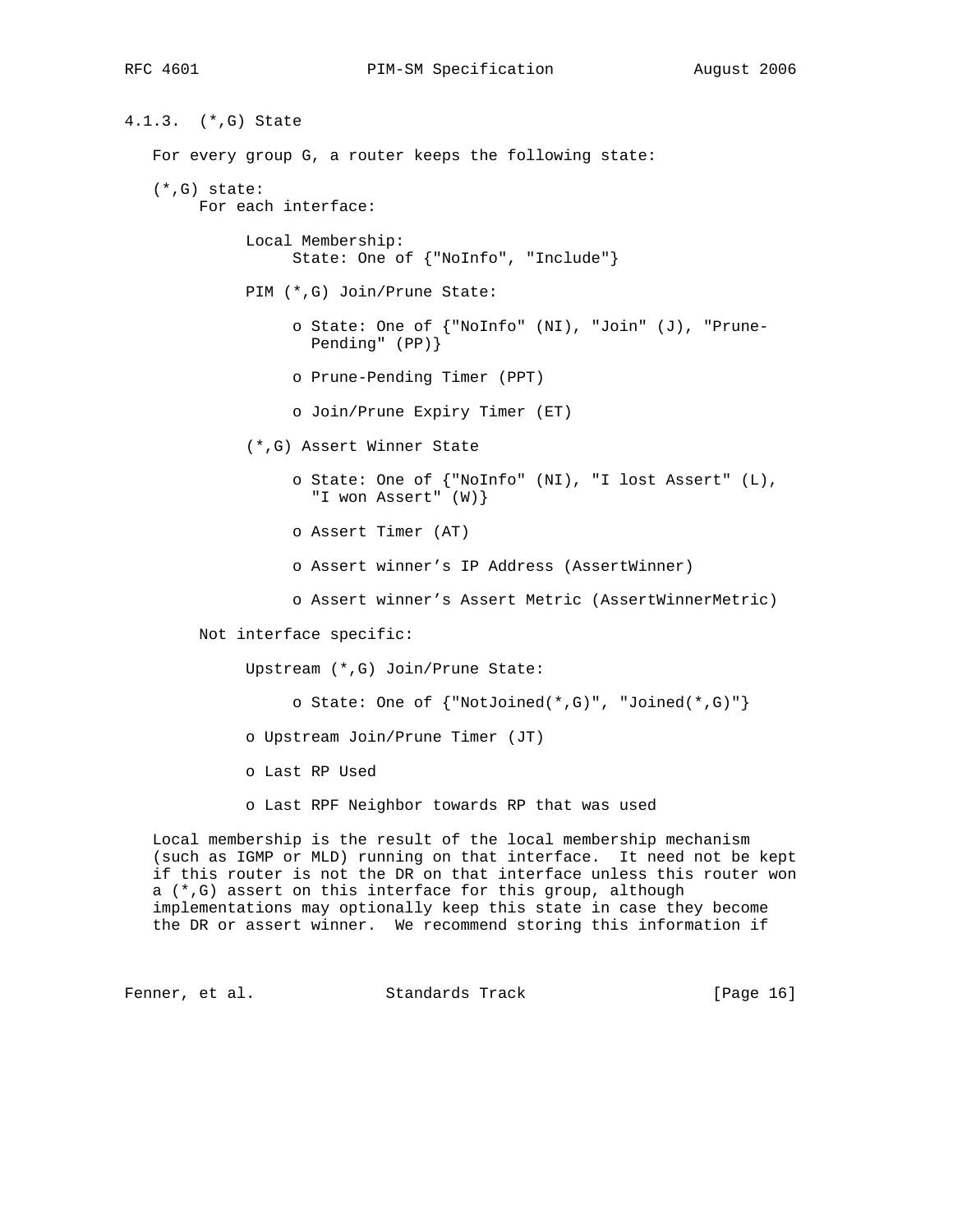#### 4.1.3. (*,G) State

For every group G, a router keeps the following state:

(*,G) state:

For each interface:

Local Membership:
State: One of {"NoInfo", "Include"}

PIM (*,G) Join/Prune State:

- State: One of {"NoInfo" (NI), "Join" (J), "Prune-Pending" (PP)}
- Prune-Pending Timer (PPT)
- Join/Prune Expiry Timer (ET)

(*,G) Assert Winner State

- State: One of {"NoInfo" (NI), "I lost Assert" (L), "I won Assert" (W)}
- Assert Timer (AT)
- Assert winner's IP Address (AssertWinner)
- Assert winner's Assert Metric (AssertWinnerMetric)

Not interface specific:

Upstream (*,G) Join/Prune State:

- State: One of {"NotJoined(*,G)", "Joined(*,G)"}

- Upstream Join/Prune Timer (JT)
- Last RP Used
- Last RPF Neighbor towards RP that was used

Local membership is the result of the local membership mechanism (such as IGMP or MLD) running on that interface. It need not be kept if this router is not the DR on that interface unless this router won a (*,G) assert on this interface for this group, although implementations may optionally keep this state in case they become the DR or assert winner. We recommend storing this information if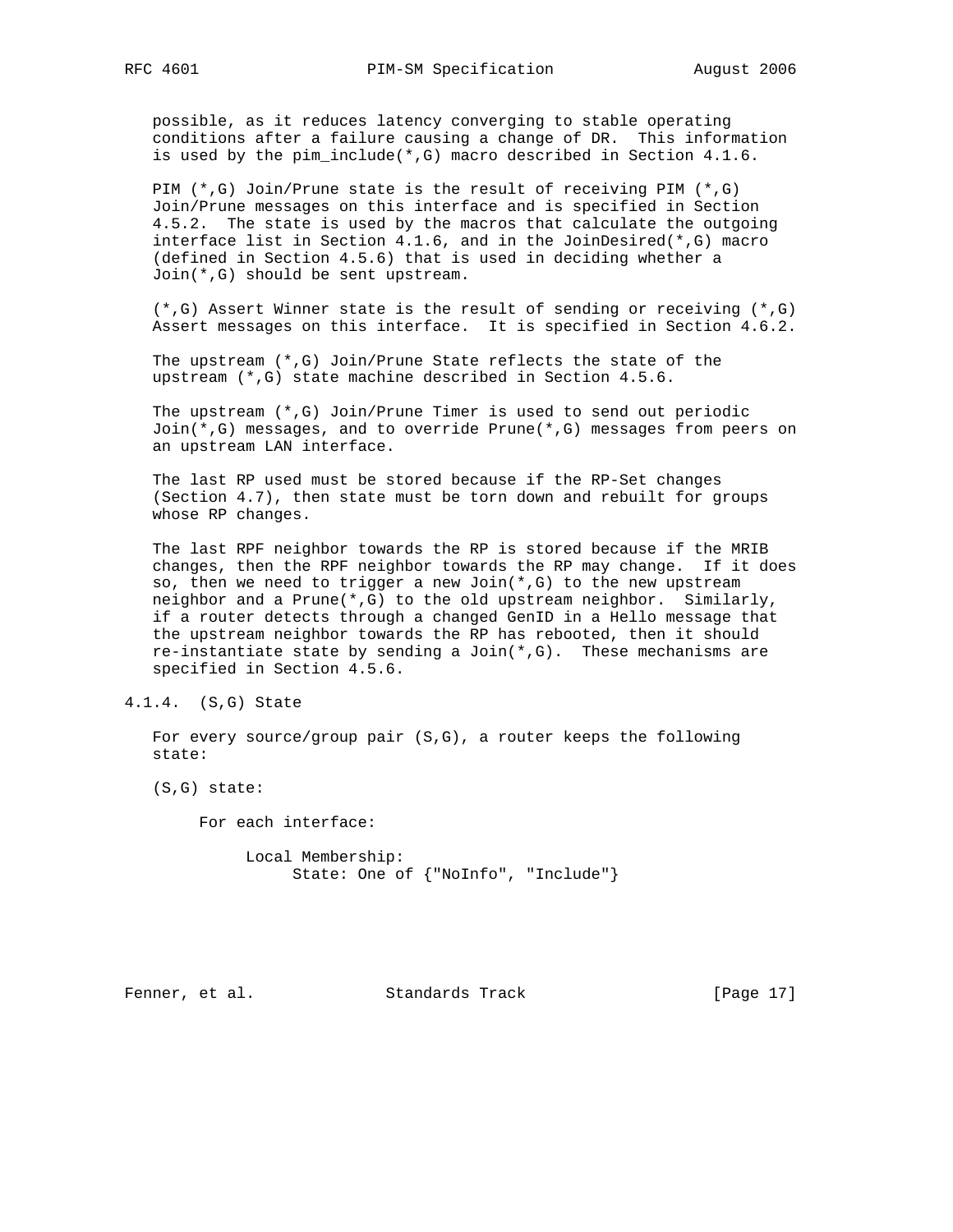possible, as it reduces latency converging to stable operating conditions after a failure causing a change of DR. This information is used by the pim_include(*,G) macro described in Section 4.1.6.

PIM (*,G) Join/Prune state is the result of receiving PIM (*,G) Join/Prune messages on this interface and is specified in Section 4.5.2. The state is used by the macros that calculate the outgoing interface list in Section 4.1.6, and in the JoinDesired(*,G) macro (defined in Section 4.5.6) that is used in deciding whether a Join(*,G) should be sent upstream.

(*,G) Assert Winner state is the result of sending or receiving (*,G) Assert messages on this interface. It is specified in Section 4.6.2.

The upstream (*,G) Join/Prune State reflects the state of the upstream (*,G) state machine described in Section 4.5.6.

The upstream (*,G) Join/Prune Timer is used to send out periodic Join(*,G) messages, and to override Prune(*,G) messages from peers on an upstream LAN interface.

The last RP used must be stored because if the RP-Set changes (Section 4.7), then state must be torn down and rebuilt for groups whose RP changes.

The last RPF neighbor towards the RP is stored because if the MRIB changes, then the RPF neighbor towards the RP may change. If it does so, then we need to trigger a new Join(*,G) to the new upstream neighbor and a Prune(*,G) to the old upstream neighbor. Similarly, if a router detects through a changed GenID in a Hello message that the upstream neighbor towards the RP has rebooted, then it should re-instantiate state by sending a Join(*,G). These mechanisms are specified in Section 4.5.6.

### 4.1.4. (S,G) State

For every source/group pair (S,G), a router keeps the following state:

```
(S,G) state:

     For each interface:

          Local Membership:
               State: One of {"NoInfo", "Include"}
```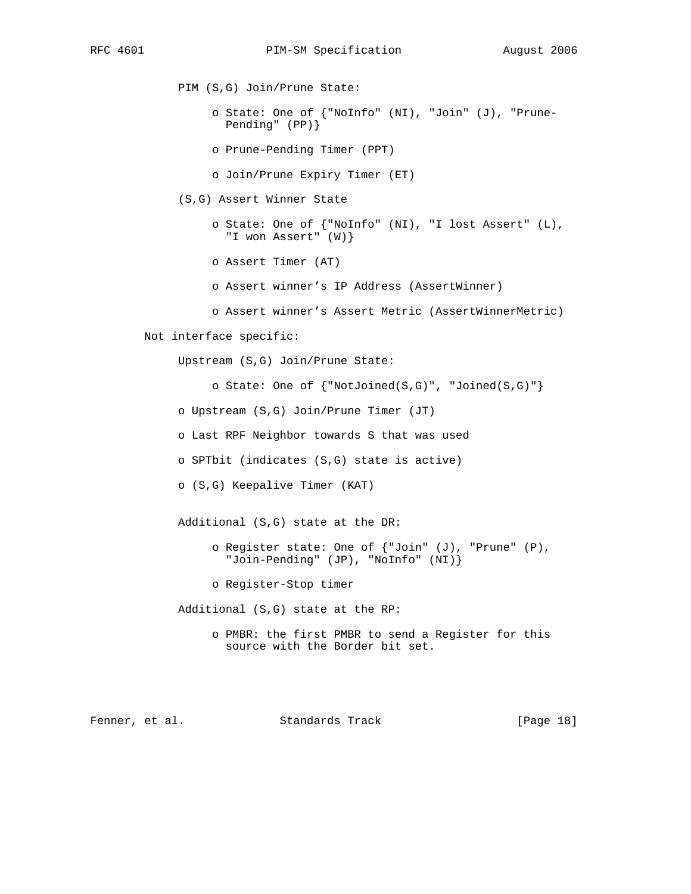PIM (S,G) Join/Prune State:

- State: One of {"NoInfo" (NI), "Join" (J), "Prune-Pending" (PP)}
- Prune-Pending Timer (PPT)
- Join/Prune Expiry Timer (ET)

(S,G) Assert Winner State

- State: One of {"NoInfo" (NI), "I lost Assert" (L), "I won Assert" (W)}
- Assert Timer (AT)
- Assert winner's IP Address (AssertWinner)
- Assert winner's Assert Metric (AssertWinnerMetric)

Not interface specific:

Upstream (S,G) Join/Prune State:

- State: One of {"NotJoined(S,G)", "Joined(S,G)"}

- Upstream (S,G) Join/Prune Timer (JT)
- Last RPF Neighbor towards S that was used
- SPTbit (indicates (S,G) state is active)
- (S,G) Keepalive Timer (KAT)

Additional (S,G) state at the DR:

- Register state: One of {"Join" (J), "Prune" (P), "Join-Pending" (JP), "NoInfo" (NI)}
- Register-Stop timer

Additional (S,G) state at the RP:

- PMBR: the first PMBR to send a Register for this source with the Border bit set.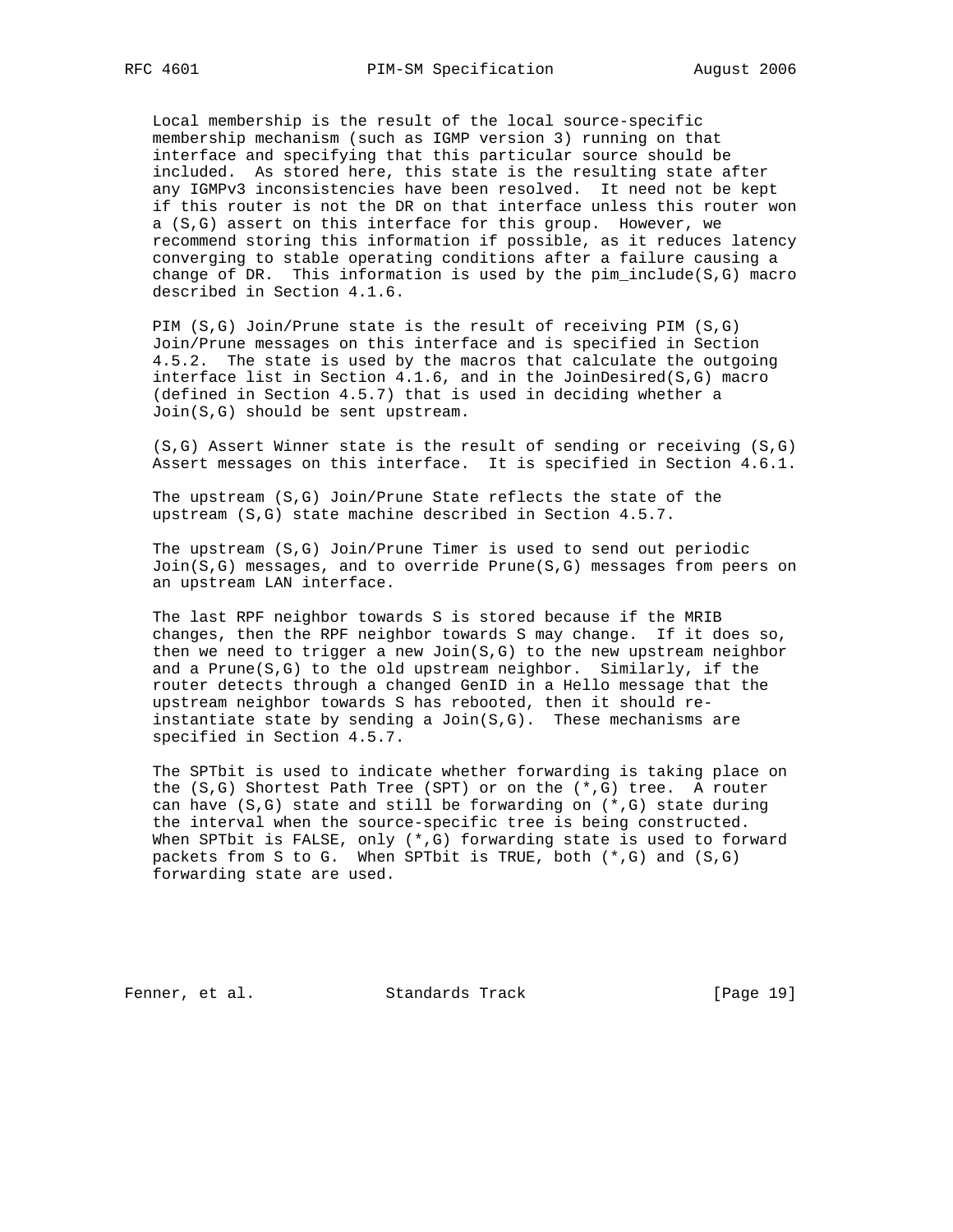Local membership is the result of the local source-specific membership mechanism (such as IGMP version 3) running on that interface and specifying that this particular source should be included. As stored here, this state is the resulting state after any IGMPv3 inconsistencies have been resolved. It need not be kept if this router is not the DR on that interface unless this router won a (S,G) assert on this interface for this group. However, we recommend storing this information if possible, as it reduces latency converging to stable operating conditions after a failure causing a change of DR. This information is used by the pim_include(S,G) macro described in Section 4.1.6.

PIM (S,G) Join/Prune state is the result of receiving PIM (S,G) Join/Prune messages on this interface and is specified in Section 4.5.2. The state is used by the macros that calculate the outgoing interface list in Section 4.1.6, and in the JoinDesired(S,G) macro (defined in Section 4.5.7) that is used in deciding whether a Join(S,G) should be sent upstream.

(S,G) Assert Winner state is the result of sending or receiving (S,G) Assert messages on this interface. It is specified in Section 4.6.1.

The upstream (S,G) Join/Prune State reflects the state of the upstream (S,G) state machine described in Section 4.5.7.

The upstream (S,G) Join/Prune Timer is used to send out periodic Join(S,G) messages, and to override Prune(S,G) messages from peers on an upstream LAN interface.

The last RPF neighbor towards S is stored because if the MRIB changes, then the RPF neighbor towards S may change. If it does so, then we need to trigger a new Join(S,G) to the new upstream neighbor and a Prune(S,G) to the old upstream neighbor. Similarly, if the router detects through a changed GenID in a Hello message that the upstream neighbor towards S has rebooted, then it should re-instantiate state by sending a Join(S,G). These mechanisms are specified in Section 4.5.7.

The SPTbit is used to indicate whether forwarding is taking place on the (S,G) Shortest Path Tree (SPT) or on the (*,G) tree. A router can have (S,G) state and still be forwarding on (*,G) state during the interval when the source-specific tree is being constructed. When SPTbit is FALSE, only (*,G) forwarding state is used to forward packets from S to G. When SPTbit is TRUE, both (*,G) and (S,G) forwarding state are used.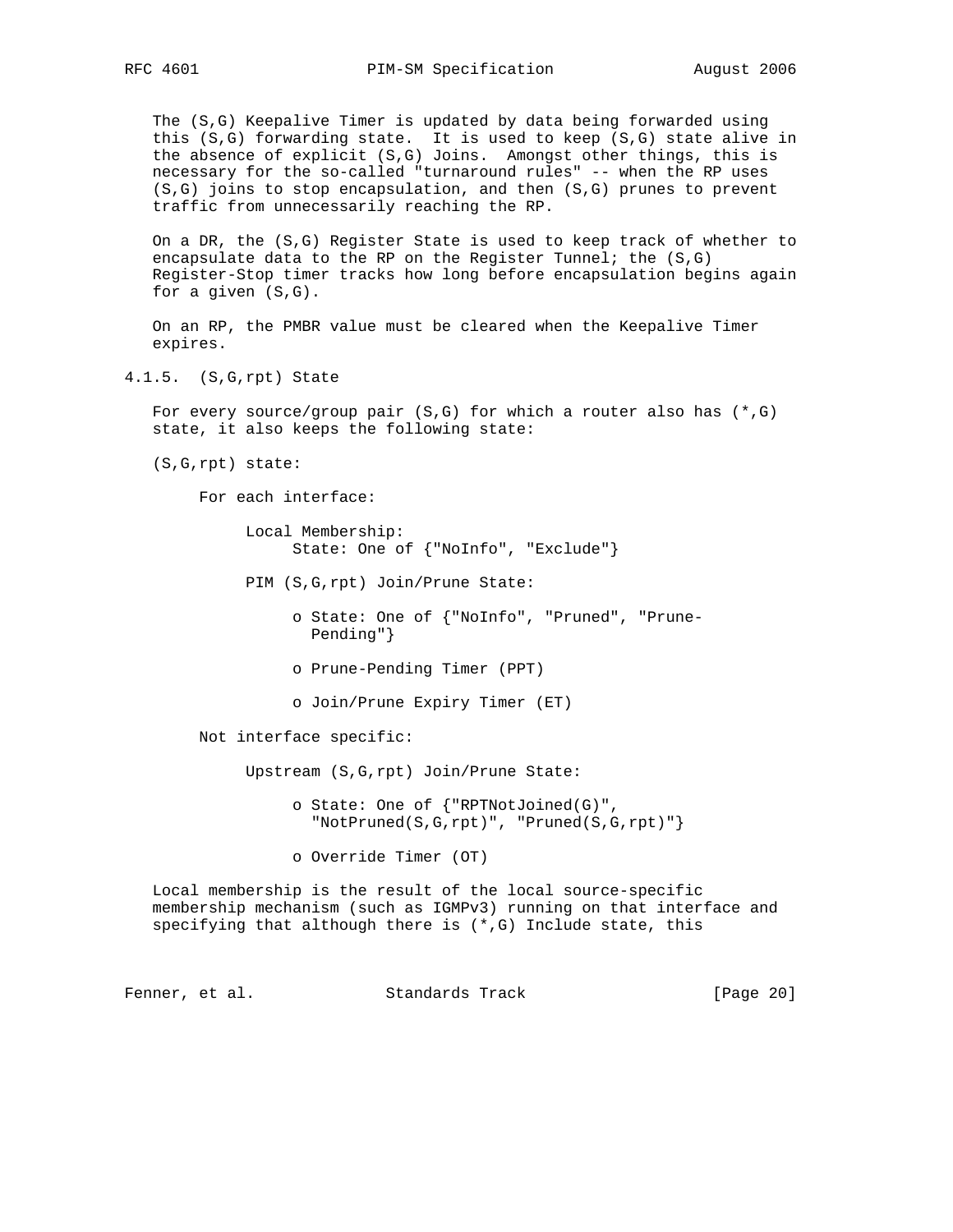The (S,G) Keepalive Timer is updated by data being forwarded using this (S,G) forwarding state. It is used to keep (S,G) state alive in the absence of explicit (S,G) Joins. Amongst other things, this is necessary for the so-called "turnaround rules" -- when the RP uses (S,G) joins to stop encapsulation, and then (S,G) prunes to prevent traffic from unnecessarily reaching the RP.

On a DR, the (S,G) Register State is used to keep track of whether to encapsulate data to the RP on the Register Tunnel; the (S,G) Register-Stop timer tracks how long before encapsulation begins again for a given (S,G).

On an RP, the PMBR value must be cleared when the Keepalive Timer expires.

### 4.1.5. (S,G,rpt) State

For every source/group pair (S,G) for which a router also has (*,G) state, it also keeps the following state:

(S,G,rpt) state:

- For each interface:
  - Local Membership:
    - State: One of {"NoInfo", "Exclude"}
  - PIM (S,G,rpt) Join/Prune State:
    - o State: One of {"NoInfo", "Pruned", "Prune-Pending"}
    - o Prune-Pending Timer (PPT)
    - o Join/Prune Expiry Timer (ET)
- Not interface specific:
  - Upstream (S,G,rpt) Join/Prune State:
    - o State: One of {"RPTNotJoined(G)", "NotPruned(S,G,rpt)", "Pruned(S,G,rpt)"}
    - o Override Timer (OT)

Local membership is the result of the local source-specific membership mechanism (such as IGMPv3) running on that interface and specifying that although there is (*,G) Include state, this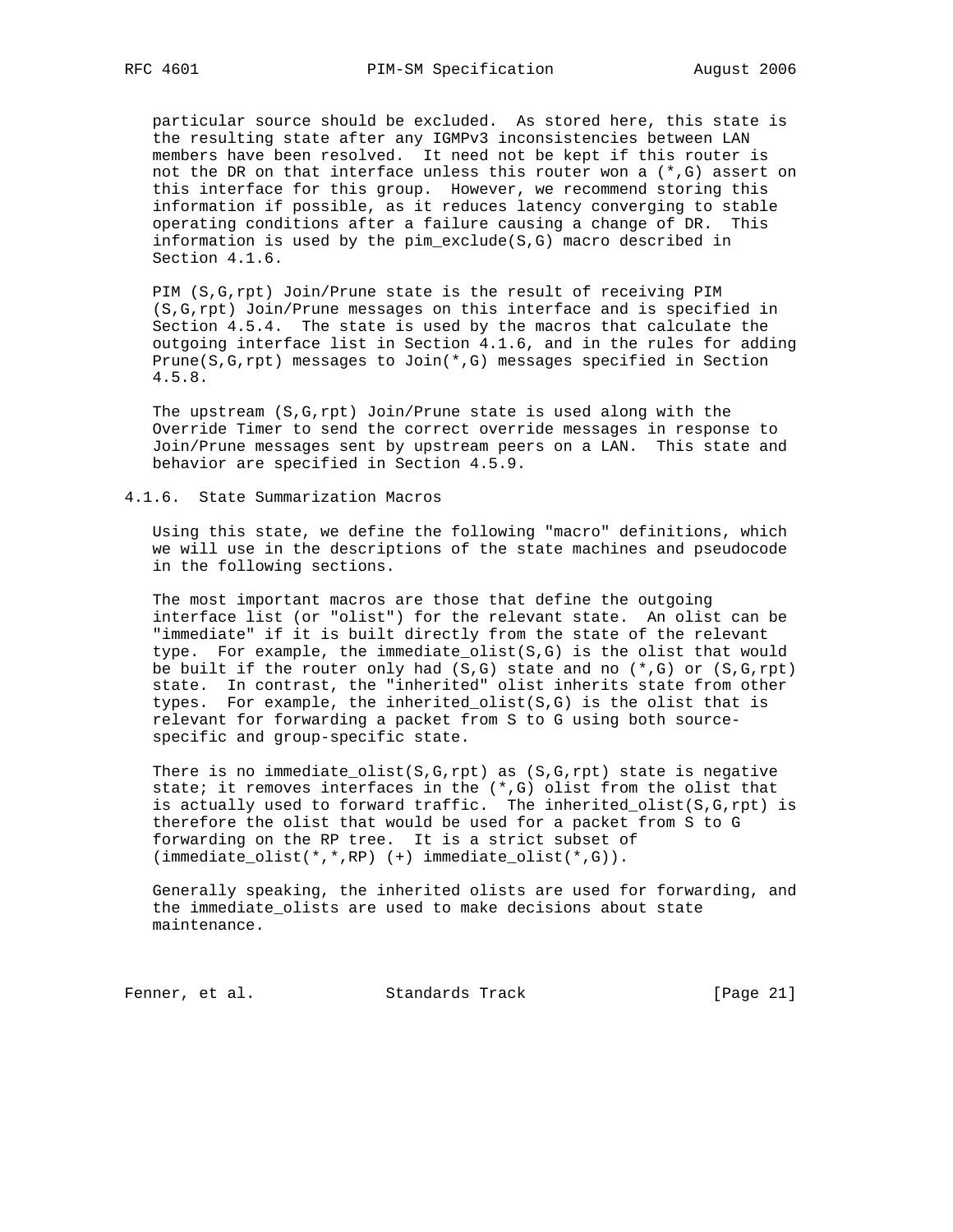particular source should be excluded. As stored here, this state is the resulting state after any IGMPv3 inconsistencies between LAN members have been resolved. It need not be kept if this router is not the DR on that interface unless this router won a (*,G) assert on this interface for this group. However, we recommend storing this information if possible, as it reduces latency converging to stable operating conditions after a failure causing a change of DR. This information is used by the pim_exclude(S,G) macro described in Section 4.1.6.

PIM (S,G,rpt) Join/Prune state is the result of receiving PIM (S,G,rpt) Join/Prune messages on this interface and is specified in Section 4.5.4. The state is used by the macros that calculate the outgoing interface list in Section 4.1.6, and in the rules for adding Prune(S,G,rpt) messages to Join(*,G) messages specified in Section 4.5.8.

The upstream (S,G,rpt) Join/Prune state is used along with the Override Timer to send the correct override messages in response to Join/Prune messages sent by upstream peers on a LAN. This state and behavior are specified in Section 4.5.9.

### 4.1.6. State Summarization Macros

Using this state, we define the following "macro" definitions, which we will use in the descriptions of the state machines and pseudocode in the following sections.

The most important macros are those that define the outgoing interface list (or "olist") for the relevant state. An olist can be "immediate" if it is built directly from the state of the relevant type. For example, the immediate_olist(S,G) is the olist that would be built if the router only had (S,G) state and no (*,G) or (S,G,rpt) state. In contrast, the "inherited" olist inherits state from other types. For example, the inherited_olist(S,G) is the olist that is relevant for forwarding a packet from S to G using both source-specific and group-specific state.

There is no immediate_olist(S,G,rpt) as (S,G,rpt) state is negative state; it removes interfaces in the (*,G) olist from the olist that is actually used to forward traffic. The inherited_olist(S,G,rpt) is therefore the olist that would be used for a packet from S to G forwarding on the RP tree. It is a strict subset of (immediate_olist(*,*,RP) (+) immediate_olist(*,G)).

Generally speaking, the inherited olists are used for forwarding, and the immediate_olists are used to make decisions about state maintenance.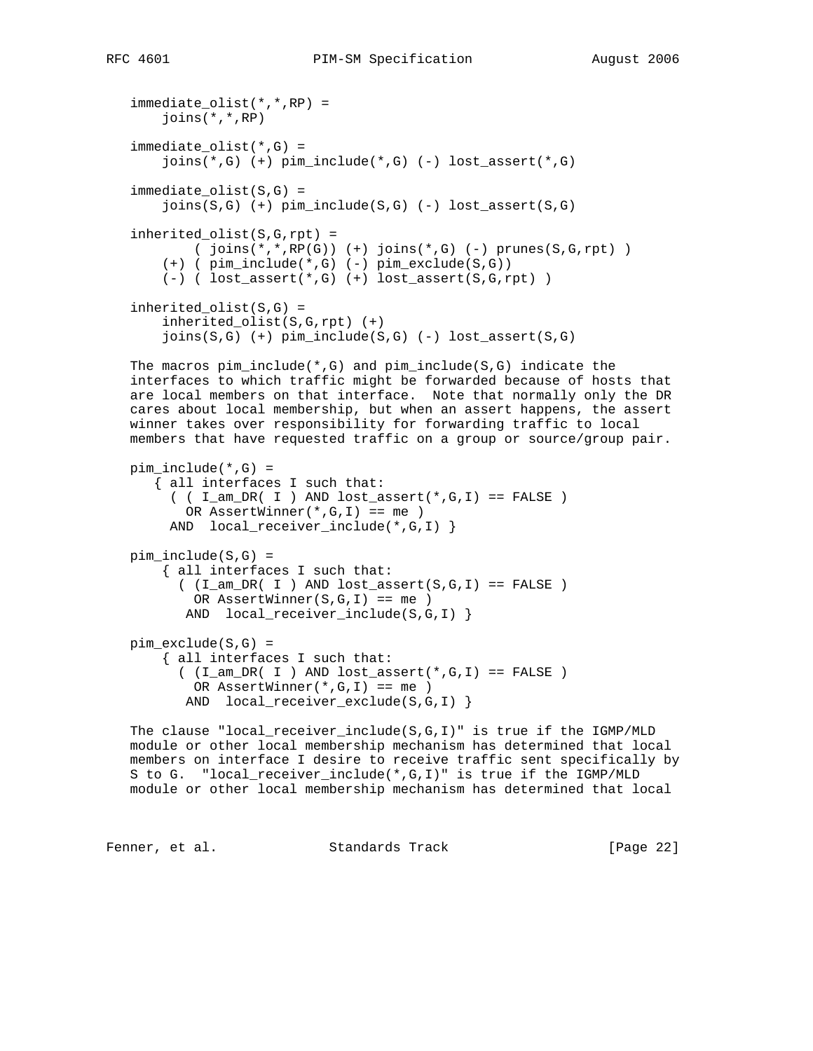```
immediate_olist(*,*,RP) =
    joins(*,*,RP)

immediate_olist(*,G) =
    joins(*,G) (+) pim_include(*,G) (-) lost_assert(*,G)

immediate_olist(S,G) =
    joins(S,G) (+) pim_include(S,G) (-) lost_assert(S,G)

inherited_olist(S,G,rpt) =
        ( joins(*,*,RP(G)) (+) joins(*,G) (-) prunes(S,G,rpt) )
    (+) ( pim_include(*,G) (-) pim_exclude(S,G))
    (-) ( lost_assert(*,G) (+) lost_assert(S,G,rpt) )

inherited_olist(S,G) =
    inherited_olist(S,G,rpt) (+)
    joins(S,G) (+) pim_include(S,G) (-) lost_assert(S,G)
```

The macros pim_include(*,G) and pim_include(S,G) indicate the interfaces to which traffic might be forwarded because of hosts that are local members on that interface. Note that normally only the DR cares about local membership, but when an assert happens, the assert winner takes over responsibility for forwarding traffic to local members that have requested traffic on a group or source/group pair.

```
pim_include(*,G) =
   { all interfaces I such that:
     ( ( I_am_DR( I ) AND lost_assert(*,G,I) == FALSE )
       OR AssertWinner(*,G,I) == me )
      AND  local_receiver_include(*,G,I) }

pim_include(S,G) =
    { all interfaces I such that:
      ( (I_am_DR( I ) AND lost_assert(S,G,I) == FALSE )
        OR AssertWinner(S,G,I) == me )
       AND  local_receiver_include(S,G,I) }

pim_exclude(S,G) =
    { all interfaces I such that:
      ( (I_am_DR( I ) AND lost_assert(*,G,I) == FALSE )
        OR AssertWinner(*,G,I) == me )
       AND  local_receiver_exclude(S,G,I) }
```

The clause "local_receiver_include(S,G,I)" is true if the IGMP/MLD module or other local membership mechanism has determined that local members on interface I desire to receive traffic sent specifically by S to G. "local_receiver_include(*,G,I)" is true if the IGMP/MLD module or other local membership mechanism has determined that local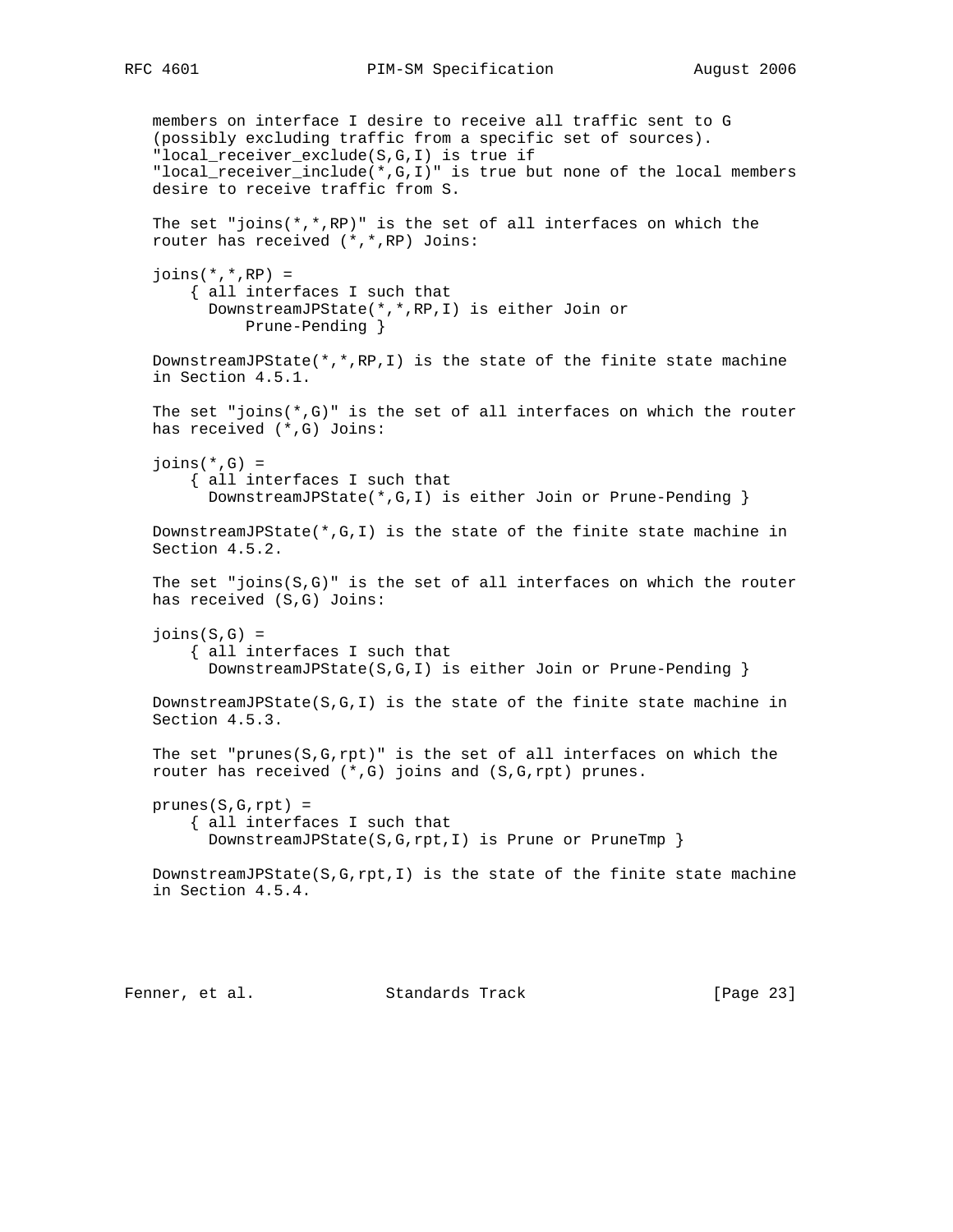members on interface I desire to receive all traffic sent to G (possibly excluding traffic from a specific set of sources). "local_receiver_exclude(S,G,I) is true if "local_receiver_include(*,G,I)" is true but none of the local members desire to receive traffic from S.

The set "joins(*,*,RP)" is the set of all interfaces on which the router has received (*,*,RP) Joins:

```
joins(*,*,RP) =
    { all interfaces I such that
      DownstreamJPState(*,*,RP,I) is either Join or
          Prune-Pending }
```

DownstreamJPState(*,*,RP,I) is the state of the finite state machine in Section 4.5.1.

The set "joins(*,G)" is the set of all interfaces on which the router has received (*,G) Joins:

```
joins(*,G) =
    { all interfaces I such that
      DownstreamJPState(*,G,I) is either Join or Prune-Pending }
```

DownstreamJPState(*,G,I) is the state of the finite state machine in Section 4.5.2.

The set "joins(S,G)" is the set of all interfaces on which the router has received (S,G) Joins:

```
joins(S,G) =
    { all interfaces I such that
      DownstreamJPState(S,G,I) is either Join or Prune-Pending }
```

DownstreamJPState(S,G,I) is the state of the finite state machine in Section 4.5.3.

The set "prunes(S,G,rpt)" is the set of all interfaces on which the router has received (*,G) joins and (S,G,rpt) prunes.

```
prunes(S,G,rpt) =
    { all interfaces I such that
      DownstreamJPState(S,G,rpt,I) is Prune or PruneTmp }
```

DownstreamJPState(S,G,rpt,I) is the state of the finite state machine in Section 4.5.4.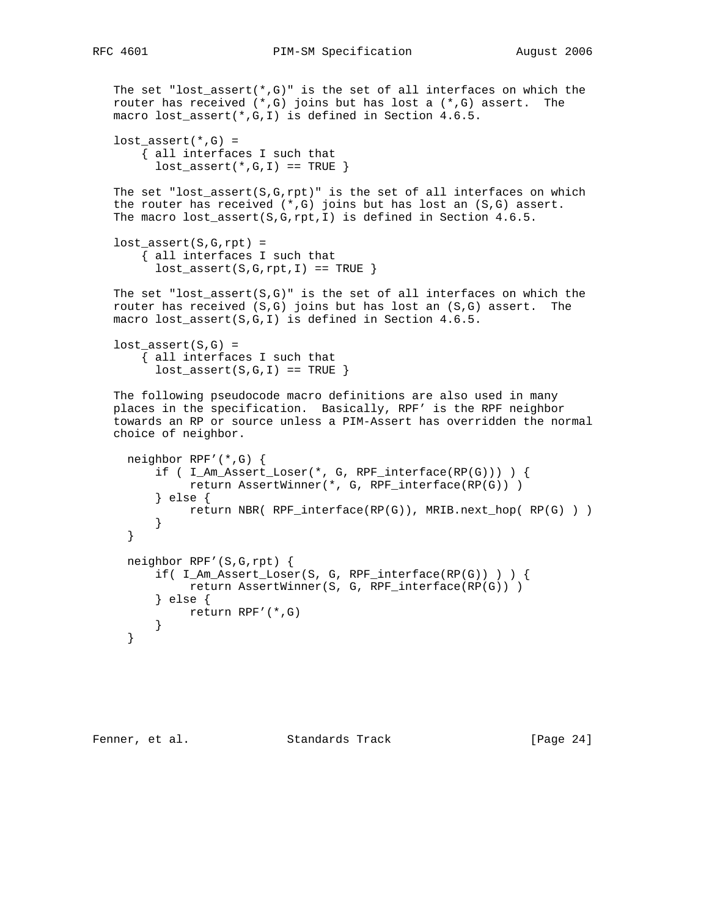The set "lost_assert(*,G)" is the set of all interfaces on which the router has received (*,G) joins but has lost a (*,G) assert. The macro lost_assert(*,G,I) is defined in Section 4.6.5.

```
lost_assert(*,G) =
    { all interfaces I such that
      lost_assert(*,G,I) == TRUE }
```

The set "lost_assert(S,G,rpt)" is the set of all interfaces on which the router has received (*,G) joins but has lost an (S,G) assert. The macro lost_assert(S,G,rpt,I) is defined in Section 4.6.5.

```
lost_assert(S,G,rpt) =
    { all interfaces I such that
      lost_assert(S,G,rpt,I) == TRUE }
```

The set "lost_assert(S,G)" is the set of all interfaces on which the router has received (S,G) joins but has lost an (S,G) assert. The macro lost_assert(S,G,I) is defined in Section 4.6.5.

```
lost_assert(S,G) =
    { all interfaces I such that
      lost_assert(S,G,I) == TRUE }
```

The following pseudocode macro definitions are also used in many places in the specification. Basically, RPF' is the RPF neighbor towards an RP or source unless a PIM-Assert has overridden the normal choice of neighbor.

```
  neighbor RPF'(*,G) {
      if ( I_Am_Assert_Loser(*, G, RPF_interface(RP(G))) ) {
           return AssertWinner(*, G, RPF_interface(RP(G)) )
      } else {
           return NBR( RPF_interface(RP(G)), MRIB.next_hop( RP(G) ) )
      }
  }

  neighbor RPF'(S,G,rpt) {
      if( I_Am_Assert_Loser(S, G, RPF_interface(RP(G)) ) ) {
           return AssertWinner(S, G, RPF_interface(RP(G)) )
      } else {
           return RPF'(*,G)
      }
  }
```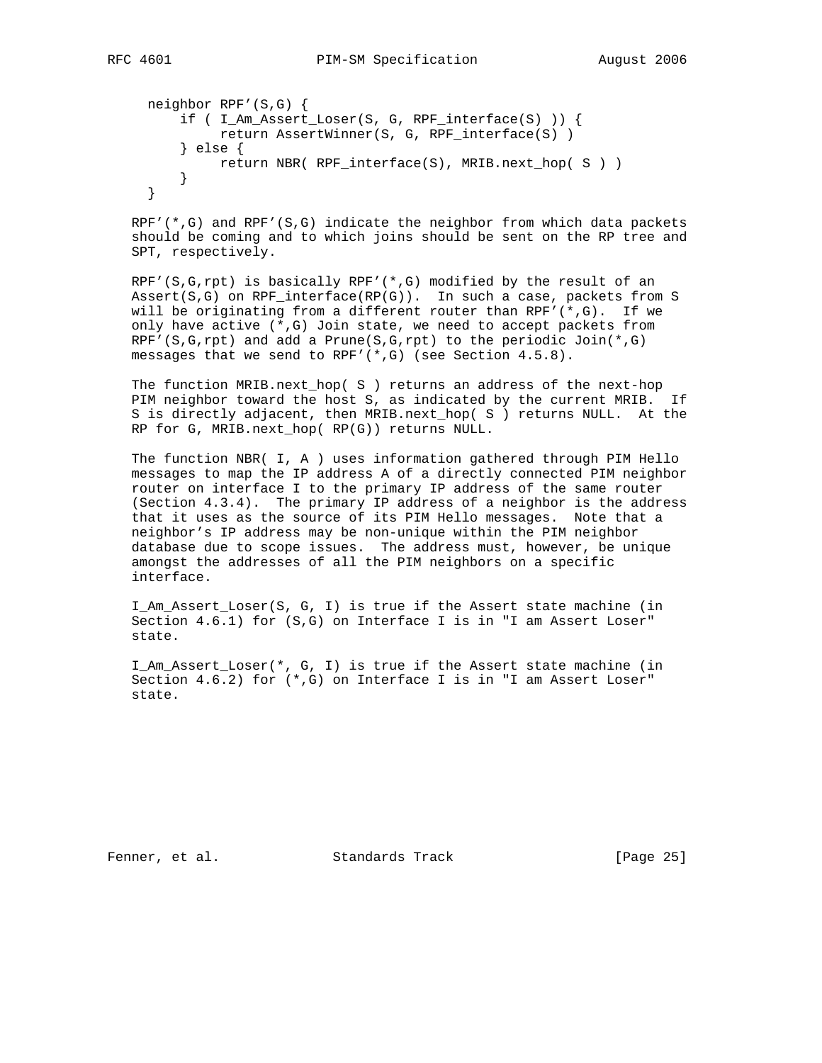```
neighbor RPF'(S,G) {
    if ( I_Am_Assert_Loser(S, G, RPF_interface(S) )) {
         return AssertWinner(S, G, RPF_interface(S) )
    } else {
         return NBR( RPF_interface(S), MRIB.next_hop( S ) )
    }
}
```

RPF'(*,G) and RPF'(S,G) indicate the neighbor from which data packets should be coming and to which joins should be sent on the RP tree and SPT, respectively.

RPF'(S,G,rpt) is basically RPF'(*,G) modified by the result of an Assert(S,G) on RPF_interface(RP(G)). In such a case, packets from S will be originating from a different router than RPF'(*,G). If we only have active (*,G) Join state, we need to accept packets from RPF'(S,G,rpt) and add a Prune(S,G,rpt) to the periodic Join(*,G) messages that we send to RPF'(*,G) (see Section 4.5.8).

The function MRIB.next_hop( S ) returns an address of the next-hop PIM neighbor toward the host S, as indicated by the current MRIB. If S is directly adjacent, then MRIB.next_hop( S ) returns NULL. At the RP for G, MRIB.next_hop( RP(G)) returns NULL.

The function NBR( I, A ) uses information gathered through PIM Hello messages to map the IP address A of a directly connected PIM neighbor router on interface I to the primary IP address of the same router (Section 4.3.4). The primary IP address of a neighbor is the address that it uses as the source of its PIM Hello messages. Note that a neighbor's IP address may be non-unique within the PIM neighbor database due to scope issues. The address must, however, be unique amongst the addresses of all the PIM neighbors on a specific interface.

I_Am_Assert_Loser(S, G, I) is true if the Assert state machine (in Section 4.6.1) for (S,G) on Interface I is in "I am Assert Loser" state.

I_Am_Assert_Loser(*, G, I) is true if the Assert state machine (in Section 4.6.2) for (*,G) on Interface I is in "I am Assert Loser" state.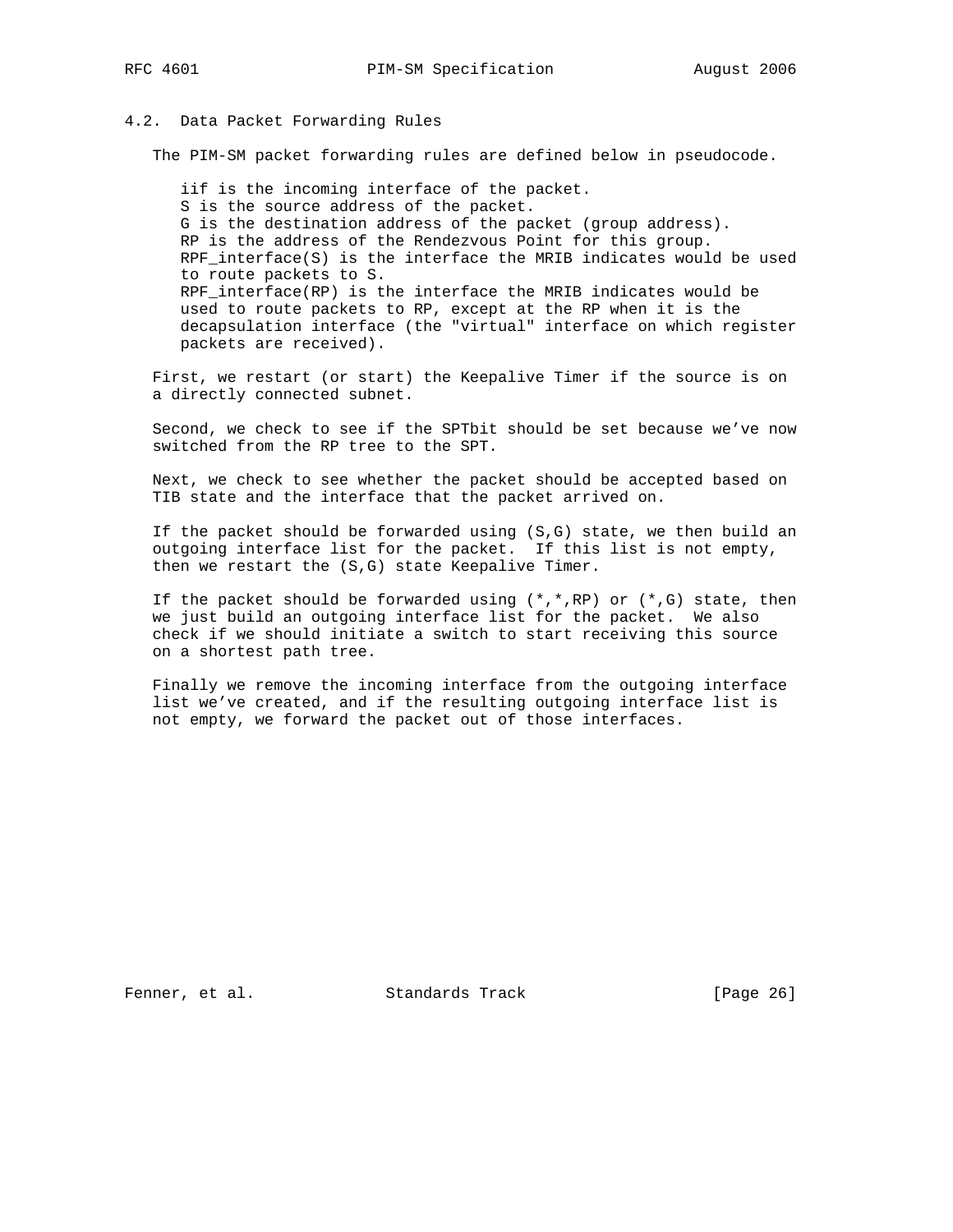## 4.2. Data Packet Forwarding Rules

The PIM-SM packet forwarding rules are defined below in pseudocode.

```
iif is the incoming interface of the packet.
S is the source address of the packet.
G is the destination address of the packet (group address).
RP is the address of the Rendezvous Point for this group.
RPF_interface(S) is the interface the MRIB indicates would be used
to route packets to S.
RPF_interface(RP) is the interface the MRIB indicates would be
used to route packets to RP, except at the RP when it is the
decapsulation interface (the "virtual" interface on which register
packets are received).
```

First, we restart (or start) the Keepalive Timer if the source is on a directly connected subnet.

Second, we check to see if the SPTbit should be set because we've now switched from the RP tree to the SPT.

Next, we check to see whether the packet should be accepted based on TIB state and the interface that the packet arrived on.

If the packet should be forwarded using (S,G) state, we then build an outgoing interface list for the packet. If this list is not empty, then we restart the (S,G) state Keepalive Timer.

If the packet should be forwarded using (*,*,RP) or (*,G) state, then we just build an outgoing interface list for the packet. We also check if we should initiate a switch to start receiving this source on a shortest path tree.

Finally we remove the incoming interface from the outgoing interface list we've created, and if the resulting outgoing interface list is not empty, we forward the packet out of those interfaces.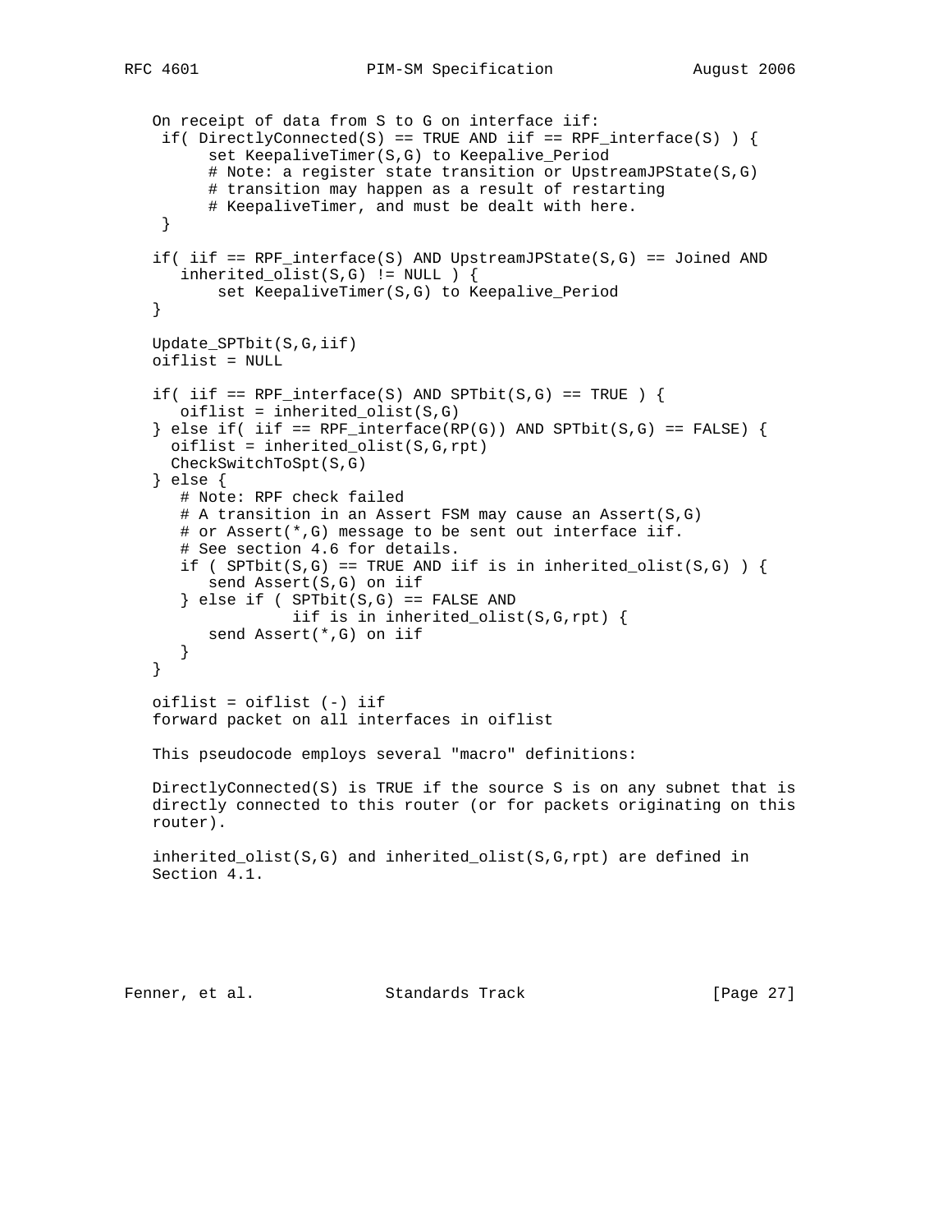```
On receipt of data from S to G on interface iif:
 if( DirectlyConnected(S) == TRUE AND iif == RPF_interface(S) ) {
      set KeepaliveTimer(S,G) to Keepalive_Period
      # Note: a register state transition or UpstreamJPState(S,G)
      # transition may happen as a result of restarting
      # KeepaliveTimer, and must be dealt with here.
 }

if( iif == RPF_interface(S) AND UpstreamJPState(S,G) == Joined AND
   inherited_olist(S,G) != NULL ) {
       set KeepaliveTimer(S,G) to Keepalive_Period
}

Update_SPTbit(S,G,iif)
oiflist = NULL

if( iif == RPF_interface(S) AND SPTbit(S,G) == TRUE ) {
   oiflist = inherited_olist(S,G)
} else if( iif == RPF_interface(RP(G)) AND SPTbit(S,G) == FALSE) {
  oiflist = inherited_olist(S,G,rpt)
  CheckSwitchToSpt(S,G)
} else {
   # Note: RPF check failed
   # A transition in an Assert FSM may cause an Assert(S,G)
   # or Assert(*,G) message to be sent out interface iif.
   # See section 4.6 for details.
   if ( SPTbit(S,G) == TRUE AND iif is in inherited_olist(S,G) ) {
      send Assert(S,G) on iif
   } else if ( SPTbit(S,G) == FALSE AND
               iif is in inherited_olist(S,G,rpt) {
      send Assert(*,G) on iif
   }
}

oiflist = oiflist (-) iif
forward packet on all interfaces in oiflist
```

This pseudocode employs several "macro" definitions:

DirectlyConnected(S) is TRUE if the source S is on any subnet that is directly connected to this router (or for packets originating on this router).

inherited_olist(S,G) and inherited_olist(S,G,rpt) are defined in Section 4.1.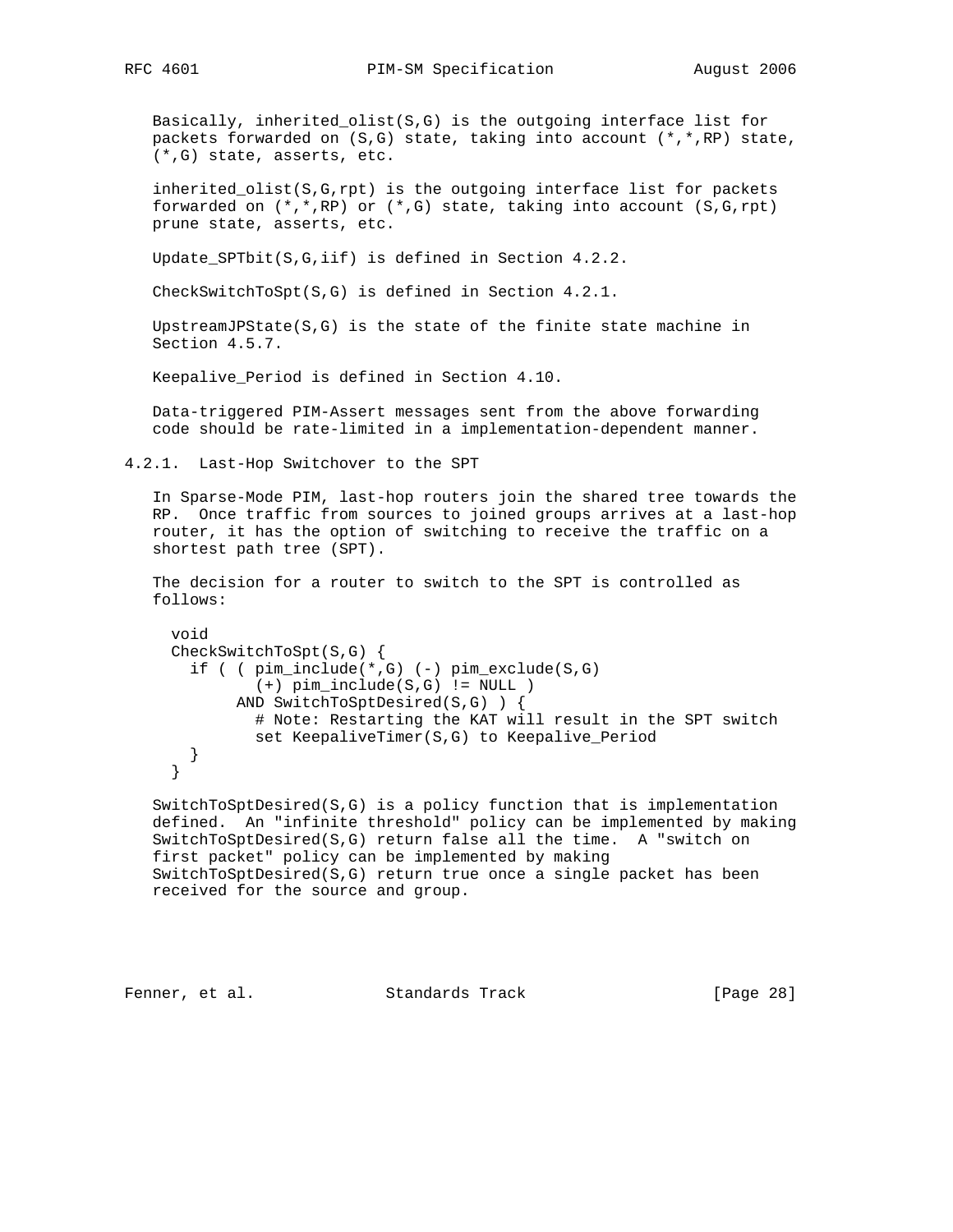Basically, inherited_olist(S,G) is the outgoing interface list for packets forwarded on (S,G) state, taking into account (*,*,RP) state, (*,G) state, asserts, etc.

inherited_olist(S,G,rpt) is the outgoing interface list for packets forwarded on (*,*,RP) or (*,G) state, taking into account (S,G,rpt) prune state, asserts, etc.

Update_SPTbit(S,G,iif) is defined in Section 4.2.2.

CheckSwitchToSpt(S,G) is defined in Section 4.2.1.

UpstreamJPState(S,G) is the state of the finite state machine in Section 4.5.7.

Keepalive_Period is defined in Section 4.10.

Data-triggered PIM-Assert messages sent from the above forwarding code should be rate-limited in a implementation-dependent manner.

### 4.2.1. Last-Hop Switchover to the SPT

In Sparse-Mode PIM, last-hop routers join the shared tree towards the RP. Once traffic from sources to joined groups arrives at a last-hop router, it has the option of switching to receive the traffic on a shortest path tree (SPT).

The decision for a router to switch to the SPT is controlled as follows:

```
void
CheckSwitchToSpt(S,G) {
  if ( ( pim_include(*,G) (-) pim_exclude(S,G)
         (+) pim_include(S,G) != NULL )
       AND SwitchToSptDesired(S,G) ) {
         # Note: Restarting the KAT will result in the SPT switch
         set KeepaliveTimer(S,G) to Keepalive_Period
  }
}
```

SwitchToSptDesired(S,G) is a policy function that is implementation defined. An "infinite threshold" policy can be implemented by making SwitchToSptDesired(S,G) return false all the time. A "switch on first packet" policy can be implemented by making SwitchToSptDesired(S,G) return true once a single packet has been received for the source and group.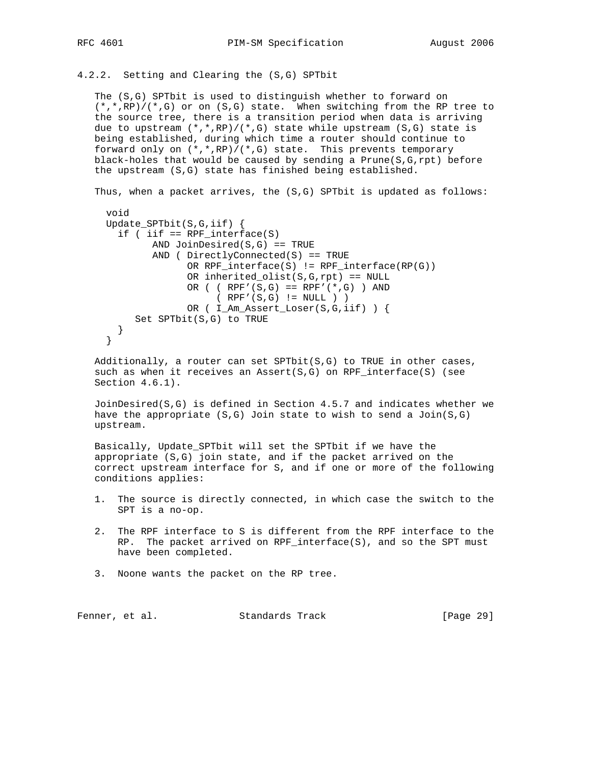### 4.2.2. Setting and Clearing the (S,G) SPTbit

The (S,G) SPTbit is used to distinguish whether to forward on (*,*,RP)/(*,G) or on (S,G) state. When switching from the RP tree to the source tree, there is a transition period when data is arriving due to upstream (*,*,RP)/(*,G) state while upstream (S,G) state is being established, during which time a router should continue to forward only on (*,*,RP)/(*,G) state. This prevents temporary black-holes that would be caused by sending a Prune(S,G,rpt) before the upstream (S,G) state has finished being established.

Thus, when a packet arrives, the (S,G) SPTbit is updated as follows:

```
void
Update_SPTbit(S,G,iif) {
  if ( iif == RPF_interface(S)
        AND JoinDesired(S,G) == TRUE
        AND ( DirectlyConnected(S) == TRUE
              OR RPF_interface(S) != RPF_interface(RP(G))
              OR inherited_olist(S,G,rpt) == NULL
              OR ( ( RPF'(S,G) == RPF'(*,G) ) AND
                   ( RPF'(S,G) != NULL ) )
              OR ( I_Am_Assert_Loser(S,G,iif) ) {
     Set SPTbit(S,G) to TRUE
  }
}
```

Additionally, a router can set SPTbit(S,G) to TRUE in other cases, such as when it receives an Assert(S,G) on RPF_interface(S) (see Section 4.6.1).

JoinDesired(S,G) is defined in Section 4.5.7 and indicates whether we have the appropriate (S,G) Join state to wish to send a Join(S,G) upstream.

Basically, Update_SPTbit will set the SPTbit if we have the appropriate (S,G) join state, and if the packet arrived on the correct upstream interface for S, and if one or more of the following conditions applies:

1. The source is directly connected, in which case the switch to the SPT is a no-op.

2. The RPF interface to S is different from the RPF interface to the RP. The packet arrived on RPF_interface(S), and so the SPT must have been completed.

3. Noone wants the packet on the RP tree.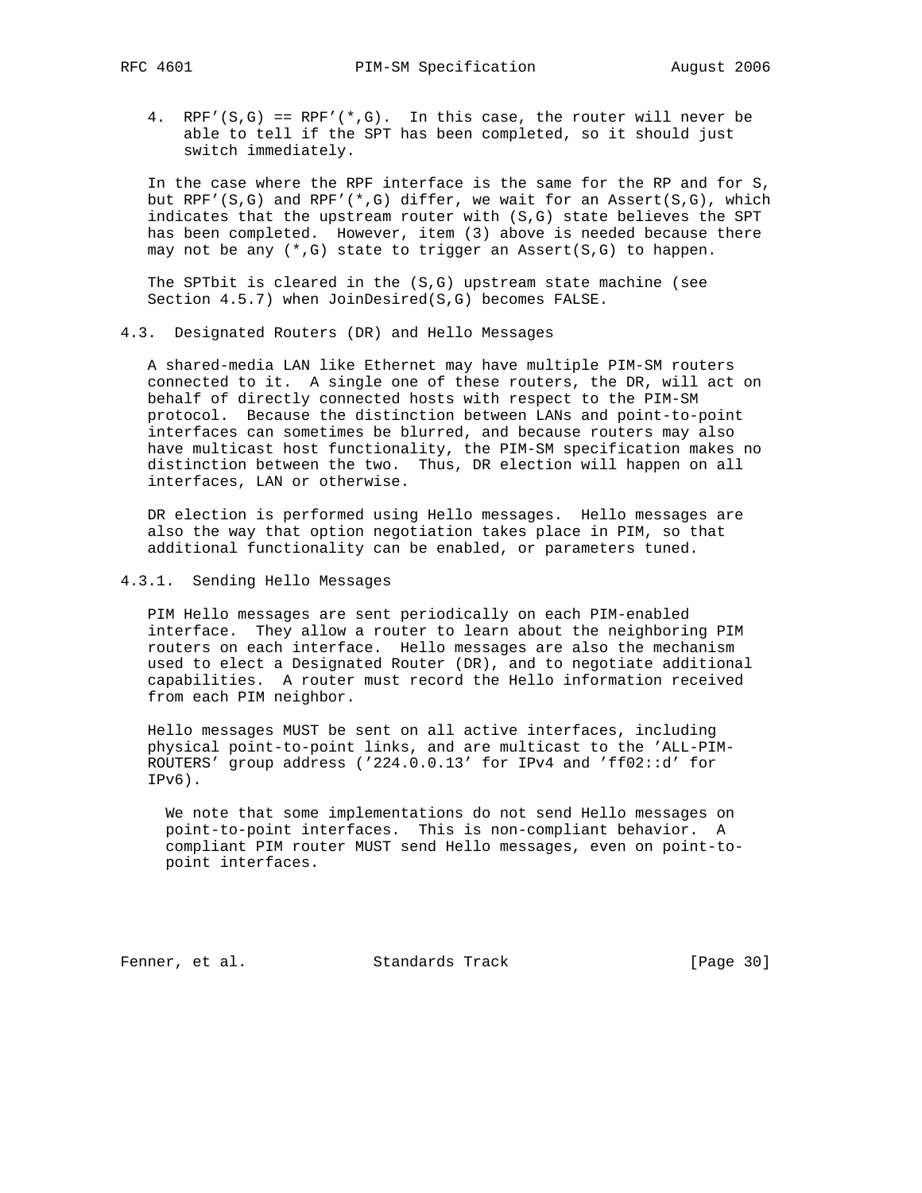4. RPF'(S,G) == RPF'(*,G). In this case, the router will never be able to tell if the SPT has been completed, so it should just switch immediately.

In the case where the RPF interface is the same for the RP and for S, but RPF'(S,G) and RPF'(*,G) differ, we wait for an Assert(S,G), which indicates that the upstream router with (S,G) state believes the SPT has been completed. However, item (3) above is needed because there may not be any (*,G) state to trigger an Assert(S,G) to happen.

The SPTbit is cleared in the (S,G) upstream state machine (see Section 4.5.7) when JoinDesired(S,G) becomes FALSE.

## 4.3. Designated Routers (DR) and Hello Messages

A shared-media LAN like Ethernet may have multiple PIM-SM routers connected to it. A single one of these routers, the DR, will act on behalf of directly connected hosts with respect to the PIM-SM protocol. Because the distinction between LANs and point-to-point interfaces can sometimes be blurred, and because routers may also have multicast host functionality, the PIM-SM specification makes no distinction between the two. Thus, DR election will happen on all interfaces, LAN or otherwise.

DR election is performed using Hello messages. Hello messages are also the way that option negotiation takes place in PIM, so that additional functionality can be enabled, or parameters tuned.

### 4.3.1. Sending Hello Messages

PIM Hello messages are sent periodically on each PIM-enabled interface. They allow a router to learn about the neighboring PIM routers on each interface. Hello messages are also the mechanism used to elect a Designated Router (DR), and to negotiate additional capabilities. A router must record the Hello information received from each PIM neighbor.

Hello messages MUST be sent on all active interfaces, including physical point-to-point links, and are multicast to the 'ALL-PIM-ROUTERS' group address ('224.0.0.13' for IPv4 and 'ff02::d' for IPv6).

> We note that some implementations do not send Hello messages on point-to-point interfaces. This is non-compliant behavior. A compliant PIM router MUST send Hello messages, even on point-to-point interfaces.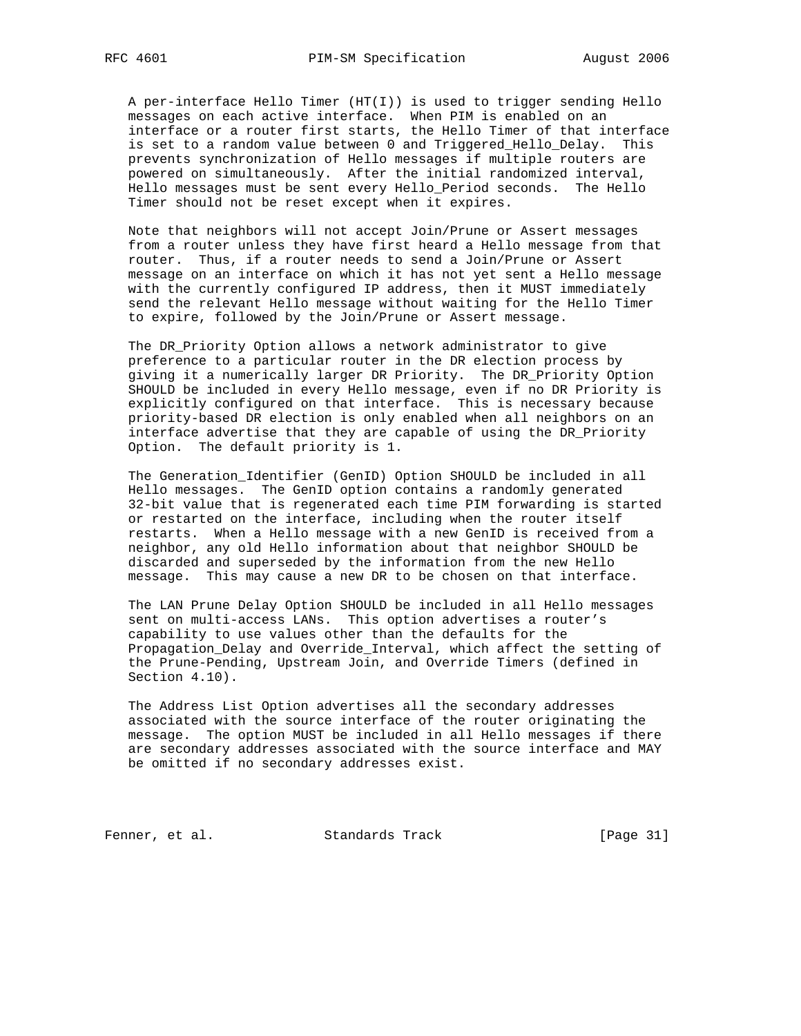A per-interface Hello Timer (HT(I)) is used to trigger sending Hello messages on each active interface. When PIM is enabled on an interface or a router first starts, the Hello Timer of that interface is set to a random value between 0 and Triggered_Hello_Delay. This prevents synchronization of Hello messages if multiple routers are powered on simultaneously. After the initial randomized interval, Hello messages must be sent every Hello_Period seconds. The Hello Timer should not be reset except when it expires.

Note that neighbors will not accept Join/Prune or Assert messages from a router unless they have first heard a Hello message from that router. Thus, if a router needs to send a Join/Prune or Assert message on an interface on which it has not yet sent a Hello message with the currently configured IP address, then it MUST immediately send the relevant Hello message without waiting for the Hello Timer to expire, followed by the Join/Prune or Assert message.

The DR_Priority Option allows a network administrator to give preference to a particular router in the DR election process by giving it a numerically larger DR Priority. The DR_Priority Option SHOULD be included in every Hello message, even if no DR Priority is explicitly configured on that interface. This is necessary because priority-based DR election is only enabled when all neighbors on an interface advertise that they are capable of using the DR_Priority Option. The default priority is 1.

The Generation_Identifier (GenID) Option SHOULD be included in all Hello messages. The GenID option contains a randomly generated 32-bit value that is regenerated each time PIM forwarding is started or restarted on the interface, including when the router itself restarts. When a Hello message with a new GenID is received from a neighbor, any old Hello information about that neighbor SHOULD be discarded and superseded by the information from the new Hello message. This may cause a new DR to be chosen on that interface.

The LAN Prune Delay Option SHOULD be included in all Hello messages sent on multi-access LANs. This option advertises a router's capability to use values other than the defaults for the Propagation_Delay and Override_Interval, which affect the setting of the Prune-Pending, Upstream Join, and Override Timers (defined in Section 4.10).

The Address List Option advertises all the secondary addresses associated with the source interface of the router originating the message. The option MUST be included in all Hello messages if there are secondary addresses associated with the source interface and MAY be omitted if no secondary addresses exist.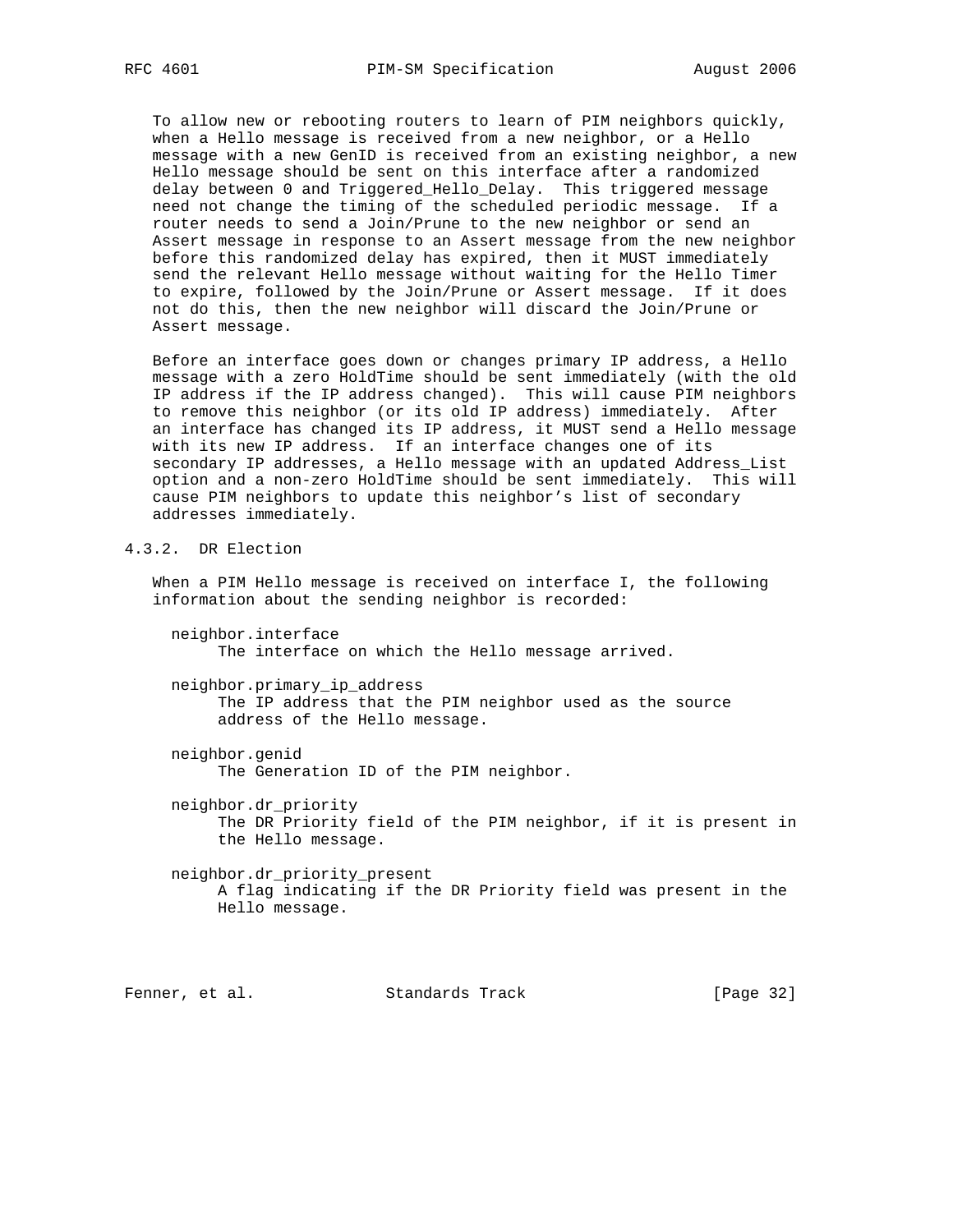To allow new or rebooting routers to learn of PIM neighbors quickly, when a Hello message is received from a new neighbor, or a Hello message with a new GenID is received from an existing neighbor, a new Hello message should be sent on this interface after a randomized delay between 0 and Triggered_Hello_Delay. This triggered message need not change the timing of the scheduled periodic message. If a router needs to send a Join/Prune to the new neighbor or send an Assert message in response to an Assert message from the new neighbor before this randomized delay has expired, then it MUST immediately send the relevant Hello message without waiting for the Hello Timer to expire, followed by the Join/Prune or Assert message. If it does not do this, then the new neighbor will discard the Join/Prune or Assert message.

Before an interface goes down or changes primary IP address, a Hello message with a zero HoldTime should be sent immediately (with the old IP address if the IP address changed). This will cause PIM neighbors to remove this neighbor (or its old IP address) immediately. After an interface has changed its IP address, it MUST send a Hello message with its new IP address. If an interface changes one of its secondary IP addresses, a Hello message with an updated Address_List option and a non-zero HoldTime should be sent immediately. This will cause PIM neighbors to update this neighbor's list of secondary addresses immediately.

### 4.3.2. DR Election

When a PIM Hello message is received on interface I, the following information about the sending neighbor is recorded:

neighbor.interface
: The interface on which the Hello message arrived.

neighbor.primary_ip_address
: The IP address that the PIM neighbor used as the source address of the Hello message.

neighbor.genid
: The Generation ID of the PIM neighbor.

neighbor.dr_priority
: The DR Priority field of the PIM neighbor, if it is present in the Hello message.

neighbor.dr_priority_present
: A flag indicating if the DR Priority field was present in the Hello message.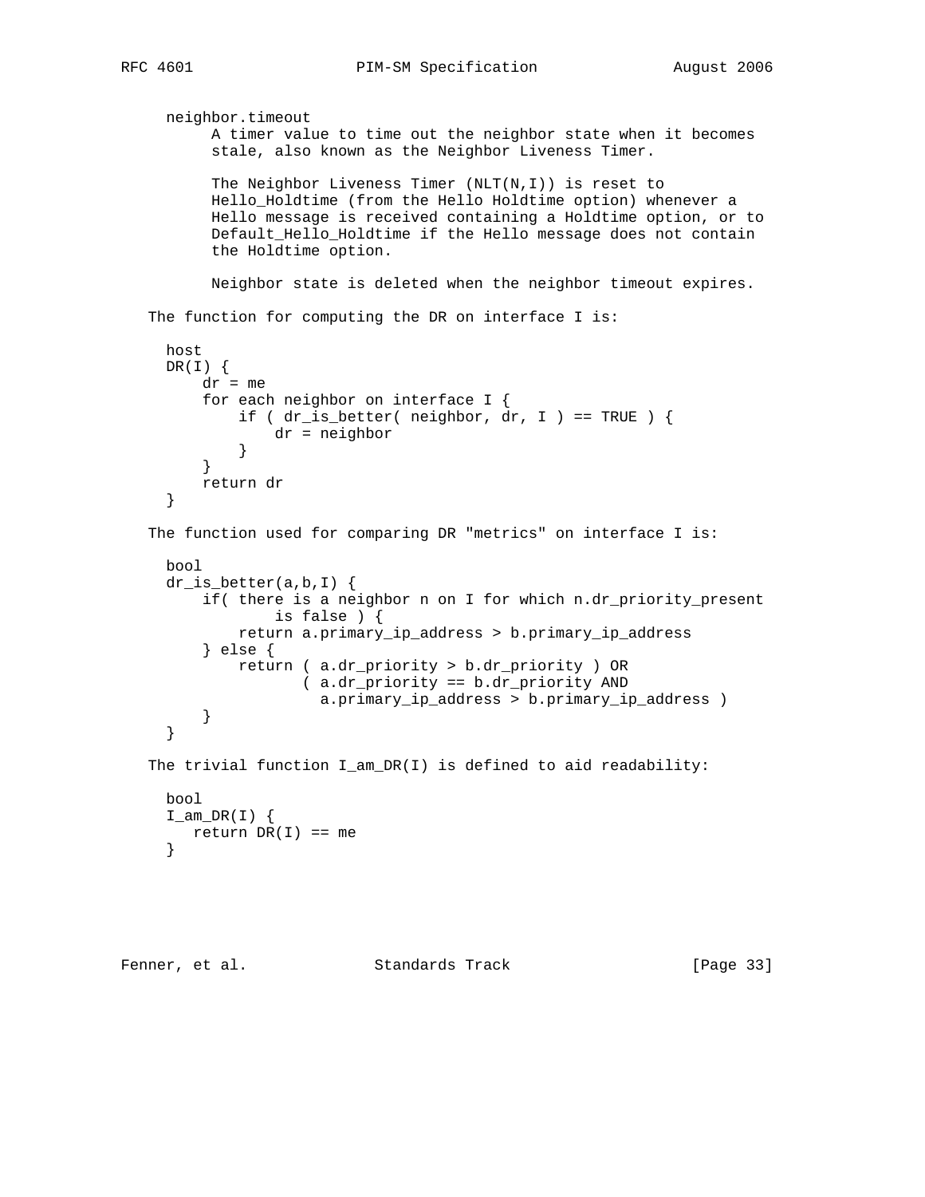neighbor.timeout
: A timer value to time out the neighbor state when it becomes stale, also known as the Neighbor Liveness Timer.

  The Neighbor Liveness Timer (NLT(N,I)) is reset to Hello_Holdtime (from the Hello Holdtime option) whenever a Hello message is received containing a Holdtime option, or to Default_Hello_Holdtime if the Hello message does not contain the Holdtime option.

  Neighbor state is deleted when the neighbor timeout expires.

The function for computing the DR on interface I is:

```
host
DR(I) {
    dr = me
    for each neighbor on interface I {
        if ( dr_is_better( neighbor, dr, I ) == TRUE ) {
            dr = neighbor
        }
    }
    return dr
}
```

The function used for comparing DR "metrics" on interface I is:

```
bool
dr_is_better(a,b,I) {
    if( there is a neighbor n on I for which n.dr_priority_present
            is false ) {
        return a.primary_ip_address > b.primary_ip_address
    } else {
        return ( a.dr_priority > b.dr_priority ) OR
               ( a.dr_priority == b.dr_priority AND
                 a.primary_ip_address > b.primary_ip_address )
    }
}
```

The trivial function I_am_DR(I) is defined to aid readability:

```
bool
I_am_DR(I) {
   return DR(I) == me
}
```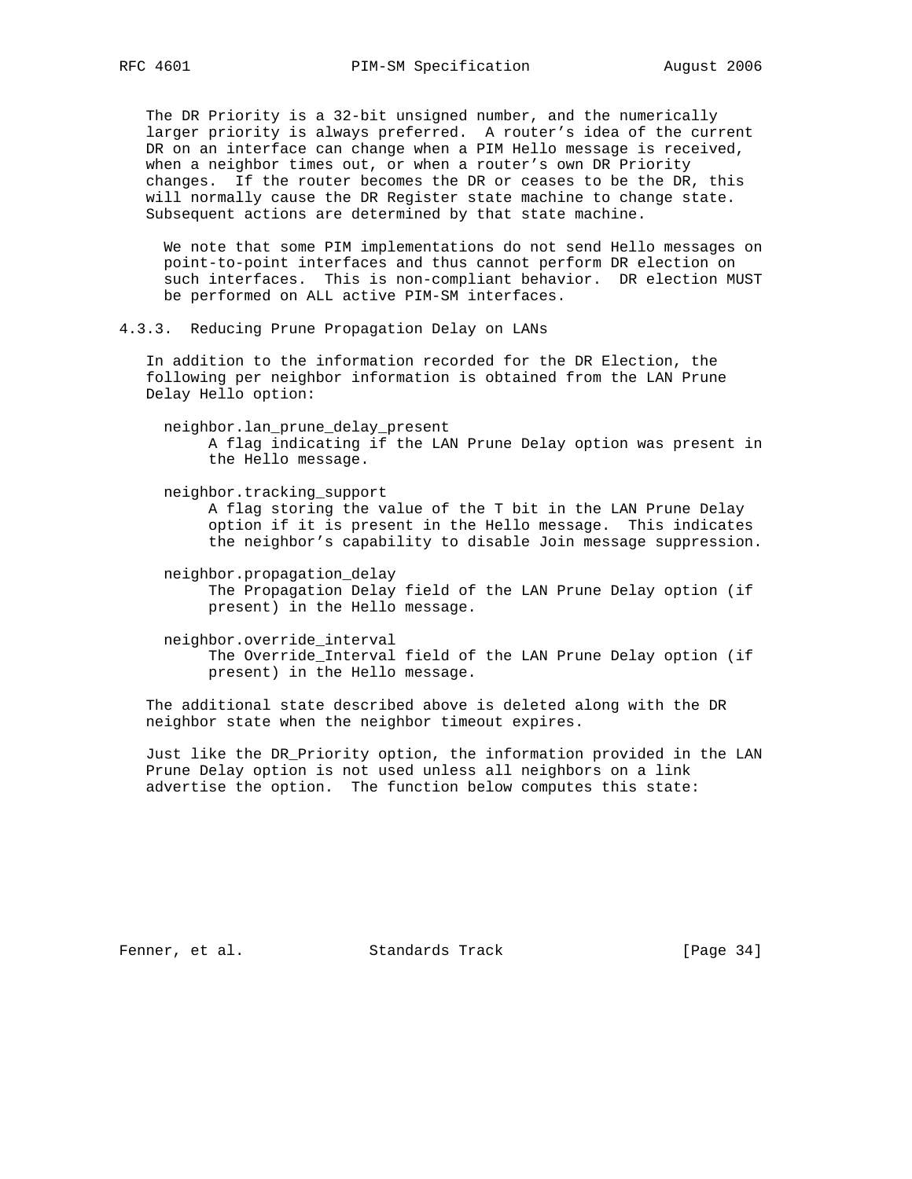The DR Priority is a 32-bit unsigned number, and the numerically larger priority is always preferred. A router's idea of the current DR on an interface can change when a PIM Hello message is received, when a neighbor times out, or when a router's own DR Priority changes. If the router becomes the DR or ceases to be the DR, this will normally cause the DR Register state machine to change state. Subsequent actions are determined by that state machine.

> We note that some PIM implementations do not send Hello messages on point-to-point interfaces and thus cannot perform DR election on such interfaces. This is non-compliant behavior. DR election MUST be performed on ALL active PIM-SM interfaces.

### 4.3.3. Reducing Prune Propagation Delay on LANs

In addition to the information recorded for the DR Election, the following per neighbor information is obtained from the LAN Prune Delay Hello option:

neighbor.lan_prune_delay_present
: A flag indicating if the LAN Prune Delay option was present in the Hello message.

neighbor.tracking_support
: A flag storing the value of the T bit in the LAN Prune Delay option if it is present in the Hello message. This indicates the neighbor's capability to disable Join message suppression.

neighbor.propagation_delay
: The Propagation Delay field of the LAN Prune Delay option (if present) in the Hello message.

neighbor.override_interval
: The Override_Interval field of the LAN Prune Delay option (if present) in the Hello message.

The additional state described above is deleted along with the DR neighbor state when the neighbor timeout expires.

Just like the DR_Priority option, the information provided in the LAN Prune Delay option is not used unless all neighbors on a link advertise the option. The function below computes this state: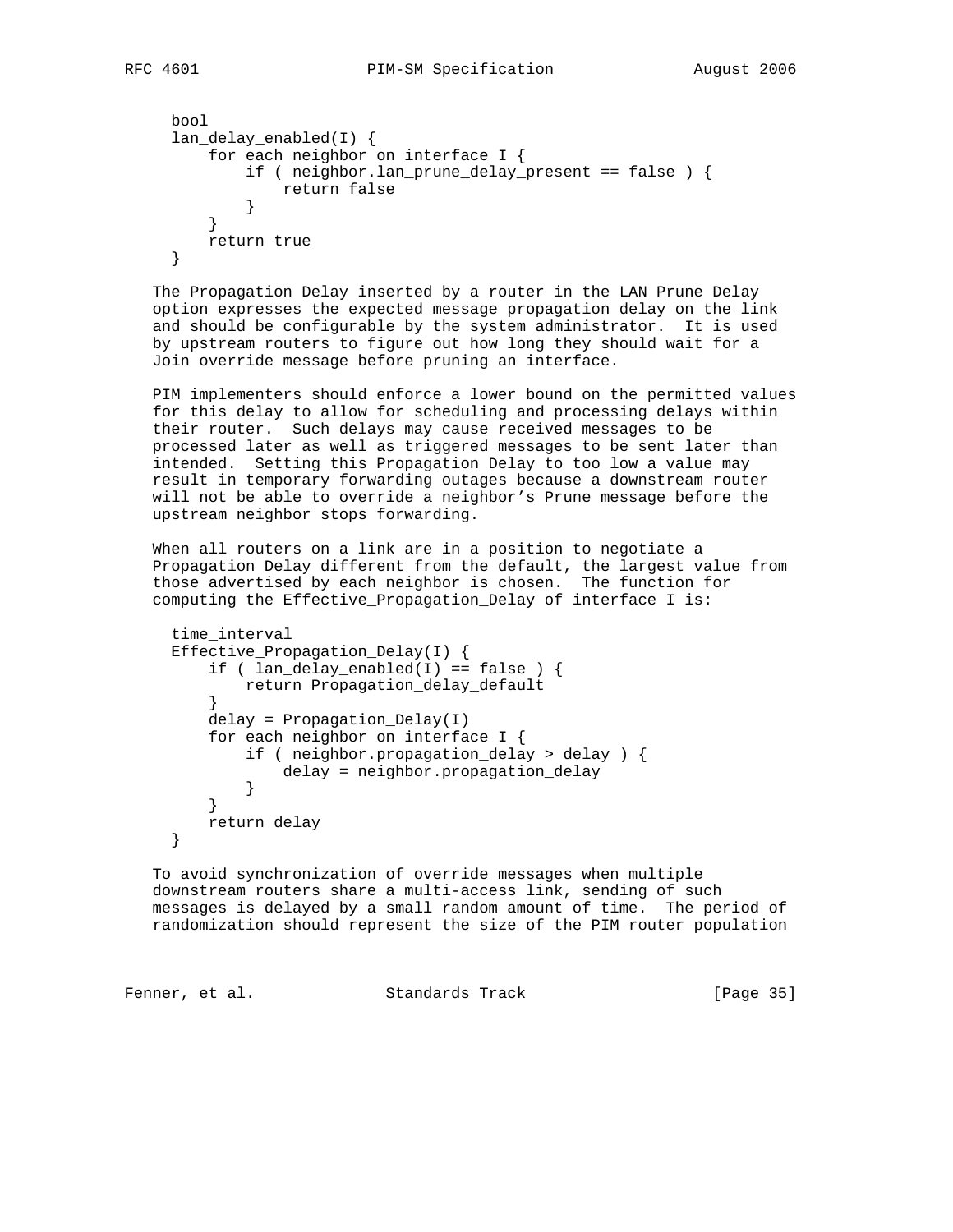```
bool
lan_delay_enabled(I) {
    for each neighbor on interface I {
        if ( neighbor.lan_prune_delay_present == false ) {
            return false
        }
    }
    return true
}
```

The Propagation Delay inserted by a router in the LAN Prune Delay option expresses the expected message propagation delay on the link and should be configurable by the system administrator. It is used by upstream routers to figure out how long they should wait for a Join override message before pruning an interface.

PIM implementers should enforce a lower bound on the permitted values for this delay to allow for scheduling and processing delays within their router. Such delays may cause received messages to be processed later as well as triggered messages to be sent later than intended. Setting this Propagation Delay to too low a value may result in temporary forwarding outages because a downstream router will not be able to override a neighbor's Prune message before the upstream neighbor stops forwarding.

When all routers on a link are in a position to negotiate a Propagation Delay different from the default, the largest value from those advertised by each neighbor is chosen. The function for computing the Effective_Propagation_Delay of interface I is:

```
time_interval
Effective_Propagation_Delay(I) {
    if ( lan_delay_enabled(I) == false ) {
        return Propagation_delay_default
    }
    delay = Propagation_Delay(I)
    for each neighbor on interface I {
        if ( neighbor.propagation_delay > delay ) {
            delay = neighbor.propagation_delay
        }
    }
    return delay
}
```

To avoid synchronization of override messages when multiple downstream routers share a multi-access link, sending of such messages is delayed by a small random amount of time. The period of randomization should represent the size of the PIM router population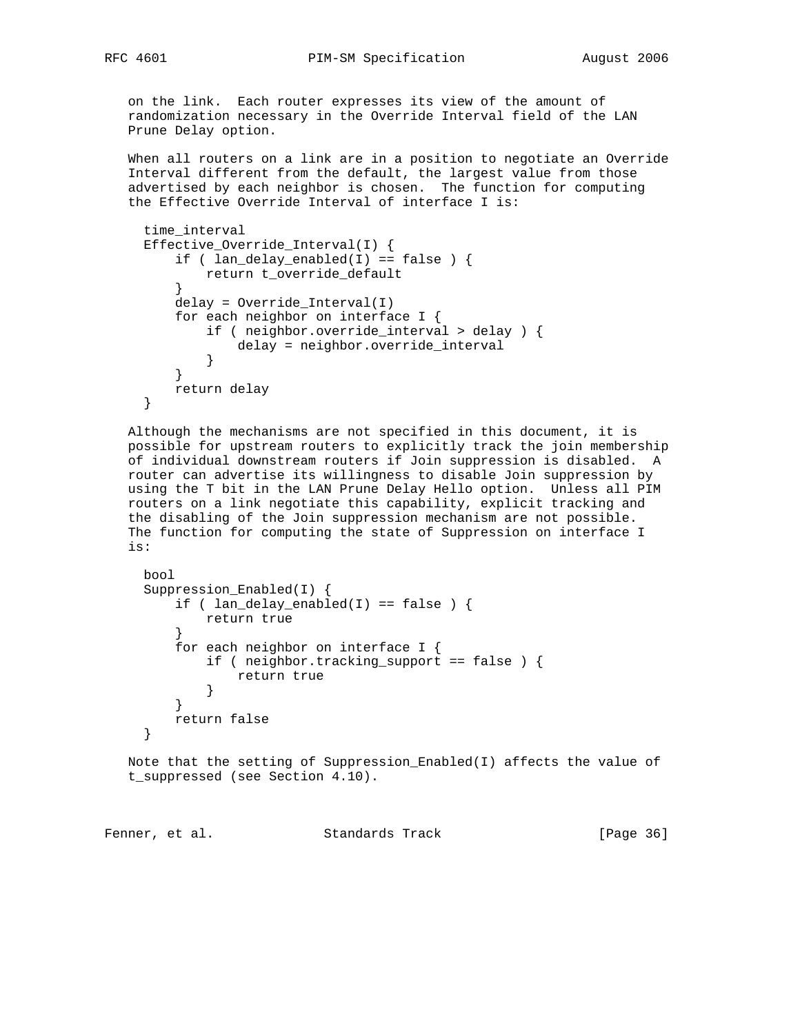on the link. Each router expresses its view of the amount of randomization necessary in the Override Interval field of the LAN Prune Delay option.

When all routers on a link are in a position to negotiate an Override Interval different from the default, the largest value from those advertised by each neighbor is chosen. The function for computing the Effective Override Interval of interface I is:

```
time_interval
Effective_Override_Interval(I) {
    if ( lan_delay_enabled(I) == false ) {
        return t_override_default
    }
    delay = Override_Interval(I)
    for each neighbor on interface I {
        if ( neighbor.override_interval > delay ) {
            delay = neighbor.override_interval
        }
    }
    return delay
}
```

Although the mechanisms are not specified in this document, it is possible for upstream routers to explicitly track the join membership of individual downstream routers if Join suppression is disabled. A router can advertise its willingness to disable Join suppression by using the T bit in the LAN Prune Delay Hello option. Unless all PIM routers on a link negotiate this capability, explicit tracking and the disabling of the Join suppression mechanism are not possible. The function for computing the state of Suppression on interface I is:

```
bool
Suppression_Enabled(I) {
    if ( lan_delay_enabled(I) == false ) {
        return true
    }
    for each neighbor on interface I {
        if ( neighbor.tracking_support == false ) {
            return true
        }
    }
    return false
}
```

Note that the setting of Suppression_Enabled(I) affects the value of t_suppressed (see Section 4.10).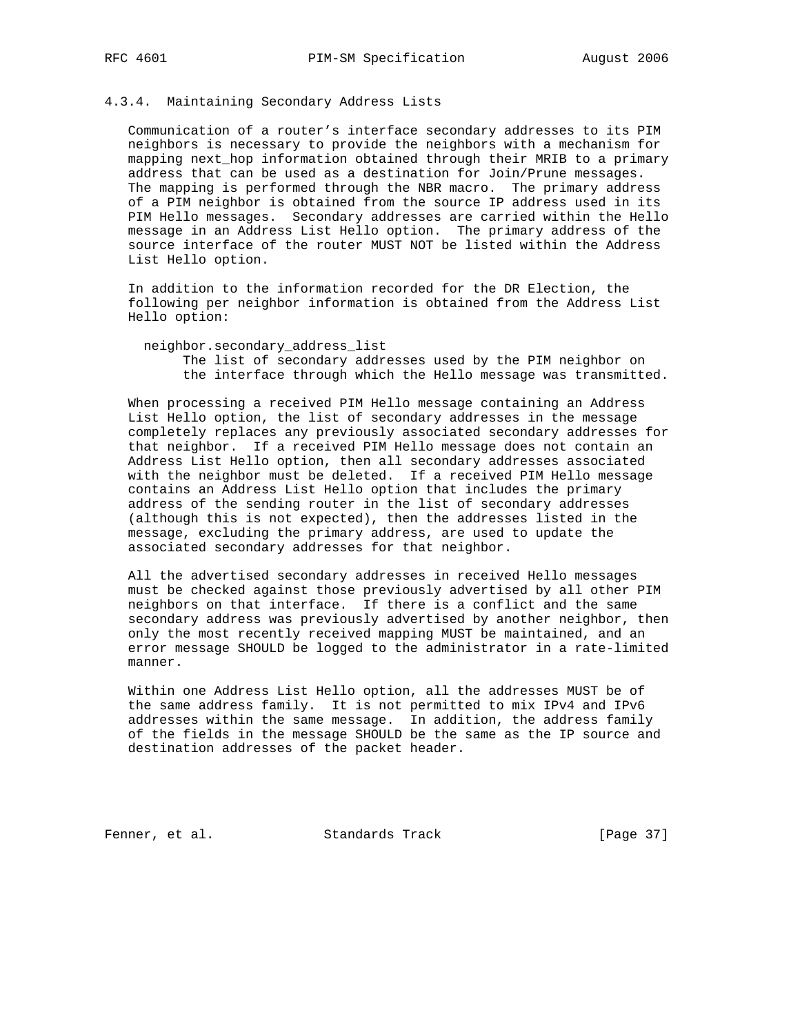#### 4.3.4. Maintaining Secondary Address Lists

Communication of a router's interface secondary addresses to its PIM neighbors is necessary to provide the neighbors with a mechanism for mapping next_hop information obtained through their MRIB to a primary address that can be used as a destination for Join/Prune messages. The mapping is performed through the NBR macro. The primary address of a PIM neighbor is obtained from the source IP address used in its PIM Hello messages. Secondary addresses are carried within the Hello message in an Address List Hello option. The primary address of the source interface of the router MUST NOT be listed within the Address List Hello option.

In addition to the information recorded for the DR Election, the following per neighbor information is obtained from the Address List Hello option:

neighbor.secondary_address_list
: The list of secondary addresses used by the PIM neighbor on the interface through which the Hello message was transmitted.

When processing a received PIM Hello message containing an Address List Hello option, the list of secondary addresses in the message completely replaces any previously associated secondary addresses for that neighbor. If a received PIM Hello message does not contain an Address List Hello option, then all secondary addresses associated with the neighbor must be deleted. If a received PIM Hello message contains an Address List Hello option that includes the primary address of the sending router in the list of secondary addresses (although this is not expected), then the addresses listed in the message, excluding the primary address, are used to update the associated secondary addresses for that neighbor.

All the advertised secondary addresses in received Hello messages must be checked against those previously advertised by all other PIM neighbors on that interface. If there is a conflict and the same secondary address was previously advertised by another neighbor, then only the most recently received mapping MUST be maintained, and an error message SHOULD be logged to the administrator in a rate-limited manner.

Within one Address List Hello option, all the addresses MUST be of the same address family. It is not permitted to mix IPv4 and IPv6 addresses within the same message. In addition, the address family of the fields in the message SHOULD be the same as the IP source and destination addresses of the packet header.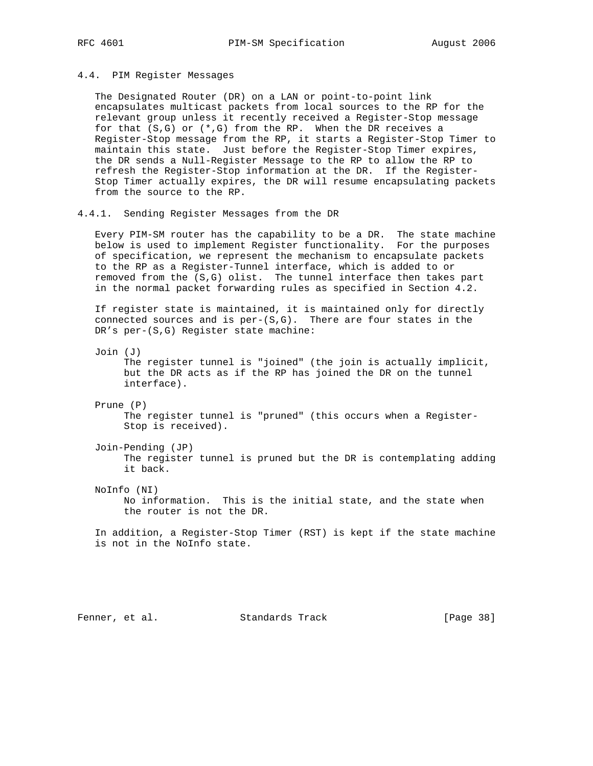### 4.4. PIM Register Messages

The Designated Router (DR) on a LAN or point-to-point link encapsulates multicast packets from local sources to the RP for the relevant group unless it recently received a Register-Stop message for that (S,G) or (*,G) from the RP. When the DR receives a Register-Stop message from the RP, it starts a Register-Stop Timer to maintain this state. Just before the Register-Stop Timer expires, the DR sends a Null-Register Message to the RP to allow the RP to refresh the Register-Stop information at the DR. If the Register-Stop Timer actually expires, the DR will resume encapsulating packets from the source to the RP.

#### 4.4.1. Sending Register Messages from the DR

Every PIM-SM router has the capability to be a DR. The state machine below is used to implement Register functionality. For the purposes of specification, we represent the mechanism to encapsulate packets to the RP as a Register-Tunnel interface, which is added to or removed from the (S,G) olist. The tunnel interface then takes part in the normal packet forwarding rules as specified in Section 4.2.

If register state is maintained, it is maintained only for directly connected sources and is per-(S,G). There are four states in the DR's per-(S,G) Register state machine:

Join (J)
: The register tunnel is "joined" (the join is actually implicit, but the DR acts as if the RP has joined the DR on the tunnel interface).

Prune (P)
: The register tunnel is "pruned" (this occurs when a Register-Stop is received).

Join-Pending (JP)
: The register tunnel is pruned but the DR is contemplating adding it back.

NoInfo (NI)
: No information. This is the initial state, and the state when the router is not the DR.

In addition, a Register-Stop Timer (RST) is kept if the state machine is not in the NoInfo state.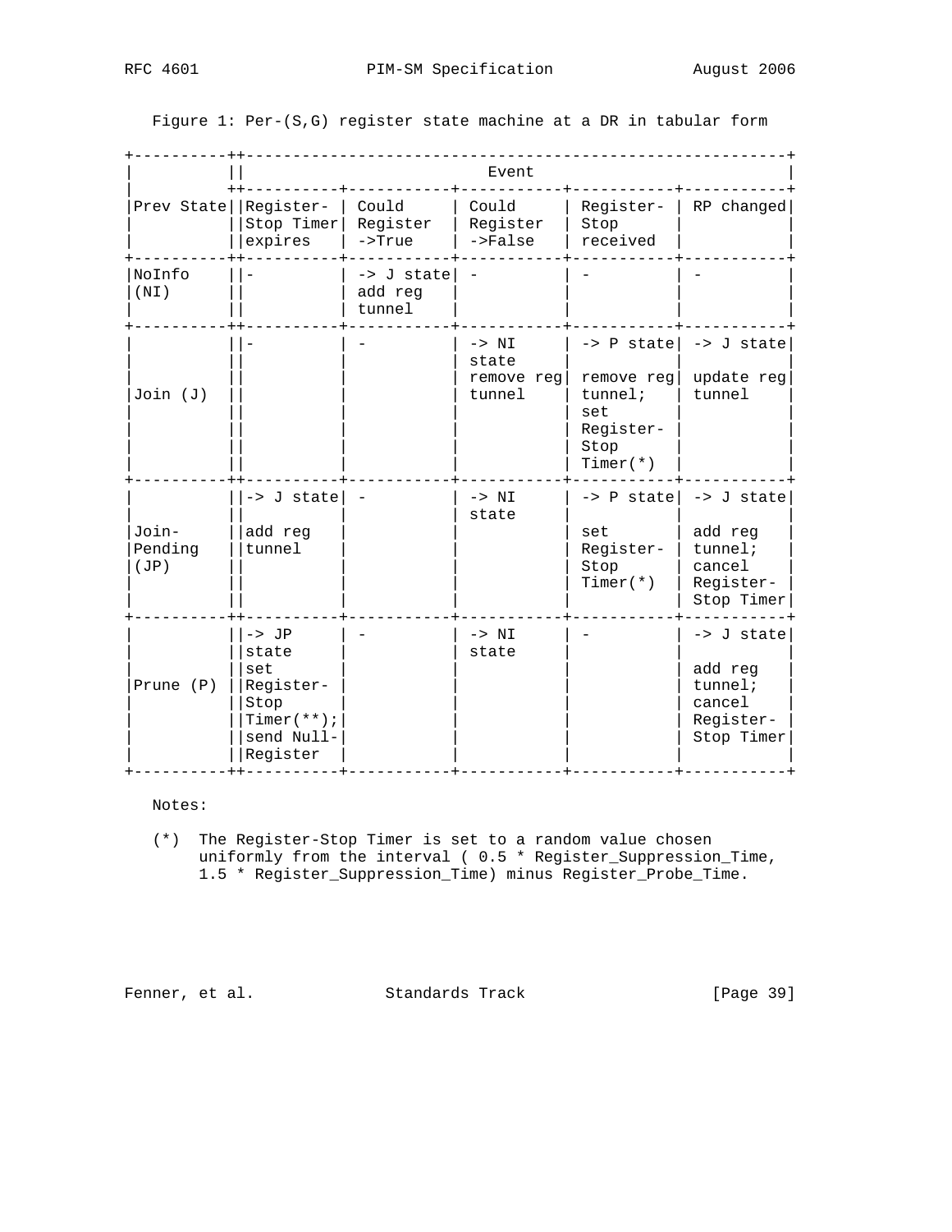Figure 1: Per-(S,G) register state machine at a DR in tabular form

| Prev State | Event | | | | |
|---|---|---|---|---|---|
| | Register-Stop Timer expires | Could Register ->True | Could Register ->False | Register-Stop received | RP changed |
| NoInfo (NI) | - | -> J state add reg tunnel | - | - | - |
| Join (J) | - | - | -> NI state remove reg tunnel | -> P state remove reg tunnel; set Register-Stop Timer(*) | -> J state update reg tunnel |
| Join-Pending (JP) | -> J state add reg tunnel | - | -> NI state | -> P state set Register-Stop Timer(*) | -> J state add reg tunnel; cancel Register-Stop Timer |
| Prune (P) | -> JP state set Register-Stop Timer(**); send Null-Register | - | -> NI state | - | -> J state add reg tunnel; cancel Register-Stop Timer |

Notes:

(*) The Register-Stop Timer is set to a random value chosen uniformly from the interval ( 0.5 * Register_Suppression_Time, 1.5 * Register_Suppression_Time) minus Register_Probe_Time.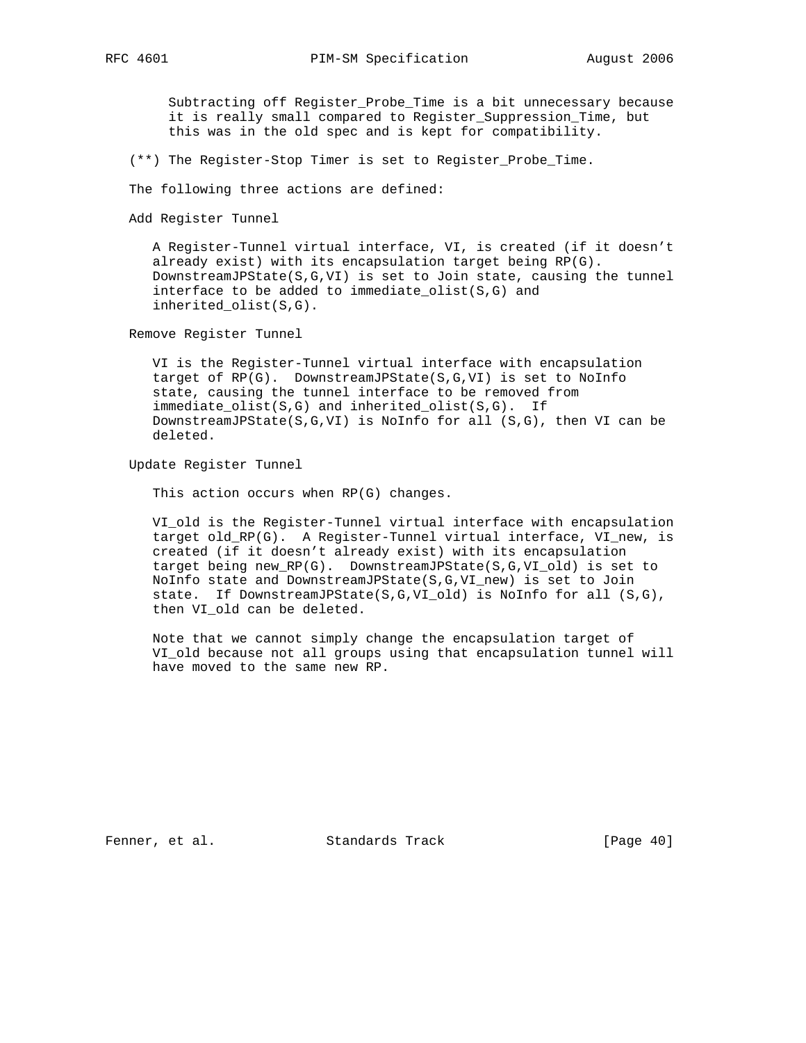Subtracting off Register_Probe_Time is a bit unnecessary because it is really small compared to Register_Suppression_Time, but this was in the old spec and is kept for compatibility.

(**) The Register-Stop Timer is set to Register_Probe_Time.

The following three actions are defined:

Add Register Tunnel

A Register-Tunnel virtual interface, VI, is created (if it doesn't already exist) with its encapsulation target being RP(G). DownstreamJPState(S,G,VI) is set to Join state, causing the tunnel interface to be added to immediate_olist(S,G) and inherited_olist(S,G).

Remove Register Tunnel

VI is the Register-Tunnel virtual interface with encapsulation target of RP(G). DownstreamJPState(S,G,VI) is set to NoInfo state, causing the tunnel interface to be removed from immediate_olist(S,G) and inherited_olist(S,G). If DownstreamJPState(S,G,VI) is NoInfo for all (S,G), then VI can be deleted.

Update Register Tunnel

This action occurs when RP(G) changes.

VI_old is the Register-Tunnel virtual interface with encapsulation target old_RP(G). A Register-Tunnel virtual interface, VI_new, is created (if it doesn't already exist) with its encapsulation target being new_RP(G). DownstreamJPState(S,G,VI_old) is set to NoInfo state and DownstreamJPState(S,G,VI_new) is set to Join state. If DownstreamJPState(S,G,VI_old) is NoInfo for all (S,G), then VI_old can be deleted.

Note that we cannot simply change the encapsulation target of VI_old because not all groups using that encapsulation tunnel will have moved to the same new RP.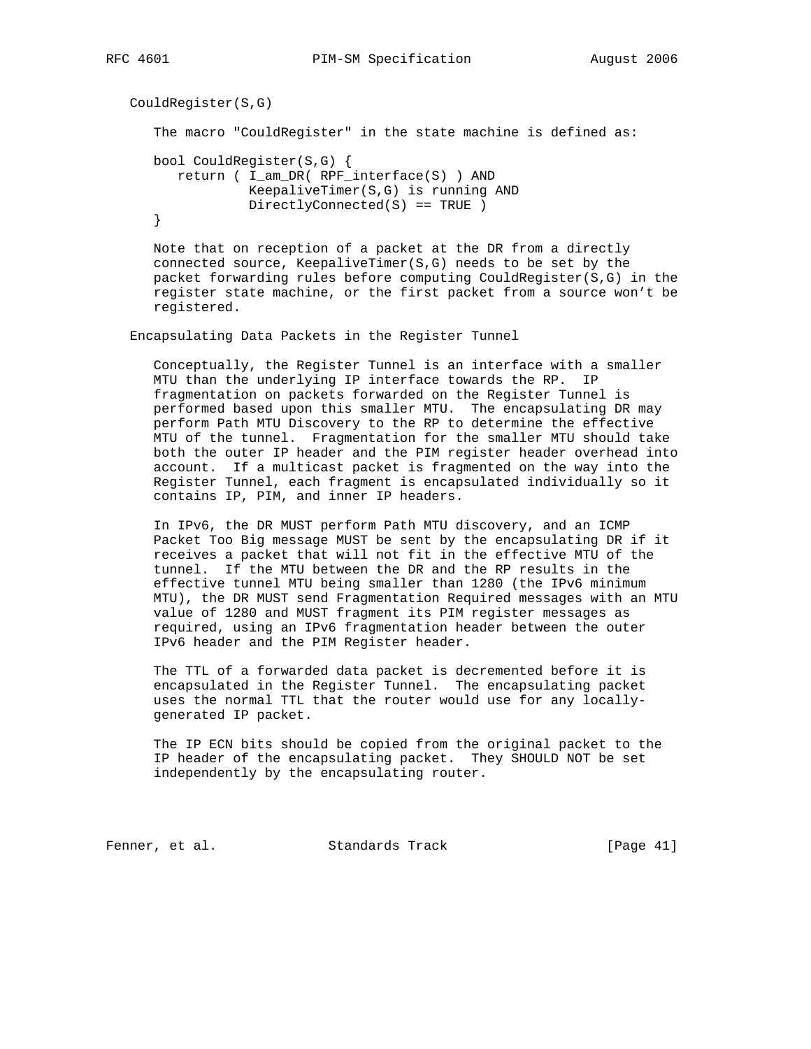CouldRegister(S,G)

The macro "CouldRegister" in the state machine is defined as:

```
bool CouldRegister(S,G) {
   return ( I_am_DR( RPF_interface(S) ) AND
            KeepaliveTimer(S,G) is running AND
            DirectlyConnected(S) == TRUE )
}
```

Note that on reception of a packet at the DR from a directly connected source, KeepaliveTimer(S,G) needs to be set by the packet forwarding rules before computing CouldRegister(S,G) in the register state machine, or the first packet from a source won't be registered.

Encapsulating Data Packets in the Register Tunnel

Conceptually, the Register Tunnel is an interface with a smaller MTU than the underlying IP interface towards the RP. IP fragmentation on packets forwarded on the Register Tunnel is performed based upon this smaller MTU. The encapsulating DR may perform Path MTU Discovery to the RP to determine the effective MTU of the tunnel. Fragmentation for the smaller MTU should take both the outer IP header and the PIM register header overhead into account. If a multicast packet is fragmented on the way into the Register Tunnel, each fragment is encapsulated individually so it contains IP, PIM, and inner IP headers.

In IPv6, the DR MUST perform Path MTU discovery, and an ICMP Packet Too Big message MUST be sent by the encapsulating DR if it receives a packet that will not fit in the effective MTU of the tunnel. If the MTU between the DR and the RP results in the effective tunnel MTU being smaller than 1280 (the IPv6 minimum MTU), the DR MUST send Fragmentation Required messages with an MTU value of 1280 and MUST fragment its PIM register messages as required, using an IPv6 fragmentation header between the outer IPv6 header and the PIM Register header.

The TTL of a forwarded data packet is decremented before it is encapsulated in the Register Tunnel. The encapsulating packet uses the normal TTL that the router would use for any locally-generated IP packet.

The IP ECN bits should be copied from the original packet to the IP header of the encapsulating packet. They SHOULD NOT be set independently by the encapsulating router.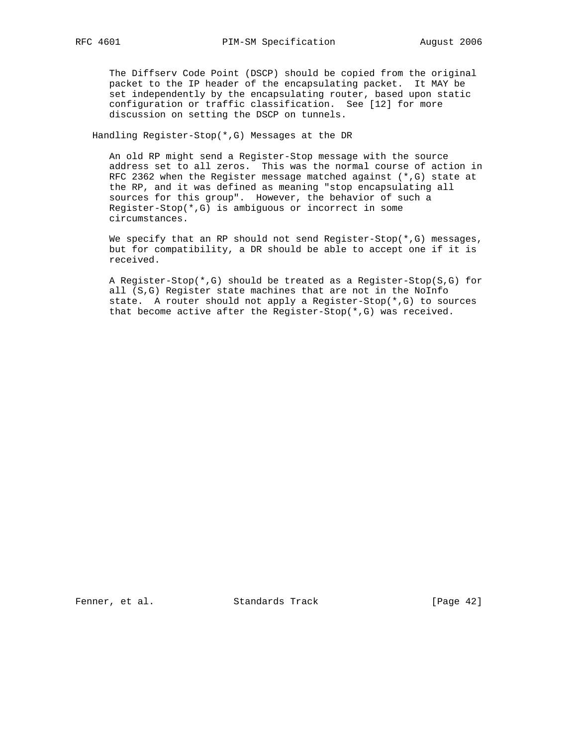The Diffserv Code Point (DSCP) should be copied from the original packet to the IP header of the encapsulating packet. It MAY be set independently by the encapsulating router, based upon static configuration or traffic classification. See [12] for more discussion on setting the DSCP on tunnels.

### Handling Register-Stop(*,G) Messages at the DR

An old RP might send a Register-Stop message with the source address set to all zeros. This was the normal course of action in RFC 2362 when the Register message matched against (*,G) state at the RP, and it was defined as meaning "stop encapsulating all sources for this group". However, the behavior of such a Register-Stop(*,G) is ambiguous or incorrect in some circumstances.

We specify that an RP should not send Register-Stop(*,G) messages, but for compatibility, a DR should be able to accept one if it is received.

A Register-Stop(*,G) should be treated as a Register-Stop(S,G) for all (S,G) Register state machines that are not in the NoInfo state. A router should not apply a Register-Stop(*,G) to sources that become active after the Register-Stop(*,G) was received.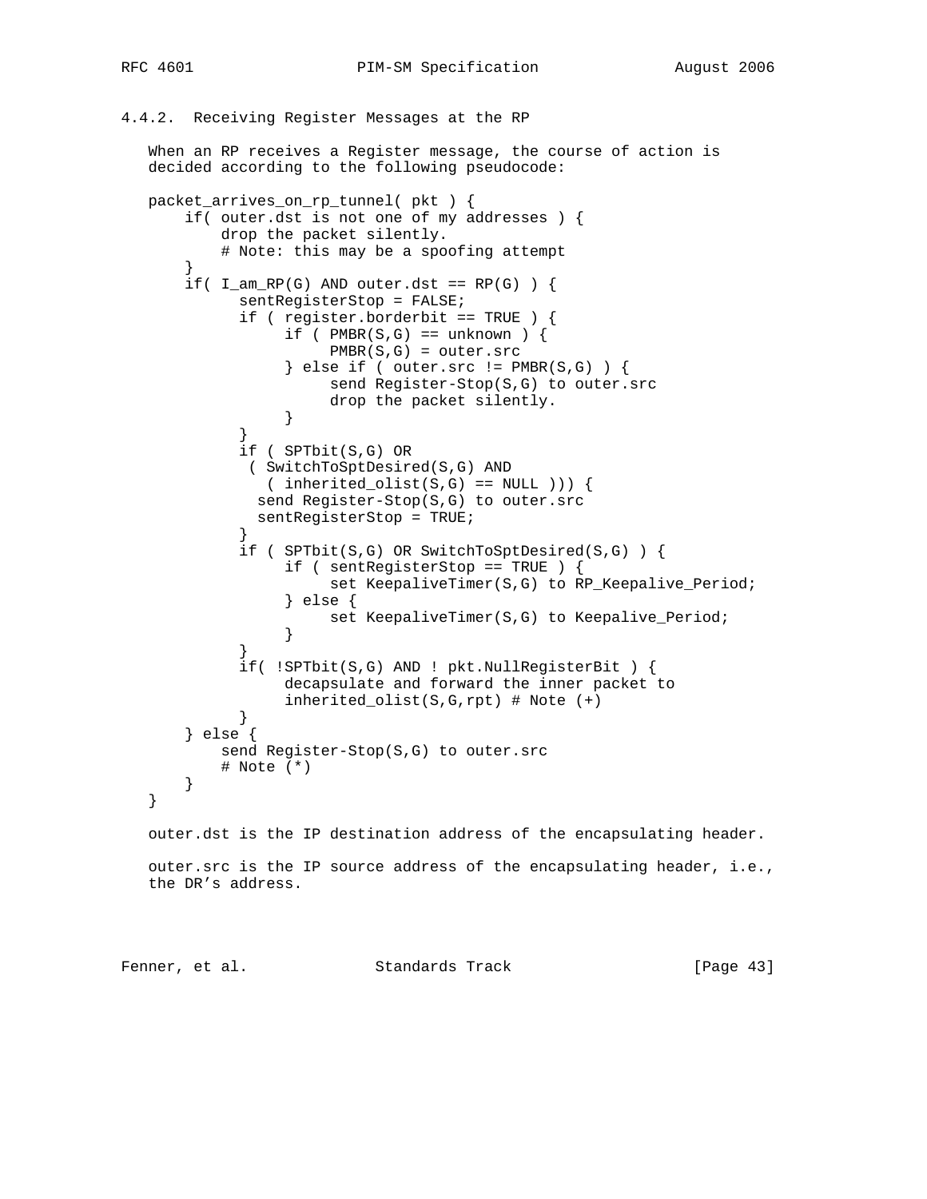### 4.4.2. Receiving Register Messages at the RP

When an RP receives a Register message, the course of action is decided according to the following pseudocode:

```
packet_arrives_on_rp_tunnel( pkt ) {
    if( outer.dst is not one of my addresses ) {
        drop the packet silently.
        # Note: this may be a spoofing attempt
    }
    if( I_am_RP(G) AND outer.dst == RP(G) ) {
          sentRegisterStop = FALSE;
          if ( register.borderbit == TRUE ) {
               if ( PMBR(S,G) == unknown ) {
                    PMBR(S,G) = outer.src
               } else if ( outer.src != PMBR(S,G) ) {
                    send Register-Stop(S,G) to outer.src
                    drop the packet silently.
               }
          }
          if ( SPTbit(S,G) OR
           ( SwitchToSptDesired(S,G) AND
             ( inherited_olist(S,G) == NULL ))) {
            send Register-Stop(S,G) to outer.src
            sentRegisterStop = TRUE;
          }
          if ( SPTbit(S,G) OR SwitchToSptDesired(S,G) ) {
               if ( sentRegisterStop == TRUE ) {
                    set KeepaliveTimer(S,G) to RP_Keepalive_Period;
               } else {
                    set KeepaliveTimer(S,G) to Keepalive_Period;
               }
          }
          if( !SPTbit(S,G) AND ! pkt.NullRegisterBit ) {
               decapsulate and forward the inner packet to
               inherited_olist(S,G,rpt) # Note (+)
          }
    } else {
        send Register-Stop(S,G) to outer.src
        # Note (*)
    }
}
```

outer.dst is the IP destination address of the encapsulating header.

outer.src is the IP source address of the encapsulating header, i.e., the DR's address.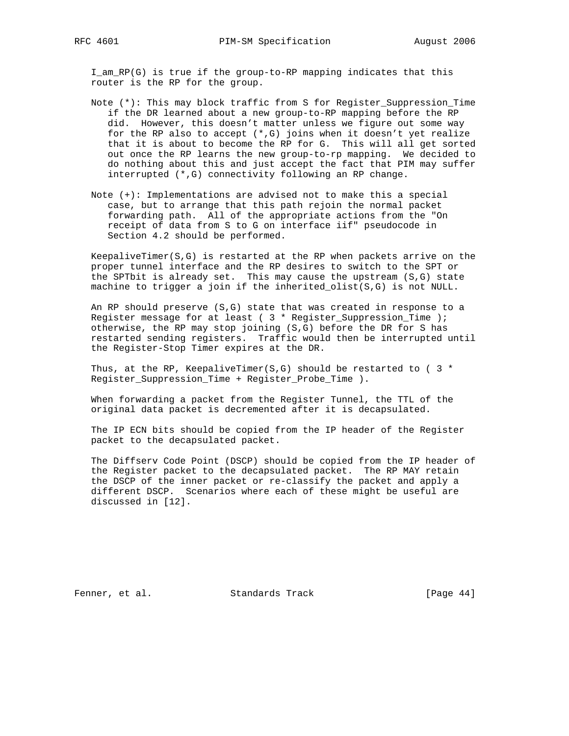I_am_RP(G) is true if the group-to-RP mapping indicates that this router is the RP for the group.

Note (*): This may block traffic from S for Register_Suppression_Time if the DR learned about a new group-to-RP mapping before the RP did. However, this doesn't matter unless we figure out some way for the RP also to accept (*,G) joins when it doesn't yet realize that it is about to become the RP for G. This will all get sorted out once the RP learns the new group-to-rp mapping. We decided to do nothing about this and just accept the fact that PIM may suffer interrupted (*,G) connectivity following an RP change.

Note (+): Implementations are advised not to make this a special case, but to arrange that this path rejoin the normal packet forwarding path. All of the appropriate actions from the "On receipt of data from S to G on interface iif" pseudocode in Section 4.2 should be performed.

KeepaliveTimer(S,G) is restarted at the RP when packets arrive on the proper tunnel interface and the RP desires to switch to the SPT or the SPTbit is already set. This may cause the upstream (S,G) state machine to trigger a join if the inherited_olist(S,G) is not NULL.

An RP should preserve (S,G) state that was created in response to a Register message for at least ( 3 * Register_Suppression_Time ); otherwise, the RP may stop joining (S,G) before the DR for S has restarted sending registers. Traffic would then be interrupted until the Register-Stop Timer expires at the DR.

Thus, at the RP, KeepaliveTimer(S,G) should be restarted to ( 3 * Register_Suppression_Time + Register_Probe_Time ).

When forwarding a packet from the Register Tunnel, the TTL of the original data packet is decremented after it is decapsulated.

The IP ECN bits should be copied from the IP header of the Register packet to the decapsulated packet.

The Diffserv Code Point (DSCP) should be copied from the IP header of the Register packet to the decapsulated packet. The RP MAY retain the DSCP of the inner packet or re-classify the packet and apply a different DSCP. Scenarios where each of these might be useful are discussed in [12].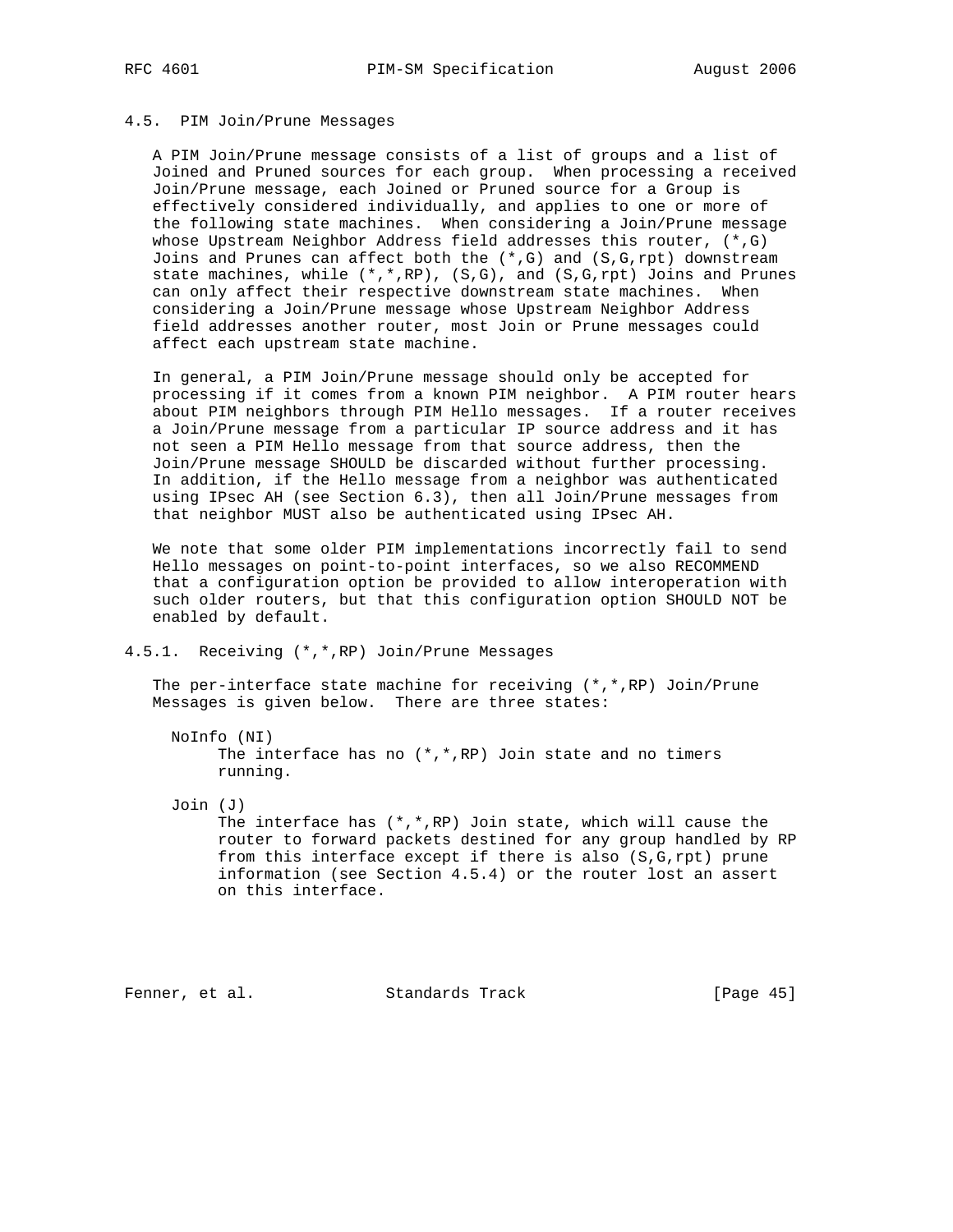### 4.5. PIM Join/Prune Messages

A PIM Join/Prune message consists of a list of groups and a list of Joined and Pruned sources for each group. When processing a received Join/Prune message, each Joined or Pruned source for a Group is effectively considered individually, and applies to one or more of the following state machines. When considering a Join/Prune message whose Upstream Neighbor Address field addresses this router, (*,G) Joins and Prunes can affect both the (*,G) and (S,G,rpt) downstream state machines, while (*,*,RP), (S,G), and (S,G,rpt) Joins and Prunes can only affect their respective downstream state machines. When considering a Join/Prune message whose Upstream Neighbor Address field addresses another router, most Join or Prune messages could affect each upstream state machine.

In general, a PIM Join/Prune message should only be accepted for processing if it comes from a known PIM neighbor. A PIM router hears about PIM neighbors through PIM Hello messages. If a router receives a Join/Prune message from a particular IP source address and it has not seen a PIM Hello message from that source address, then the Join/Prune message SHOULD be discarded without further processing. In addition, if the Hello message from a neighbor was authenticated using IPsec AH (see Section 6.3), then all Join/Prune messages from that neighbor MUST also be authenticated using IPsec AH.

We note that some older PIM implementations incorrectly fail to send Hello messages on point-to-point interfaces, so we also RECOMMEND that a configuration option be provided to allow interoperation with such older routers, but that this configuration option SHOULD NOT be enabled by default.

#### 4.5.1. Receiving (*,*,RP) Join/Prune Messages

The per-interface state machine for receiving (*,*,RP) Join/Prune Messages is given below. There are three states:

NoInfo (NI)
: The interface has no (*,*,RP) Join state and no timers running.

Join (J)
: The interface has (*,*,RP) Join state, which will cause the router to forward packets destined for any group handled by RP from this interface except if there is also (S,G,rpt) prune information (see Section 4.5.4) or the router lost an assert on this interface.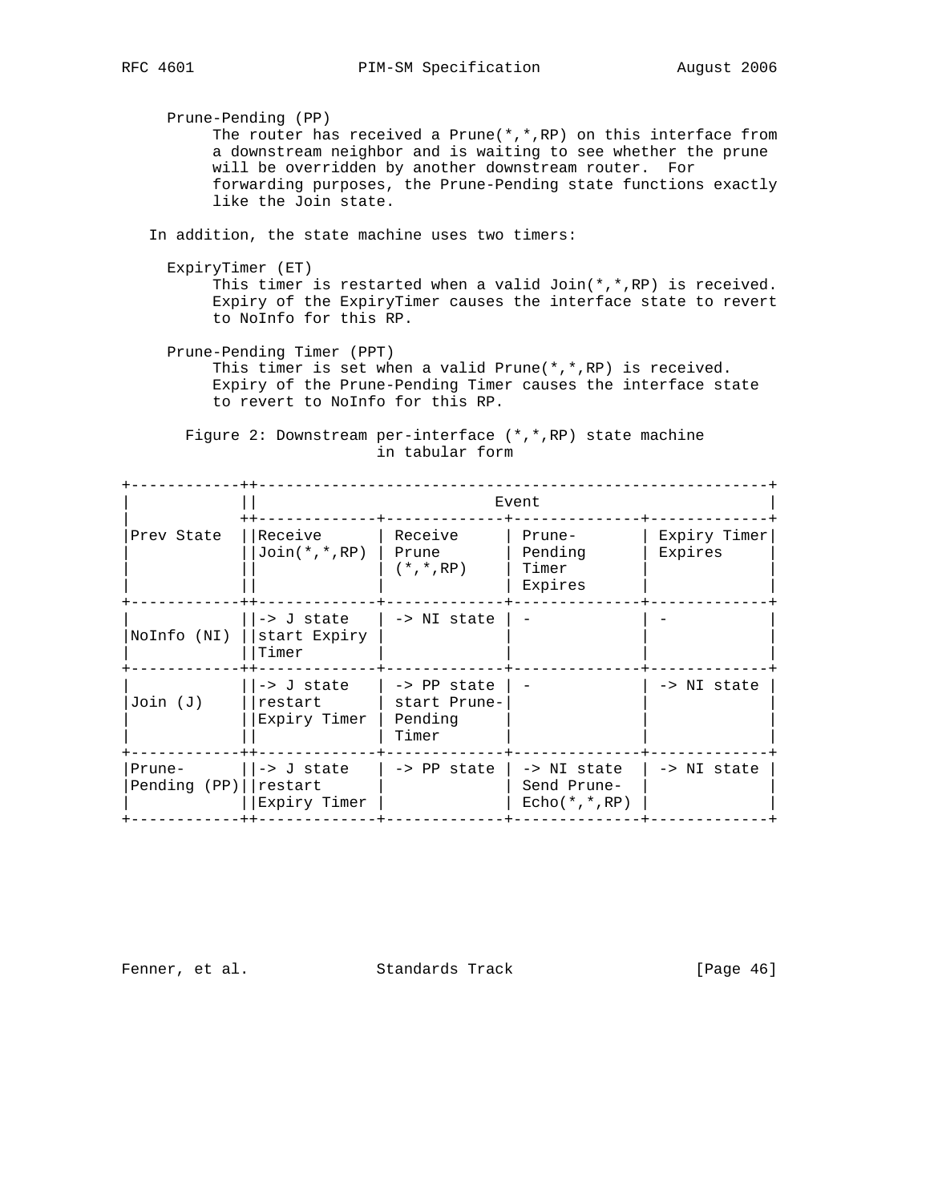Prune-Pending (PP)
: The router has received a Prune(*,*,RP) on this interface from a downstream neighbor and is waiting to see whether the prune will be overridden by another downstream router. For forwarding purposes, the Prune-Pending state functions exactly like the Join state.

In addition, the state machine uses two timers:

ExpiryTimer (ET)
: This timer is restarted when a valid Join(*,*,RP) is received. Expiry of the ExpiryTimer causes the interface state to revert to NoInfo for this RP.

Prune-Pending Timer (PPT)
: This timer is set when a valid Prune(*,*,RP) is received. Expiry of the Prune-Pending Timer causes the interface state to revert to NoInfo for this RP.

Figure 2: Downstream per-interface (*,*,RP) state machine in tabular form

| | Event | | | |
|---|---|---|---|---|
| Prev State | Receive Join(*,*,RP) | Receive Prune (*,*,RP) | Prune-Pending Timer Expires | Expiry Timer Expires |
| NoInfo (NI) | -> J state start Expiry Timer | -> NI state | - | - |
| Join (J) | -> J state restart Expiry Timer | -> PP state start Prune-Pending Timer | - | -> NI state |
| Prune-Pending (PP) | -> J state restart Expiry Timer | -> PP state | -> NI state Send Prune-Echo(*,*,RP) | -> NI state |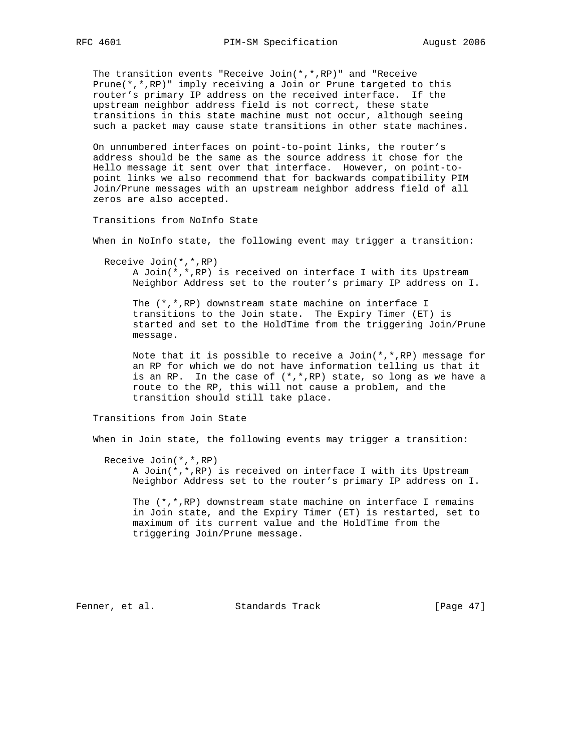The transition events "Receive Join(*,*,RP)" and "Receive Prune(*,*,RP)" imply receiving a Join or Prune targeted to this router's primary IP address on the received interface. If the upstream neighbor address field is not correct, these state transitions in this state machine must not occur, although seeing such a packet may cause state transitions in other state machines.

On unnumbered interfaces on point-to-point links, the router's address should be the same as the source address it chose for the Hello message it sent over that interface. However, on point-to-point links we also recommend that for backwards compatibility PIM Join/Prune messages with an upstream neighbor address field of all zeros are also accepted.

Transitions from NoInfo State

When in NoInfo state, the following event may trigger a transition:

Receive Join(*,*,RP)
: A Join(*,*,RP) is received on interface I with its Upstream Neighbor Address set to the router's primary IP address on I.

  The (*,*,RP) downstream state machine on interface I transitions to the Join state. The Expiry Timer (ET) is started and set to the HoldTime from the triggering Join/Prune message.

  Note that it is possible to receive a Join(*,*,RP) message for an RP for which we do not have information telling us that it is an RP. In the case of (*,*,RP) state, so long as we have a route to the RP, this will not cause a problem, and the transition should still take place.

Transitions from Join State

When in Join state, the following events may trigger a transition:

Receive Join(*,*,RP)
: A Join(*,*,RP) is received on interface I with its Upstream Neighbor Address set to the router's primary IP address on I.

  The (*,*,RP) downstream state machine on interface I remains in Join state, and the Expiry Timer (ET) is restarted, set to maximum of its current value and the HoldTime from the triggering Join/Prune message.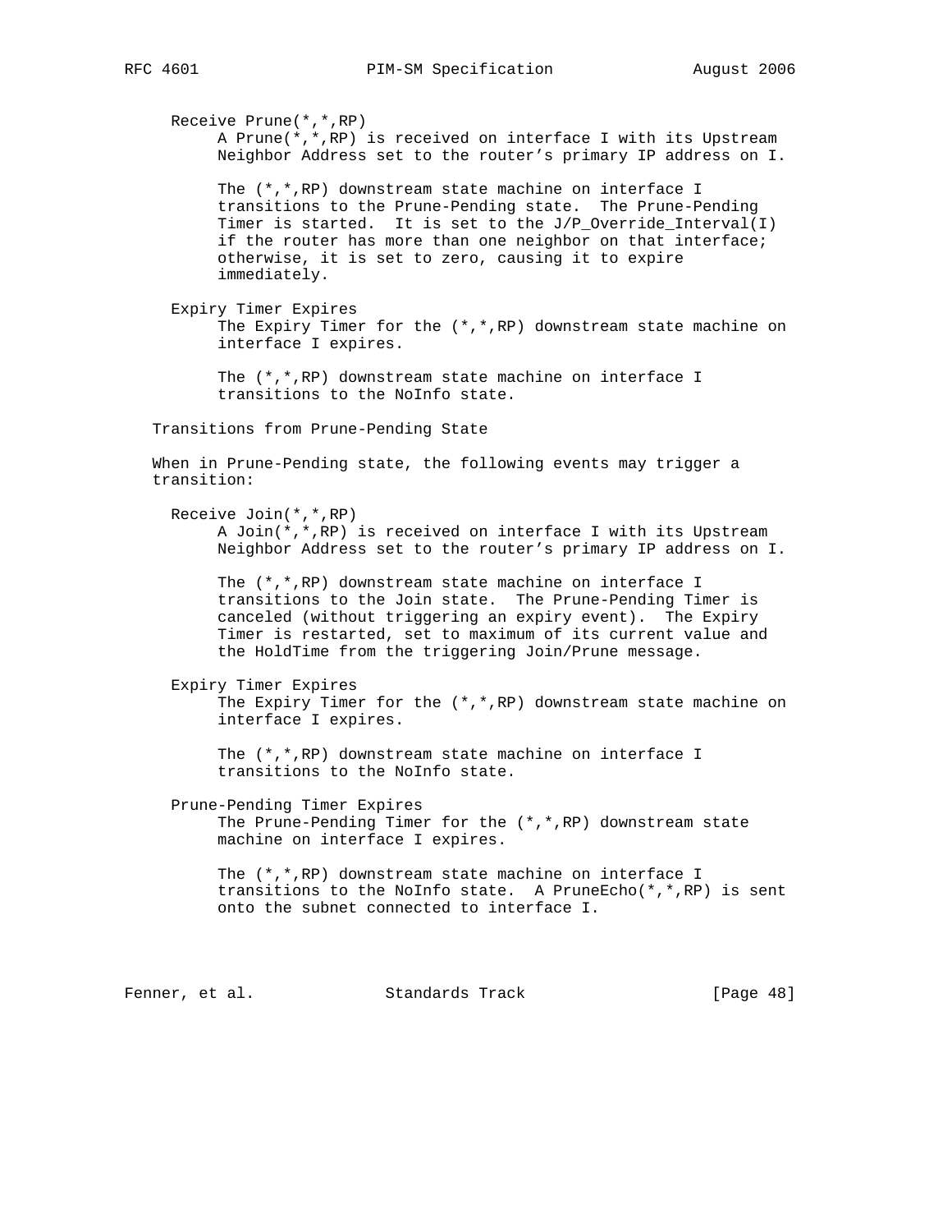Receive Prune(*,*,RP)

A Prune(*,*,RP) is received on interface I with its Upstream Neighbor Address set to the router's primary IP address on I.

The (*,*,RP) downstream state machine on interface I transitions to the Prune-Pending state. The Prune-Pending Timer is started. It is set to the J/P_Override_Interval(I) if the router has more than one neighbor on that interface; otherwise, it is set to zero, causing it to expire immediately.

Expiry Timer Expires

The Expiry Timer for the (*,*,RP) downstream state machine on interface I expires.

The (*,*,RP) downstream state machine on interface I transitions to the NoInfo state.

Transitions from Prune-Pending State

When in Prune-Pending state, the following events may trigger a transition:

Receive Join(*,*,RP)

A Join(*,*,RP) is received on interface I with its Upstream Neighbor Address set to the router's primary IP address on I.

The (*,*,RP) downstream state machine on interface I transitions to the Join state. The Prune-Pending Timer is canceled (without triggering an expiry event). The Expiry Timer is restarted, set to maximum of its current value and the HoldTime from the triggering Join/Prune message.

Expiry Timer Expires

The Expiry Timer for the (*,*,RP) downstream state machine on interface I expires.

The (*,*,RP) downstream state machine on interface I transitions to the NoInfo state.

Prune-Pending Timer Expires

The Prune-Pending Timer for the (*,*,RP) downstream state machine on interface I expires.

The (*,*,RP) downstream state machine on interface I transitions to the NoInfo state. A PruneEcho(*,*,RP) is sent onto the subnet connected to interface I.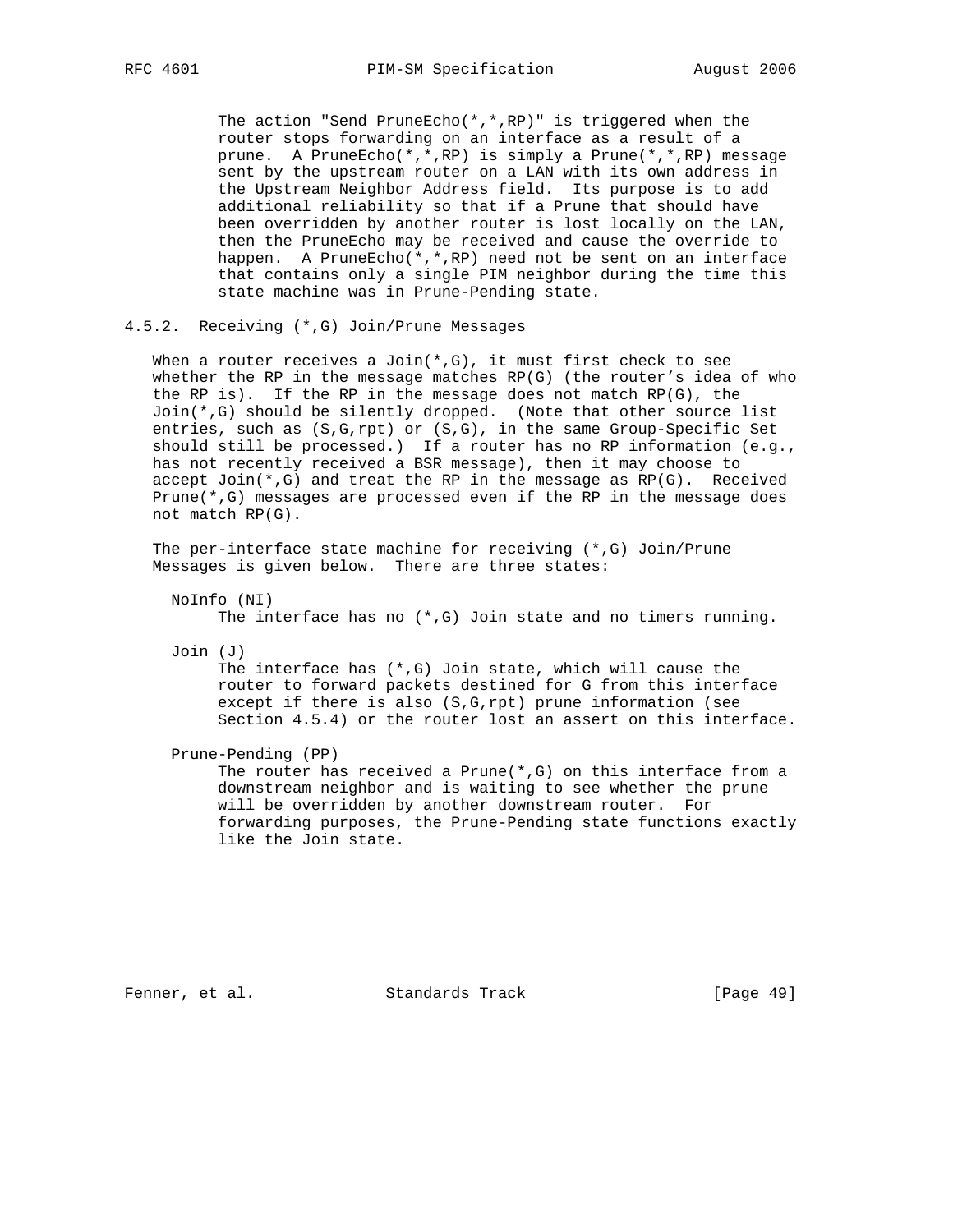The action "Send PruneEcho(*,*,RP)" is triggered when the router stops forwarding on an interface as a result of a prune. A PruneEcho(*,*,RP) is simply a Prune(*,*,RP) message sent by the upstream router on a LAN with its own address in the Upstream Neighbor Address field. Its purpose is to add additional reliability so that if a Prune that should have been overridden by another router is lost locally on the LAN, then the PruneEcho may be received and cause the override to happen. A PruneEcho(*,*,RP) need not be sent on an interface that contains only a single PIM neighbor during the time this state machine was in Prune-Pending state.

### 4.5.2. Receiving (*,G) Join/Prune Messages

When a router receives a Join(*,G), it must first check to see whether the RP in the message matches RP(G) (the router's idea of who the RP is). If the RP in the message does not match RP(G), the Join(*,G) should be silently dropped. (Note that other source list entries, such as (S,G,rpt) or (S,G), in the same Group-Specific Set should still be processed.) If a router has no RP information (e.g., has not recently received a BSR message), then it may choose to accept Join(*,G) and treat the RP in the message as RP(G). Received Prune(*,G) messages are processed even if the RP in the message does not match RP(G).

The per-interface state machine for receiving (*,G) Join/Prune Messages is given below. There are three states:

NoInfo (NI)
: The interface has no (*,G) Join state and no timers running.

Join (J)
: The interface has (*,G) Join state, which will cause the router to forward packets destined for G from this interface except if there is also (S,G,rpt) prune information (see Section 4.5.4) or the router lost an assert on this interface.

Prune-Pending (PP)
: The router has received a Prune(*,G) on this interface from a downstream neighbor and is waiting to see whether the prune will be overridden by another downstream router. For forwarding purposes, the Prune-Pending state functions exactly like the Join state.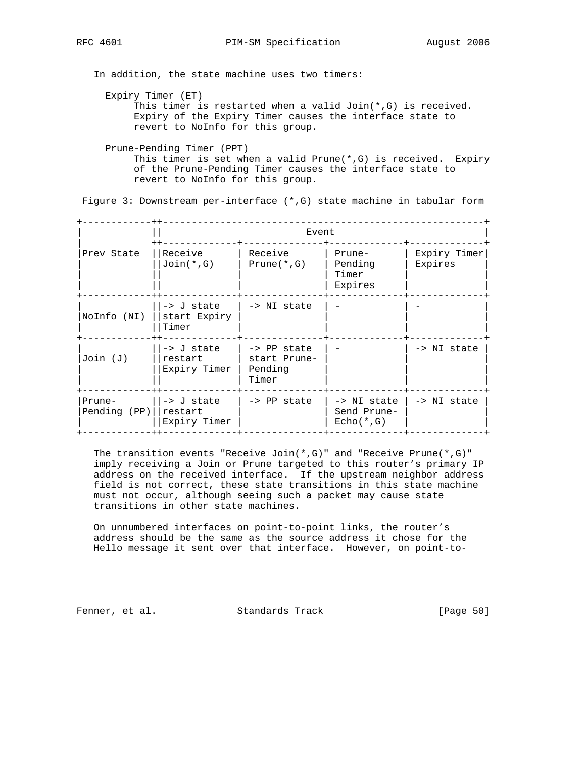In addition, the state machine uses two timers:

Expiry Timer (ET)
: This timer is restarted when a valid Join(*,G) is received. Expiry of the Expiry Timer causes the interface state to revert to NoInfo for this group.

Prune-Pending Timer (PPT)
: This timer is set when a valid Prune(*,G) is received. Expiry of the Prune-Pending Timer causes the interface state to revert to NoInfo for this group.

Figure 3: Downstream per-interface (*,G) state machine in tabular form

| Prev State | Event: Receive Join(*,G) | Event: Receive Prune(*,G) | Event: Prune-Pending Timer Expires | Event: Expiry Timer Expires |
|---|---|---|---|---|
| NoInfo (NI) | -> J state start Expiry Timer | -> NI state | - | - |
| Join (J) | -> J state restart Expiry Timer | -> PP state start Prune-Pending Timer | - | -> NI state |
| Prune-Pending (PP) | -> J state restart Expiry Timer | -> PP state | -> NI state Send Prune-Echo(*,G) | -> NI state |

The transition events "Receive Join(*,G)" and "Receive Prune(*,G)" imply receiving a Join or Prune targeted to this router's primary IP address on the received interface. If the upstream neighbor address field is not correct, these state transitions in this state machine must not occur, although seeing such a packet may cause state transitions in other state machines.

On unnumbered interfaces on point-to-point links, the router's address should be the same as the source address it chose for the Hello message it sent over that interface. However, on point-to-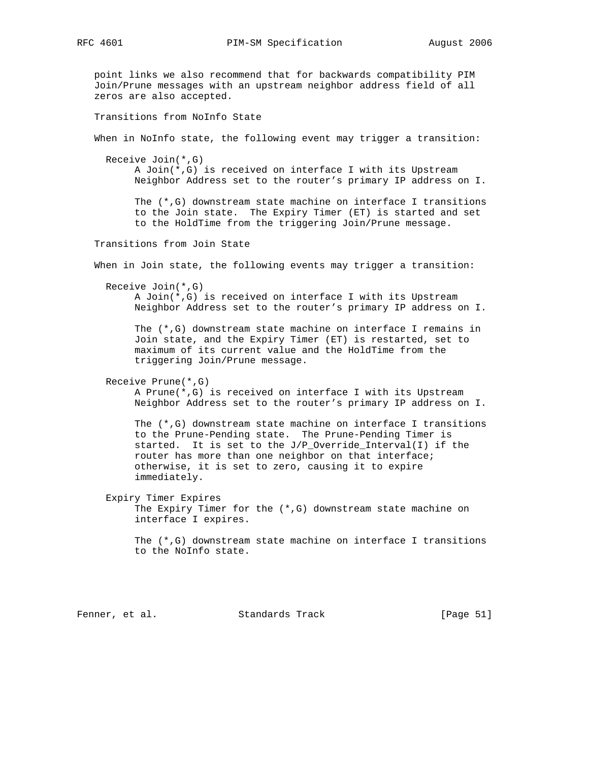point links we also recommend that for backwards compatibility PIM Join/Prune messages with an upstream neighbor address field of all zeros are also accepted.

Transitions from NoInfo State

When in NoInfo state, the following event may trigger a transition:

Receive Join(*,G)
: A Join(*,G) is received on interface I with its Upstream Neighbor Address set to the router's primary IP address on I.

  The (*,G) downstream state machine on interface I transitions to the Join state. The Expiry Timer (ET) is started and set to the HoldTime from the triggering Join/Prune message.

Transitions from Join State

When in Join state, the following events may trigger a transition:

Receive Join(*,G)
: A Join(*,G) is received on interface I with its Upstream Neighbor Address set to the router's primary IP address on I.

  The (*,G) downstream state machine on interface I remains in Join state, and the Expiry Timer (ET) is restarted, set to maximum of its current value and the HoldTime from the triggering Join/Prune message.

Receive Prune(*,G)
: A Prune(*,G) is received on interface I with its Upstream Neighbor Address set to the router's primary IP address on I.

  The (*,G) downstream state machine on interface I transitions to the Prune-Pending state. The Prune-Pending Timer is started. It is set to the J/P_Override_Interval(I) if the router has more than one neighbor on that interface; otherwise, it is set to zero, causing it to expire immediately.

Expiry Timer Expires
: The Expiry Timer for the (*,G) downstream state machine on interface I expires.

  The (*,G) downstream state machine on interface I transitions to the NoInfo state.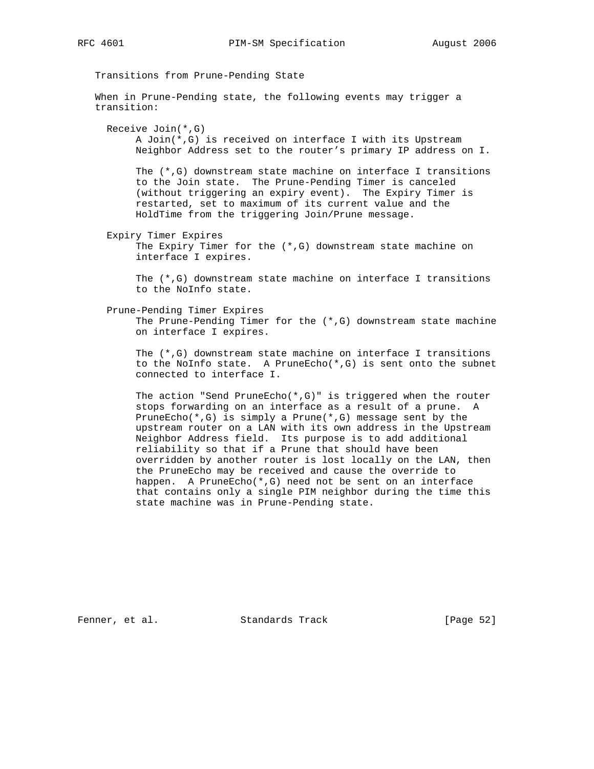Transitions from Prune-Pending State

When in Prune-Pending state, the following events may trigger a transition:

Receive Join(*,G)
: A Join(*,G) is received on interface I with its Upstream Neighbor Address set to the router's primary IP address on I.

  The (*,G) downstream state machine on interface I transitions to the Join state. The Prune-Pending Timer is canceled (without triggering an expiry event). The Expiry Timer is restarted, set to maximum of its current value and the HoldTime from the triggering Join/Prune message.

Expiry Timer Expires
: The Expiry Timer for the (*,G) downstream state machine on interface I expires.

  The (*,G) downstream state machine on interface I transitions to the NoInfo state.

Prune-Pending Timer Expires
: The Prune-Pending Timer for the (*,G) downstream state machine on interface I expires.

  The (*,G) downstream state machine on interface I transitions to the NoInfo state. A PruneEcho(*,G) is sent onto the subnet connected to interface I.

  The action "Send PruneEcho(*,G)" is triggered when the router stops forwarding on an interface as a result of a prune. A PruneEcho(*,G) is simply a Prune(*,G) message sent by the upstream router on a LAN with its own address in the Upstream Neighbor Address field. Its purpose is to add additional reliability so that if a Prune that should have been overridden by another router is lost locally on the LAN, then the PruneEcho may be received and cause the override to happen. A PruneEcho(*,G) need not be sent on an interface that contains only a single PIM neighbor during the time this state machine was in Prune-Pending state.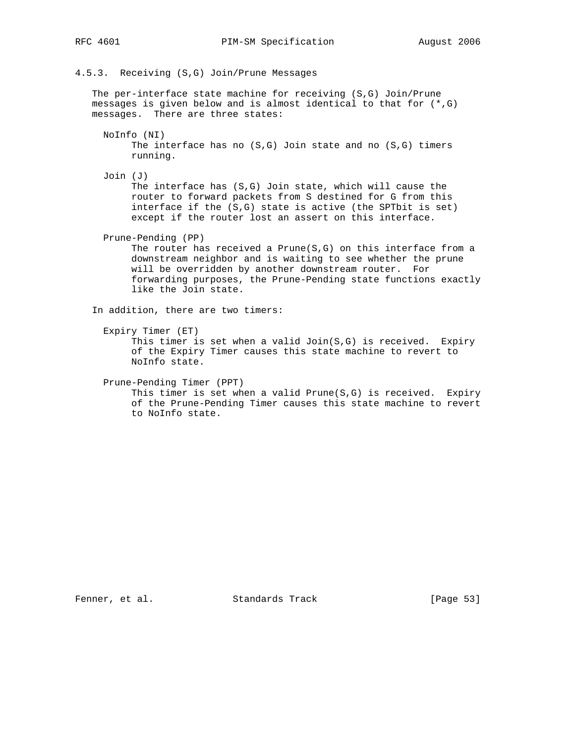#### 4.5.3. Receiving (S,G) Join/Prune Messages

The per-interface state machine for receiving (S,G) Join/Prune messages is given below and is almost identical to that for (*,G) messages. There are three states:

NoInfo (NI)
: The interface has no (S,G) Join state and no (S,G) timers running.

Join (J)
: The interface has (S,G) Join state, which will cause the router to forward packets from S destined for G from this interface if the (S,G) state is active (the SPTbit is set) except if the router lost an assert on this interface.

Prune-Pending (PP)
: The router has received a Prune(S,G) on this interface from a downstream neighbor and is waiting to see whether the prune will be overridden by another downstream router. For forwarding purposes, the Prune-Pending state functions exactly like the Join state.

In addition, there are two timers:

Expiry Timer (ET)
: This timer is set when a valid Join(S,G) is received. Expiry of the Expiry Timer causes this state machine to revert to NoInfo state.

Prune-Pending Timer (PPT)
: This timer is set when a valid Prune(S,G) is received. Expiry of the Prune-Pending Timer causes this state machine to revert to NoInfo state.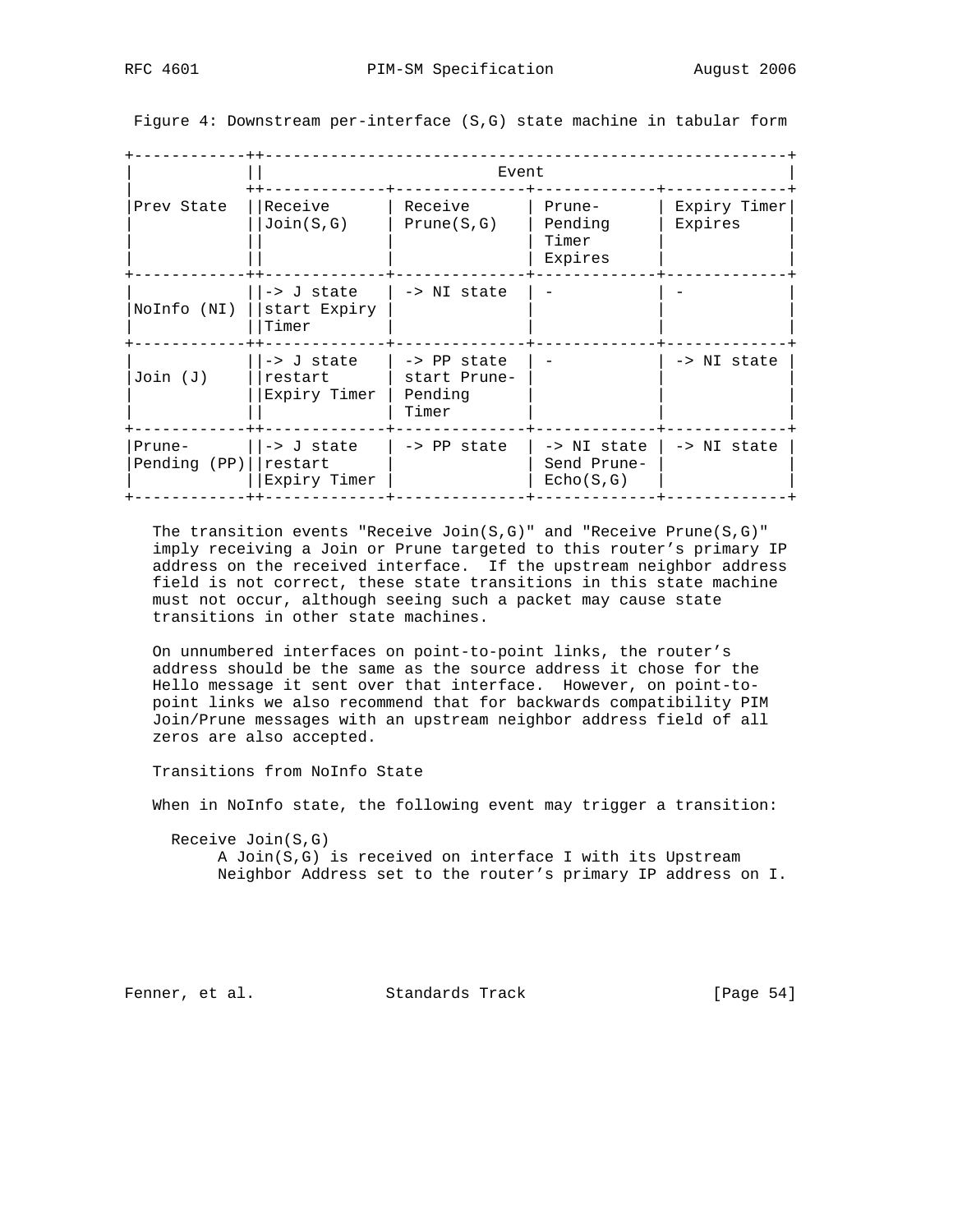Figure 4: Downstream per-interface (S,G) state machine in tabular form

| Prev State | Event | | | |
|---|---|---|---|---|
| | Receive Join(S,G) | Receive Prune(S,G) | Prune-Pending Timer Expires | Expiry Timer Expires |
| NoInfo (NI) | -> J state start Expiry Timer | -> NI state | - | - |
| Join (J) | -> J state restart Expiry Timer | -> PP state start Prune-Pending Timer | - | -> NI state |
| Prune-Pending (PP) | -> J state restart Expiry Timer | -> PP state | -> NI state Send Prune-Echo(S,G) | -> NI state |

The transition events "Receive Join(S,G)" and "Receive Prune(S,G)" imply receiving a Join or Prune targeted to this router's primary IP address on the received interface. If the upstream neighbor address field is not correct, these state transitions in this state machine must not occur, although seeing such a packet may cause state transitions in other state machines.

On unnumbered interfaces on point-to-point links, the router's address should be the same as the source address it chose for the Hello message it sent over that interface. However, on point-to-point links we also recommend that for backwards compatibility PIM Join/Prune messages with an upstream neighbor address field of all zeros are also accepted.

Transitions from NoInfo State

When in NoInfo state, the following event may trigger a transition:

Receive Join(S,G)
: A Join(S,G) is received on interface I with its Upstream Neighbor Address set to the router's primary IP address on I.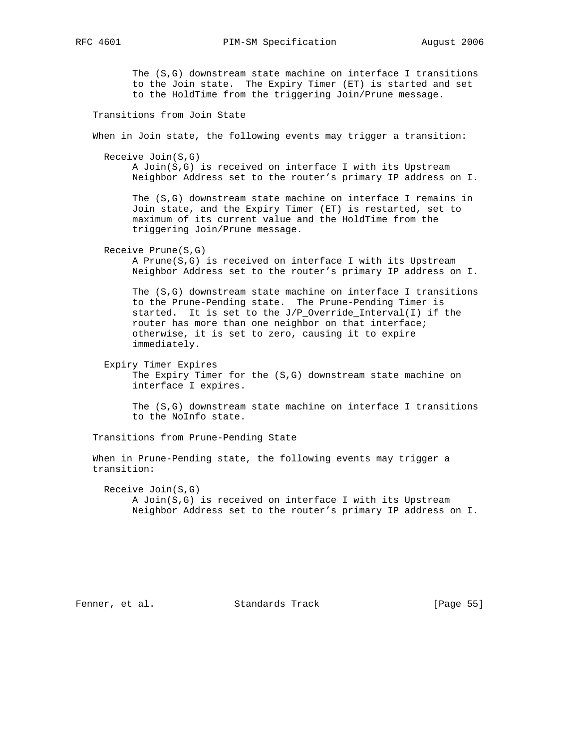The (S,G) downstream state machine on interface I transitions to the Join state. The Expiry Timer (ET) is started and set to the HoldTime from the triggering Join/Prune message.

Transitions from Join State

When in Join state, the following events may trigger a transition:

Receive Join(S,G)
: A Join(S,G) is received on interface I with its Upstream Neighbor Address set to the router's primary IP address on I.

  The (S,G) downstream state machine on interface I remains in Join state, and the Expiry Timer (ET) is restarted, set to maximum of its current value and the HoldTime from the triggering Join/Prune message.

Receive Prune(S,G)
: A Prune(S,G) is received on interface I with its Upstream Neighbor Address set to the router's primary IP address on I.

  The (S,G) downstream state machine on interface I transitions to the Prune-Pending state. The Prune-Pending Timer is started. It is set to the J/P_Override_Interval(I) if the router has more than one neighbor on that interface; otherwise, it is set to zero, causing it to expire immediately.

Expiry Timer Expires
: The Expiry Timer for the (S,G) downstream state machine on interface I expires.

  The (S,G) downstream state machine on interface I transitions to the NoInfo state.

Transitions from Prune-Pending State

When in Prune-Pending state, the following events may trigger a transition:

Receive Join(S,G)
: A Join(S,G) is received on interface I with its Upstream Neighbor Address set to the router's primary IP address on I.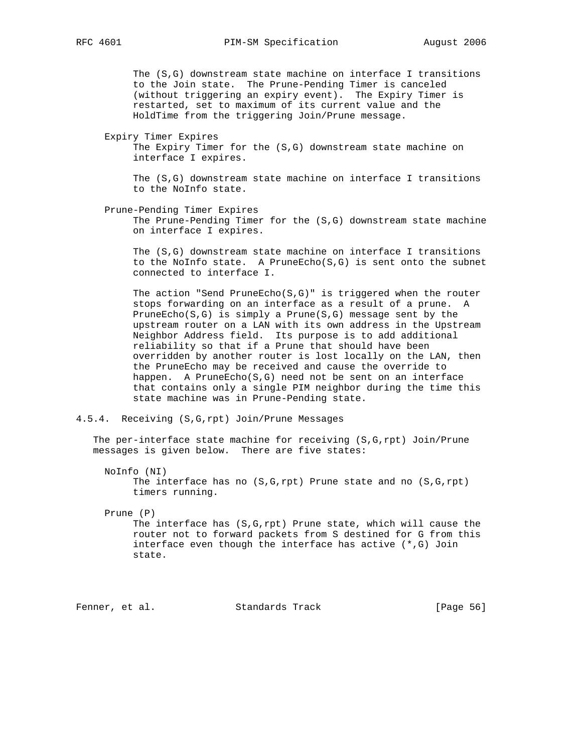The (S,G) downstream state machine on interface I transitions to the Join state. The Prune-Pending Timer is canceled (without triggering an expiry event). The Expiry Timer is restarted, set to maximum of its current value and the HoldTime from the triggering Join/Prune message.

Expiry Timer Expires

The Expiry Timer for the (S,G) downstream state machine on interface I expires.

The (S,G) downstream state machine on interface I transitions to the NoInfo state.

Prune-Pending Timer Expires

The Prune-Pending Timer for the (S,G) downstream state machine on interface I expires.

The (S,G) downstream state machine on interface I transitions to the NoInfo state. A PruneEcho(S,G) is sent onto the subnet connected to interface I.

The action "Send PruneEcho(S,G)" is triggered when the router stops forwarding on an interface as a result of a prune. A PruneEcho(S,G) is simply a Prune(S,G) message sent by the upstream router on a LAN with its own address in the Upstream Neighbor Address field. Its purpose is to add additional reliability so that if a Prune that should have been overridden by another router is lost locally on the LAN, then the PruneEcho may be received and cause the override to happen. A PruneEcho(S,G) need not be sent on an interface that contains only a single PIM neighbor during the time this state machine was in Prune-Pending state.

### 4.5.4. Receiving (S,G,rpt) Join/Prune Messages

The per-interface state machine for receiving (S,G,rpt) Join/Prune messages is given below. There are five states:

NoInfo (NI)

The interface has no (S,G,rpt) Prune state and no (S,G,rpt) timers running.

Prune (P)

The interface has (S,G,rpt) Prune state, which will cause the router not to forward packets from S destined for G from this interface even though the interface has active (*,G) Join state.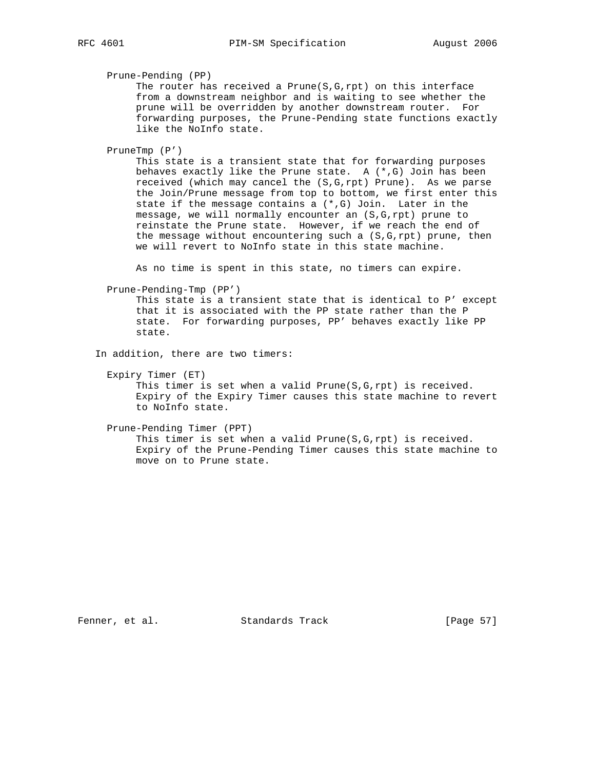Prune-Pending (PP)

The router has received a Prune(S,G,rpt) on this interface from a downstream neighbor and is waiting to see whether the prune will be overridden by another downstream router. For forwarding purposes, the Prune-Pending state functions exactly like the NoInfo state.

PruneTmp (P')

This state is a transient state that for forwarding purposes behaves exactly like the Prune state. A (*,G) Join has been received (which may cancel the (S,G,rpt) Prune). As we parse the Join/Prune message from top to bottom, we first enter this state if the message contains a (*,G) Join. Later in the message, we will normally encounter an (S,G,rpt) prune to reinstate the Prune state. However, if we reach the end of the message without encountering such a (S,G,rpt) prune, then we will revert to NoInfo state in this state machine.

As no time is spent in this state, no timers can expire.

Prune-Pending-Tmp (PP')

This state is a transient state that is identical to P' except that it is associated with the PP state rather than the P state. For forwarding purposes, PP' behaves exactly like PP state.

In addition, there are two timers:

Expiry Timer (ET)

This timer is set when a valid Prune(S,G,rpt) is received. Expiry of the Expiry Timer causes this state machine to revert to NoInfo state.

Prune-Pending Timer (PPT)

This timer is set when a valid Prune(S,G,rpt) is received. Expiry of the Prune-Pending Timer causes this state machine to move on to Prune state.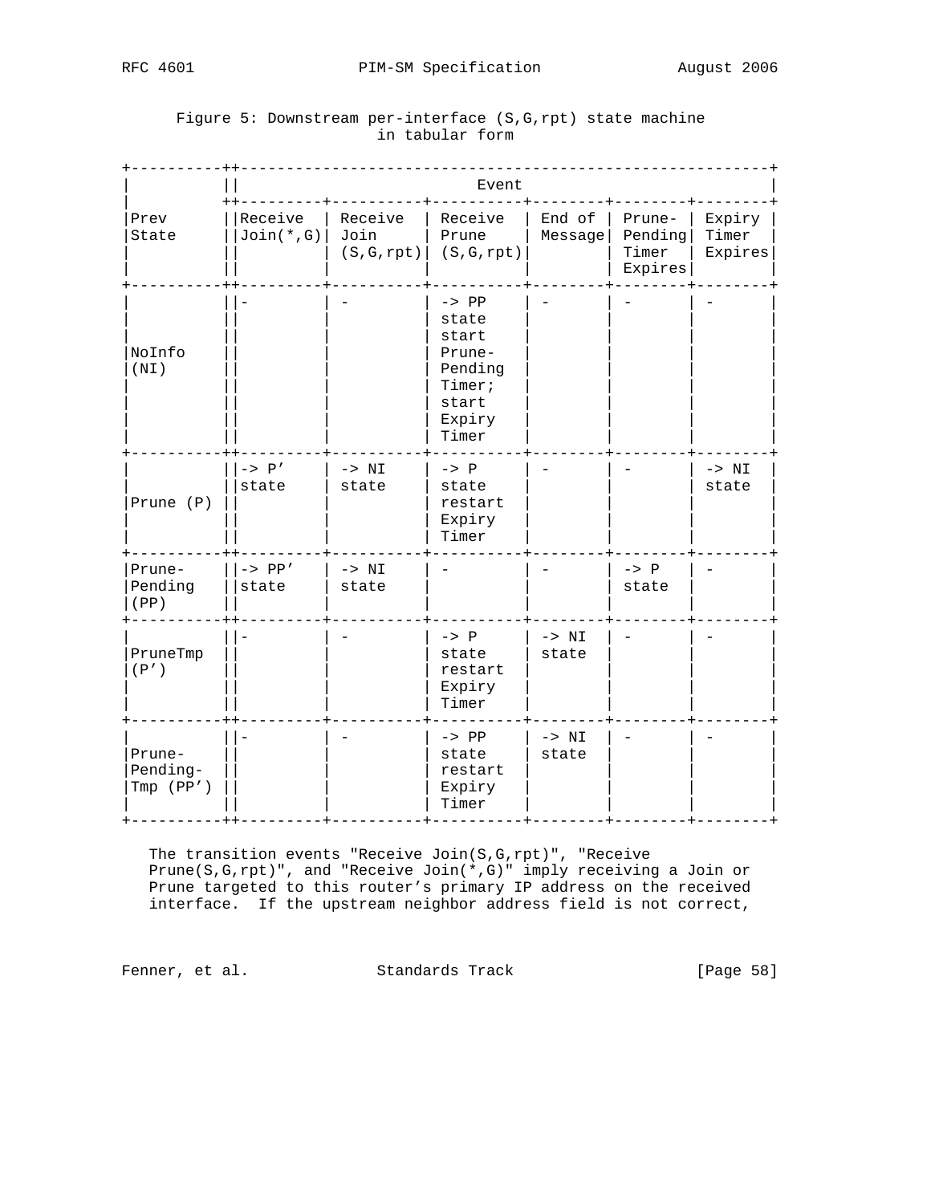Figure 5: Downstream per-interface (S,G,rpt) state machine in tabular form

| Prev State | Receive Join(*,G) | Receive Join (S,G,rpt) | Receive Prune (S,G,rpt) | End of Message | Prune-Pending Timer Expires | Expiry Timer Expires |
|---|---|---|---|---|---|---|
| NoInfo (NI) | - | - | -> PP state start Prune-Pending Timer; start Expiry Timer | - | - | - |
| Prune (P) | -> P' state | -> NI state | -> P state restart Expiry Timer | - | - | -> NI state |
| Prune-Pending (PP) | -> PP' state | -> NI state | - | - | -> P state | - |
| PruneTmp (P') | - | - | -> P state restart Expiry Timer | -> NI state | - | - |
| Prune-Pending-Tmp (PP') | - | - | -> PP state restart Expiry Timer | -> NI state | - | - |

The transition events "Receive Join(S,G,rpt)", "Receive Prune(S,G,rpt)", and "Receive Join(*,G)" imply receiving a Join or Prune targeted to this router's primary IP address on the received interface. If the upstream neighbor address field is not correct,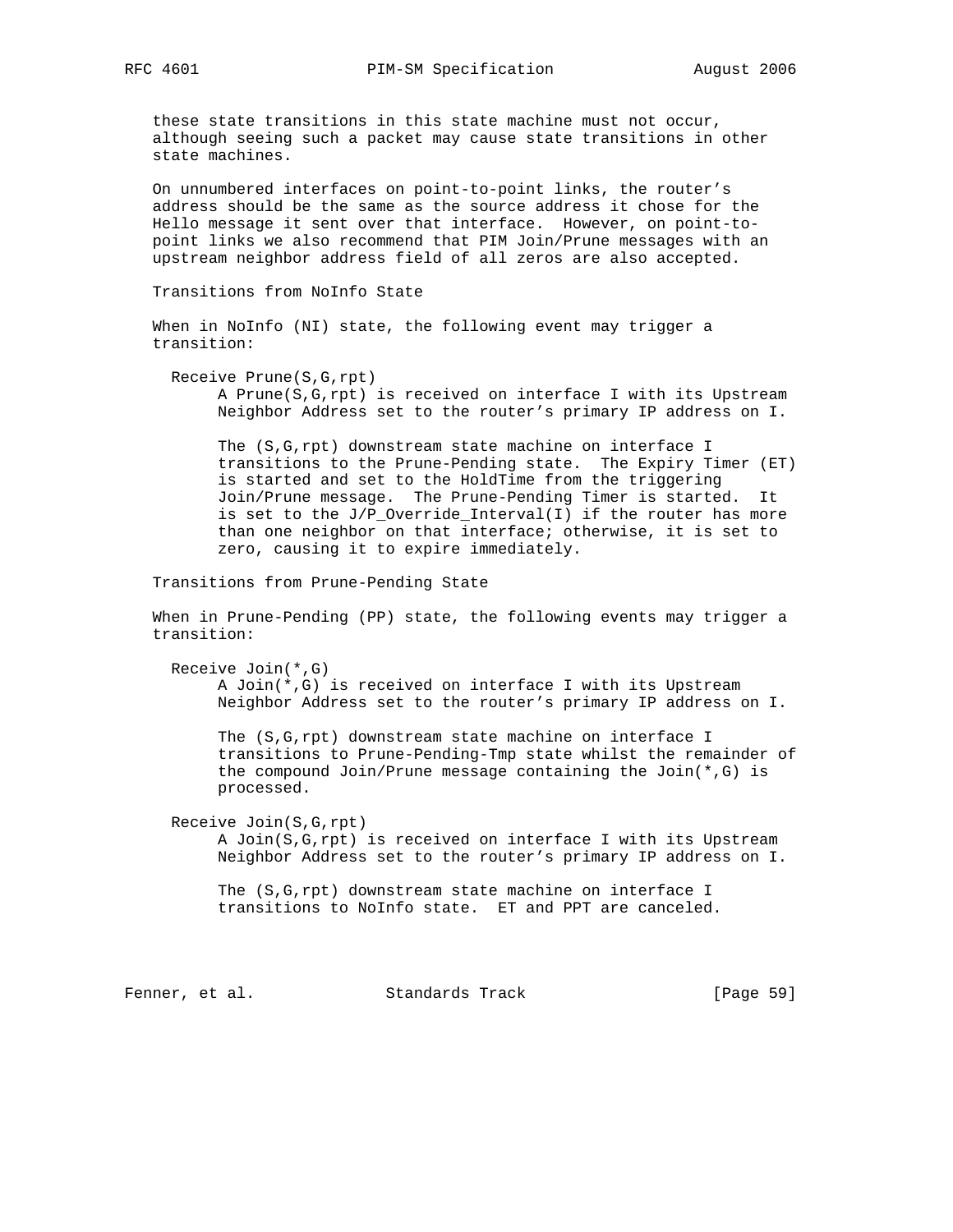these state transitions in this state machine must not occur, although seeing such a packet may cause state transitions in other state machines.

On unnumbered interfaces on point-to-point links, the router's address should be the same as the source address it chose for the Hello message it sent over that interface. However, on point-to-point links we also recommend that PIM Join/Prune messages with an upstream neighbor address field of all zeros are also accepted.

Transitions from NoInfo State

When in NoInfo (NI) state, the following event may trigger a transition:

Receive Prune(S,G,rpt)
: A Prune(S,G,rpt) is received on interface I with its Upstream Neighbor Address set to the router's primary IP address on I.

  The (S,G,rpt) downstream state machine on interface I transitions to the Prune-Pending state. The Expiry Timer (ET) is started and set to the HoldTime from the triggering Join/Prune message. The Prune-Pending Timer is started. It is set to the J/P_Override_Interval(I) if the router has more than one neighbor on that interface; otherwise, it is set to zero, causing it to expire immediately.

Transitions from Prune-Pending State

When in Prune-Pending (PP) state, the following events may trigger a transition:

Receive Join(*,G)
: A Join(*,G) is received on interface I with its Upstream Neighbor Address set to the router's primary IP address on I.

  The (S,G,rpt) downstream state machine on interface I transitions to Prune-Pending-Tmp state whilst the remainder of the compound Join/Prune message containing the Join(*,G) is processed.

Receive Join(S,G,rpt)
: A Join(S,G,rpt) is received on interface I with its Upstream Neighbor Address set to the router's primary IP address on I.

  The (S,G,rpt) downstream state machine on interface I transitions to NoInfo state. ET and PPT are canceled.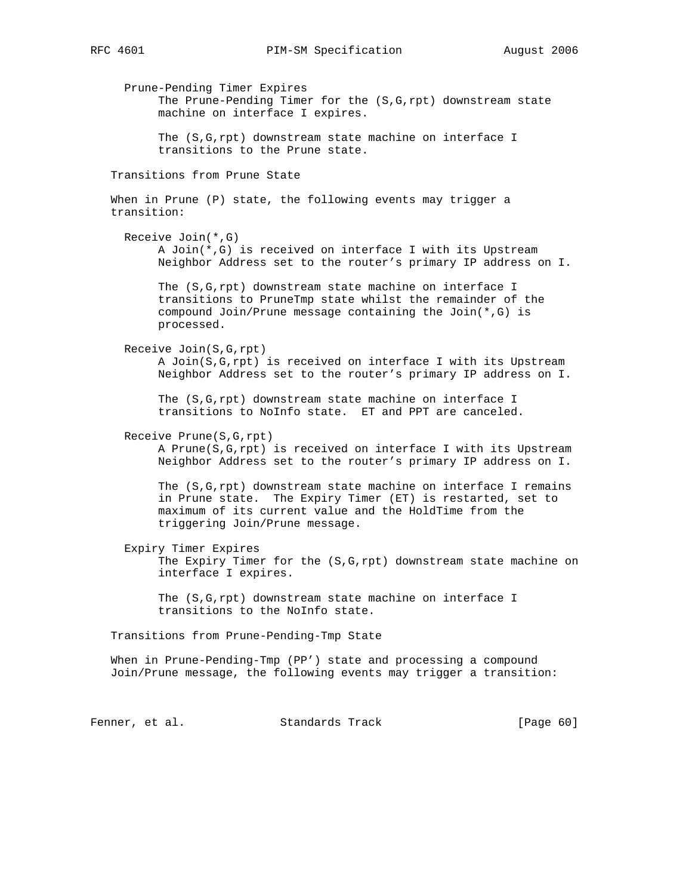Prune-Pending Timer Expires

The Prune-Pending Timer for the (S,G,rpt) downstream state machine on interface I expires.

The (S,G,rpt) downstream state machine on interface I transitions to the Prune state.

Transitions from Prune State

When in Prune (P) state, the following events may trigger a transition:

Receive Join(*,G)

A Join(*,G) is received on interface I with its Upstream Neighbor Address set to the router's primary IP address on I.

The (S,G,rpt) downstream state machine on interface I transitions to PruneTmp state whilst the remainder of the compound Join/Prune message containing the Join(*,G) is processed.

Receive Join(S,G,rpt)

A Join(S,G,rpt) is received on interface I with its Upstream Neighbor Address set to the router's primary IP address on I.

The (S,G,rpt) downstream state machine on interface I transitions to NoInfo state. ET and PPT are canceled.

Receive Prune(S,G,rpt)

A Prune(S,G,rpt) is received on interface I with its Upstream Neighbor Address set to the router's primary IP address on I.

The (S,G,rpt) downstream state machine on interface I remains in Prune state. The Expiry Timer (ET) is restarted, set to maximum of its current value and the HoldTime from the triggering Join/Prune message.

Expiry Timer Expires

The Expiry Timer for the (S,G,rpt) downstream state machine on interface I expires.

The (S,G,rpt) downstream state machine on interface I transitions to the NoInfo state.

Transitions from Prune-Pending-Tmp State

When in Prune-Pending-Tmp (PP') state and processing a compound Join/Prune message, the following events may trigger a transition: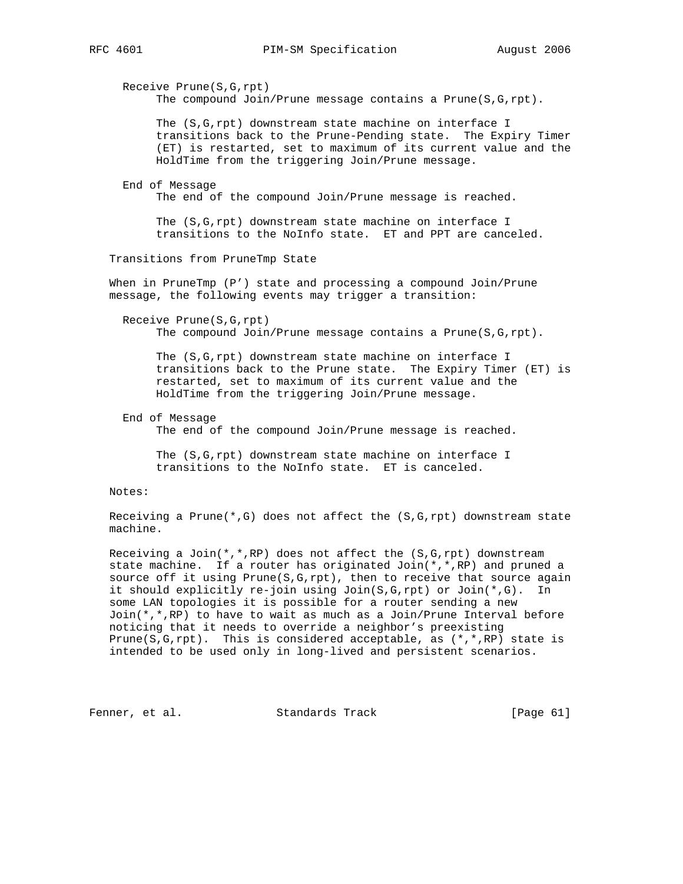Receive Prune(S,G,rpt)
: The compound Join/Prune message contains a Prune(S,G,rpt).

  The (S,G,rpt) downstream state machine on interface I transitions back to the Prune-Pending state. The Expiry Timer (ET) is restarted, set to maximum of its current value and the HoldTime from the triggering Join/Prune message.

End of Message
: The end of the compound Join/Prune message is reached.

  The (S,G,rpt) downstream state machine on interface I transitions to the NoInfo state. ET and PPT are canceled.

Transitions from PruneTmp State

When in PruneTmp (P') state and processing a compound Join/Prune message, the following events may trigger a transition:

Receive Prune(S,G,rpt)
: The compound Join/Prune message contains a Prune(S,G,rpt).

  The (S,G,rpt) downstream state machine on interface I transitions back to the Prune state. The Expiry Timer (ET) is restarted, set to maximum of its current value and the HoldTime from the triggering Join/Prune message.

End of Message
: The end of the compound Join/Prune message is reached.

  The (S,G,rpt) downstream state machine on interface I transitions to the NoInfo state. ET is canceled.

Notes:

Receiving a Prune(*,G) does not affect the (S,G,rpt) downstream state machine.

Receiving a Join(*,*,RP) does not affect the (S,G,rpt) downstream state machine. If a router has originated Join(*,*,RP) and pruned a source off it using Prune(S,G,rpt), then to receive that source again it should explicitly re-join using Join(S,G,rpt) or Join(*,G). In some LAN topologies it is possible for a router sending a new Join(*,*,RP) to have to wait as much as a Join/Prune Interval before noticing that it needs to override a neighbor's preexisting Prune(S,G,rpt). This is considered acceptable, as (*,*,RP) state is intended to be used only in long-lived and persistent scenarios.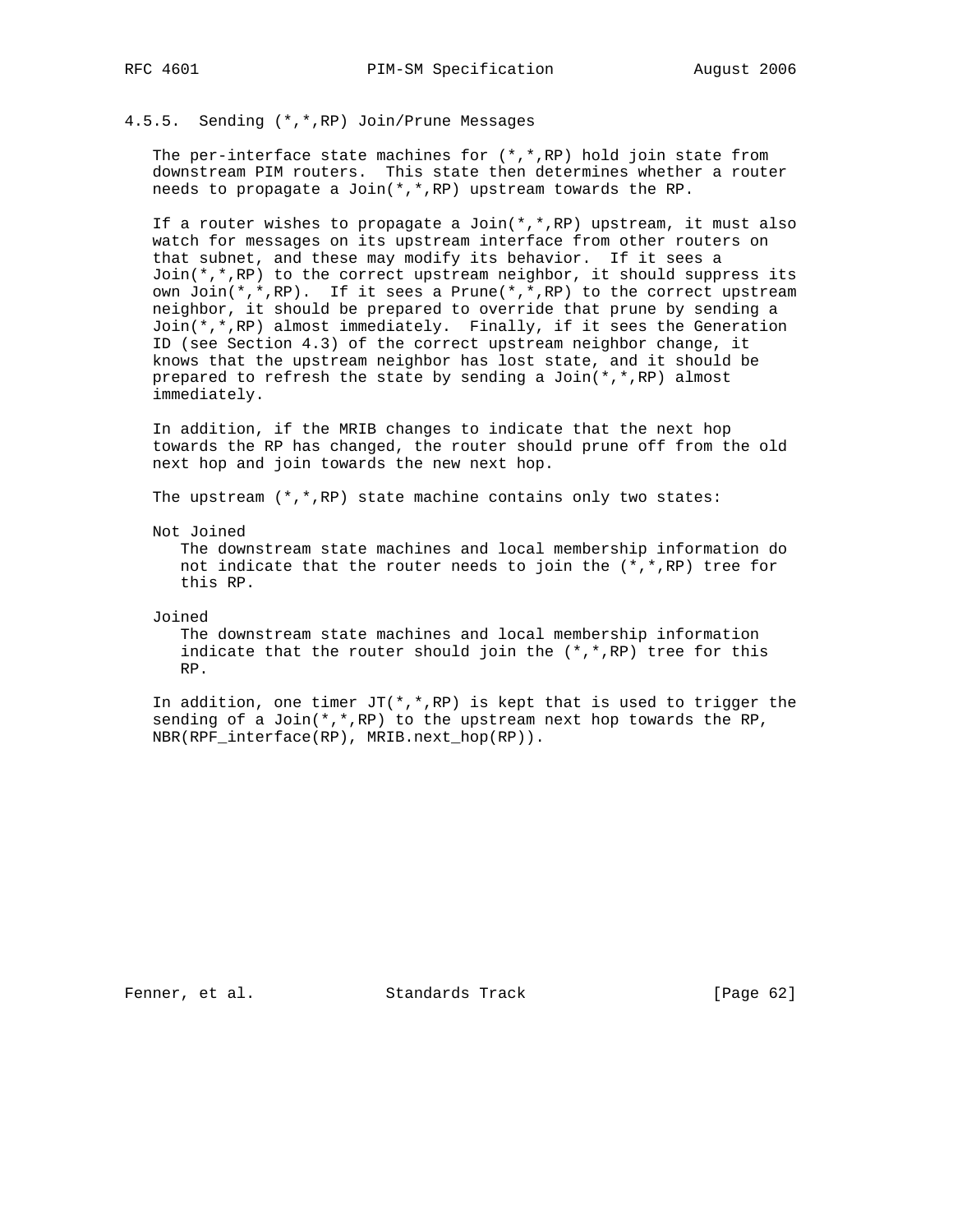### 4.5.5. Sending (*,*,RP) Join/Prune Messages

The per-interface state machines for (*,*,RP) hold join state from downstream PIM routers. This state then determines whether a router needs to propagate a Join(*,*,RP) upstream towards the RP.

If a router wishes to propagate a Join(*,*,RP) upstream, it must also watch for messages on its upstream interface from other routers on that subnet, and these may modify its behavior. If it sees a Join(*,*,RP) to the correct upstream neighbor, it should suppress its own Join(*,*,RP). If it sees a Prune(*,*,RP) to the correct upstream neighbor, it should be prepared to override that prune by sending a Join(*,*,RP) almost immediately. Finally, if it sees the Generation ID (see Section 4.3) of the correct upstream neighbor change, it knows that the upstream neighbor has lost state, and it should be prepared to refresh the state by sending a Join(*,*,RP) almost immediately.

In addition, if the MRIB changes to indicate that the next hop towards the RP has changed, the router should prune off from the old next hop and join towards the new next hop.

The upstream (*,*,RP) state machine contains only two states:

Not Joined
: The downstream state machines and local membership information do not indicate that the router needs to join the (*,*,RP) tree for this RP.

Joined
: The downstream state machines and local membership information indicate that the router should join the (*,*,RP) tree for this RP.

In addition, one timer JT(*,*,RP) is kept that is used to trigger the sending of a Join(*,*,RP) to the upstream next hop towards the RP, NBR(RPF_interface(RP), MRIB.next_hop(RP)).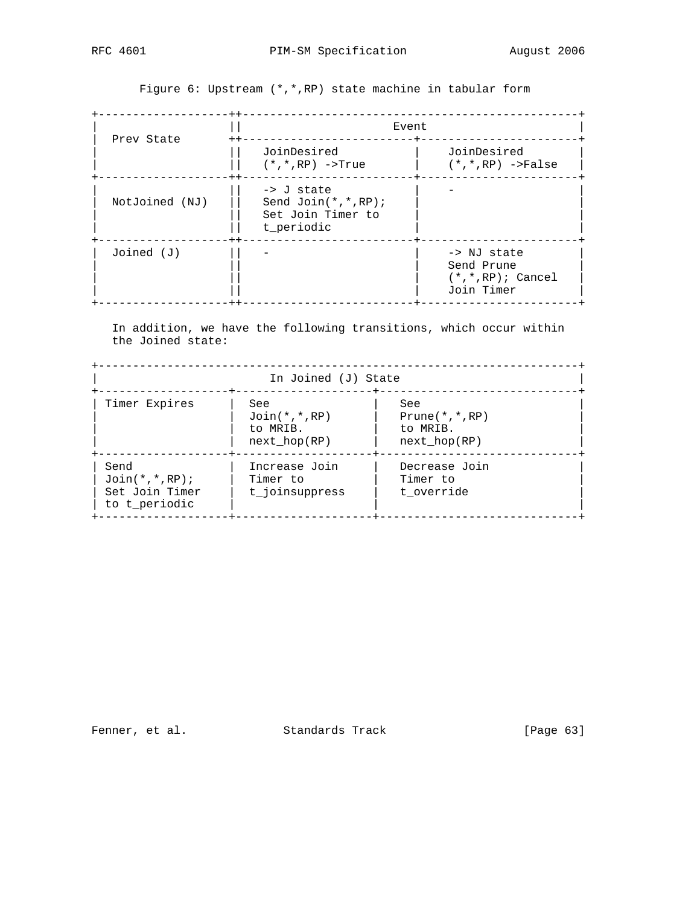Figure 6: Upstream (*,*,RP) state machine in tabular form

| Prev State | Event | |
|---|---|---|
| | JoinDesired (*,*,RP) ->True | JoinDesired (*,*,RP) ->False |
| NotJoined (NJ) | -> J state Send Join(*,*,RP); Set Join Timer to t_periodic | - |
| Joined (J) | - | -> NJ state Send Prune (*,*,RP); Cancel Join Timer |

In addition, we have the following transitions, which occur within the Joined state:

| In Joined (J) State | | |
|---|---|---|
| Timer Expires | See Join(*,*,RP) to MRIB. next_hop(RP) | See Prune(*,*,RP) to MRIB. next_hop(RP) |
| Send Join(*,*,RP); Set Join Timer to t_periodic | Increase Join Timer to t_joinsuppress | Decrease Join Timer to t_override |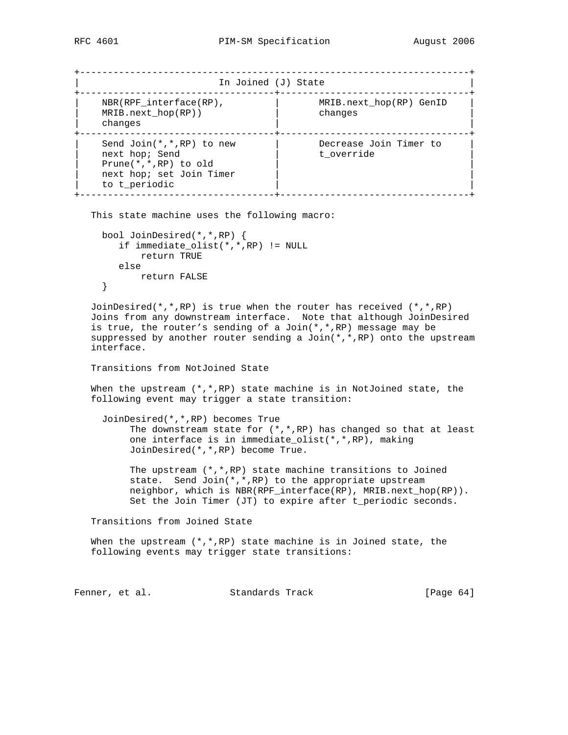| In Joined (J) State | |
|---|---|
| NBR(RPF_interface(RP), MRIB.next_hop(RP)) changes | MRIB.next_hop(RP) GenID changes |
| Send Join(*,*,RP) to new next hop; Send Prune(*,*,RP) to old next hop; set Join Timer to t_periodic | Decrease Join Timer to t_override |

This state machine uses the following macro:

```
bool JoinDesired(*,*,RP) {
   if immediate_olist(*,*,RP) != NULL
       return TRUE
   else
       return FALSE
}
```

JoinDesired(*,*,RP) is true when the router has received (*,*,RP) Joins from any downstream interface. Note that although JoinDesired is true, the router's sending of a Join(*,*,RP) message may be suppressed by another router sending a Join(*,*,RP) onto the upstream interface.

Transitions from NotJoined State

When the upstream (*,*,RP) state machine is in NotJoined state, the following event may trigger a state transition:

JoinDesired(*,*,RP) becomes True
: The downstream state for (*,*,RP) has changed so that at least one interface is in immediate_olist(*,*,RP), making JoinDesired(*,*,RP) become True.

  The upstream (*,*,RP) state machine transitions to Joined state. Send Join(*,*,RP) to the appropriate upstream neighbor, which is NBR(RPF_interface(RP), MRIB.next_hop(RP)). Set the Join Timer (JT) to expire after t_periodic seconds.

Transitions from Joined State

When the upstream (*,*,RP) state machine is in Joined state, the following events may trigger state transitions: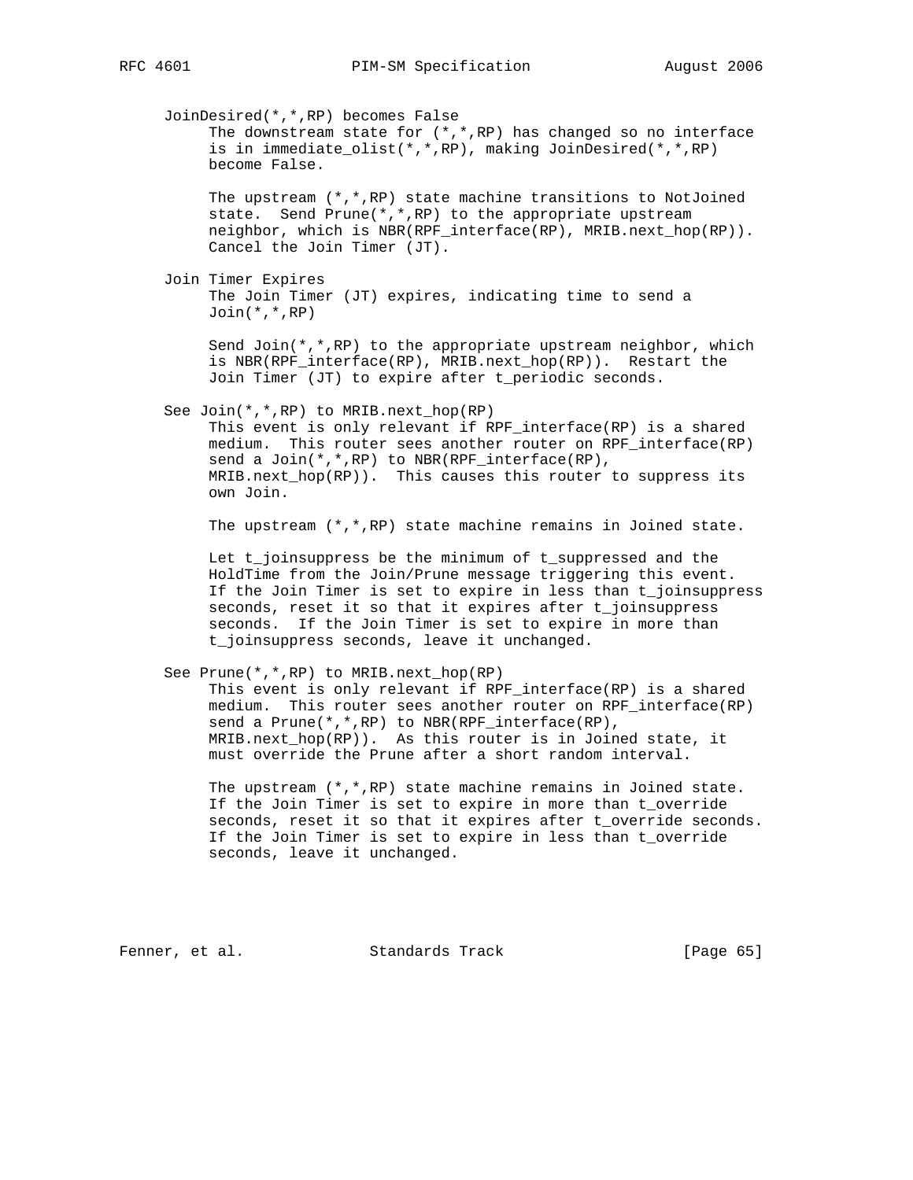JoinDesired(*,*,RP) becomes False

The downstream state for (*,*,RP) has changed so no interface is in immediate_olist(*,*,RP), making JoinDesired(*,*,RP) become False.

The upstream (*,*,RP) state machine transitions to NotJoined state. Send Prune(*,*,RP) to the appropriate upstream neighbor, which is NBR(RPF_interface(RP), MRIB.next_hop(RP)). Cancel the Join Timer (JT).

Join Timer Expires

The Join Timer (JT) expires, indicating time to send a Join(*,*,RP)

Send Join(*,*,RP) to the appropriate upstream neighbor, which is NBR(RPF_interface(RP), MRIB.next_hop(RP)). Restart the Join Timer (JT) to expire after t_periodic seconds.

See Join(*,*,RP) to MRIB.next_hop(RP)

This event is only relevant if RPF_interface(RP) is a shared medium. This router sees another router on RPF_interface(RP) send a Join(*,*,RP) to NBR(RPF_interface(RP), MRIB.next_hop(RP)). This causes this router to suppress its own Join.

The upstream (*,*,RP) state machine remains in Joined state.

Let t_joinsuppress be the minimum of t_suppressed and the HoldTime from the Join/Prune message triggering this event. If the Join Timer is set to expire in less than t_joinsuppress seconds, reset it so that it expires after t_joinsuppress seconds. If the Join Timer is set to expire in more than t_joinsuppress seconds, leave it unchanged.

See Prune(*,*,RP) to MRIB.next_hop(RP)

This event is only relevant if RPF_interface(RP) is a shared medium. This router sees another router on RPF_interface(RP) send a Prune(*,*,RP) to NBR(RPF_interface(RP), MRIB.next_hop(RP)). As this router is in Joined state, it must override the Prune after a short random interval.

The upstream (*,*,RP) state machine remains in Joined state. If the Join Timer is set to expire in more than t_override seconds, reset it so that it expires after t_override seconds. If the Join Timer is set to expire in less than t_override seconds, leave it unchanged.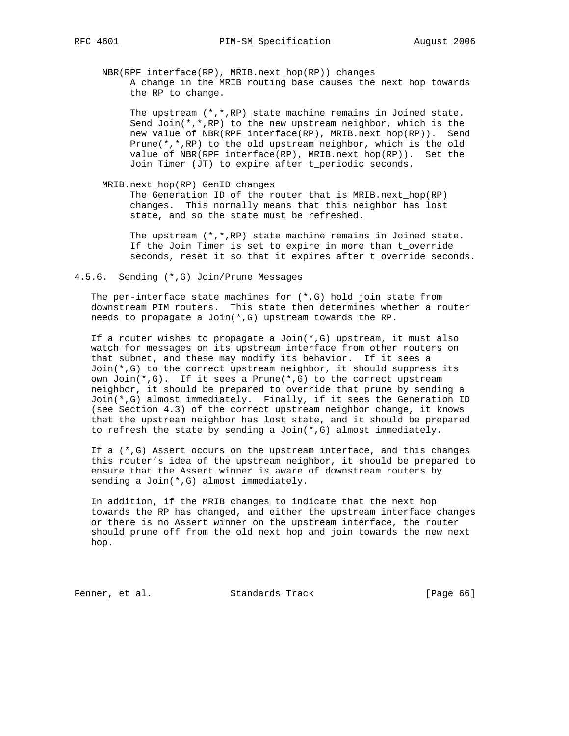NBR(RPF_interface(RP), MRIB.next_hop(RP)) changes

A change in the MRIB routing base causes the next hop towards the RP to change.

The upstream (*,*,RP) state machine remains in Joined state. Send Join(*,*,RP) to the new upstream neighbor, which is the new value of NBR(RPF_interface(RP), MRIB.next_hop(RP)). Send Prune(*,*,RP) to the old upstream neighbor, which is the old value of NBR(RPF_interface(RP), MRIB.next_hop(RP)). Set the Join Timer (JT) to expire after t_periodic seconds.

MRIB.next_hop(RP) GenID changes

The Generation ID of the router that is MRIB.next_hop(RP) changes. This normally means that this neighbor has lost state, and so the state must be refreshed.

The upstream (*,*,RP) state machine remains in Joined state. If the Join Timer is set to expire in more than t_override seconds, reset it so that it expires after t_override seconds.

### 4.5.6. Sending (*,G) Join/Prune Messages

The per-interface state machines for (*,G) hold join state from downstream PIM routers. This state then determines whether a router needs to propagate a Join(*,G) upstream towards the RP.

If a router wishes to propagate a Join(*,G) upstream, it must also watch for messages on its upstream interface from other routers on that subnet, and these may modify its behavior. If it sees a Join(*,G) to the correct upstream neighbor, it should suppress its own Join(*,G). If it sees a Prune(*,G) to the correct upstream neighbor, it should be prepared to override that prune by sending a Join(*,G) almost immediately. Finally, if it sees the Generation ID (see Section 4.3) of the correct upstream neighbor change, it knows that the upstream neighbor has lost state, and it should be prepared to refresh the state by sending a Join(*,G) almost immediately.

If a (*,G) Assert occurs on the upstream interface, and this changes this router's idea of the upstream neighbor, it should be prepared to ensure that the Assert winner is aware of downstream routers by sending a Join(*,G) almost immediately.

In addition, if the MRIB changes to indicate that the next hop towards the RP has changed, and either the upstream interface changes or there is no Assert winner on the upstream interface, the router should prune off from the old next hop and join towards the new next hop.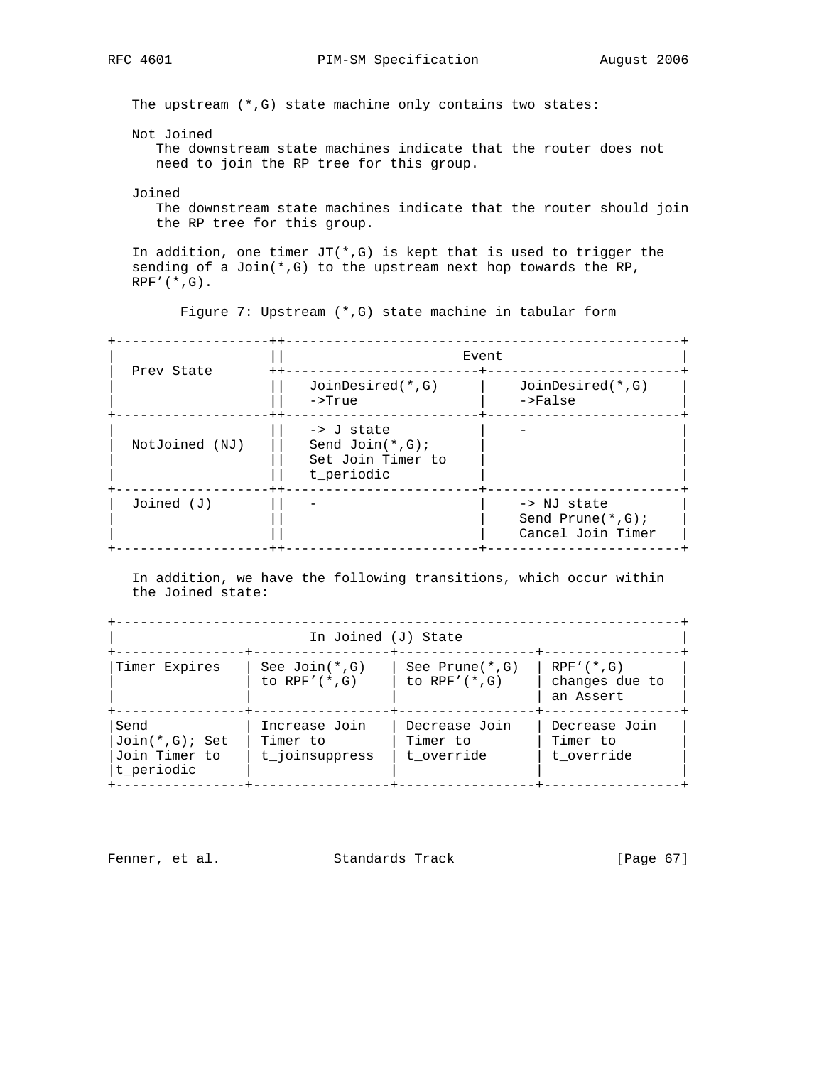The upstream (*,G) state machine only contains two states:

Not Joined
The downstream state machines indicate that the router does not need to join the RP tree for this group.

Joined
The downstream state machines indicate that the router should join the RP tree for this group.

In addition, one timer JT(*,G) is kept that is used to trigger the sending of a Join(*,G) to the upstream next hop towards the RP, RPF'(*,G).

Figure 7: Upstream (*,G) state machine in tabular form

| Prev State | Event | |
|---|---|---|
| | JoinDesired(*,G) ->True | JoinDesired(*,G) ->False |
| NotJoined (NJ) | -> J state Send Join(*,G); Set Join Timer to t_periodic | - |
| Joined (J) | - | -> NJ state Send Prune(*,G); Cancel Join Timer |

In addition, we have the following transitions, which occur within the Joined state:

| In Joined (J) State | | | |
|---|---|---|---|
| Timer Expires | See Join(*,G) to RPF'(*,G) | See Prune(*,G) to RPF'(*,G) | RPF'(*,G) changes due to an Assert |
| Send Join(*,G); Set Join Timer to t_periodic | Increase Join Timer to t_joinsuppress | Decrease Join Timer to t_override | Decrease Join Timer to t_override |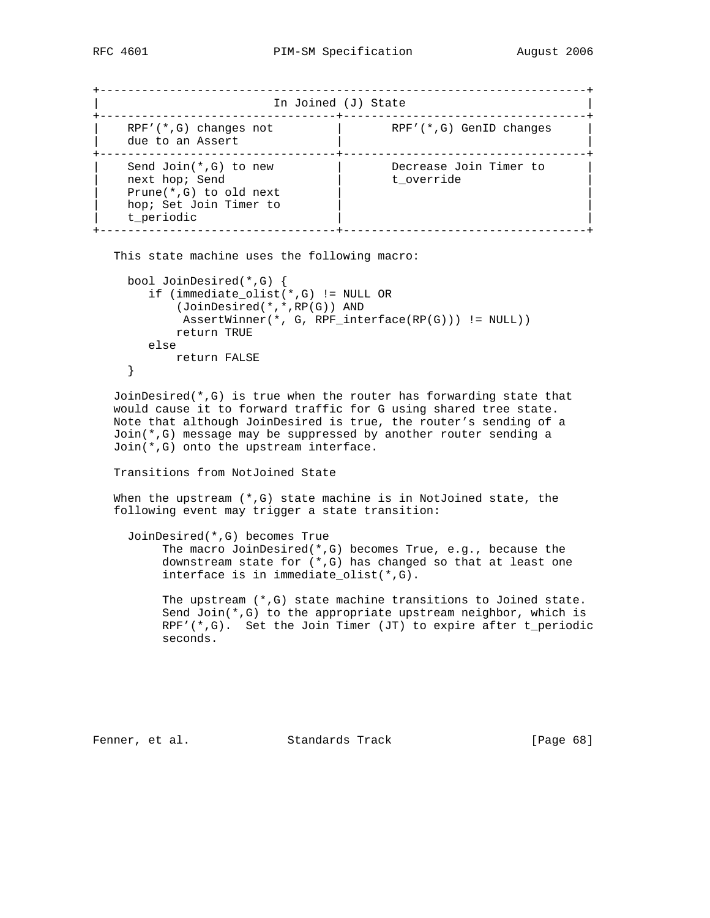| In Joined (J) State | |
|---|---|
| RPF'(*,G) changes not due to an Assert | RPF'(*,G) GenID changes |
| Send Join(*,G) to new next hop; Send Prune(*,G) to old next hop; Set Join Timer to t_periodic | Decrease Join Timer to t_override |

This state machine uses the following macro:

```
bool JoinDesired(*,G) {
   if (immediate_olist(*,G) != NULL OR
       (JoinDesired(*,*,RP(G)) AND
        AssertWinner(*, G, RPF_interface(RP(G))) != NULL))
       return TRUE
   else
       return FALSE
}
```

JoinDesired(*,G) is true when the router has forwarding state that would cause it to forward traffic for G using shared tree state. Note that although JoinDesired is true, the router's sending of a Join(*,G) message may be suppressed by another router sending a Join(*,G) onto the upstream interface.

Transitions from NotJoined State

When the upstream (*,G) state machine is in NotJoined state, the following event may trigger a state transition:

JoinDesired(*,G) becomes True
: The macro JoinDesired(*,G) becomes True, e.g., because the downstream state for (*,G) has changed so that at least one interface is in immediate_olist(*,G).

  The upstream (*,G) state machine transitions to Joined state. Send Join(*,G) to the appropriate upstream neighbor, which is RPF'(*,G). Set the Join Timer (JT) to expire after t_periodic seconds.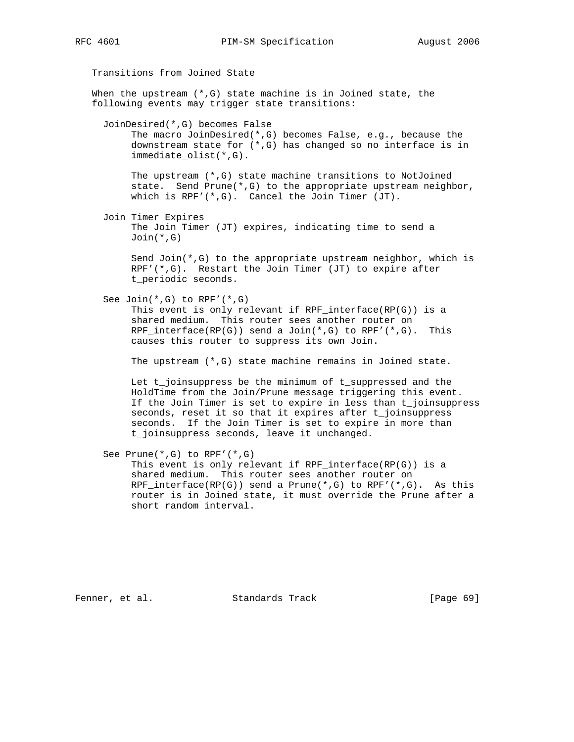Transitions from Joined State

When the upstream (*,G) state machine is in Joined state, the following events may trigger state transitions:

JoinDesired(*,G) becomes False

The macro JoinDesired(*,G) becomes False, e.g., because the downstream state for (*,G) has changed so no interface is in immediate_olist(*,G).

The upstream (*,G) state machine transitions to NotJoined state. Send Prune(*,G) to the appropriate upstream neighbor, which is RPF'(*,G). Cancel the Join Timer (JT).

Join Timer Expires

The Join Timer (JT) expires, indicating time to send a Join(*,G)

Send Join(*,G) to the appropriate upstream neighbor, which is RPF'(*,G). Restart the Join Timer (JT) to expire after t_periodic seconds.

See Join(*,G) to RPF'(*,G)

This event is only relevant if RPF_interface(RP(G)) is a shared medium. This router sees another router on RPF_interface(RP(G)) send a Join(*,G) to RPF'(*,G). This causes this router to suppress its own Join.

The upstream (*,G) state machine remains in Joined state.

Let t_joinsuppress be the minimum of t_suppressed and the HoldTime from the Join/Prune message triggering this event. If the Join Timer is set to expire in less than t_joinsuppress seconds, reset it so that it expires after t_joinsuppress seconds. If the Join Timer is set to expire in more than t_joinsuppress seconds, leave it unchanged.

See Prune(*,G) to RPF'(*,G)

This event is only relevant if RPF_interface(RP(G)) is a shared medium. This router sees another router on RPF_interface(RP(G)) send a Prune(*,G) to RPF'(*,G). As this router is in Joined state, it must override the Prune after a short random interval.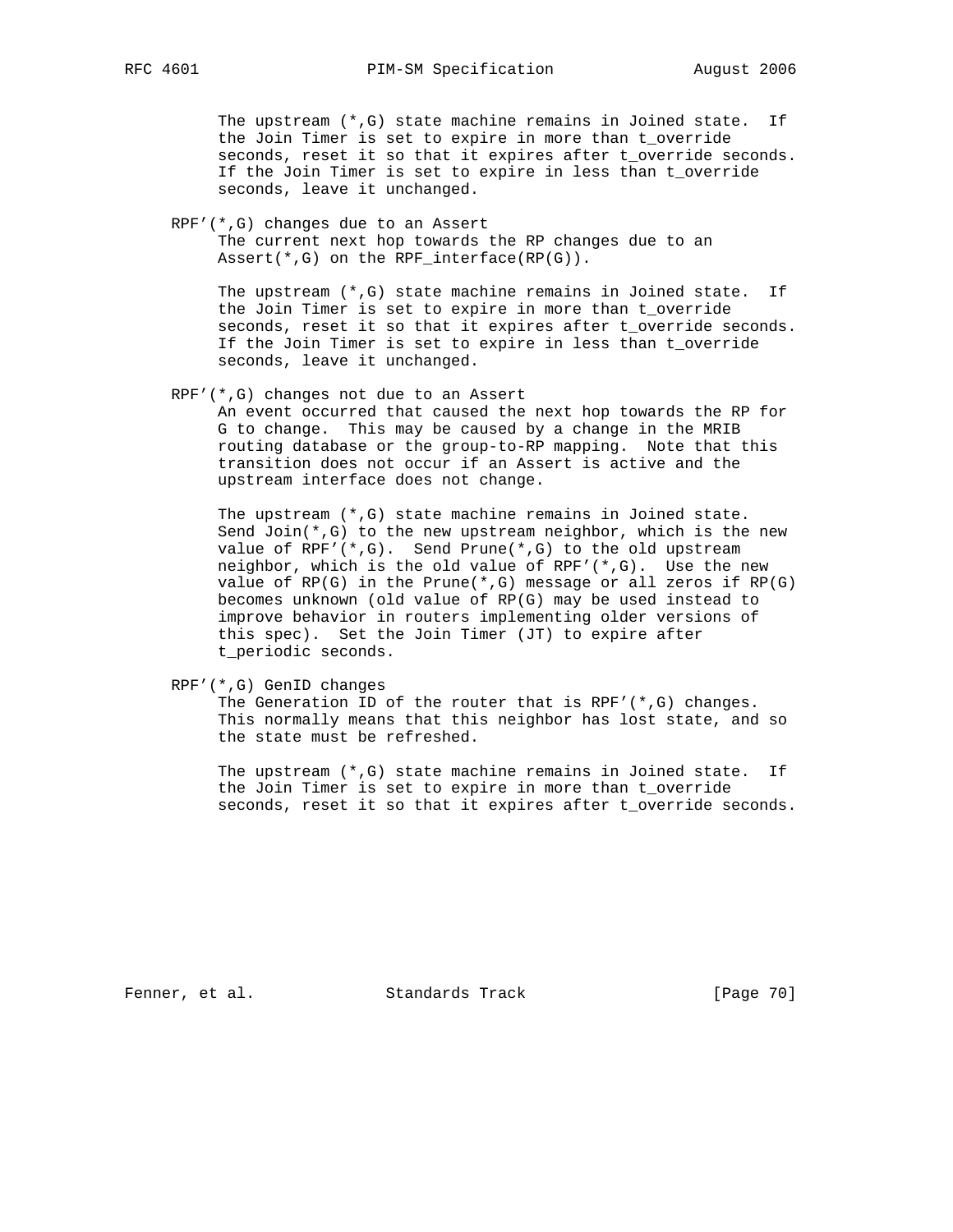The upstream (*,G) state machine remains in Joined state. If the Join Timer is set to expire in more than t_override seconds, reset it so that it expires after t_override seconds. If the Join Timer is set to expire in less than t_override seconds, leave it unchanged.

RPF'(*,G) changes due to an Assert
: The current next hop towards the RP changes due to an Assert(*,G) on the RPF_interface(RP(G)).

  The upstream (*,G) state machine remains in Joined state. If the Join Timer is set to expire in more than t_override seconds, reset it so that it expires after t_override seconds. If the Join Timer is set to expire in less than t_override seconds, leave it unchanged.

RPF'(*,G) changes not due to an Assert
: An event occurred that caused the next hop towards the RP for G to change. This may be caused by a change in the MRIB routing database or the group-to-RP mapping. Note that this transition does not occur if an Assert is active and the upstream interface does not change.

  The upstream (*,G) state machine remains in Joined state. Send Join(*,G) to the new upstream neighbor, which is the new value of RPF'(*,G). Send Prune(*,G) to the old upstream neighbor, which is the old value of RPF'(*,G). Use the new value of RP(G) in the Prune(*,G) message or all zeros if RP(G) becomes unknown (old value of RP(G) may be used instead to improve behavior in routers implementing older versions of this spec). Set the Join Timer (JT) to expire after t_periodic seconds.

RPF'(*,G) GenID changes
: The Generation ID of the router that is RPF'(*,G) changes. This normally means that this neighbor has lost state, and so the state must be refreshed.

  The upstream (*,G) state machine remains in Joined state. If the Join Timer is set to expire in more than t_override seconds, reset it so that it expires after t_override seconds.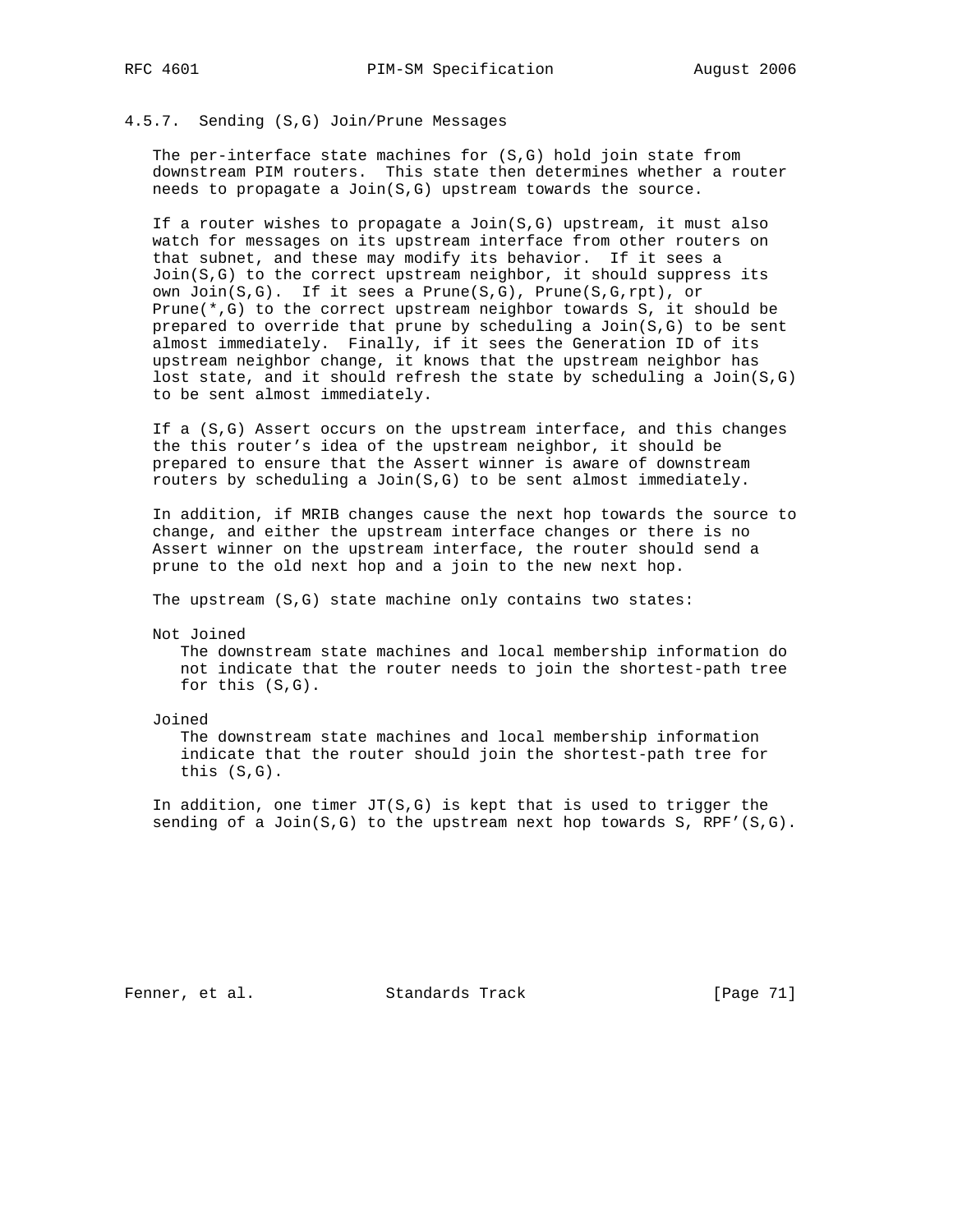### 4.5.7. Sending (S,G) Join/Prune Messages

The per-interface state machines for (S,G) hold join state from downstream PIM routers. This state then determines whether a router needs to propagate a Join(S,G) upstream towards the source.

If a router wishes to propagate a Join(S,G) upstream, it must also watch for messages on its upstream interface from other routers on that subnet, and these may modify its behavior. If it sees a Join(S,G) to the correct upstream neighbor, it should suppress its own Join(S,G). If it sees a Prune(S,G), Prune(S,G,rpt), or Prune(*,G) to the correct upstream neighbor towards S, it should be prepared to override that prune by scheduling a Join(S,G) to be sent almost immediately. Finally, if it sees the Generation ID of its upstream neighbor change, it knows that the upstream neighbor has lost state, and it should refresh the state by scheduling a Join(S,G) to be sent almost immediately.

If a (S,G) Assert occurs on the upstream interface, and this changes the this router's idea of the upstream neighbor, it should be prepared to ensure that the Assert winner is aware of downstream routers by scheduling a Join(S,G) to be sent almost immediately.

In addition, if MRIB changes cause the next hop towards the source to change, and either the upstream interface changes or there is no Assert winner on the upstream interface, the router should send a prune to the old next hop and a join to the new next hop.

The upstream (S,G) state machine only contains two states:

Not Joined
: The downstream state machines and local membership information do not indicate that the router needs to join the shortest-path tree for this (S,G).

Joined
: The downstream state machines and local membership information indicate that the router should join the shortest-path tree for this (S,G).

In addition, one timer JT(S,G) is kept that is used to trigger the sending of a Join(S,G) to the upstream next hop towards S, RPF'(S,G).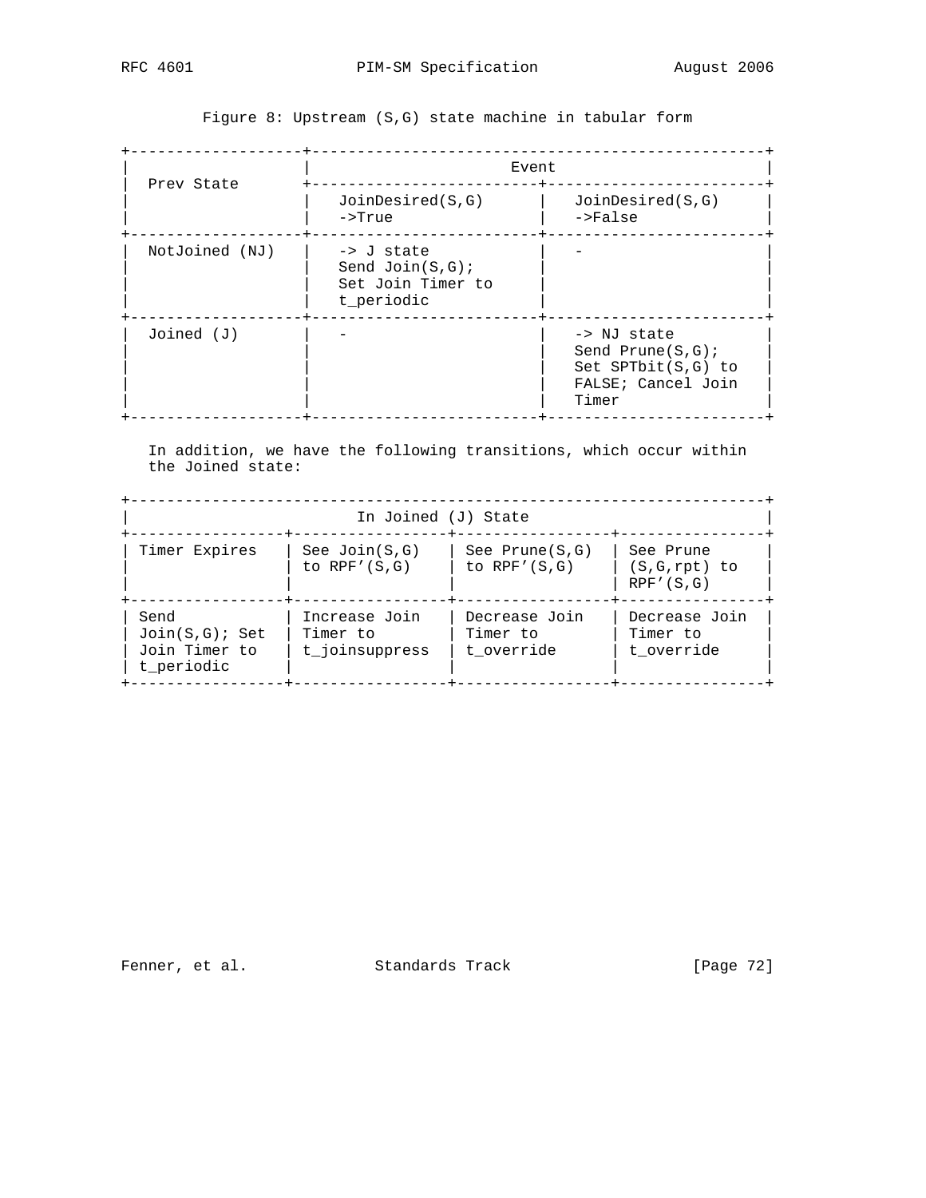Figure 8: Upstream (S,G) state machine in tabular form

| Prev State | Event | |
|---|---|---|
| | JoinDesired(S,G) ->True | JoinDesired(S,G) ->False |
| NotJoined (NJ) | -> J state Send Join(S,G); Set Join Timer to t_periodic | - |
| Joined (J) | - | -> NJ state Send Prune(S,G); Set SPTbit(S,G) to FALSE; Cancel Join Timer |

In addition, we have the following transitions, which occur within the Joined state:

| In Joined (J) State | | | |
|---|---|---|---|
| Timer Expires | See Join(S,G) to RPF’(S,G) | See Prune(S,G) to RPF’(S,G) | See Prune (S,G,rpt) to RPF’(S,G) |
| Send Join(S,G); Set Join Timer to t_periodic | Increase Join Timer to t_joinsuppress | Decrease Join Timer to t_override | Decrease Join Timer to t_override |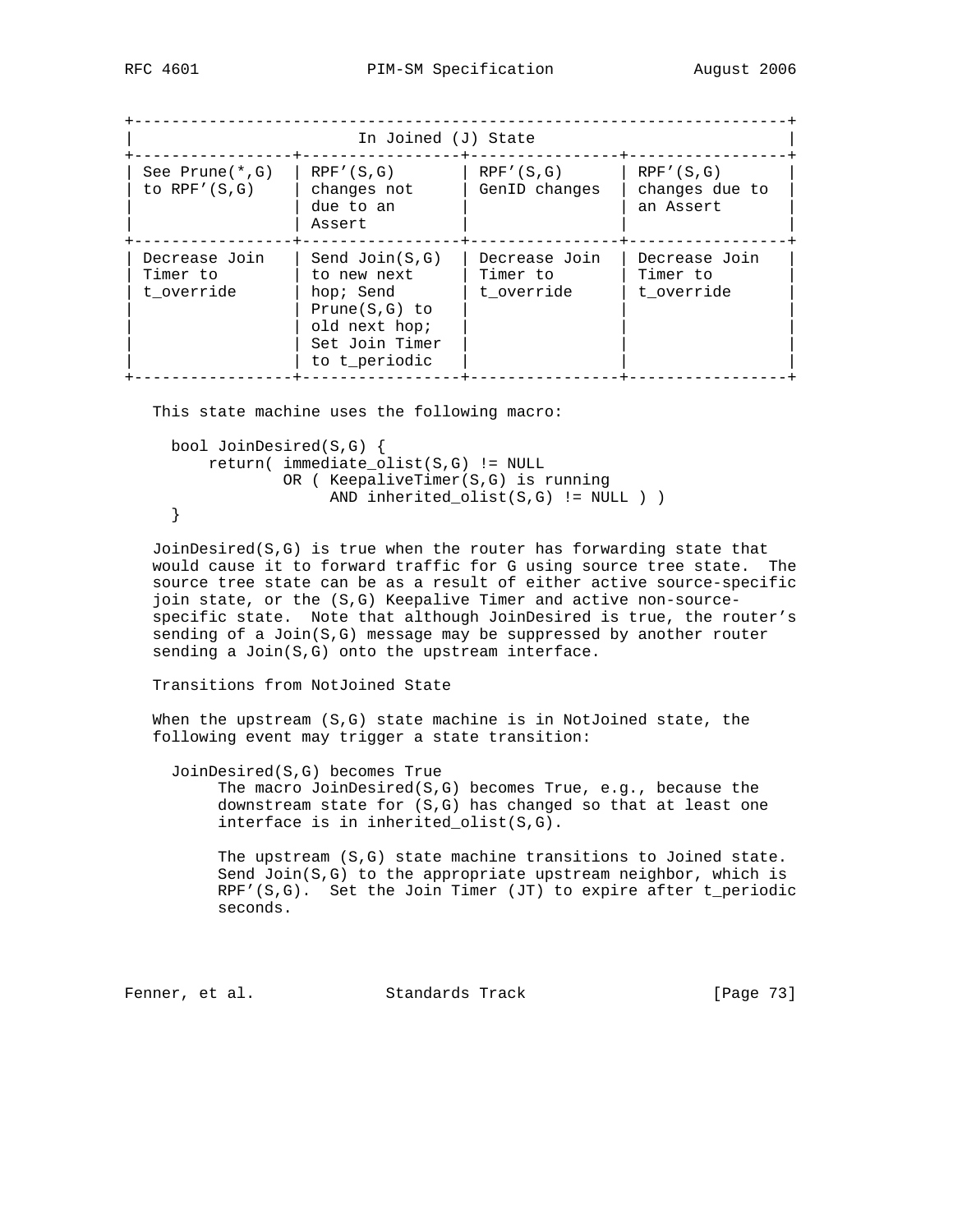| In Joined (J) State | | | |
|---|---|---|---|
| See Prune(*,G) to RPF'(S,G) | RPF'(S,G) changes not due to an Assert | RPF'(S,G) GenID changes | RPF'(S,G) changes due to an Assert |
| Decrease Join Timer to t_override | Send Join(S,G) to new next hop; Send Prune(S,G) to old next hop; Set Join Timer to t_periodic | Decrease Join Timer to t_override | Decrease Join Timer to t_override |

This state machine uses the following macro:

```
bool JoinDesired(S,G) {
    return( immediate_olist(S,G) != NULL
            OR ( KeepaliveTimer(S,G) is running
                 AND inherited_olist(S,G) != NULL ) )
}
```

JoinDesired(S,G) is true when the router has forwarding state that would cause it to forward traffic for G using source tree state. The source tree state can be as a result of either active source-specific join state, or the (S,G) Keepalive Timer and active non-source-specific state. Note that although JoinDesired is true, the router's sending of a Join(S,G) message may be suppressed by another router sending a Join(S,G) onto the upstream interface.

Transitions from NotJoined State

When the upstream (S,G) state machine is in NotJoined state, the following event may trigger a state transition:

JoinDesired(S,G) becomes True

The macro JoinDesired(S,G) becomes True, e.g., because the downstream state for (S,G) has changed so that at least one interface is in inherited_olist(S,G).

The upstream (S,G) state machine transitions to Joined state. Send Join(S,G) to the appropriate upstream neighbor, which is RPF'(S,G). Set the Join Timer (JT) to expire after t_periodic seconds.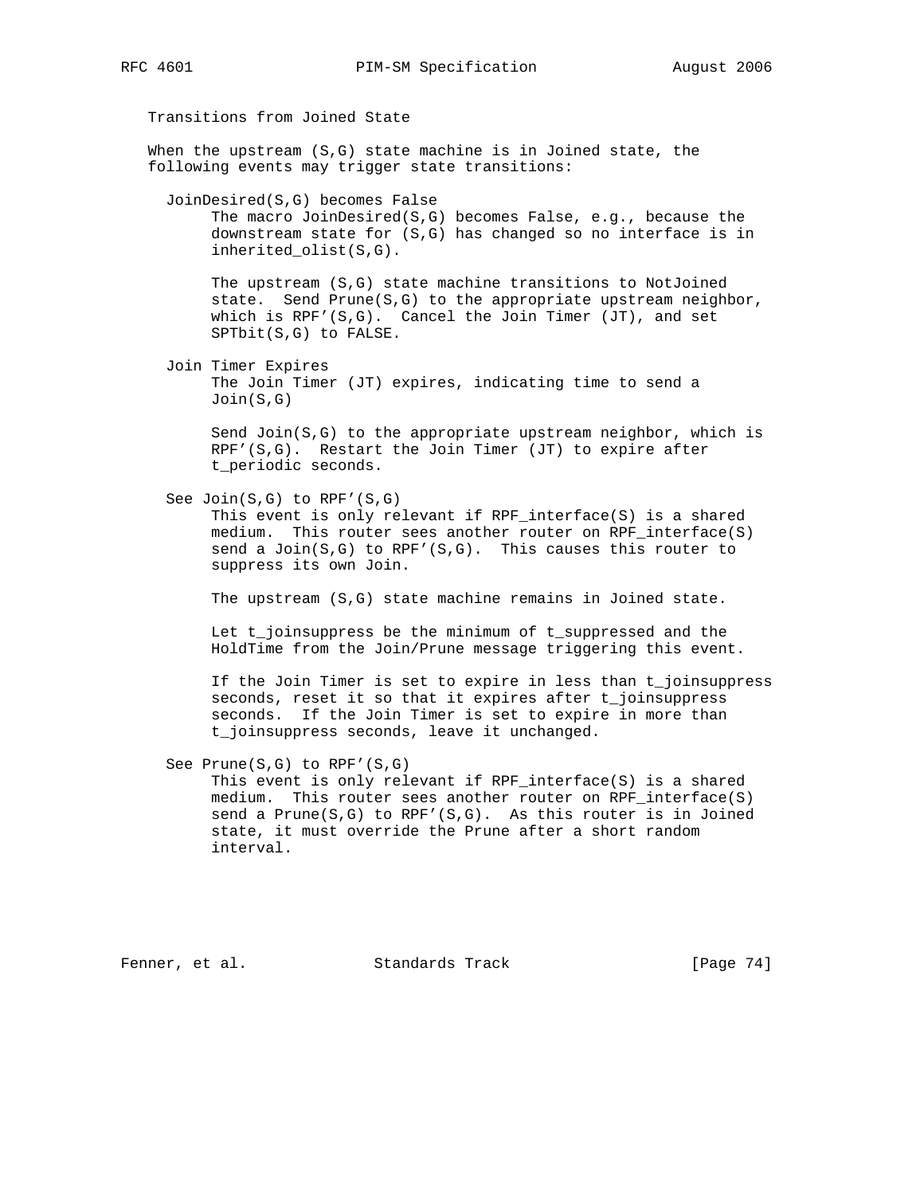Transitions from Joined State

When the upstream (S,G) state machine is in Joined state, the following events may trigger state transitions:

JoinDesired(S,G) becomes False
: The macro JoinDesired(S,G) becomes False, e.g., because the downstream state for (S,G) has changed so no interface is in inherited_olist(S,G).

  The upstream (S,G) state machine transitions to NotJoined state. Send Prune(S,G) to the appropriate upstream neighbor, which is RPF'(S,G). Cancel the Join Timer (JT), and set SPTbit(S,G) to FALSE.

Join Timer Expires
: The Join Timer (JT) expires, indicating time to send a Join(S,G)

  Send Join(S,G) to the appropriate upstream neighbor, which is RPF'(S,G). Restart the Join Timer (JT) to expire after t_periodic seconds.

See Join(S,G) to RPF'(S,G)
: This event is only relevant if RPF_interface(S) is a shared medium. This router sees another router on RPF_interface(S) send a Join(S,G) to RPF'(S,G). This causes this router to suppress its own Join.

  The upstream (S,G) state machine remains in Joined state.

  Let t_joinsuppress be the minimum of t_suppressed and the HoldTime from the Join/Prune message triggering this event.

  If the Join Timer is set to expire in less than t_joinsuppress seconds, reset it so that it expires after t_joinsuppress seconds. If the Join Timer is set to expire in more than t_joinsuppress seconds, leave it unchanged.

See Prune(S,G) to RPF'(S,G)
: This event is only relevant if RPF_interface(S) is a shared medium. This router sees another router on RPF_interface(S) send a Prune(S,G) to RPF'(S,G). As this router is in Joined state, it must override the Prune after a short random interval.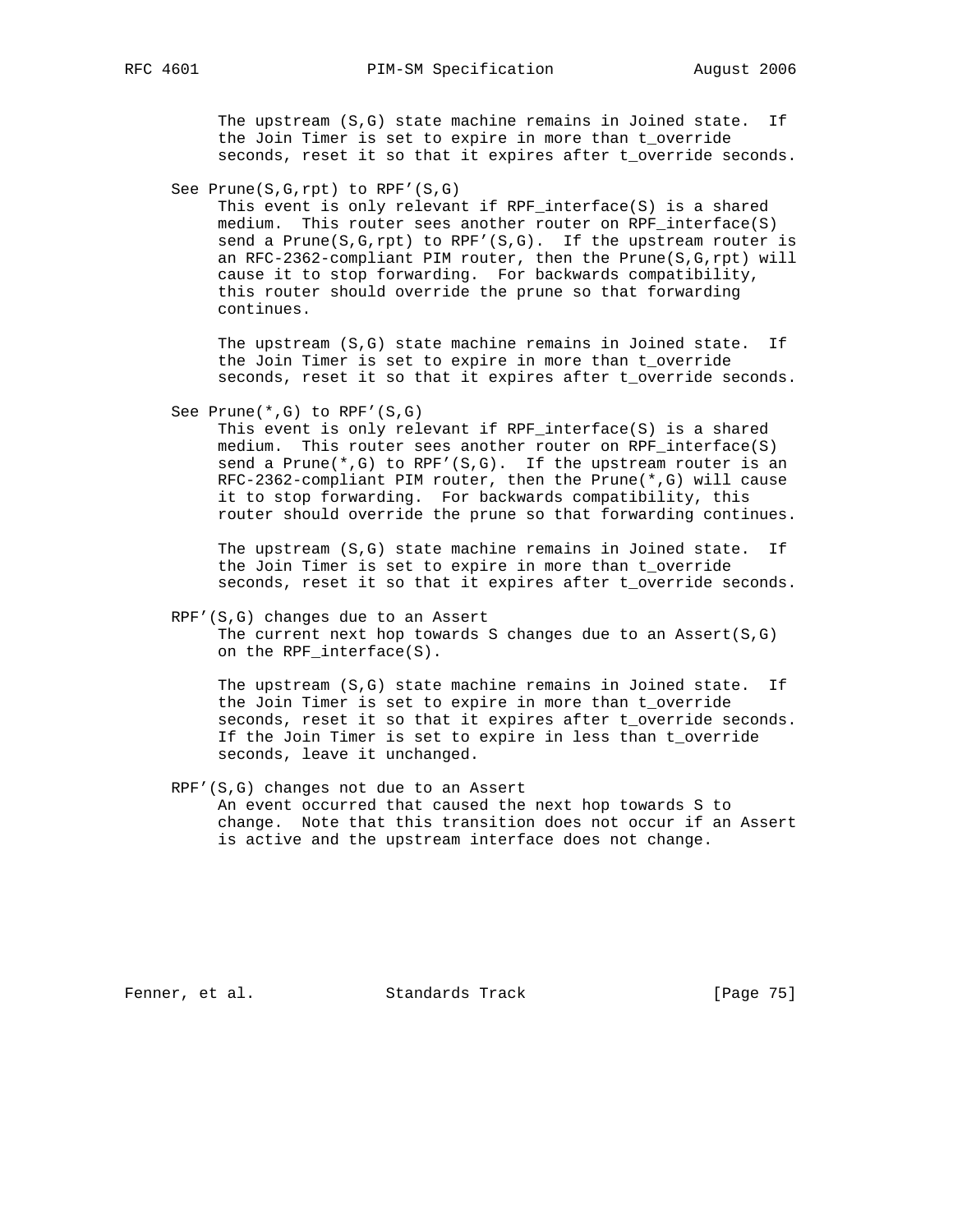The upstream (S,G) state machine remains in Joined state. If the Join Timer is set to expire in more than t_override seconds, reset it so that it expires after t_override seconds.

See Prune(S,G,rpt) to RPF'(S,G)

This event is only relevant if RPF_interface(S) is a shared medium. This router sees another router on RPF_interface(S) send a Prune(S,G,rpt) to RPF'(S,G). If the upstream router is an RFC-2362-compliant PIM router, then the Prune(S,G,rpt) will cause it to stop forwarding. For backwards compatibility, this router should override the prune so that forwarding continues.

The upstream (S,G) state machine remains in Joined state. If the Join Timer is set to expire in more than t_override seconds, reset it so that it expires after t_override seconds.

See Prune(*,G) to RPF'(S,G)

This event is only relevant if RPF_interface(S) is a shared medium. This router sees another router on RPF_interface(S) send a Prune(*,G) to RPF'(S,G). If the upstream router is an RFC-2362-compliant PIM router, then the Prune(*,G) will cause it to stop forwarding. For backwards compatibility, this router should override the prune so that forwarding continues.

The upstream (S,G) state machine remains in Joined state. If the Join Timer is set to expire in more than t_override seconds, reset it so that it expires after t_override seconds.

RPF'(S,G) changes due to an Assert

The current next hop towards S changes due to an Assert(S,G) on the RPF_interface(S).

The upstream (S,G) state machine remains in Joined state. If the Join Timer is set to expire in more than t_override seconds, reset it so that it expires after t_override seconds. If the Join Timer is set to expire in less than t_override seconds, leave it unchanged.

RPF'(S,G) changes not due to an Assert

An event occurred that caused the next hop towards S to change. Note that this transition does not occur if an Assert is active and the upstream interface does not change.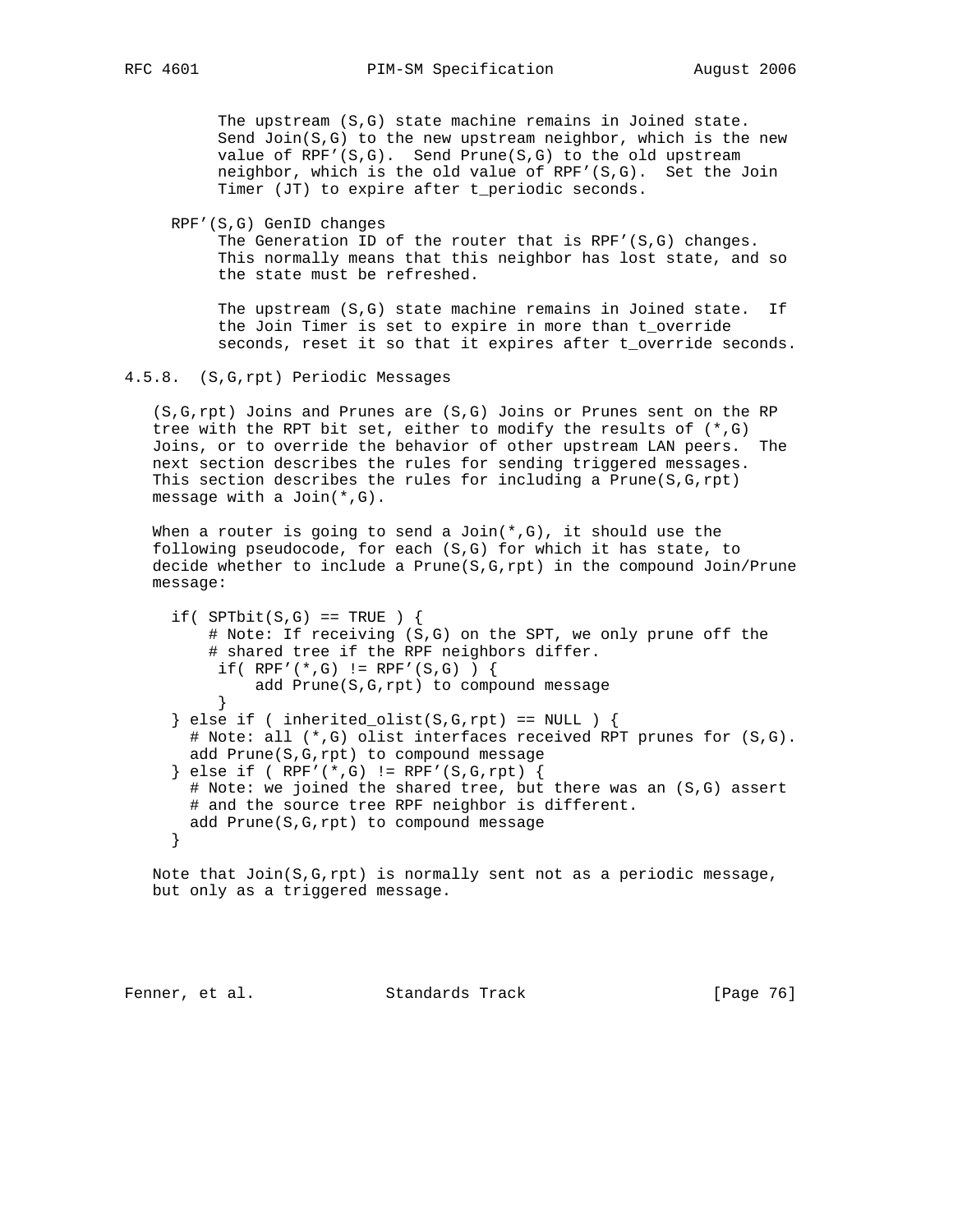The upstream (S,G) state machine remains in Joined state. Send Join(S,G) to the new upstream neighbor, which is the new value of RPF'(S,G). Send Prune(S,G) to the old upstream neighbor, which is the old value of RPF'(S,G). Set the Join Timer (JT) to expire after t_periodic seconds.

RPF'(S,G) GenID changes

The Generation ID of the router that is RPF'(S,G) changes. This normally means that this neighbor has lost state, and so the state must be refreshed.

The upstream (S,G) state machine remains in Joined state. If the Join Timer is set to expire in more than t_override seconds, reset it so that it expires after t_override seconds.

### 4.5.8. (S,G,rpt) Periodic Messages

(S,G,rpt) Joins and Prunes are (S,G) Joins or Prunes sent on the RP tree with the RPT bit set, either to modify the results of (*,G) Joins, or to override the behavior of other upstream LAN peers. The next section describes the rules for sending triggered messages. This section describes the rules for including a Prune(S,G,rpt) message with a Join(*,G).

When a router is going to send a Join(*,G), it should use the following pseudocode, for each (S,G) for which it has state, to decide whether to include a Prune(S,G,rpt) in the compound Join/Prune message:

```
if( SPTbit(S,G) == TRUE ) {
    # Note: If receiving (S,G) on the SPT, we only prune off the
    # shared tree if the RPF neighbors differ.
     if( RPF'(*,G) != RPF'(S,G) ) {
         add Prune(S,G,rpt) to compound message
     }
} else if ( inherited_olist(S,G,rpt) == NULL ) {
  # Note: all (*,G) olist interfaces received RPT prunes for (S,G).
  add Prune(S,G,rpt) to compound message
} else if ( RPF'(*,G) != RPF'(S,G,rpt) {
  # Note: we joined the shared tree, but there was an (S,G) assert
  # and the source tree RPF neighbor is different.
  add Prune(S,G,rpt) to compound message
}
```

Note that Join(S,G,rpt) is normally sent not as a periodic message, but only as a triggered message.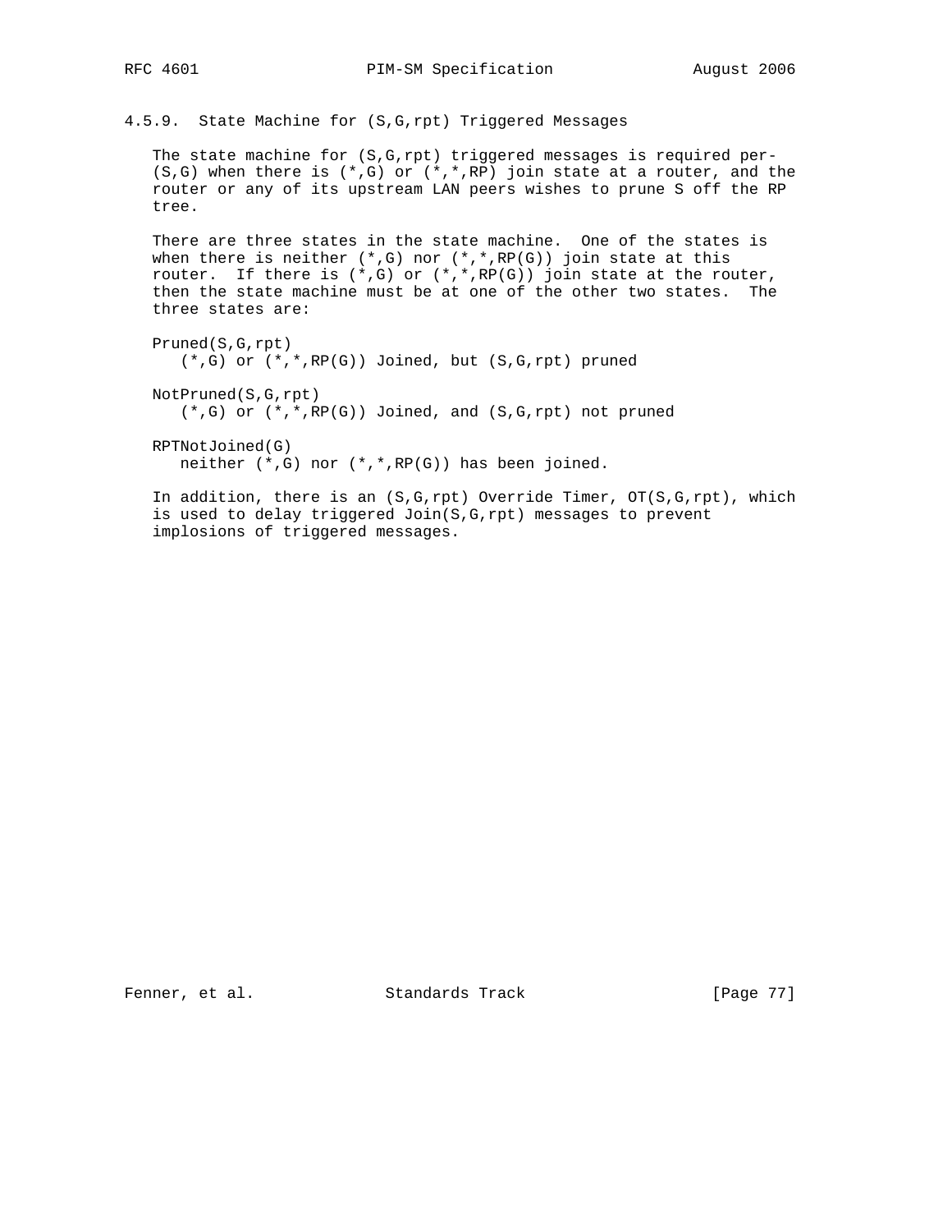### 4.5.9. State Machine for (S,G,rpt) Triggered Messages

The state machine for (S,G,rpt) triggered messages is required per-(S,G) when there is (*,G) or (*,*,RP) join state at a router, and the router or any of its upstream LAN peers wishes to prune S off the RP tree.

There are three states in the state machine. One of the states is when there is neither (*,G) nor (*,*,RP(G)) join state at this router. If there is (*,G) or (*,*,RP(G)) join state at the router, then the state machine must be at one of the other two states. The three states are:

Pruned(S,G,rpt)
: (*,G) or (*,*,RP(G)) Joined, but (S,G,rpt) pruned

NotPruned(S,G,rpt)
: (*,G) or (*,*,RP(G)) Joined, and (S,G,rpt) not pruned

RPTNotJoined(G)
: neither (*,G) nor (*,*,RP(G)) has been joined.

In addition, there is an (S,G,rpt) Override Timer, OT(S,G,rpt), which is used to delay triggered Join(S,G,rpt) messages to prevent implosions of triggered messages.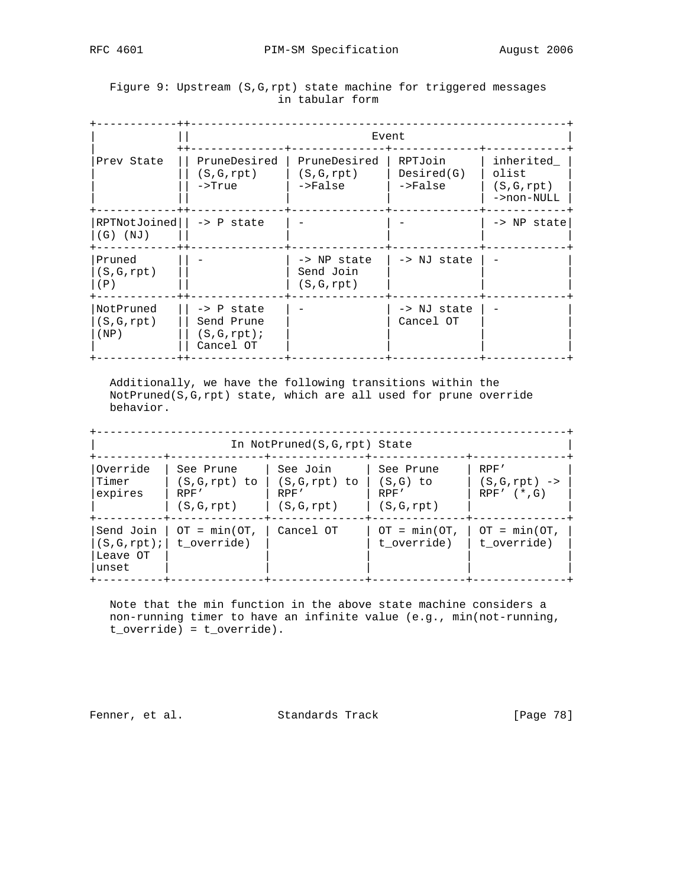Figure 9: Upstream (S,G,rpt) state machine for triggered messages in tabular form

| Prev State | PruneDesired (S,G,rpt) ->True | PruneDesired (S,G,rpt) ->False | RPTJoin Desired(G) ->False | inherited_ olist (S,G,rpt) ->non-NULL |
|---|---|---|---|---|
| RPTNotJoined (G) (NJ) | -> P state | - | - | -> NP state |
| Pruned (S,G,rpt) (P) | - | -> NP state Send Join (S,G,rpt) | -> NJ state | - |
| NotPruned (S,G,rpt) (NP) | -> P state Send Prune (S,G,rpt); Cancel OT | - | -> NJ state Cancel OT | - |

Additionally, we have the following transitions within the NotPruned(S,G,rpt) state, which are all used for prune override behavior.

| In NotPruned(S,G,rpt) State | | | | |
|---|---|---|---|---|
| Override Timer expires | See Prune (S,G,rpt) to RPF' (S,G,rpt) | See Join (S,G,rpt) to RPF' (S,G,rpt) | See Prune (S,G) to RPF' (S,G,rpt) | RPF' (S,G,rpt) -> RPF' (*,G) |
| Send Join (S,G,rpt); Leave OT unset | OT = min(OT, t_override) | Cancel OT | OT = min(OT, t_override) | OT = min(OT, t_override) |

Note that the min function in the above state machine considers a non-running timer to have an infinite value (e.g., min(not-running, t_override) = t_override).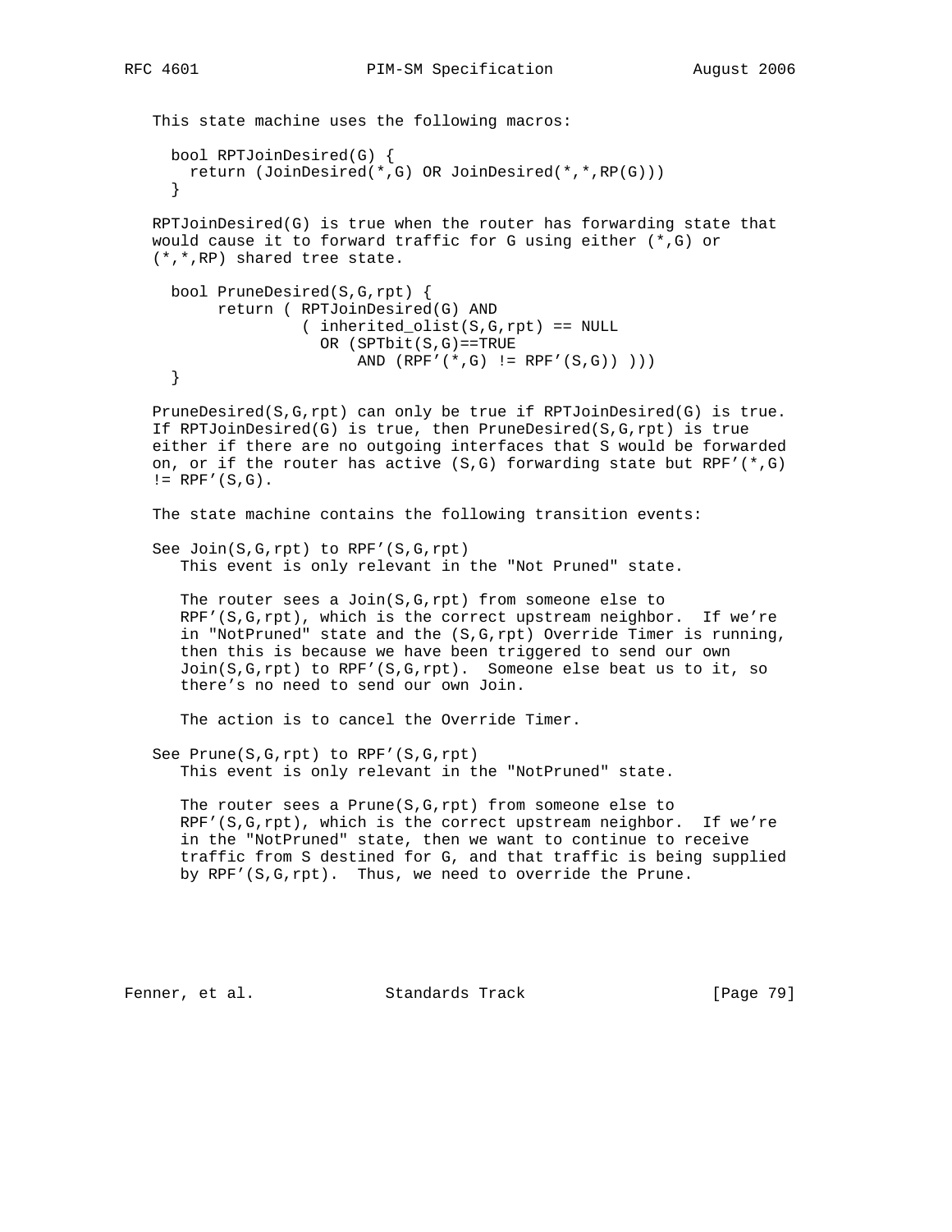This state machine uses the following macros:

```
bool RPTJoinDesired(G) {
  return (JoinDesired(*,G) OR JoinDesired(*,*,RP(G)))
}
```

RPTJoinDesired(G) is true when the router has forwarding state that would cause it to forward traffic for G using either (*,G) or (*,*,RP) shared tree state.

```
bool PruneDesired(S,G,rpt) {
     return ( RPTJoinDesired(G) AND
              ( inherited_olist(S,G,rpt) == NULL
                OR (SPTbit(S,G)==TRUE
                    AND (RPF'(*,G) != RPF'(S,G)) )))
}
```

PruneDesired(S,G,rpt) can only be true if RPTJoinDesired(G) is true. If RPTJoinDesired(G) is true, then PruneDesired(S,G,rpt) is true either if there are no outgoing interfaces that S would be forwarded on, or if the router has active (S,G) forwarding state but RPF'(*,G) != RPF'(S,G).

The state machine contains the following transition events:

See Join(S,G,rpt) to RPF'(S,G,rpt)
: This event is only relevant in the "Not Pruned" state.

  The router sees a Join(S,G,rpt) from someone else to RPF'(S,G,rpt), which is the correct upstream neighbor. If we're in "NotPruned" state and the (S,G,rpt) Override Timer is running, then this is because we have been triggered to send our own Join(S,G,rpt) to RPF'(S,G,rpt). Someone else beat us to it, so there's no need to send our own Join.

  The action is to cancel the Override Timer.

See Prune(S,G,rpt) to RPF'(S,G,rpt)
: This event is only relevant in the "NotPruned" state.

  The router sees a Prune(S,G,rpt) from someone else to RPF'(S,G,rpt), which is the correct upstream neighbor. If we're in the "NotPruned" state, then we want to continue to receive traffic from S destined for G, and that traffic is being supplied by RPF'(S,G,rpt). Thus, we need to override the Prune.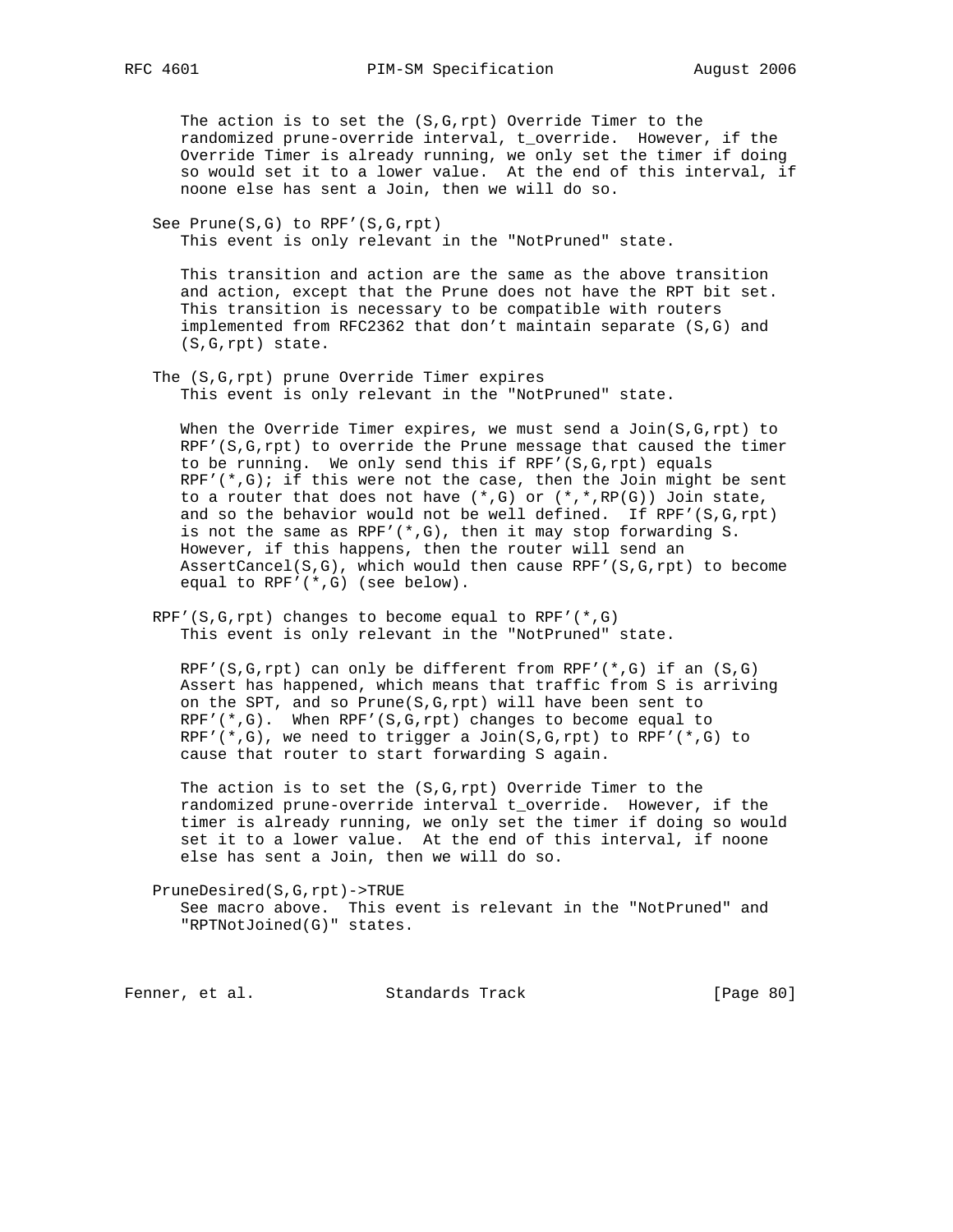The action is to set the (S,G,rpt) Override Timer to the randomized prune-override interval, t_override. However, if the Override Timer is already running, we only set the timer if doing so would set it to a lower value. At the end of this interval, if noone else has sent a Join, then we will do so.

See Prune(S,G) to RPF'(S,G,rpt)
This event is only relevant in the "NotPruned" state.

This transition and action are the same as the above transition and action, except that the Prune does not have the RPT bit set. This transition is necessary to be compatible with routers implemented from RFC2362 that don't maintain separate (S,G) and (S,G,rpt) state.

The (S,G,rpt) prune Override Timer expires
This event is only relevant in the "NotPruned" state.

When the Override Timer expires, we must send a Join(S,G,rpt) to RPF'(S,G,rpt) to override the Prune message that caused the timer to be running. We only send this if RPF'(S,G,rpt) equals RPF'(*,G); if this were not the case, then the Join might be sent to a router that does not have (*,G) or (*,*,RP(G)) Join state, and so the behavior would not be well defined. If RPF'(S,G,rpt) is not the same as RPF'(*,G), then it may stop forwarding S. However, if this happens, then the router will send an AssertCancel(S,G), which would then cause RPF'(S,G,rpt) to become equal to RPF'(*,G) (see below).

RPF'(S,G,rpt) changes to become equal to RPF'(*,G)
This event is only relevant in the "NotPruned" state.

RPF'(S,G,rpt) can only be different from RPF'(*,G) if an (S,G) Assert has happened, which means that traffic from S is arriving on the SPT, and so Prune(S,G,rpt) will have been sent to RPF'(*,G). When RPF'(S,G,rpt) changes to become equal to RPF'(*,G), we need to trigger a Join(S,G,rpt) to RPF'(*,G) to cause that router to start forwarding S again.

The action is to set the (S,G,rpt) Override Timer to the randomized prune-override interval t_override. However, if the timer is already running, we only set the timer if doing so would set it to a lower value. At the end of this interval, if noone else has sent a Join, then we will do so.

PruneDesired(S,G,rpt)->TRUE
See macro above. This event is relevant in the "NotPruned" and "RPTNotJoined(G)" states.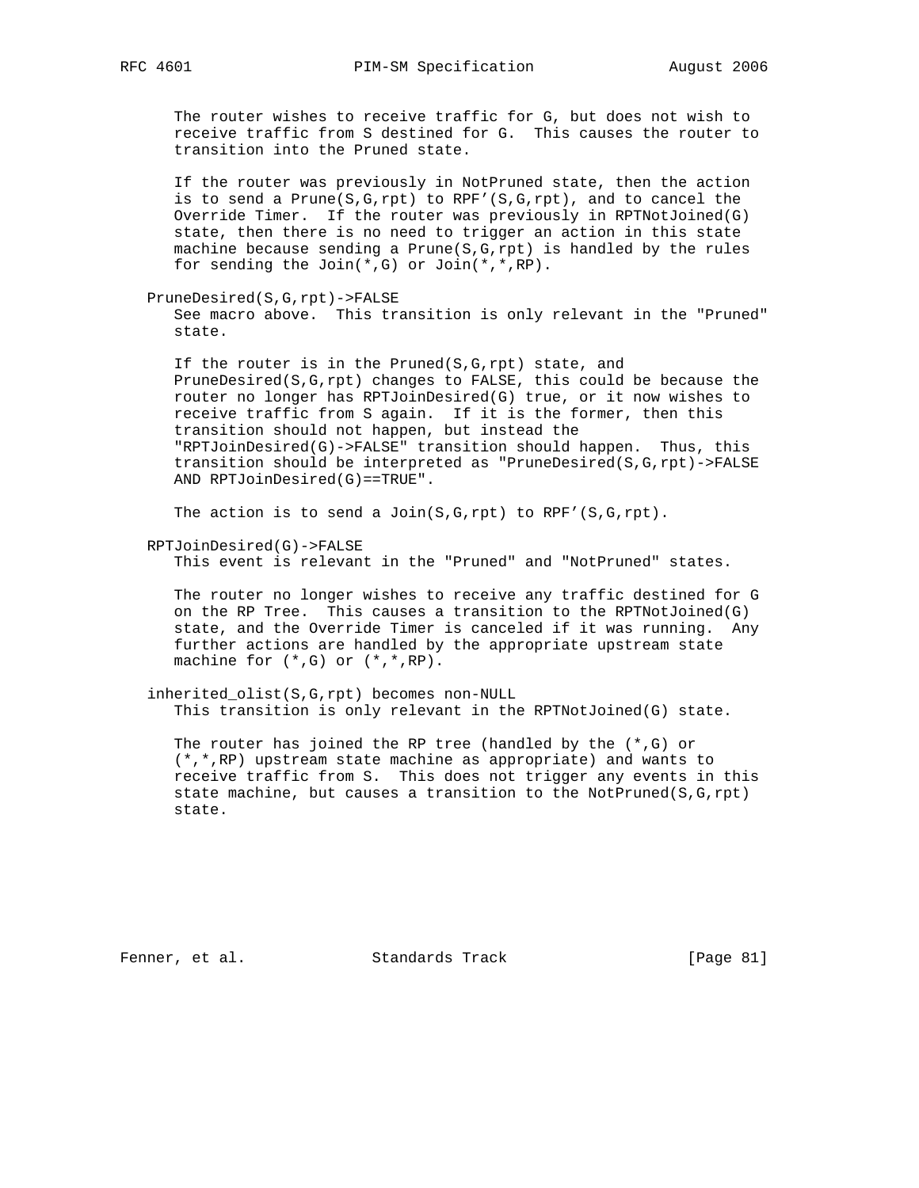The router wishes to receive traffic for G, but does not wish to receive traffic from S destined for G. This causes the router to transition into the Pruned state.

If the router was previously in NotPruned state, then the action is to send a Prune(S,G,rpt) to RPF'(S,G,rpt), and to cancel the Override Timer. If the router was previously in RPTNotJoined(G) state, then there is no need to trigger an action in this state machine because sending a Prune(S,G,rpt) is handled by the rules for sending the Join(*,G) or Join(*,*,RP).

PruneDesired(S,G,rpt)->FALSE

See macro above. This transition is only relevant in the "Pruned" state.

If the router is in the Pruned(S,G,rpt) state, and PruneDesired(S,G,rpt) changes to FALSE, this could be because the router no longer has RPTJoinDesired(G) true, or it now wishes to receive traffic from S again. If it is the former, then this transition should not happen, but instead the "RPTJoinDesired(G)->FALSE" transition should happen. Thus, this transition should be interpreted as "PruneDesired(S,G,rpt)->FALSE AND RPTJoinDesired(G)==TRUE".

The action is to send a Join(S,G,rpt) to RPF'(S,G,rpt).

RPTJoinDesired(G)->FALSE

This event is relevant in the "Pruned" and "NotPruned" states.

The router no longer wishes to receive any traffic destined for G on the RP Tree. This causes a transition to the RPTNotJoined(G) state, and the Override Timer is canceled if it was running. Any further actions are handled by the appropriate upstream state machine for (*,G) or (*,*,RP).

inherited_olist(S,G,rpt) becomes non-NULL

This transition is only relevant in the RPTNotJoined(G) state.

The router has joined the RP tree (handled by the (*,G) or (*,*,RP) upstream state machine as appropriate) and wants to receive traffic from S. This does not trigger any events in this state machine, but causes a transition to the NotPruned(S,G,rpt) state.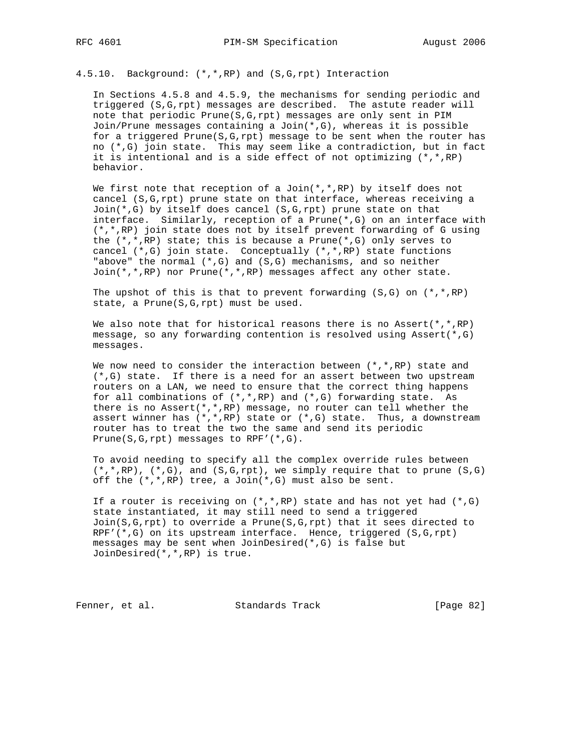### 4.5.10. Background: (*,*,RP) and (S,G,rpt) Interaction

In Sections 4.5.8 and 4.5.9, the mechanisms for sending periodic and triggered (S,G,rpt) messages are described. The astute reader will note that periodic Prune(S,G,rpt) messages are only sent in PIM Join/Prune messages containing a Join(*,G), whereas it is possible for a triggered Prune(S,G,rpt) message to be sent when the router has no (*,G) join state. This may seem like a contradiction, but in fact it is intentional and is a side effect of not optimizing (*,*,RP) behavior.

We first note that reception of a Join(*,*,RP) by itself does not cancel (S,G,rpt) prune state on that interface, whereas receiving a Join(*,G) by itself does cancel (S,G,rpt) prune state on that interface. Similarly, reception of a Prune(*,G) on an interface with (*,*,RP) join state does not by itself prevent forwarding of G using the (*,*,RP) state; this is because a Prune(*,G) only serves to cancel (*,G) join state. Conceptually (*,*,RP) state functions "above" the normal (*,G) and (S,G) mechanisms, and so neither Join(*,*,RP) nor Prune(*,*,RP) messages affect any other state.

The upshot of this is that to prevent forwarding (S,G) on (*,*,RP) state, a Prune(S,G,rpt) must be used.

We also note that for historical reasons there is no Assert(*,*,RP) message, so any forwarding contention is resolved using Assert(*,G) messages.

We now need to consider the interaction between (*,*,RP) state and (*,G) state. If there is a need for an assert between two upstream routers on a LAN, we need to ensure that the correct thing happens for all combinations of (*,*,RP) and (*,G) forwarding state. As there is no Assert(*,*,RP) message, no router can tell whether the assert winner has (*,*,RP) state or (*,G) state. Thus, a downstream router has to treat the two the same and send its periodic Prune(S,G,rpt) messages to RPF'(*,G).

To avoid needing to specify all the complex override rules between (*,*,RP), (*,G), and (S,G,rpt), we simply require that to prune (S,G) off the (*,*,RP) tree, a Join(*,G) must also be sent.

If a router is receiving on (*,*,RP) state and has not yet had (*,G) state instantiated, it may still need to send a triggered Join(S,G,rpt) to override a Prune(S,G,rpt) that it sees directed to RPF'(*,G) on its upstream interface. Hence, triggered (S,G,rpt) messages may be sent when JoinDesired(*,G) is false but JoinDesired(*,*,RP) is true.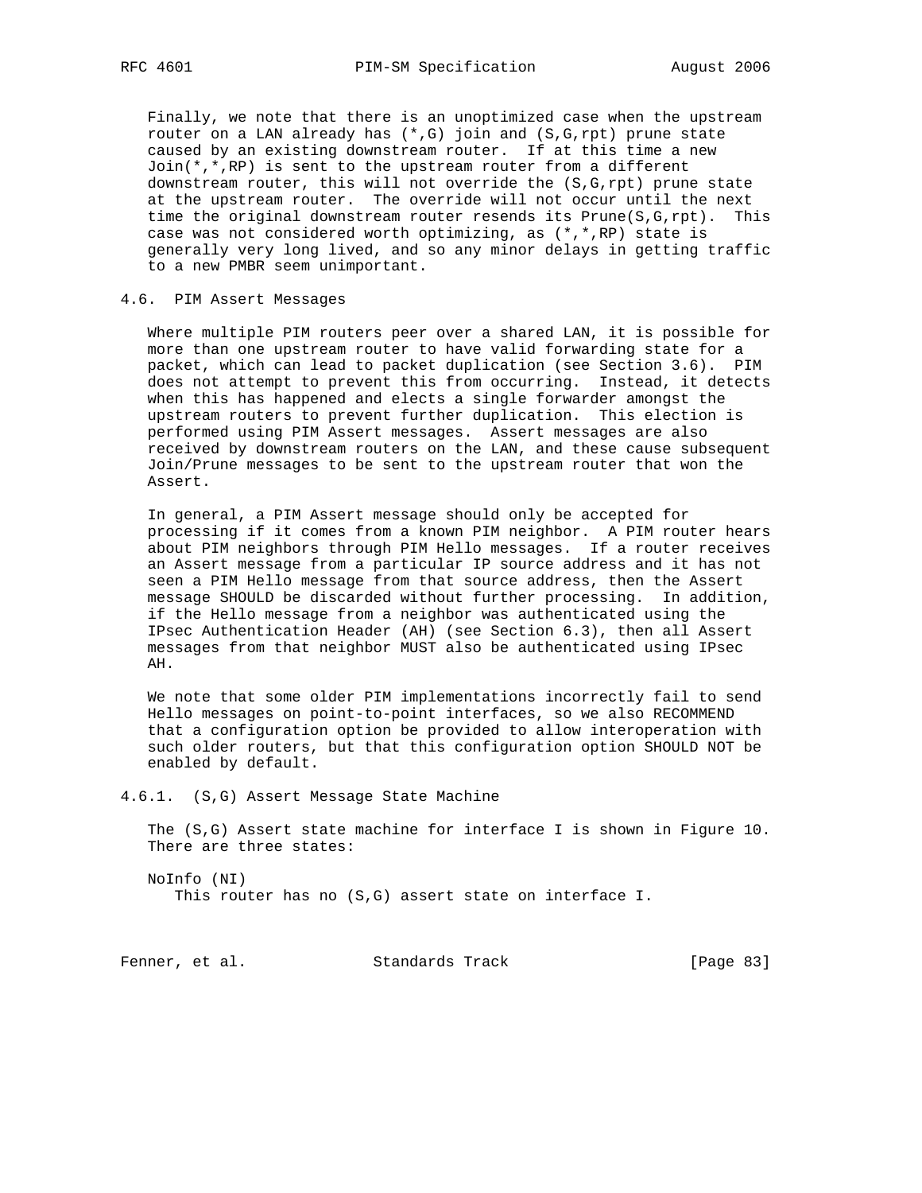Finally, we note that there is an unoptimized case when the upstream router on a LAN already has (*,G) join and (S,G,rpt) prune state caused by an existing downstream router. If at this time a new Join(*,*,RP) is sent to the upstream router from a different downstream router, this will not override the (S,G,rpt) prune state at the upstream router. The override will not occur until the next time the original downstream router resends its Prune(S,G,rpt). This case was not considered worth optimizing, as (*,*,RP) state is generally very long lived, and so any minor delays in getting traffic to a new PMBR seem unimportant.

## 4.6. PIM Assert Messages

Where multiple PIM routers peer over a shared LAN, it is possible for more than one upstream router to have valid forwarding state for a packet, which can lead to packet duplication (see Section 3.6). PIM does not attempt to prevent this from occurring. Instead, it detects when this has happened and elects a single forwarder amongst the upstream routers to prevent further duplication. This election is performed using PIM Assert messages. Assert messages are also received by downstream routers on the LAN, and these cause subsequent Join/Prune messages to be sent to the upstream router that won the Assert.

In general, a PIM Assert message should only be accepted for processing if it comes from a known PIM neighbor. A PIM router hears about PIM neighbors through PIM Hello messages. If a router receives an Assert message from a particular IP source address and it has not seen a PIM Hello message from that source address, then the Assert message SHOULD be discarded without further processing. In addition, if the Hello message from a neighbor was authenticated using the IPsec Authentication Header (AH) (see Section 6.3), then all Assert messages from that neighbor MUST also be authenticated using IPsec AH.

We note that some older PIM implementations incorrectly fail to send Hello messages on point-to-point interfaces, so we also RECOMMEND that a configuration option be provided to allow interoperation with such older routers, but that this configuration option SHOULD NOT be enabled by default.

### 4.6.1. (S,G) Assert Message State Machine

The (S,G) Assert state machine for interface I is shown in Figure 10. There are three states:

NoInfo (NI)
    This router has no (S,G) assert state on interface I.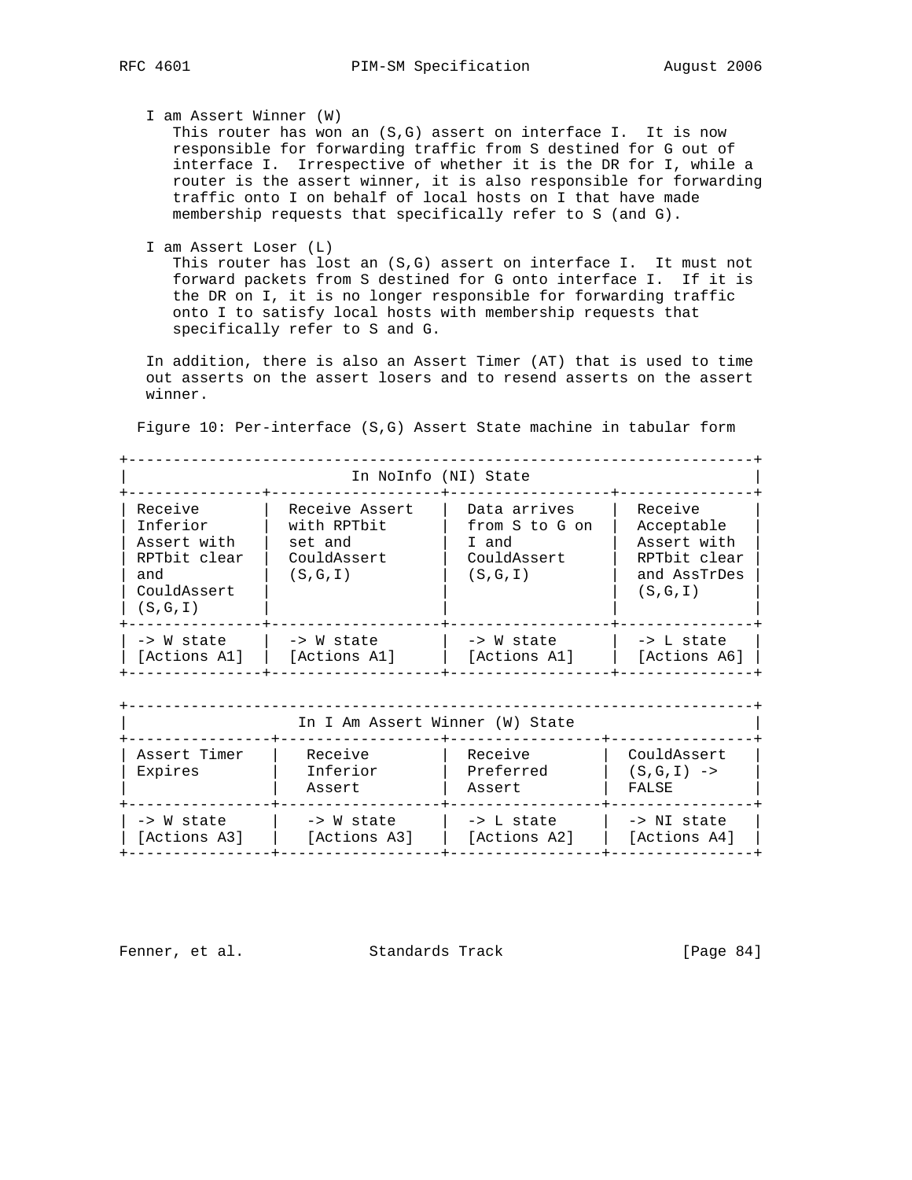I am Assert Winner (W)
This router has won an (S,G) assert on interface I. It is now responsible for forwarding traffic from S destined for G out of interface I. Irrespective of whether it is the DR for I, while a router is the assert winner, it is also responsible for forwarding traffic onto I on behalf of local hosts on I that have made membership requests that specifically refer to S (and G).

I am Assert Loser (L)
This router has lost an (S,G) assert on interface I. It must not forward packets from S destined for G onto interface I. If it is the DR on I, it is no longer responsible for forwarding traffic onto I to satisfy local hosts with membership requests that specifically refer to S and G.

In addition, there is also an Assert Timer (AT) that is used to time out asserts on the assert losers and to resend asserts on the assert winner.

Figure 10: Per-interface (S,G) Assert State machine in tabular form

| In NoInfo (NI) State | | | |
|---|---|---|---|
| Receive Inferior Assert with RPTbit clear and CouldAssert (S,G,I) | Receive Assert with RPTbit set and CouldAssert (S,G,I) | Data arrives from S to G on I and CouldAssert (S,G,I) | Receive Acceptable Assert with RPTbit clear and AssTrDes (S,G,I) |
| -> W state [Actions A1] | -> W state [Actions A1] | -> W state [Actions A1] | -> L state [Actions A6] |

| In I Am Assert Winner (W) State | | | |
|---|---|---|---|
| Assert Timer Expires | Receive Inferior Assert | Receive Preferred Assert | CouldAssert (S,G,I) -> FALSE |
| -> W state [Actions A3] | -> W state [Actions A3] | -> L state [Actions A2] | -> NI state [Actions A4] |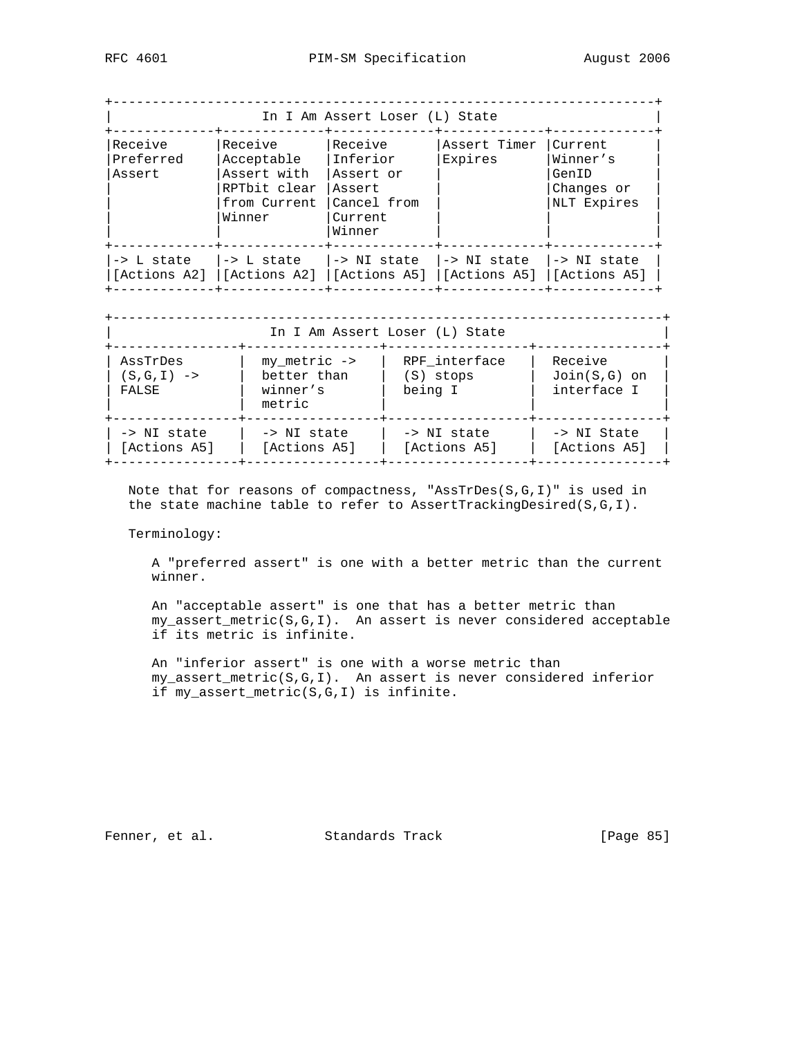| In I Am Assert Loser (L) State | | | | |
|---|---|---|---|---|
| Receive Preferred Assert | Receive Acceptable Assert with RPTbit clear from Current Winner | Receive Inferior Assert or Assert Cancel from Current Winner | Assert Timer Expires | Current Winner's GenID Changes or NLT Expires |
| -> L state [Actions A2] | -> L state [Actions A2] | -> NI state [Actions A5] | -> NI state [Actions A5] | -> NI state [Actions A5] |

| In I Am Assert Loser (L) State | | | |
|---|---|---|---|
| AssTrDes (S,G,I) -> FALSE | my_metric -> better than winner's metric | RPF_interface (S) stops being I | Receive Join(S,G) on interface I |
| -> NI state [Actions A5] | -> NI state [Actions A5] | -> NI state [Actions A5] | -> NI State [Actions A5] |

Note that for reasons of compactness, "AssTrDes(S,G,I)" is used in the state machine table to refer to AssertTrackingDesired(S,G,I).

Terminology:

A "preferred assert" is one with a better metric than the current winner.

An "acceptable assert" is one that has a better metric than my_assert_metric(S,G,I). An assert is never considered acceptable if its metric is infinite.

An "inferior assert" is one with a worse metric than my_assert_metric(S,G,I). An assert is never considered inferior if my_assert_metric(S,G,I) is infinite.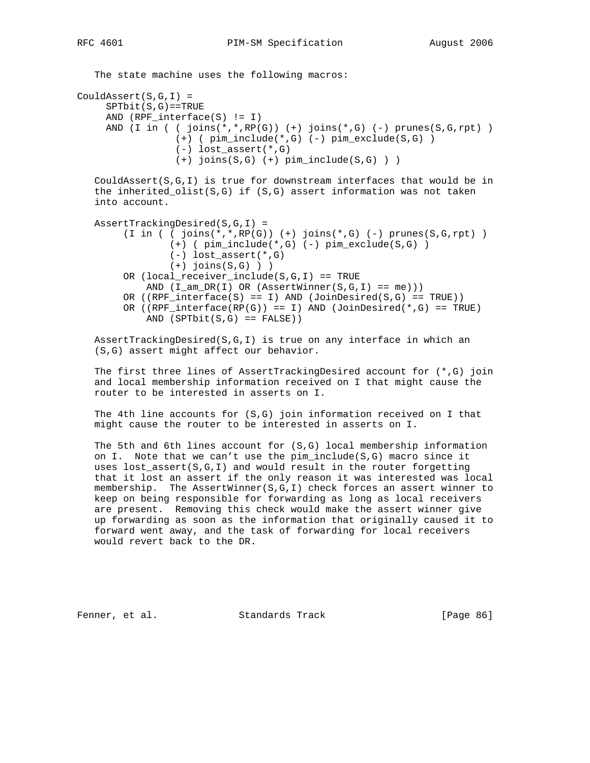The state machine uses the following macros:

```
CouldAssert(S,G,I) =
     SPTbit(S,G)==TRUE
     AND (RPF_interface(S) != I)
     AND (I in ( ( joins(*,*,RP(G)) (+) joins(*,G) (-) prunes(S,G,rpt) )
                 (+) ( pim_include(*,G) (-) pim_exclude(S,G) )
                 (-) lost_assert(*,G)
                 (+) joins(S,G) (+) pim_include(S,G) ) )
```

CouldAssert(S,G,I) is true for downstream interfaces that would be in the inherited_olist(S,G) if (S,G) assert information was not taken into account.

```
AssertTrackingDesired(S,G,I) =
     (I in ( ( joins(*,*,RP(G)) (+) joins(*,G) (-) prunes(S,G,rpt) )
             (+) ( pim_include(*,G) (-) pim_exclude(S,G) )
             (-) lost_assert(*,G)
             (+) joins(S,G) ) )
     OR (local_receiver_include(S,G,I) == TRUE
         AND (I_am_DR(I) OR (AssertWinner(S,G,I) == me)))
     OR ((RPF_interface(S) == I) AND (JoinDesired(S,G) == TRUE))
     OR ((RPF_interface(RP(G)) == I) AND (JoinDesired(*,G) == TRUE)
         AND (SPTbit(S,G) == FALSE))
```

AssertTrackingDesired(S,G,I) is true on any interface in which an (S,G) assert might affect our behavior.

The first three lines of AssertTrackingDesired account for (*,G) join and local membership information received on I that might cause the router to be interested in asserts on I.

The 4th line accounts for (S,G) join information received on I that might cause the router to be interested in asserts on I.

The 5th and 6th lines account for (S,G) local membership information on I. Note that we can't use the pim_include(S,G) macro since it uses lost_assert(S,G,I) and would result in the router forgetting that it lost an assert if the only reason it was interested was local membership. The AssertWinner(S,G,I) check forces an assert winner to keep on being responsible for forwarding as long as local receivers are present. Removing this check would make the assert winner give up forwarding as soon as the information that originally caused it to forward went away, and the task of forwarding for local receivers would revert back to the DR.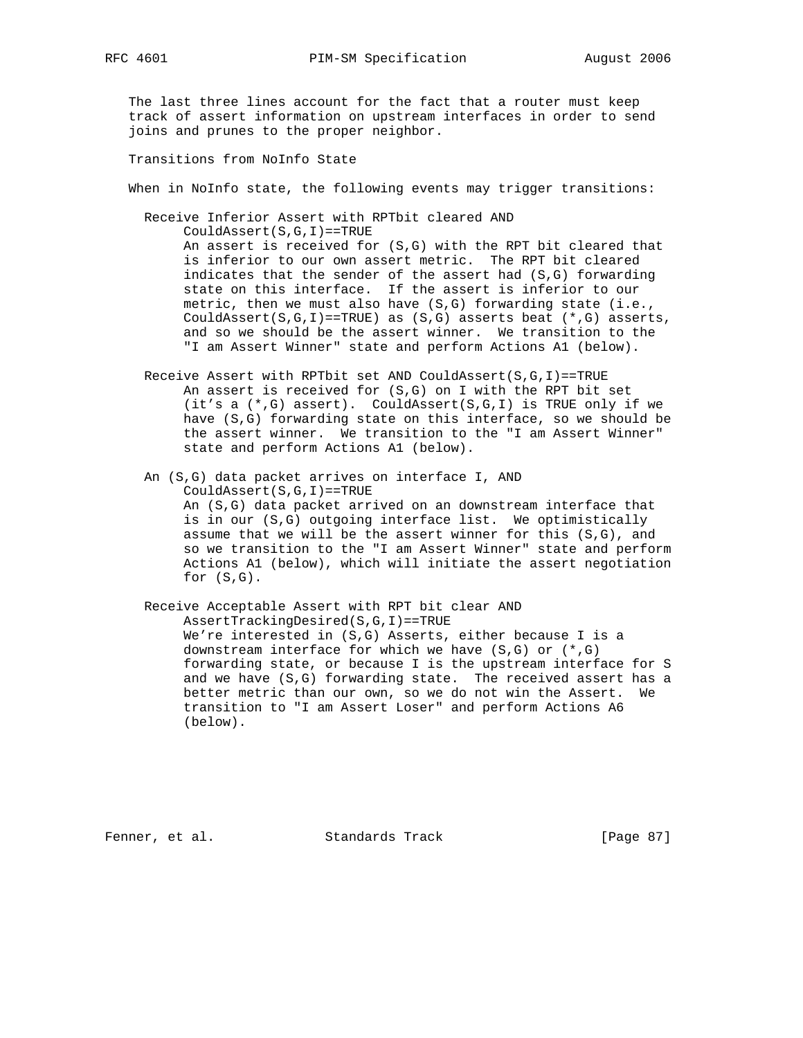The last three lines account for the fact that a router must keep track of assert information on upstream interfaces in order to send joins and prunes to the proper neighbor.

Transitions from NoInfo State

When in NoInfo state, the following events may trigger transitions:

Receive Inferior Assert with RPTbit cleared AND CouldAssert(S,G,I)==TRUE

> An assert is received for (S,G) with the RPT bit cleared that is inferior to our own assert metric. The RPT bit cleared indicates that the sender of the assert had (S,G) forwarding state on this interface. If the assert is inferior to our metric, then we must also have (S,G) forwarding state (i.e., CouldAssert(S,G,I)==TRUE) as (S,G) asserts beat (*,G) asserts, and so we should be the assert winner. We transition to the "I am Assert Winner" state and perform Actions A1 (below).

Receive Assert with RPTbit set AND CouldAssert(S,G,I)==TRUE

> An assert is received for (S,G) on I with the RPT bit set (it's a (*,G) assert). CouldAssert(S,G,I) is TRUE only if we have (S,G) forwarding state on this interface, so we should be the assert winner. We transition to the "I am Assert Winner" state and perform Actions A1 (below).

An (S,G) data packet arrives on interface I, AND CouldAssert(S,G,I)==TRUE

> An (S,G) data packet arrived on an downstream interface that is in our (S,G) outgoing interface list. We optimistically assume that we will be the assert winner for this (S,G), and so we transition to the "I am Assert Winner" state and perform Actions A1 (below), which will initiate the assert negotiation for (S,G).

Receive Acceptable Assert with RPT bit clear AND AssertTrackingDesired(S,G,I)==TRUE

> We're interested in (S,G) Asserts, either because I is a downstream interface for which we have (S,G) or (*,G) forwarding state, or because I is the upstream interface for S and we have (S,G) forwarding state. The received assert has a better metric than our own, so we do not win the Assert. We transition to "I am Assert Loser" and perform Actions A6 (below).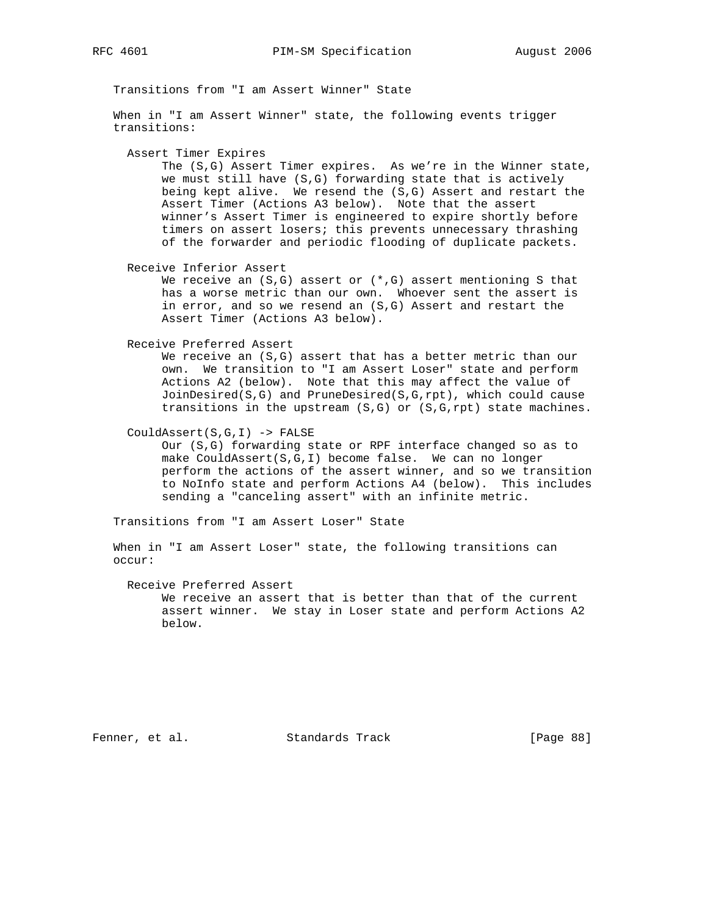Transitions from "I am Assert Winner" State

When in "I am Assert Winner" state, the following events trigger transitions:

Assert Timer Expires
: The (S,G) Assert Timer expires. As we're in the Winner state, we must still have (S,G) forwarding state that is actively being kept alive. We resend the (S,G) Assert and restart the Assert Timer (Actions A3 below). Note that the assert winner's Assert Timer is engineered to expire shortly before timers on assert losers; this prevents unnecessary thrashing of the forwarder and periodic flooding of duplicate packets.

Receive Inferior Assert
: We receive an (S,G) assert or (*,G) assert mentioning S that has a worse metric than our own. Whoever sent the assert is in error, and so we resend an (S,G) Assert and restart the Assert Timer (Actions A3 below).

Receive Preferred Assert
: We receive an (S,G) assert that has a better metric than our own. We transition to "I am Assert Loser" state and perform Actions A2 (below). Note that this may affect the value of JoinDesired(S,G) and PruneDesired(S,G,rpt), which could cause transitions in the upstream (S,G) or (S,G,rpt) state machines.

CouldAssert(S,G,I) -> FALSE
: Our (S,G) forwarding state or RPF interface changed so as to make CouldAssert(S,G,I) become false. We can no longer perform the actions of the assert winner, and so we transition to NoInfo state and perform Actions A4 (below). This includes sending a "canceling assert" with an infinite metric.

Transitions from "I am Assert Loser" State

When in "I am Assert Loser" state, the following transitions can occur:

Receive Preferred Assert
: We receive an assert that is better than that of the current assert winner. We stay in Loser state and perform Actions A2 below.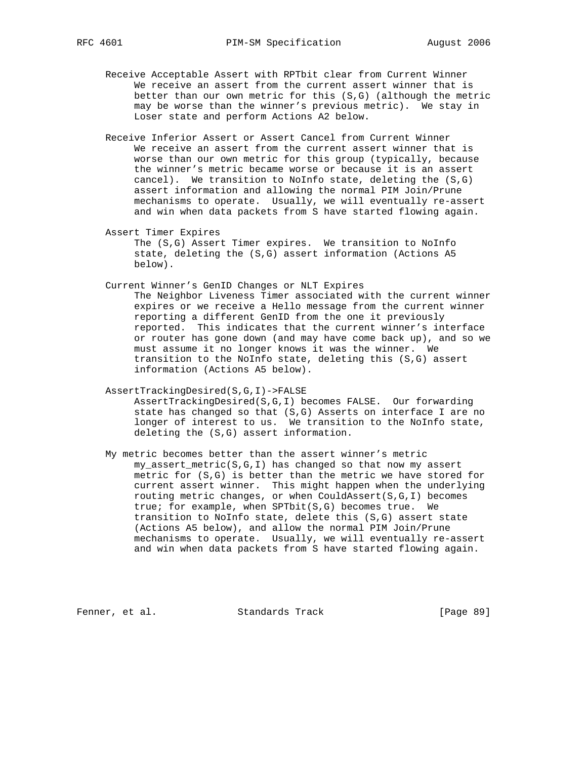Receive Acceptable Assert with RPTbit clear from Current Winner

We receive an assert from the current assert winner that is better than our own metric for this (S,G) (although the metric may be worse than the winner's previous metric). We stay in Loser state and perform Actions A2 below.

Receive Inferior Assert or Assert Cancel from Current Winner

We receive an assert from the current assert winner that is worse than our own metric for this group (typically, because the winner's metric became worse or because it is an assert cancel). We transition to NoInfo state, deleting the (S,G) assert information and allowing the normal PIM Join/Prune mechanisms to operate. Usually, we will eventually re-assert and win when data packets from S have started flowing again.

Assert Timer Expires

The (S,G) Assert Timer expires. We transition to NoInfo state, deleting the (S,G) assert information (Actions A5 below).

Current Winner's GenID Changes or NLT Expires

The Neighbor Liveness Timer associated with the current winner expires or we receive a Hello message from the current winner reporting a different GenID from the one it previously reported. This indicates that the current winner's interface or router has gone down (and may have come back up), and so we must assume it no longer knows it was the winner. We transition to the NoInfo state, deleting this (S,G) assert information (Actions A5 below).

AssertTrackingDesired(S,G,I)->FALSE

AssertTrackingDesired(S,G,I) becomes FALSE. Our forwarding state has changed so that (S,G) Asserts on interface I are no longer of interest to us. We transition to the NoInfo state, deleting the (S,G) assert information.

My metric becomes better than the assert winner's metric

my_assert_metric(S,G,I) has changed so that now my assert metric for (S,G) is better than the metric we have stored for current assert winner. This might happen when the underlying routing metric changes, or when CouldAssert(S,G,I) becomes true; for example, when SPTbit(S,G) becomes true. We transition to NoInfo state, delete this (S,G) assert state (Actions A5 below), and allow the normal PIM Join/Prune mechanisms to operate. Usually, we will eventually re-assert and win when data packets from S have started flowing again.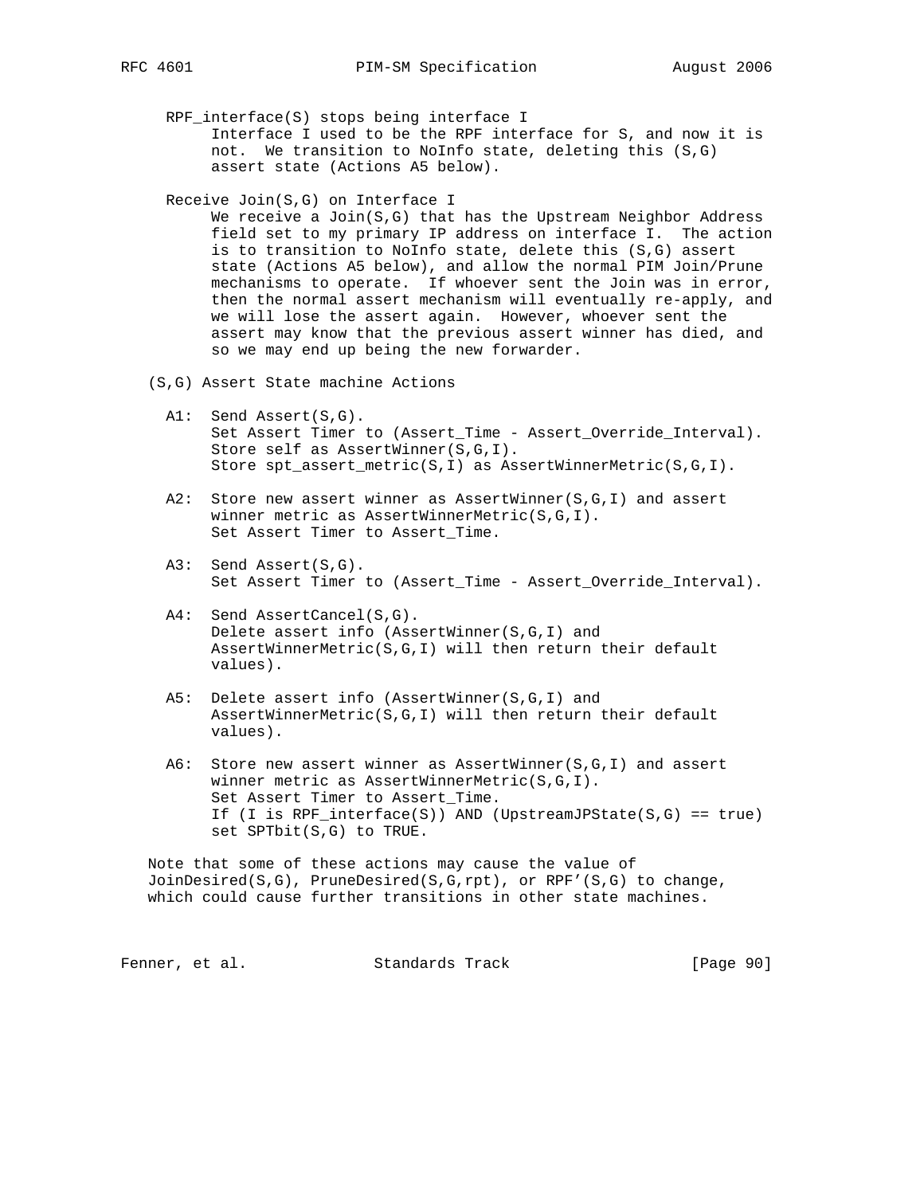RPF_interface(S) stops being interface I
: Interface I used to be the RPF interface for S, and now it is not. We transition to NoInfo state, deleting this (S,G) assert state (Actions A5 below).

Receive Join(S,G) on Interface I
: We receive a Join(S,G) that has the Upstream Neighbor Address field set to my primary IP address on interface I. The action is to transition to NoInfo state, delete this (S,G) assert state (Actions A5 below), and allow the normal PIM Join/Prune mechanisms to operate. If whoever sent the Join was in error, then the normal assert mechanism will eventually re-apply, and we will lose the assert again. However, whoever sent the assert may know that the previous assert winner has died, and so we may end up being the new forwarder.

(S,G) Assert State machine Actions

A1: Send Assert(S,G).
Set Assert Timer to (Assert_Time - Assert_Override_Interval).
Store self as AssertWinner(S,G,I).
Store spt_assert_metric(S,I) as AssertWinnerMetric(S,G,I).

A2: Store new assert winner as AssertWinner(S,G,I) and assert winner metric as AssertWinnerMetric(S,G,I).
Set Assert Timer to Assert_Time.

A3: Send Assert(S,G).
Set Assert Timer to (Assert_Time - Assert_Override_Interval).

A4: Send AssertCancel(S,G).
Delete assert info (AssertWinner(S,G,I) and AssertWinnerMetric(S,G,I) will then return their default values).

A5: Delete assert info (AssertWinner(S,G,I) and AssertWinnerMetric(S,G,I) will then return their default values).

A6: Store new assert winner as AssertWinner(S,G,I) and assert winner metric as AssertWinnerMetric(S,G,I).
Set Assert Timer to Assert_Time.
If (I is RPF_interface(S)) AND (UpstreamJPState(S,G) == true) set SPTbit(S,G) to TRUE.

Note that some of these actions may cause the value of JoinDesired(S,G), PruneDesired(S,G,rpt), or RPF'(S,G) to change, which could cause further transitions in other state machines.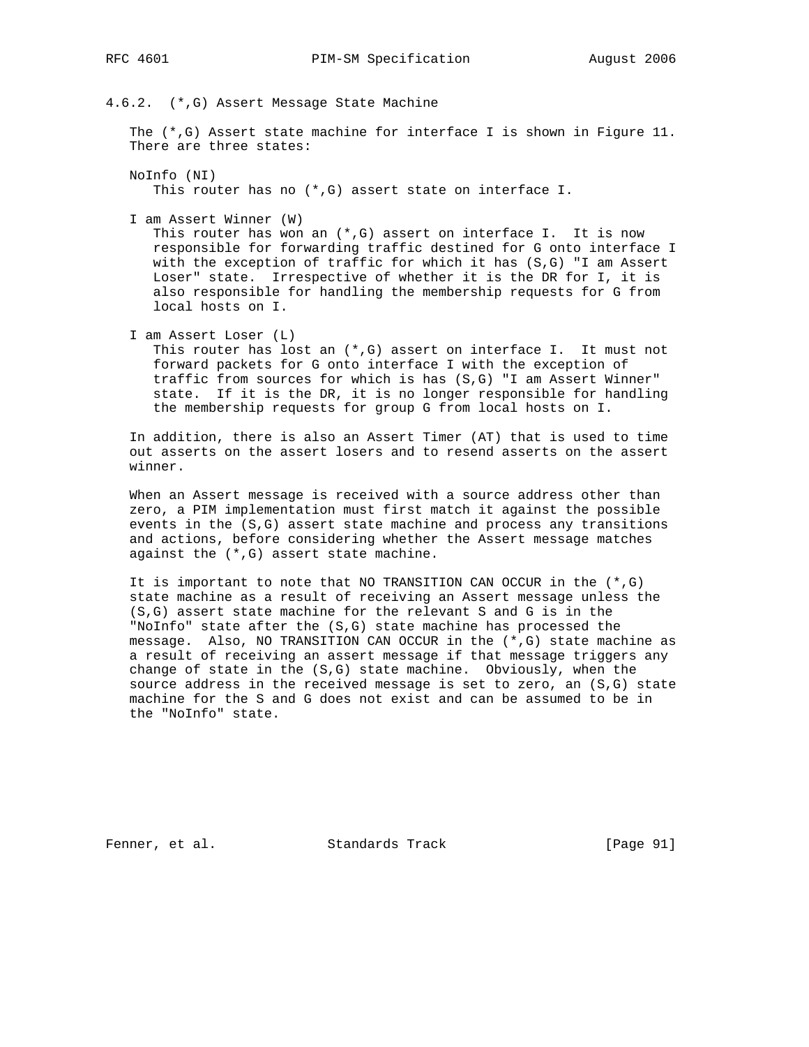### 4.6.2. (*,G) Assert Message State Machine

The (*,G) Assert state machine for interface I is shown in Figure 11. There are three states:

NoInfo (NI)
: This router has no (*,G) assert state on interface I.

I am Assert Winner (W)
: This router has won an (*,G) assert on interface I. It is now responsible for forwarding traffic destined for G onto interface I with the exception of traffic for which it has (S,G) "I am Assert Loser" state. Irrespective of whether it is the DR for I, it is also responsible for handling the membership requests for G from local hosts on I.

I am Assert Loser (L)
: This router has lost an (*,G) assert on interface I. It must not forward packets for G onto interface I with the exception of traffic from sources for which is has (S,G) "I am Assert Winner" state. If it is the DR, it is no longer responsible for handling the membership requests for group G from local hosts on I.

In addition, there is also an Assert Timer (AT) that is used to time out asserts on the assert losers and to resend asserts on the assert winner.

When an Assert message is received with a source address other than zero, a PIM implementation must first match it against the possible events in the (S,G) assert state machine and process any transitions and actions, before considering whether the Assert message matches against the (*,G) assert state machine.

It is important to note that NO TRANSITION CAN OCCUR in the (*,G) state machine as a result of receiving an Assert message unless the (S,G) assert state machine for the relevant S and G is in the "NoInfo" state after the (S,G) state machine has processed the message. Also, NO TRANSITION CAN OCCUR in the (*,G) state machine as a result of receiving an assert message if that message triggers any change of state in the (S,G) state machine. Obviously, when the source address in the received message is set to zero, an (S,G) state machine for the S and G does not exist and can be assumed to be in the "NoInfo" state.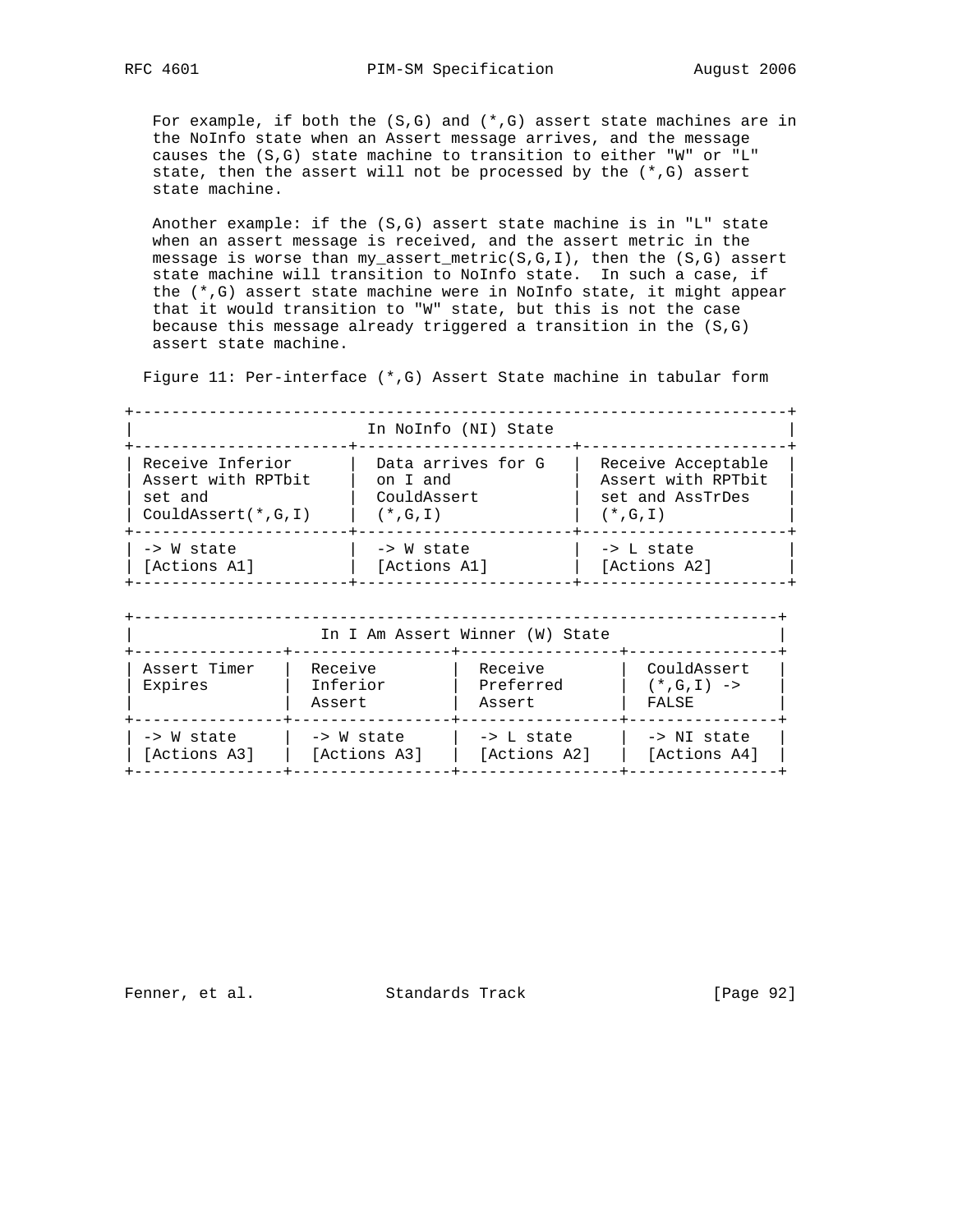For example, if both the (S,G) and (*,G) assert state machines are in the NoInfo state when an Assert message arrives, and the message causes the (S,G) state machine to transition to either "W" or "L" state, then the assert will not be processed by the (*,G) assert state machine.

Another example: if the (S,G) assert state machine is in "L" state when an assert message is received, and the assert metric in the message is worse than my_assert_metric(S,G,I), then the (S,G) assert state machine will transition to NoInfo state. In such a case, if the (*,G) assert state machine were in NoInfo state, it might appear that it would transition to "W" state, but this is not the case because this message already triggered a transition in the (S,G) assert state machine.

Figure 11: Per-interface (*,G) Assert State machine in tabular form

| In NoInfo (NI) State | | |
|---|---|---|
| Receive Inferior Assert with RPTbit set and CouldAssert(*,G,I) | Data arrives for G on I and CouldAssert (*,G,I) | Receive Acceptable Assert with RPTbit set and AssTrDes (*,G,I) |
| -> W state [Actions A1] | -> W state [Actions A1] | -> L state [Actions A2] |

| In I Am Assert Winner (W) State | | | |
|---|---|---|---|
| Assert Timer Expires | Receive Inferior Assert | Receive Preferred Assert | CouldAssert (*,G,I) -> FALSE |
| -> W state [Actions A3] | -> W state [Actions A3] | -> L state [Actions A2] | -> NI state [Actions A4] |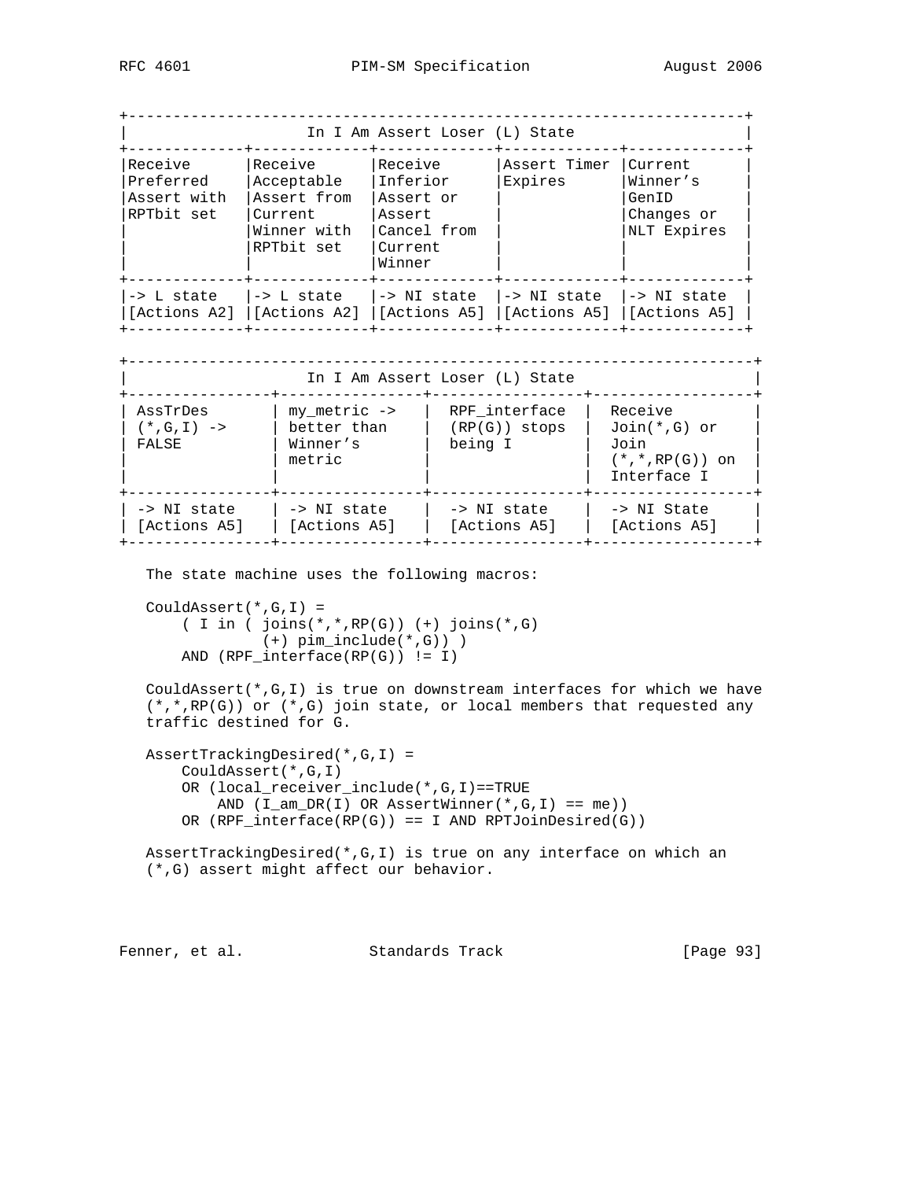| In I Am Assert Loser (L) State | | | | |
|---|---|---|---|---|
| Receive Preferred Assert with RPTbit set | Receive Acceptable Assert from Current Winner with RPTbit set | Receive Inferior Assert or Assert Cancel from Current Winner | Assert Timer Expires | Current Winner's GenID Changes or NLT Expires |
| -> L state [Actions A2] | -> L state [Actions A2] | -> NI state [Actions A5] | -> NI state [Actions A5] | -> NI state [Actions A5] |

| In I Am Assert Loser (L) State | | | |
|---|---|---|---|
| AssTrDes (*,G,I) -> FALSE | my_metric -> better than Winner's metric | RPF_interface (RP(G)) stops being I | Receive Join(*,G) or Join (*,*,RP(G)) on Interface I |
| -> NI state [Actions A5] | -> NI state [Actions A5] | -> NI state [Actions A5] | -> NI State [Actions A5] |

The state machine uses the following macros:

```
CouldAssert(*,G,I) =
    ( I in ( joins(*,*,RP(G)) (+) joins(*,G)
             (+) pim_include(*,G)) )
    AND (RPF_interface(RP(G)) != I)
```

CouldAssert(*,G,I) is true on downstream interfaces for which we have (*,*,RP(G)) or (*,G) join state, or local members that requested any traffic destined for G.

```
AssertTrackingDesired(*,G,I) =
    CouldAssert(*,G,I)
    OR (local_receiver_include(*,G,I)==TRUE
        AND (I_am_DR(I) OR AssertWinner(*,G,I) == me))
    OR (RPF_interface(RP(G)) == I AND RPTJoinDesired(G))
```

AssertTrackingDesired(*,G,I) is true on any interface on which an (*,G) assert might affect our behavior.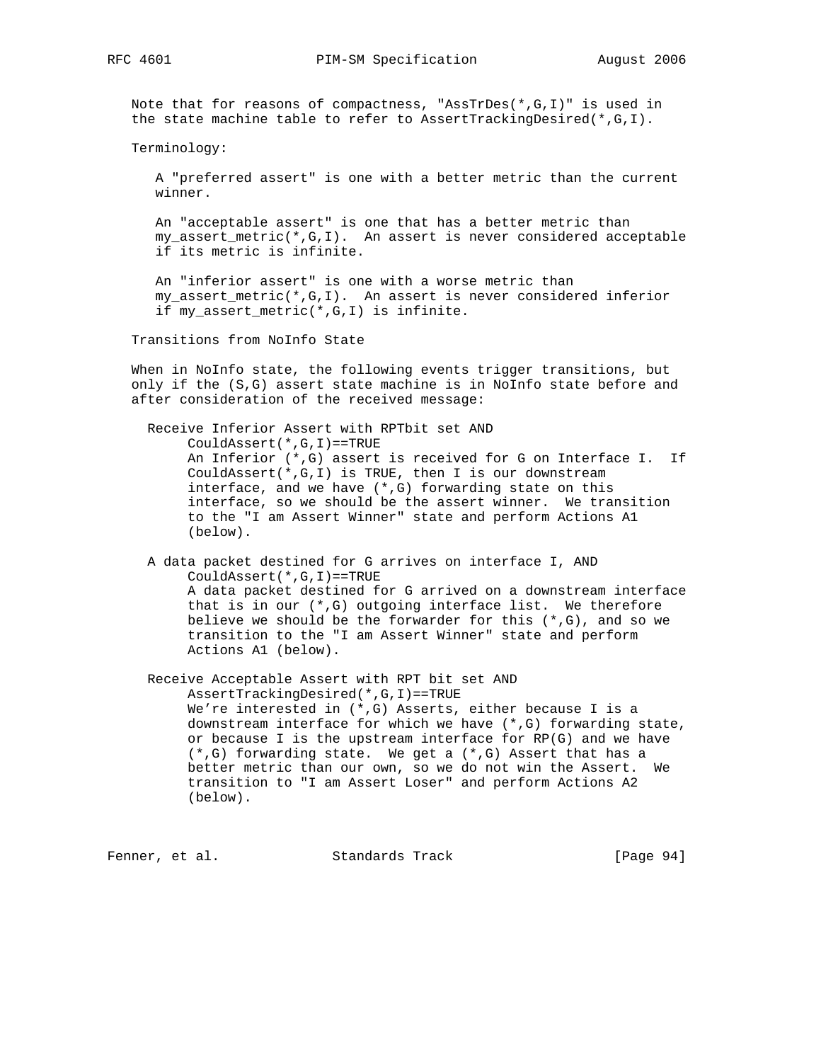Note that for reasons of compactness, "AssTrDes(*,G,I)" is used in the state machine table to refer to AssertTrackingDesired(*,G,I).

Terminology:

A "preferred assert" is one with a better metric than the current winner.

An "acceptable assert" is one that has a better metric than my_assert_metric(*,G,I). An assert is never considered acceptable if its metric is infinite.

An "inferior assert" is one with a worse metric than my_assert_metric(*,G,I). An assert is never considered inferior if my_assert_metric(*,G,I) is infinite.

Transitions from NoInfo State

When in NoInfo state, the following events trigger transitions, but only if the (S,G) assert state machine is in NoInfo state before and after consideration of the received message:

Receive Inferior Assert with RPTbit set AND CouldAssert(*,G,I)==TRUE
: An Inferior (*,G) assert is received for G on Interface I. If CouldAssert(*,G,I) is TRUE, then I is our downstream interface, and we have (*,G) forwarding state on this interface, so we should be the assert winner. We transition to the "I am Assert Winner" state and perform Actions A1 (below).

A data packet destined for G arrives on interface I, AND CouldAssert(*,G,I)==TRUE
: A data packet destined for G arrived on a downstream interface that is in our (*,G) outgoing interface list. We therefore believe we should be the forwarder for this (*,G), and so we transition to the "I am Assert Winner" state and perform Actions A1 (below).

Receive Acceptable Assert with RPT bit set AND AssertTrackingDesired(*,G,I)==TRUE
: We're interested in (*,G) Asserts, either because I is a downstream interface for which we have (*,G) forwarding state, or because I is the upstream interface for RP(G) and we have (*,G) forwarding state. We get a (*,G) Assert that has a better metric than our own, so we do not win the Assert. We transition to "I am Assert Loser" and perform Actions A2 (below).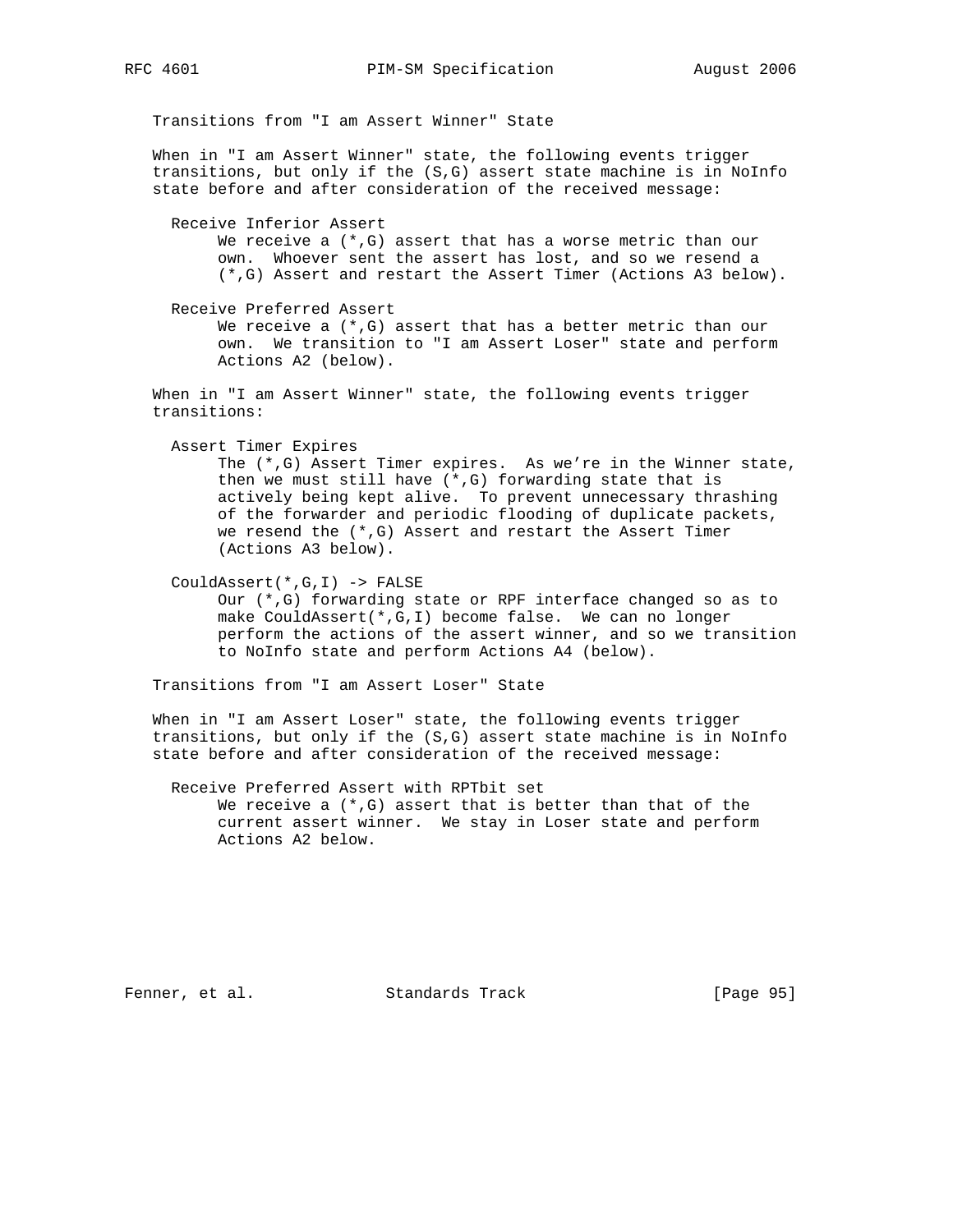Transitions from "I am Assert Winner" State

When in "I am Assert Winner" state, the following events trigger transitions, but only if the (S,G) assert state machine is in NoInfo state before and after consideration of the received message:

Receive Inferior Assert
: We receive a (*,G) assert that has a worse metric than our own. Whoever sent the assert has lost, and so we resend a (*,G) Assert and restart the Assert Timer (Actions A3 below).

Receive Preferred Assert
: We receive a (*,G) assert that has a better metric than our own. We transition to "I am Assert Loser" state and perform Actions A2 (below).

When in "I am Assert Winner" state, the following events trigger transitions:

Assert Timer Expires
: The (*,G) Assert Timer expires. As we're in the Winner state, then we must still have (*,G) forwarding state that is actively being kept alive. To prevent unnecessary thrashing of the forwarder and periodic flooding of duplicate packets, we resend the (*,G) Assert and restart the Assert Timer (Actions A3 below).

CouldAssert(*,G,I) -> FALSE
: Our (*,G) forwarding state or RPF interface changed so as to make CouldAssert(*,G,I) become false. We can no longer perform the actions of the assert winner, and so we transition to NoInfo state and perform Actions A4 (below).

Transitions from "I am Assert Loser" State

When in "I am Assert Loser" state, the following events trigger transitions, but only if the (S,G) assert state machine is in NoInfo state before and after consideration of the received message:

Receive Preferred Assert with RPTbit set
: We receive a (*,G) assert that is better than that of the current assert winner. We stay in Loser state and perform Actions A2 below.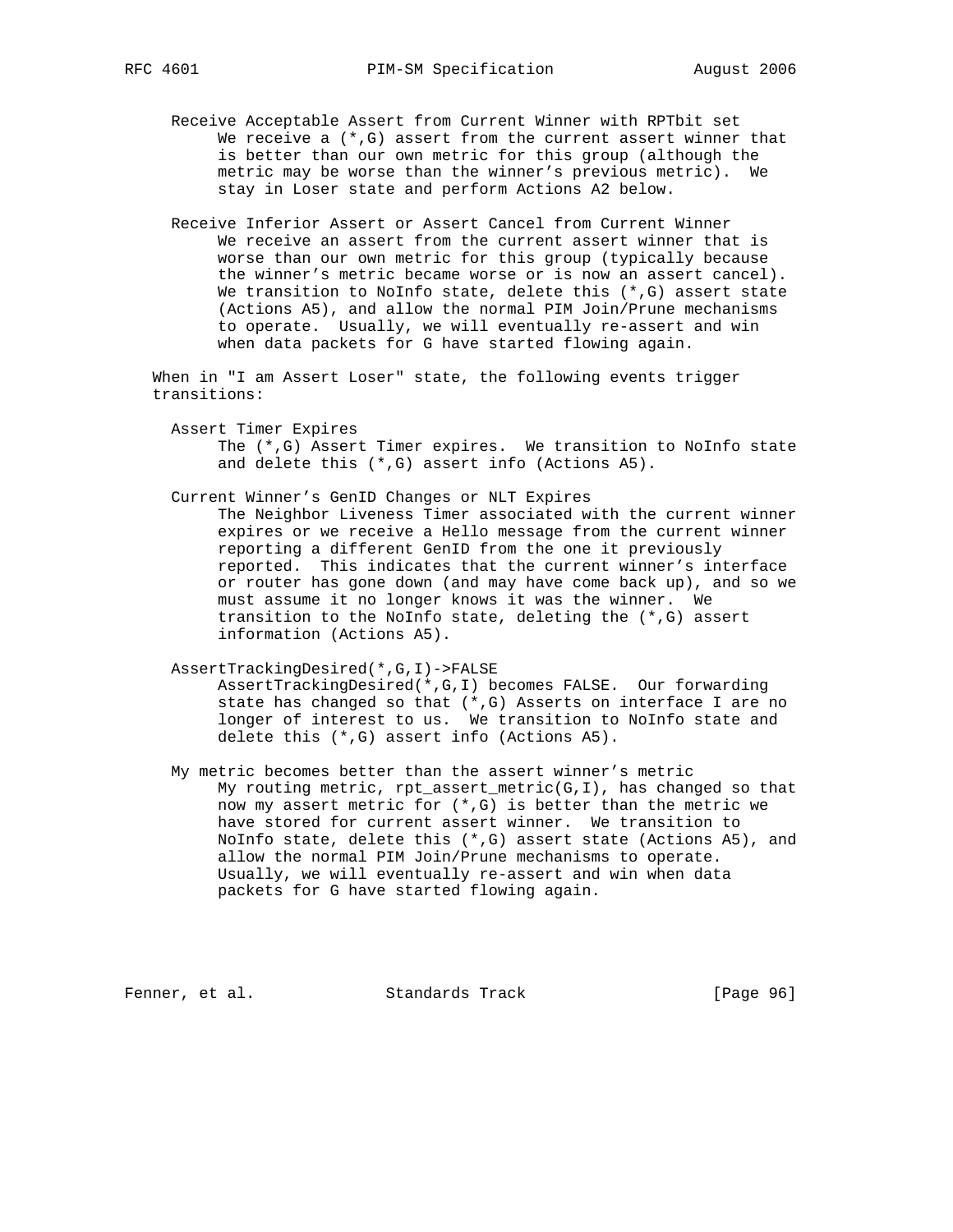Receive Acceptable Assert from Current Winner with RPTbit set

We receive a (*,G) assert from the current assert winner that is better than our own metric for this group (although the metric may be worse than the winner's previous metric). We stay in Loser state and perform Actions A2 below.

Receive Inferior Assert or Assert Cancel from Current Winner

We receive an assert from the current assert winner that is worse than our own metric for this group (typically because the winner's metric became worse or is now an assert cancel). We transition to NoInfo state, delete this (*,G) assert state (Actions A5), and allow the normal PIM Join/Prune mechanisms to operate. Usually, we will eventually re-assert and win when data packets for G have started flowing again.

When in "I am Assert Loser" state, the following events trigger transitions:

Assert Timer Expires

The (*,G) Assert Timer expires. We transition to NoInfo state and delete this (*,G) assert info (Actions A5).

Current Winner's GenID Changes or NLT Expires

The Neighbor Liveness Timer associated with the current winner expires or we receive a Hello message from the current winner reporting a different GenID from the one it previously reported. This indicates that the current winner's interface or router has gone down (and may have come back up), and so we must assume it no longer knows it was the winner. We transition to the NoInfo state, deleting the (*,G) assert information (Actions A5).

AssertTrackingDesired(*,G,I)->FALSE

AssertTrackingDesired(*,G,I) becomes FALSE. Our forwarding state has changed so that (*,G) Asserts on interface I are no longer of interest to us. We transition to NoInfo state and delete this (*,G) assert info (Actions A5).

My metric becomes better than the assert winner's metric

My routing metric, rpt_assert_metric(G,I), has changed so that now my assert metric for (*,G) is better than the metric we have stored for current assert winner. We transition to NoInfo state, delete this (*,G) assert state (Actions A5), and allow the normal PIM Join/Prune mechanisms to operate. Usually, we will eventually re-assert and win when data packets for G have started flowing again.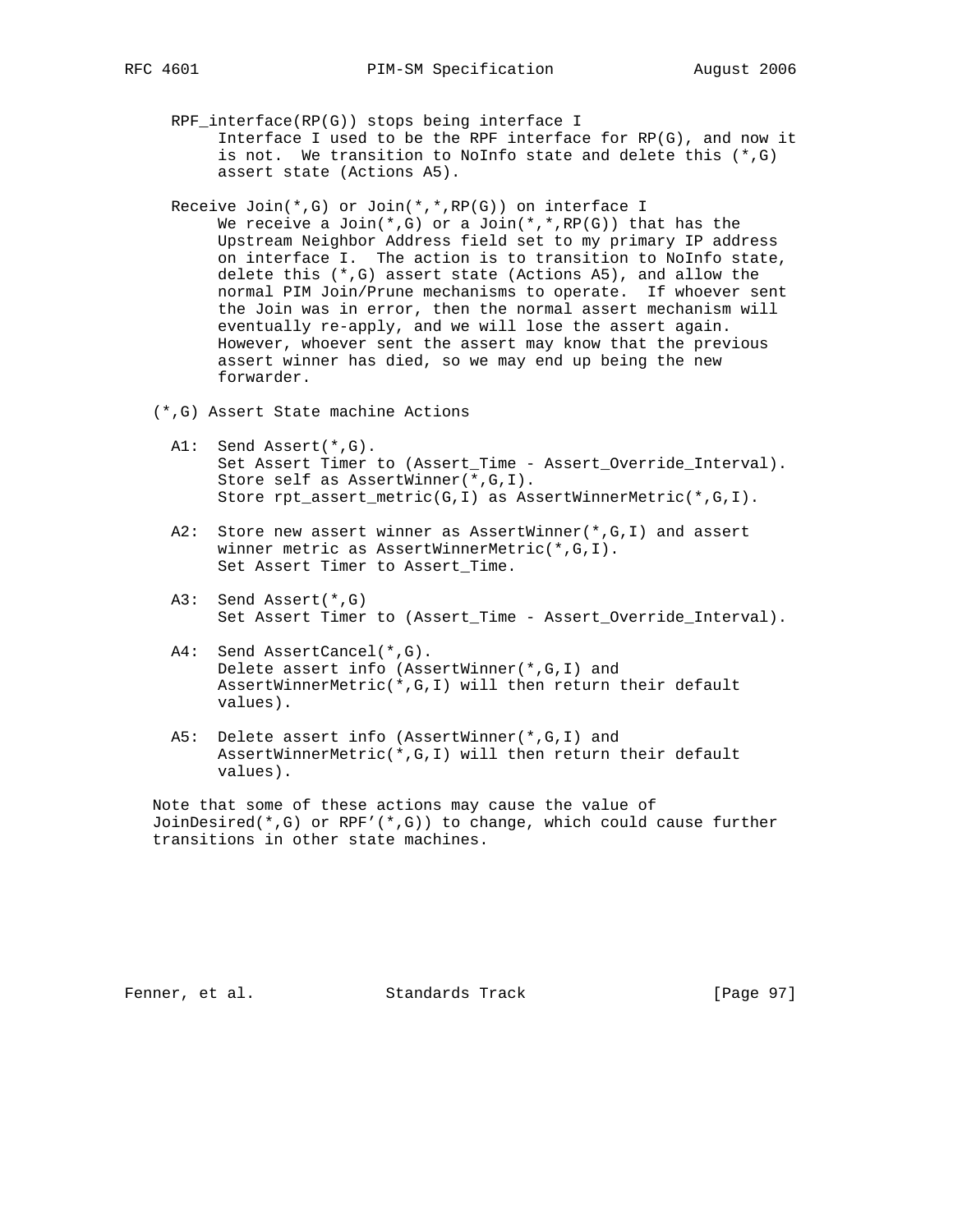RPF_interface(RP(G)) stops being interface I
Interface I used to be the RPF interface for RP(G), and now it is not. We transition to NoInfo state and delete this (*,G) assert state (Actions A5).

Receive Join(*,G) or Join(*,*,RP(G)) on interface I
We receive a Join(*,G) or a Join(*,*,RP(G)) that has the Upstream Neighbor Address field set to my primary IP address on interface I. The action is to transition to NoInfo state, delete this (*,G) assert state (Actions A5), and allow the normal PIM Join/Prune mechanisms to operate. If whoever sent the Join was in error, then the normal assert mechanism will eventually re-apply, and we will lose the assert again. However, whoever sent the assert may know that the previous assert winner has died, so we may end up being the new forwarder.

(*,G) Assert State machine Actions

A1: Send Assert(*,G).
Set Assert Timer to (Assert_Time - Assert_Override_Interval).
Store self as AssertWinner(*,G,I).
Store rpt_assert_metric(G,I) as AssertWinnerMetric(*,G,I).

A2: Store new assert winner as AssertWinner(*,G,I) and assert winner metric as AssertWinnerMetric(*,G,I).
Set Assert Timer to Assert_Time.

A3: Send Assert(*,G)
Set Assert Timer to (Assert_Time - Assert_Override_Interval).

A4: Send AssertCancel(*,G).
Delete assert info (AssertWinner(*,G,I) and AssertWinnerMetric(*,G,I) will then return their default values).

A5: Delete assert info (AssertWinner(*,G,I) and AssertWinnerMetric(*,G,I) will then return their default values).

Note that some of these actions may cause the value of JoinDesired(*,G) or RPF'(*,G)) to change, which could cause further transitions in other state machines.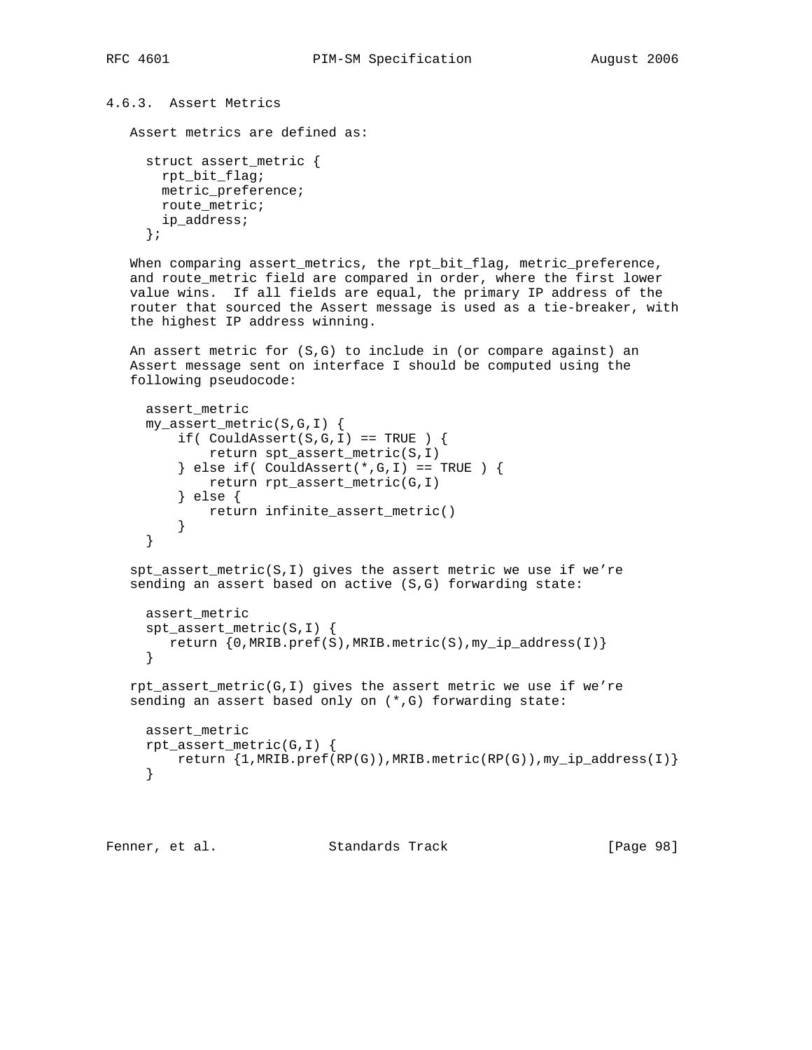### 4.6.3. Assert Metrics

Assert metrics are defined as:

```
struct assert_metric {
  rpt_bit_flag;
  metric_preference;
  route_metric;
  ip_address;
};
```

When comparing assert_metrics, the rpt_bit_flag, metric_preference, and route_metric field are compared in order, where the first lower value wins. If all fields are equal, the primary IP address of the router that sourced the Assert message is used as a tie-breaker, with the highest IP address winning.

An assert metric for (S,G) to include in (or compare against) an Assert message sent on interface I should be computed using the following pseudocode:

```
assert_metric
my_assert_metric(S,G,I) {
    if( CouldAssert(S,G,I) == TRUE ) {
        return spt_assert_metric(S,I)
    } else if( CouldAssert(*,G,I) == TRUE ) {
        return rpt_assert_metric(G,I)
    } else {
        return infinite_assert_metric()
    }
}
```

spt_assert_metric(S,I) gives the assert metric we use if we're sending an assert based on active (S,G) forwarding state:

```
assert_metric
spt_assert_metric(S,I) {
   return {0,MRIB.pref(S),MRIB.metric(S),my_ip_address(I)}
}
```

rpt_assert_metric(G,I) gives the assert metric we use if we're sending an assert based only on (*,G) forwarding state:

```
assert_metric
rpt_assert_metric(G,I) {
    return {1,MRIB.pref(RP(G)),MRIB.metric(RP(G)),my_ip_address(I)}
}
```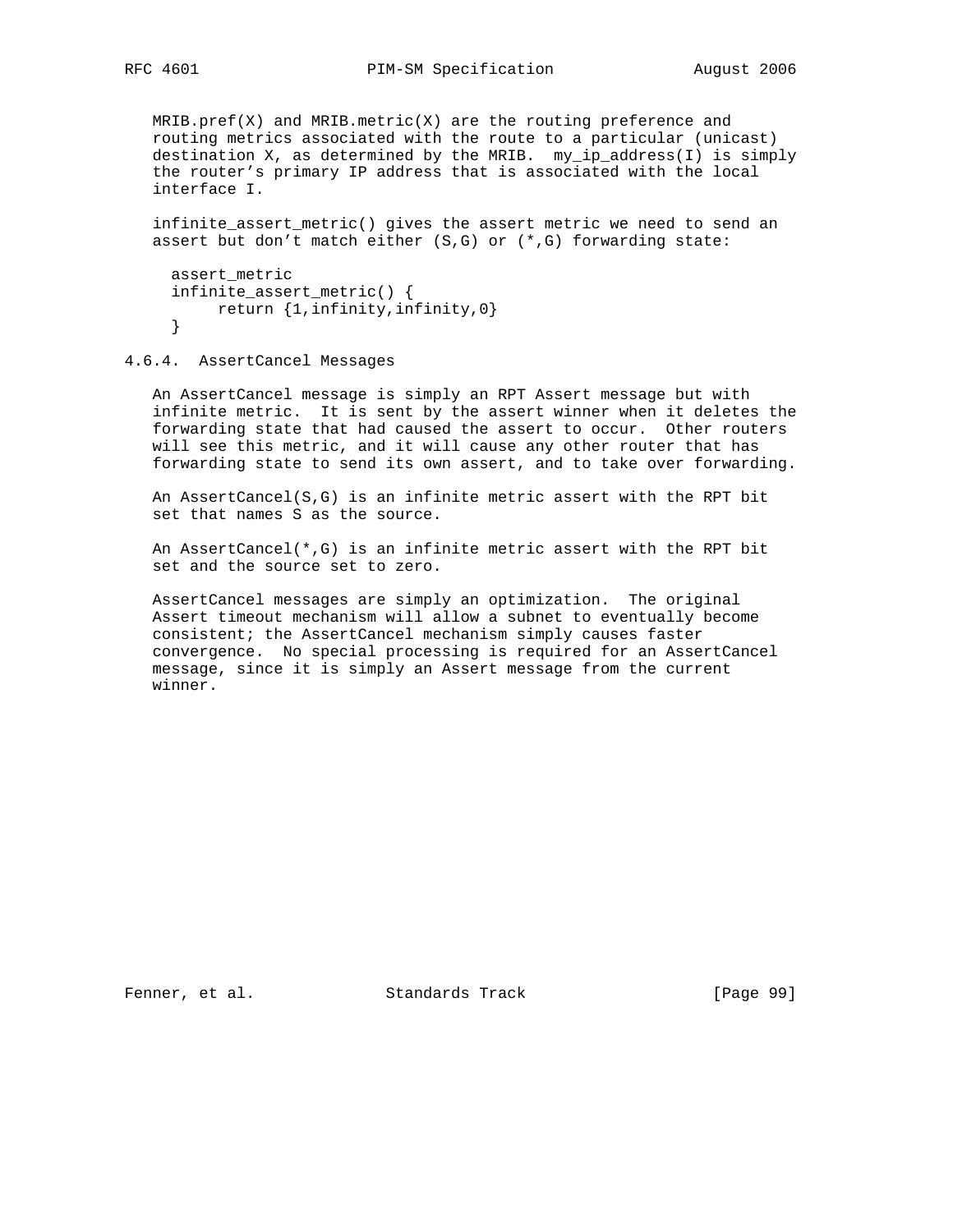MRIB.pref(X) and MRIB.metric(X) are the routing preference and routing metrics associated with the route to a particular (unicast) destination X, as determined by the MRIB. my_ip_address(I) is simply the router's primary IP address that is associated with the local interface I.

infinite_assert_metric() gives the assert metric we need to send an assert but don't match either (S,G) or (*,G) forwarding state:

```
assert_metric
infinite_assert_metric() {
     return {1,infinity,infinity,0}
}
```

### 4.6.4. AssertCancel Messages

An AssertCancel message is simply an RPT Assert message but with infinite metric. It is sent by the assert winner when it deletes the forwarding state that had caused the assert to occur. Other routers will see this metric, and it will cause any other router that has forwarding state to send its own assert, and to take over forwarding.

An AssertCancel(S,G) is an infinite metric assert with the RPT bit set that names S as the source.

An AssertCancel(*,G) is an infinite metric assert with the RPT bit set and the source set to zero.

AssertCancel messages are simply an optimization. The original Assert timeout mechanism will allow a subnet to eventually become consistent; the AssertCancel mechanism simply causes faster convergence. No special processing is required for an AssertCancel message, since it is simply an Assert message from the current winner.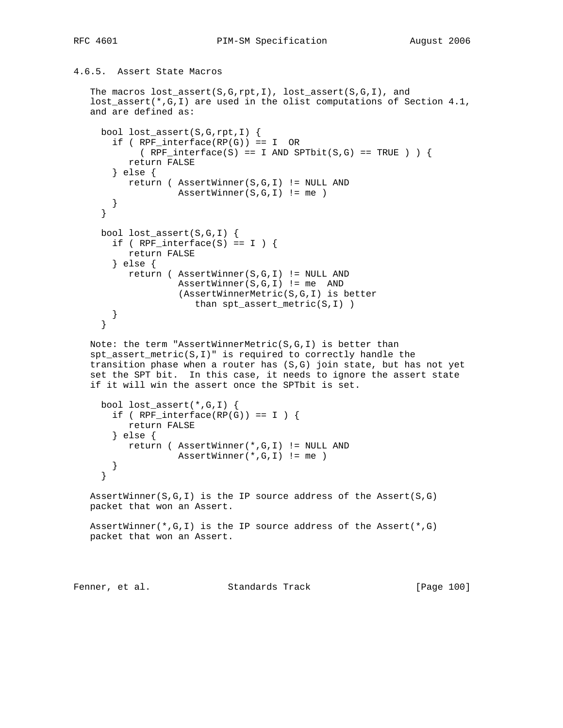### 4.6.5. Assert State Macros

The macros lost_assert(S,G,rpt,I), lost_assert(S,G,I), and lost_assert(*,G,I) are used in the olist computations of Section 4.1, and are defined as:

```
bool lost_assert(S,G,rpt,I) {
  if ( RPF_interface(RP(G)) == I  OR
      ( RPF_interface(S) == I AND SPTbit(S,G) == TRUE ) ) {
     return FALSE
  } else {
     return ( AssertWinner(S,G,I) != NULL AND
              AssertWinner(S,G,I) != me )
  }
}

bool lost_assert(S,G,I) {
  if ( RPF_interface(S) == I ) {
     return FALSE
  } else {
     return ( AssertWinner(S,G,I) != NULL AND
              AssertWinner(S,G,I) != me  AND
              (AssertWinnerMetric(S,G,I) is better
                 than spt_assert_metric(S,I) )
  }
}
```

Note: the term "AssertWinnerMetric(S,G,I) is better than spt_assert_metric(S,I)" is required to correctly handle the transition phase when a router has (S,G) join state, but has not yet set the SPT bit. In this case, it needs to ignore the assert state if it will win the assert once the SPTbit is set.

```
bool lost_assert(*,G,I) {
  if ( RPF_interface(RP(G)) == I ) {
     return FALSE
  } else {
     return ( AssertWinner(*,G,I) != NULL AND
              AssertWinner(*,G,I) != me )
  }
}
```

AssertWinner(S,G,I) is the IP source address of the Assert(S,G) packet that won an Assert.

AssertWinner(*,G,I) is the IP source address of the Assert(*,G) packet that won an Assert.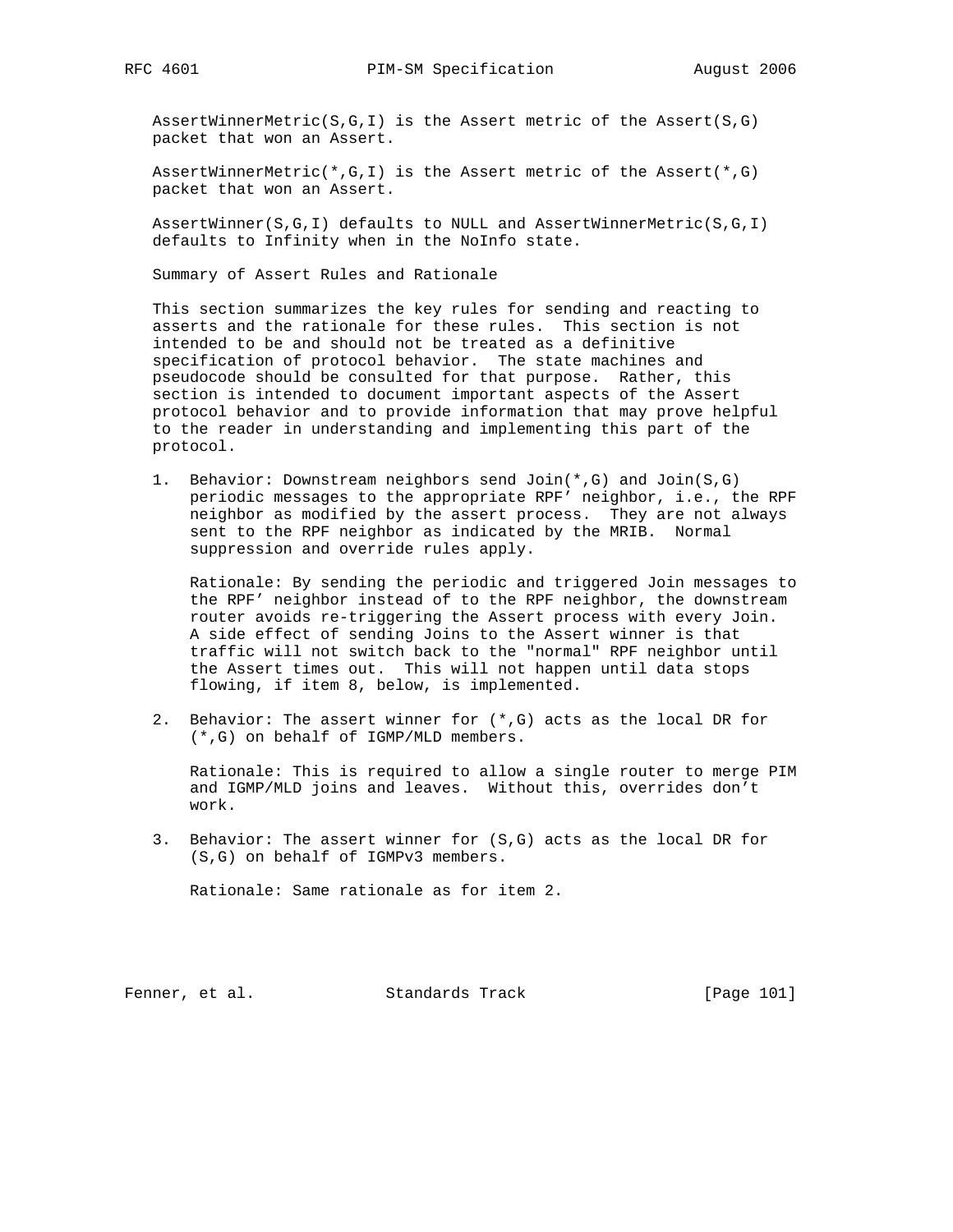AssertWinnerMetric(S,G,I) is the Assert metric of the Assert(S,G) packet that won an Assert.

AssertWinnerMetric(*,G,I) is the Assert metric of the Assert(*,G) packet that won an Assert.

AssertWinner(S,G,I) defaults to NULL and AssertWinnerMetric(S,G,I) defaults to Infinity when in the NoInfo state.

Summary of Assert Rules and Rationale

This section summarizes the key rules for sending and reacting to asserts and the rationale for these rules. This section is not intended to be and should not be treated as a definitive specification of protocol behavior. The state machines and pseudocode should be consulted for that purpose. Rather, this section is intended to document important aspects of the Assert protocol behavior and to provide information that may prove helpful to the reader in understanding and implementing this part of the protocol.

1. Behavior: Downstream neighbors send Join(*,G) and Join(S,G) periodic messages to the appropriate RPF' neighbor, i.e., the RPF neighbor as modified by the assert process. They are not always sent to the RPF neighbor as indicated by the MRIB. Normal suppression and override rules apply.

   Rationale: By sending the periodic and triggered Join messages to the RPF' neighbor instead of to the RPF neighbor, the downstream router avoids re-triggering the Assert process with every Join. A side effect of sending Joins to the Assert winner is that traffic will not switch back to the "normal" RPF neighbor until the Assert times out. This will not happen until data stops flowing, if item 8, below, is implemented.

2. Behavior: The assert winner for (*,G) acts as the local DR for (*,G) on behalf of IGMP/MLD members.

   Rationale: This is required to allow a single router to merge PIM and IGMP/MLD joins and leaves. Without this, overrides don't work.

3. Behavior: The assert winner for (S,G) acts as the local DR for (S,G) on behalf of IGMPv3 members.

   Rationale: Same rationale as for item 2.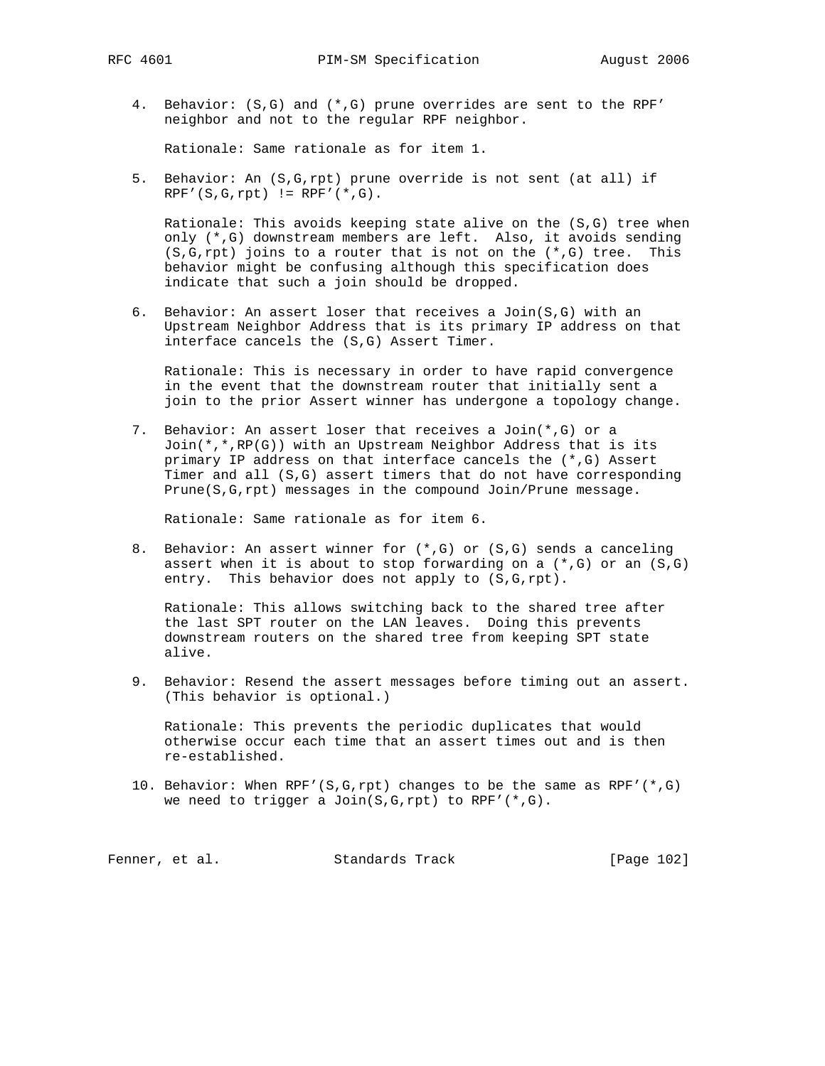4. Behavior: (S,G) and (*,G) prune overrides are sent to the RPF' neighbor and not to the regular RPF neighbor.

   Rationale: Same rationale as for item 1.

5. Behavior: An (S,G,rpt) prune override is not sent (at all) if RPF'(S,G,rpt) != RPF'(*,G).

   Rationale: This avoids keeping state alive on the (S,G) tree when only (*,G) downstream members are left. Also, it avoids sending (S,G,rpt) joins to a router that is not on the (*,G) tree. This behavior might be confusing although this specification does indicate that such a join should be dropped.

6. Behavior: An assert loser that receives a Join(S,G) with an Upstream Neighbor Address that is its primary IP address on that interface cancels the (S,G) Assert Timer.

   Rationale: This is necessary in order to have rapid convergence in the event that the downstream router that initially sent a join to the prior Assert winner has undergone a topology change.

7. Behavior: An assert loser that receives a Join(*,G) or a Join(*,*,RP(G)) with an Upstream Neighbor Address that is its primary IP address on that interface cancels the (*,G) Assert Timer and all (S,G) assert timers that do not have corresponding Prune(S,G,rpt) messages in the compound Join/Prune message.

   Rationale: Same rationale as for item 6.

8. Behavior: An assert winner for (*,G) or (S,G) sends a canceling assert when it is about to stop forwarding on a (*,G) or an (S,G) entry. This behavior does not apply to (S,G,rpt).

   Rationale: This allows switching back to the shared tree after the last SPT router on the LAN leaves. Doing this prevents downstream routers on the shared tree from keeping SPT state alive.

9. Behavior: Resend the assert messages before timing out an assert. (This behavior is optional.)

   Rationale: This prevents the periodic duplicates that would otherwise occur each time that an assert times out and is then re-established.

10. Behavior: When RPF'(S,G,rpt) changes to be the same as RPF'(*,G) we need to trigger a Join(S,G,rpt) to RPF'(*,G).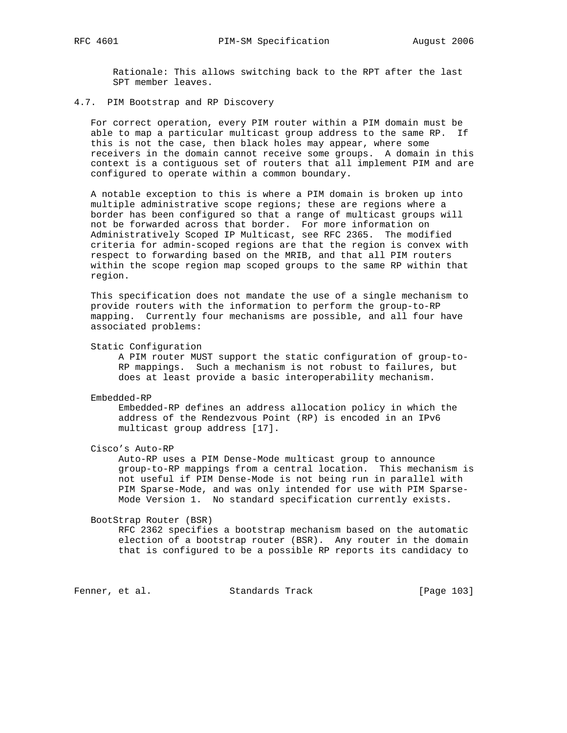Rationale: This allows switching back to the RPT after the last SPT member leaves.

### 4.7. PIM Bootstrap and RP Discovery

For correct operation, every PIM router within a PIM domain must be able to map a particular multicast group address to the same RP. If this is not the case, then black holes may appear, where some receivers in the domain cannot receive some groups. A domain in this context is a contiguous set of routers that all implement PIM and are configured to operate within a common boundary.

A notable exception to this is where a PIM domain is broken up into multiple administrative scope regions; these are regions where a border has been configured so that a range of multicast groups will not be forwarded across that border. For more information on Administratively Scoped IP Multicast, see RFC 2365. The modified criteria for admin-scoped regions are that the region is convex with respect to forwarding based on the MRIB, and that all PIM routers within the scope region map scoped groups to the same RP within that region.

This specification does not mandate the use of a single mechanism to provide routers with the information to perform the group-to-RP mapping. Currently four mechanisms are possible, and all four have associated problems:

Static Configuration
: A PIM router MUST support the static configuration of group-to-RP mappings. Such a mechanism is not robust to failures, but does at least provide a basic interoperability mechanism.

Embedded-RP
: Embedded-RP defines an address allocation policy in which the address of the Rendezvous Point (RP) is encoded in an IPv6 multicast group address [17].

Cisco's Auto-RP
: Auto-RP uses a PIM Dense-Mode multicast group to announce group-to-RP mappings from a central location. This mechanism is not useful if PIM Dense-Mode is not being run in parallel with PIM Sparse-Mode, and was only intended for use with PIM Sparse-Mode Version 1. No standard specification currently exists.

BootStrap Router (BSR)
: RFC 2362 specifies a bootstrap mechanism based on the automatic election of a bootstrap router (BSR). Any router in the domain that is configured to be a possible RP reports its candidacy to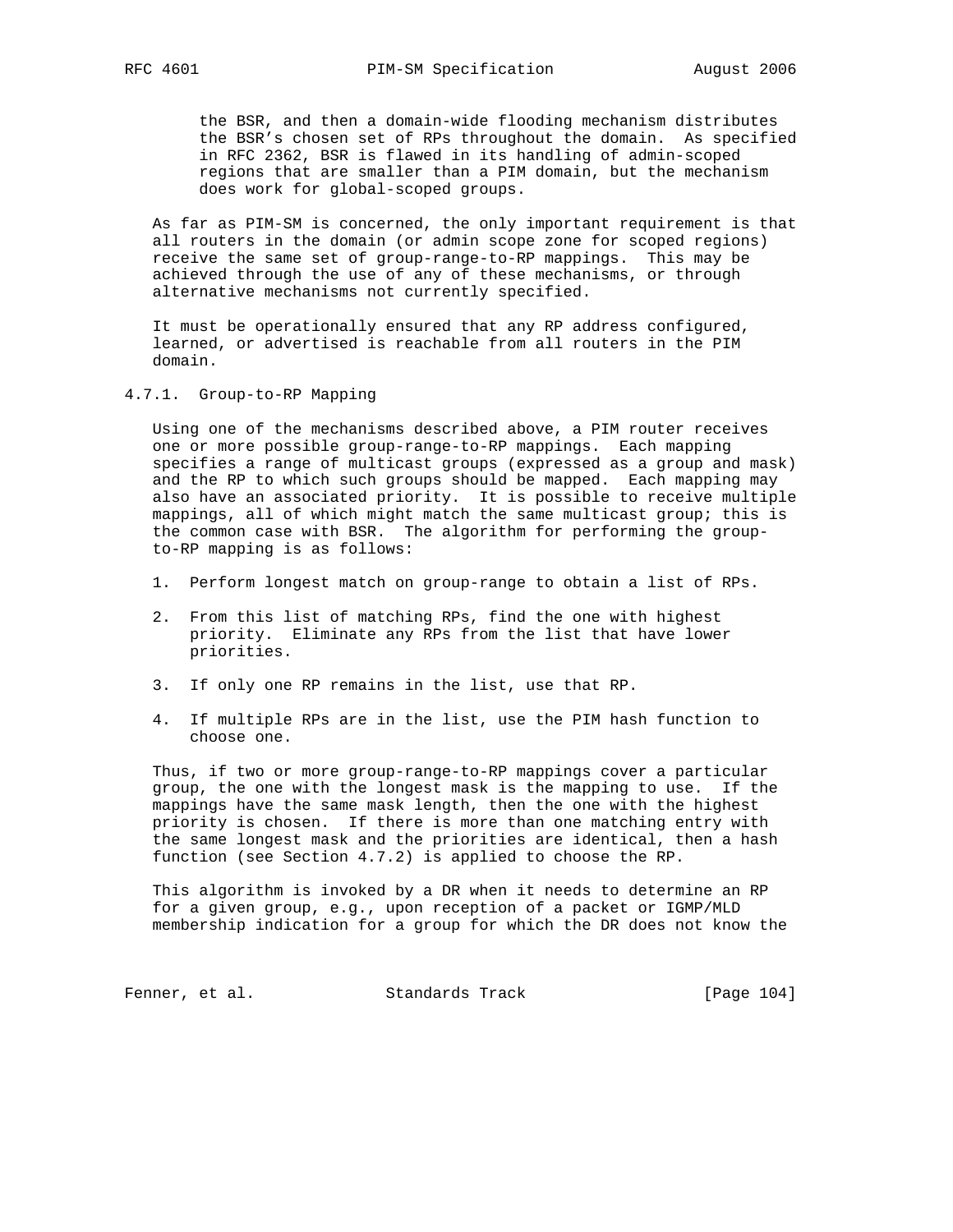the BSR, and then a domain-wide flooding mechanism distributes the BSR's chosen set of RPs throughout the domain. As specified in RFC 2362, BSR is flawed in its handling of admin-scoped regions that are smaller than a PIM domain, but the mechanism does work for global-scoped groups.

As far as PIM-SM is concerned, the only important requirement is that all routers in the domain (or admin scope zone for scoped regions) receive the same set of group-range-to-RP mappings. This may be achieved through the use of any of these mechanisms, or through alternative mechanisms not currently specified.

It must be operationally ensured that any RP address configured, learned, or advertised is reachable from all routers in the PIM domain.

### 4.7.1. Group-to-RP Mapping

Using one of the mechanisms described above, a PIM router receives one or more possible group-range-to-RP mappings. Each mapping specifies a range of multicast groups (expressed as a group and mask) and the RP to which such groups should be mapped. Each mapping may also have an associated priority. It is possible to receive multiple mappings, all of which might match the same multicast group; this is the common case with BSR. The algorithm for performing the group-to-RP mapping is as follows:

1. Perform longest match on group-range to obtain a list of RPs.

2. From this list of matching RPs, find the one with highest priority. Eliminate any RPs from the list that have lower priorities.

3. If only one RP remains in the list, use that RP.

4. If multiple RPs are in the list, use the PIM hash function to choose one.

Thus, if two or more group-range-to-RP mappings cover a particular group, the one with the longest mask is the mapping to use. If the mappings have the same mask length, then the one with the highest priority is chosen. If there is more than one matching entry with the same longest mask and the priorities are identical, then a hash function (see Section 4.7.2) is applied to choose the RP.

This algorithm is invoked by a DR when it needs to determine an RP for a given group, e.g., upon reception of a packet or IGMP/MLD membership indication for a group for which the DR does not know the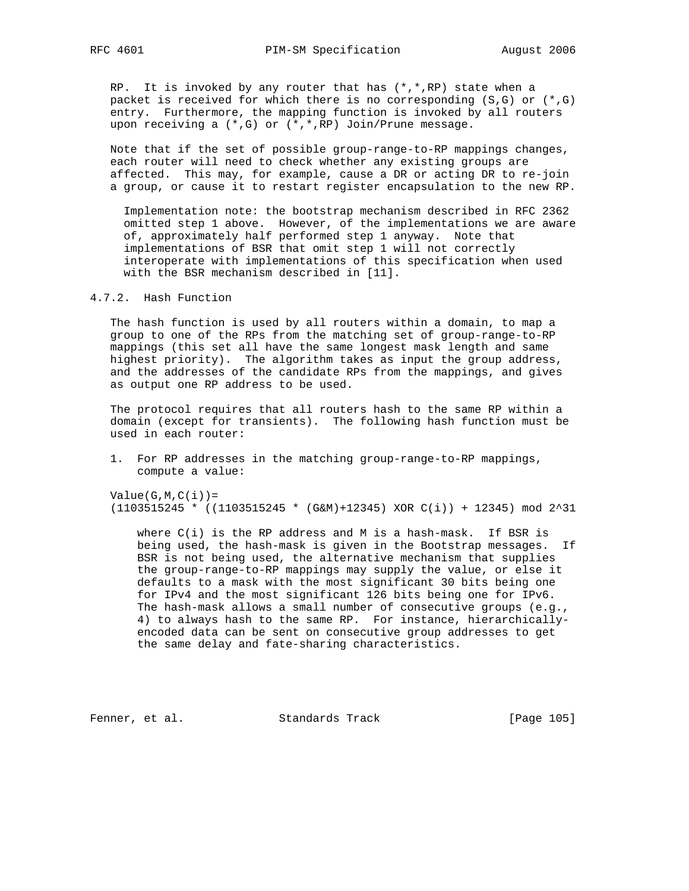RP. It is invoked by any router that has (*,*,RP) state when a packet is received for which there is no corresponding (S,G) or (*,G) entry. Furthermore, the mapping function is invoked by all routers upon receiving a (*,G) or (*,*,RP) Join/Prune message.

Note that if the set of possible group-range-to-RP mappings changes, each router will need to check whether any existing groups are affected. This may, for example, cause a DR or acting DR to re-join a group, or cause it to restart register encapsulation to the new RP.

> Implementation note: the bootstrap mechanism described in RFC 2362 omitted step 1 above. However, of the implementations we are aware of, approximately half performed step 1 anyway. Note that implementations of BSR that omit step 1 will not correctly interoperate with implementations of this specification when used with the BSR mechanism described in [11].

### 4.7.2. Hash Function

The hash function is used by all routers within a domain, to map a group to one of the RPs from the matching set of group-range-to-RP mappings (this set all have the same longest mask length and same highest priority). The algorithm takes as input the group address, and the addresses of the candidate RPs from the mappings, and gives as output one RP address to be used.

The protocol requires that all routers hash to the same RP within a domain (except for transients). The following hash function must be used in each router:

1. For RP addresses in the matching group-range-to-RP mappings, compute a value:

```
Value(G,M,C(i))=
(1103515245 * ((1103515245 * (G&M)+12345) XOR C(i)) + 12345) mod 2^31
```

   where C(i) is the RP address and M is a hash-mask. If BSR is being used, the hash-mask is given in the Bootstrap messages. If BSR is not being used, the alternative mechanism that supplies the group-range-to-RP mappings may supply the value, or else it defaults to a mask with the most significant 30 bits being one for IPv4 and the most significant 126 bits being one for IPv6. The hash-mask allows a small number of consecutive groups (e.g., 4) to always hash to the same RP. For instance, hierarchically-encoded data can be sent on consecutive group addresses to get the same delay and fate-sharing characteristics.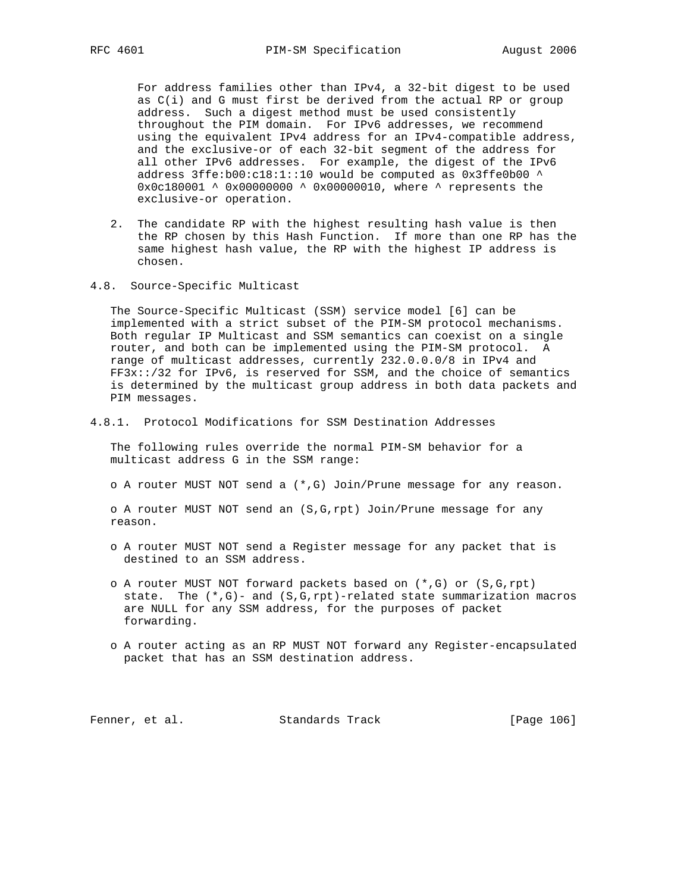For address families other than IPv4, a 32-bit digest to be used as C(i) and G must first be derived from the actual RP or group address. Such a digest method must be used consistently throughout the PIM domain. For IPv6 addresses, we recommend using the equivalent IPv4 address for an IPv4-compatible address, and the exclusive-or of each 32-bit segment of the address for all other IPv6 addresses. For example, the digest of the IPv6 address 3ffe:b00:c18:1::10 would be computed as 0x3ffe0b00 ^ 0x0c180001 ^ 0x00000000 ^ 0x00000010, where ^ represents the exclusive-or operation.

2. The candidate RP with the highest resulting hash value is then the RP chosen by this Hash Function. If more than one RP has the same highest hash value, the RP with the highest IP address is chosen.

### 4.8. Source-Specific Multicast

The Source-Specific Multicast (SSM) service model [6] can be implemented with a strict subset of the PIM-SM protocol mechanisms. Both regular IP Multicast and SSM semantics can coexist on a single router, and both can be implemented using the PIM-SM protocol. A range of multicast addresses, currently 232.0.0.0/8 in IPv4 and FF3x::/32 for IPv6, is reserved for SSM, and the choice of semantics is determined by the multicast group address in both data packets and PIM messages.

#### 4.8.1. Protocol Modifications for SSM Destination Addresses

The following rules override the normal PIM-SM behavior for a multicast address G in the SSM range:

- A router MUST NOT send a (*,G) Join/Prune message for any reason.
- A router MUST NOT send an (S,G,rpt) Join/Prune message for any reason.
- A router MUST NOT send a Register message for any packet that is destined to an SSM address.
- A router MUST NOT forward packets based on (*,G) or (S,G,rpt) state. The (*,G)- and (S,G,rpt)-related state summarization macros are NULL for any SSM address, for the purposes of packet forwarding.
- A router acting as an RP MUST NOT forward any Register-encapsulated packet that has an SSM destination address.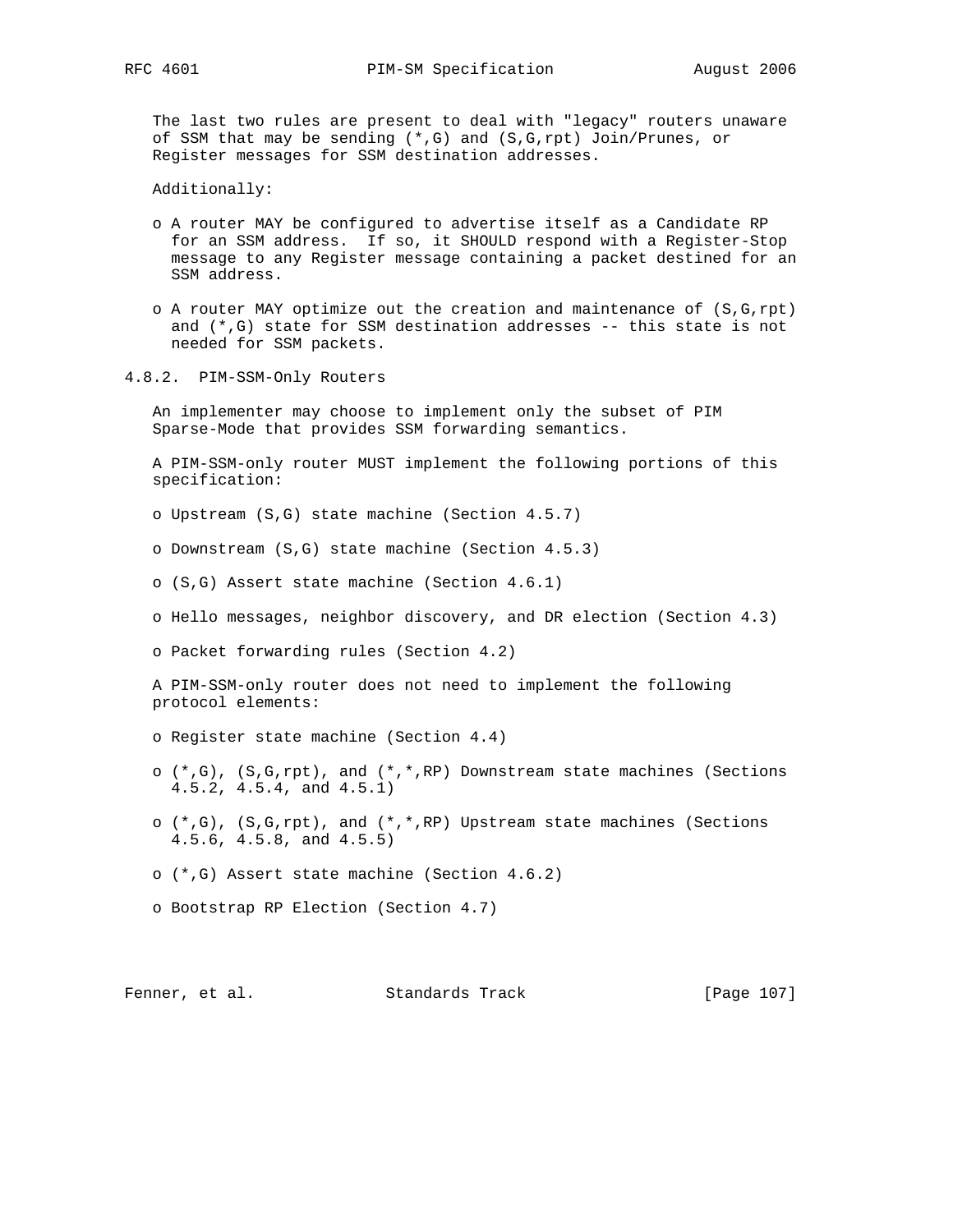The last two rules are present to deal with "legacy" routers unaware of SSM that may be sending (*,G) and (S,G,rpt) Join/Prunes, or Register messages for SSM destination addresses.

Additionally:

- A router MAY be configured to advertise itself as a Candidate RP for an SSM address. If so, it SHOULD respond with a Register-Stop message to any Register message containing a packet destined for an SSM address.
- A router MAY optimize out the creation and maintenance of (S,G,rpt) and (*,G) state for SSM destination addresses -- this state is not needed for SSM packets.

### 4.8.2. PIM-SSM-Only Routers

An implementer may choose to implement only the subset of PIM Sparse-Mode that provides SSM forwarding semantics.

A PIM-SSM-only router MUST implement the following portions of this specification:

- Upstream (S,G) state machine (Section 4.5.7)
- Downstream (S,G) state machine (Section 4.5.3)
- (S,G) Assert state machine (Section 4.6.1)
- Hello messages, neighbor discovery, and DR election (Section 4.3)
- Packet forwarding rules (Section 4.2)

A PIM-SSM-only router does not need to implement the following protocol elements:

- Register state machine (Section 4.4)
- (*,G), (S,G,rpt), and (*,*,RP) Downstream state machines (Sections 4.5.2, 4.5.4, and 4.5.1)
- (*,G), (S,G,rpt), and (*,*,RP) Upstream state machines (Sections 4.5.6, 4.5.8, and 4.5.5)
- (*,G) Assert state machine (Section 4.6.2)
- Bootstrap RP Election (Section 4.7)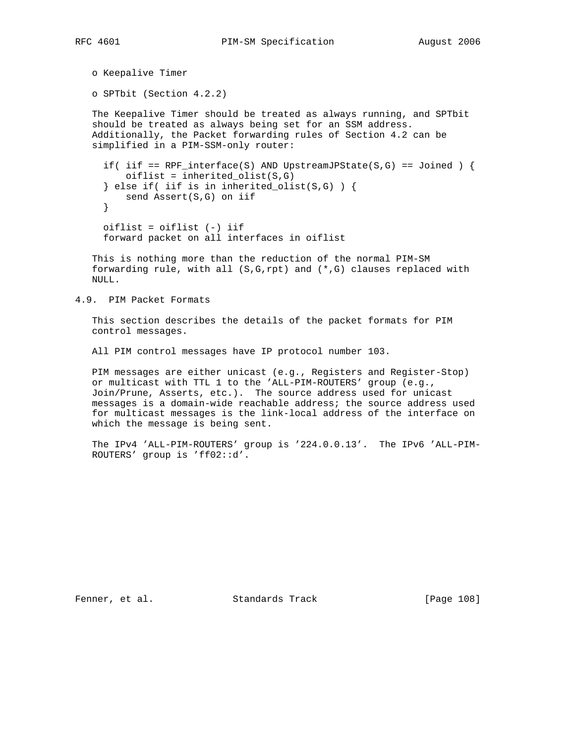- Keepalive Timer

- SPTbit (Section 4.2.2)

The Keepalive Timer should be treated as always running, and SPTbit should be treated as always being set for an SSM address. Additionally, the Packet forwarding rules of Section 4.2 can be simplified in a PIM-SSM-only router:

```
if( iif == RPF_interface(S) AND UpstreamJPState(S,G) == Joined ) {
    oiflist = inherited_olist(S,G)
} else if( iif is in inherited_olist(S,G) ) {
    send Assert(S,G) on iif
}

oiflist = oiflist (-) iif
forward packet on all interfaces in oiflist
```

This is nothing more than the reduction of the normal PIM-SM forwarding rule, with all (S,G,rpt) and (*,G) clauses replaced with NULL.

## 4.9. PIM Packet Formats

This section describes the details of the packet formats for PIM control messages.

All PIM control messages have IP protocol number 103.

PIM messages are either unicast (e.g., Registers and Register-Stop) or multicast with TTL 1 to the 'ALL-PIM-ROUTERS' group (e.g., Join/Prune, Asserts, etc.). The source address used for unicast messages is a domain-wide reachable address; the source address used for multicast messages is the link-local address of the interface on which the message is being sent.

The IPv4 'ALL-PIM-ROUTERS' group is '224.0.0.13'. The IPv6 'ALL-PIM-ROUTERS' group is 'ff02::d'.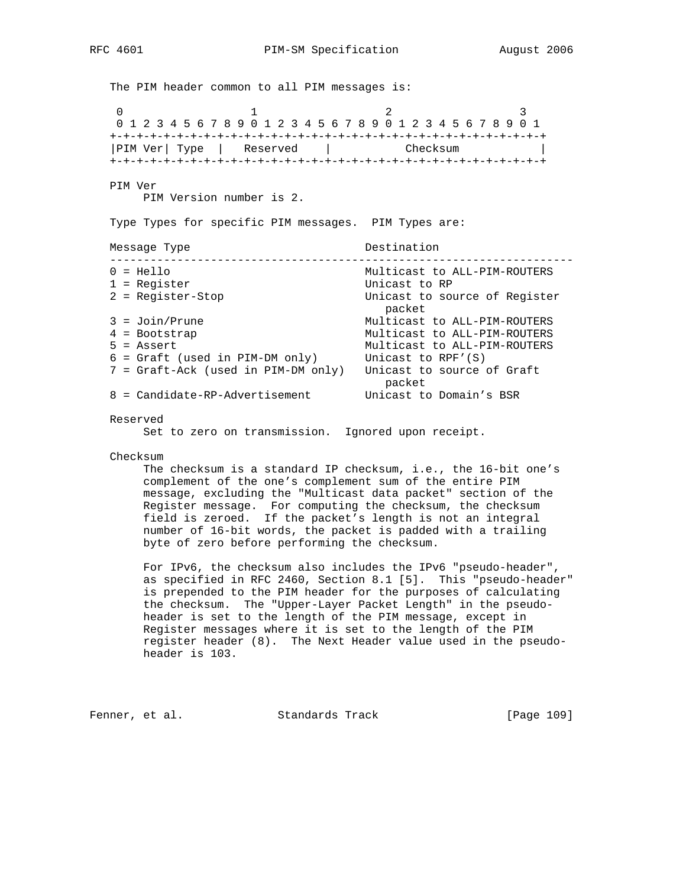The PIM header common to all PIM messages is:

```
 0                   1                   2                   3
 0 1 2 3 4 5 6 7 8 9 0 1 2 3 4 5 6 7 8 9 0 1 2 3 4 5 6 7 8 9 0 1
+-+-+-+-+-+-+-+-+-+-+-+-+-+-+-+-+-+-+-+-+-+-+-+-+-+-+-+-+-+-+-+-+
|PIM Ver| Type  |   Reserved    |           Checksum            |
+-+-+-+-+-+-+-+-+-+-+-+-+-+-+-+-+-+-+-+-+-+-+-+-+-+-+-+-+-+-+-+-+
```

PIM Ver
    PIM Version number is 2.

Type Types for specific PIM messages. PIM Types are:

| Message Type | Destination |
|---|---|
| 0 = Hello | Multicast to ALL-PIM-ROUTERS |
| 1 = Register | Unicast to RP |
| 2 = Register-Stop | Unicast to source of Register packet |
| 3 = Join/Prune | Multicast to ALL-PIM-ROUTERS |
| 4 = Bootstrap | Multicast to ALL-PIM-ROUTERS |
| 5 = Assert | Multicast to ALL-PIM-ROUTERS |
| 6 = Graft (used in PIM-DM only) | Unicast to RPF'(S) |
| 7 = Graft-Ack (used in PIM-DM only) | Unicast to source of Graft packet |
| 8 = Candidate-RP-Advertisement | Unicast to Domain's BSR |

Reserved
    Set to zero on transmission. Ignored upon receipt.

Checksum
    The checksum is a standard IP checksum, i.e., the 16-bit one's complement of the one's complement sum of the entire PIM message, excluding the "Multicast data packet" section of the Register message. For computing the checksum, the checksum field is zeroed. If the packet's length is not an integral number of 16-bit words, the packet is padded with a trailing byte of zero before performing the checksum.

    For IPv6, the checksum also includes the IPv6 "pseudo-header", as specified in RFC 2460, Section 8.1 [5]. This "pseudo-header" is prepended to the PIM header for the purposes of calculating the checksum. The "Upper-Layer Packet Length" in the pseudo-header is set to the length of the PIM message, except in Register messages where it is set to the length of the PIM register header (8). The Next Header value used in the pseudo-header is 103.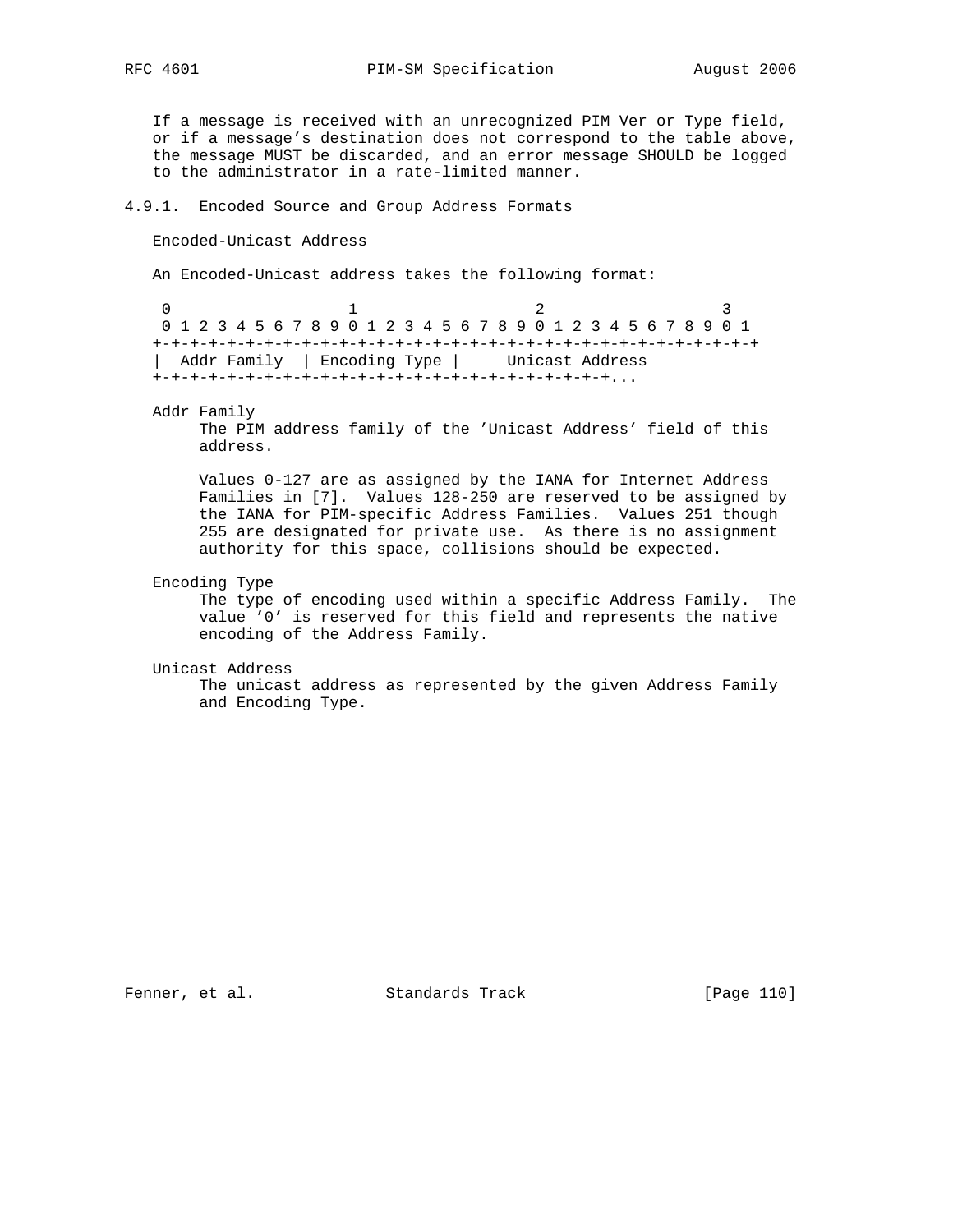If a message is received with an unrecognized PIM Ver or Type field, or if a message's destination does not correspond to the table above, the message MUST be discarded, and an error message SHOULD be logged to the administrator in a rate-limited manner.

### 4.9.1. Encoded Source and Group Address Formats

Encoded-Unicast Address

An Encoded-Unicast address takes the following format:

```
 0                   1                   2                   3
 0 1 2 3 4 5 6 7 8 9 0 1 2 3 4 5 6 7 8 9 0 1 2 3 4 5 6 7 8 9 0 1
+-+-+-+-+-+-+-+-+-+-+-+-+-+-+-+-+-+-+-+-+-+-+-+-+-+-+-+-+-+-+-+-+
|  Addr Family  | Encoding Type |     Unicast Address
+-+-+-+-+-+-+-+-+-+-+-+-+-+-+-+-+-+-+-+-+-+-+-+-+-+-+-+...
```

Addr Family
: The PIM address family of the 'Unicast Address' field of this address.

  Values 0-127 are as assigned by the IANA for Internet Address Families in [7]. Values 128-250 are reserved to be assigned by the IANA for PIM-specific Address Families. Values 251 though 255 are designated for private use. As there is no assignment authority for this space, collisions should be expected.

Encoding Type
: The type of encoding used within a specific Address Family. The value '0' is reserved for this field and represents the native encoding of the Address Family.

Unicast Address
: The unicast address as represented by the given Address Family and Encoding Type.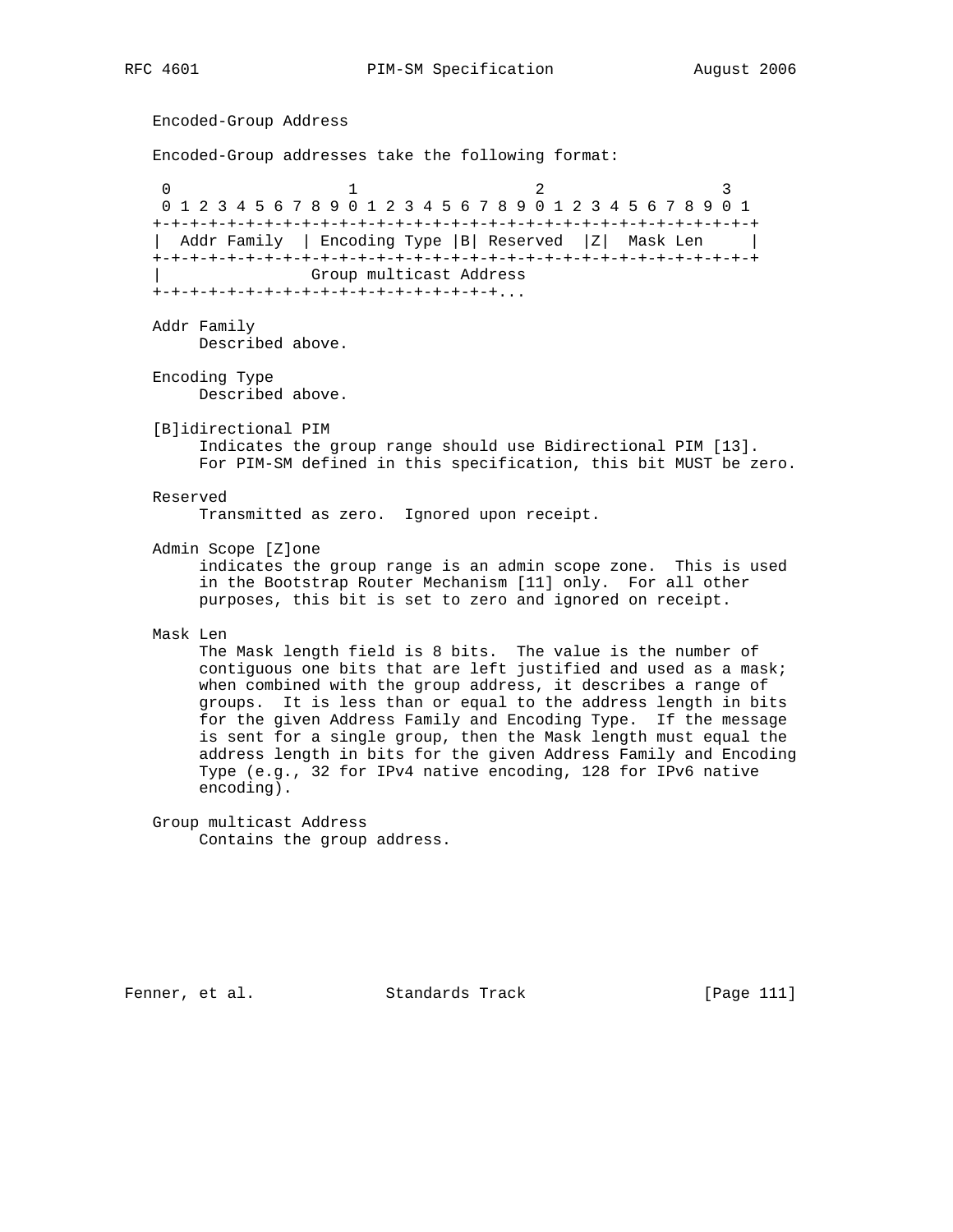Encoded-Group Address

Encoded-Group addresses take the following format:

```
 0                   1                   2                   3
 0 1 2 3 4 5 6 7 8 9 0 1 2 3 4 5 6 7 8 9 0 1 2 3 4 5 6 7 8 9 0 1
+-+-+-+-+-+-+-+-+-+-+-+-+-+-+-+-+-+-+-+-+-+-+-+-+-+-+-+-+-+-+-+-+
|  Addr Family  | Encoding Type |B| Reserved  |Z|  Mask Len     |
+-+-+-+-+-+-+-+-+-+-+-+-+-+-+-+-+-+-+-+-+-+-+-+-+-+-+-+-+-+-+-+-+
|                Group multicast Address
+-+-+-+-+-+-+-+-+-+-+-+-+-+-+-+-+-+-+-+-+-+-+-+-+...
```

Addr Family
: Described above.

Encoding Type
: Described above.

[B]idirectional PIM
: Indicates the group range should use Bidirectional PIM [13]. For PIM-SM defined in this specification, this bit MUST be zero.

Reserved
: Transmitted as zero. Ignored upon receipt.

Admin Scope [Z]one
: indicates the group range is an admin scope zone. This is used in the Bootstrap Router Mechanism [11] only. For all other purposes, this bit is set to zero and ignored on receipt.

Mask Len
: The Mask length field is 8 bits. The value is the number of contiguous one bits that are left justified and used as a mask; when combined with the group address, it describes a range of groups. It is less than or equal to the address length in bits for the given Address Family and Encoding Type. If the message is sent for a single group, then the Mask length must equal the address length in bits for the given Address Family and Encoding Type (e.g., 32 for IPv4 native encoding, 128 for IPv6 native encoding).

Group multicast Address
: Contains the group address.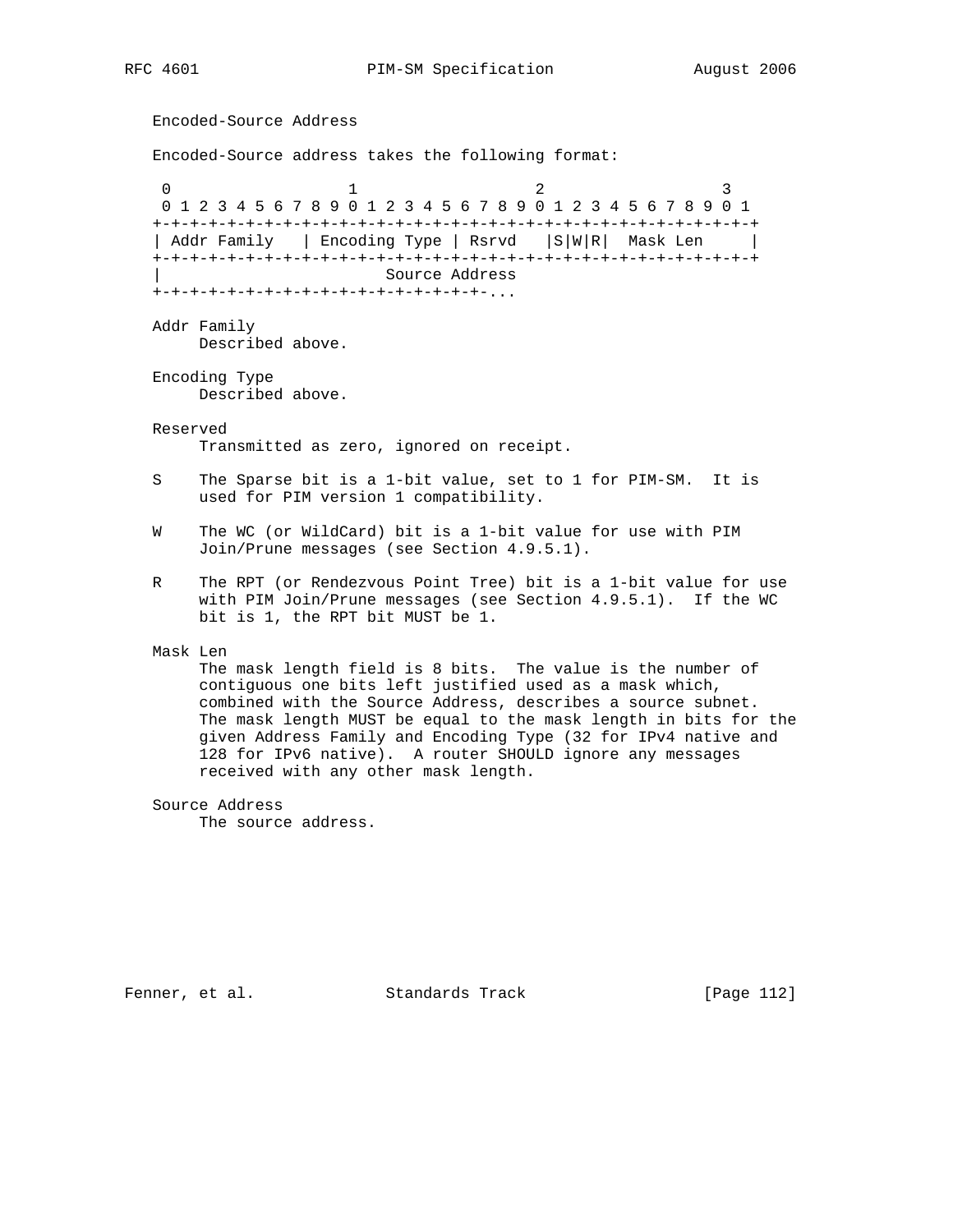Encoded-Source Address

Encoded-Source address takes the following format:

```
 0                   1                   2                   3
 0 1 2 3 4 5 6 7 8 9 0 1 2 3 4 5 6 7 8 9 0 1 2 3 4 5 6 7 8 9 0 1
+-+-+-+-+-+-+-+-+-+-+-+-+-+-+-+-+-+-+-+-+-+-+-+-+-+-+-+-+-+-+-+-+
| Addr Family   | Encoding Type | Rsrvd   |S|W|R|  Mask Len     |
+-+-+-+-+-+-+-+-+-+-+-+-+-+-+-+-+-+-+-+-+-+-+-+-+-+-+-+-+-+-+-+-+
|                        Source Address
+-+-+-+-+-+-+-+-+-+-+-+-+-+-+-+-+-+-+-+-...
```

Addr Family
: Described above.

Encoding Type
: Described above.

Reserved
: Transmitted as zero, ignored on receipt.

S
: The Sparse bit is a 1-bit value, set to 1 for PIM-SM. It is used for PIM version 1 compatibility.

W
: The WC (or WildCard) bit is a 1-bit value for use with PIM Join/Prune messages (see Section 4.9.5.1).

R
: The RPT (or Rendezvous Point Tree) bit is a 1-bit value for use with PIM Join/Prune messages (see Section 4.9.5.1). If the WC bit is 1, the RPT bit MUST be 1.

Mask Len
: The mask length field is 8 bits. The value is the number of contiguous one bits left justified used as a mask which, combined with the Source Address, describes a source subnet. The mask length MUST be equal to the mask length in bits for the given Address Family and Encoding Type (32 for IPv4 native and 128 for IPv6 native). A router SHOULD ignore any messages received with any other mask length.

Source Address
: The source address.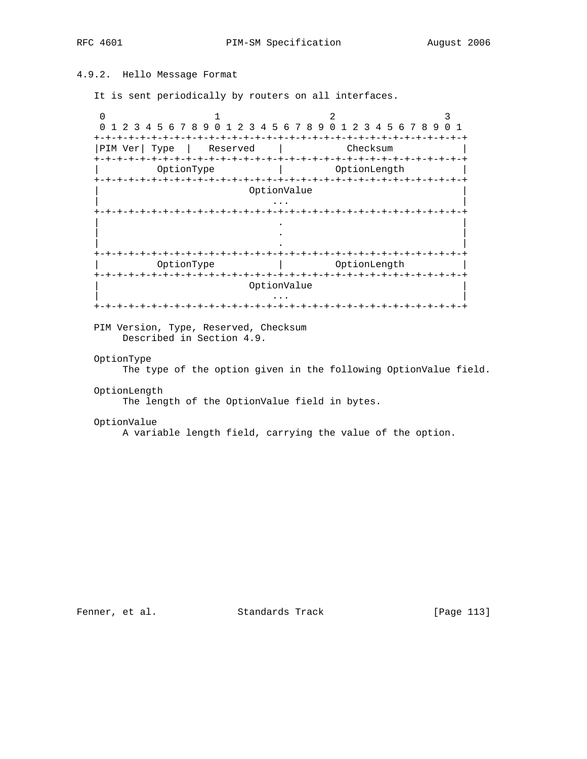### 4.9.2. Hello Message Format

It is sent periodically by routers on all interfaces.

```
 0                   1                   2                   3
 0 1 2 3 4 5 6 7 8 9 0 1 2 3 4 5 6 7 8 9 0 1 2 3 4 5 6 7 8 9 0 1
+-+-+-+-+-+-+-+-+-+-+-+-+-+-+-+-+-+-+-+-+-+-+-+-+-+-+-+-+-+-+-+-+
|PIM Ver| Type  |   Reserved    |           Checksum            |
+-+-+-+-+-+-+-+-+-+-+-+-+-+-+-+-+-+-+-+-+-+-+-+-+-+-+-+-+-+-+-+-+
|          OptionType           |         OptionLength          |
+-+-+-+-+-+-+-+-+-+-+-+-+-+-+-+-+-+-+-+-+-+-+-+-+-+-+-+-+-+-+-+-+
|                          OptionValue                          |
|                              ...                              |
+-+-+-+-+-+-+-+-+-+-+-+-+-+-+-+-+-+-+-+-+-+-+-+-+-+-+-+-+-+-+-+-+
|                               .                               |
|                               .                               |
|                               .                               |
+-+-+-+-+-+-+-+-+-+-+-+-+-+-+-+-+-+-+-+-+-+-+-+-+-+-+-+-+-+-+-+-+
|          OptionType           |         OptionLength          |
+-+-+-+-+-+-+-+-+-+-+-+-+-+-+-+-+-+-+-+-+-+-+-+-+-+-+-+-+-+-+-+-+
|                          OptionValue                          |
|                              ...                              |
+-+-+-+-+-+-+-+-+-+-+-+-+-+-+-+-+-+-+-+-+-+-+-+-+-+-+-+-+-+-+-+-+
```

PIM Version, Type, Reserved, Checksum
    Described in Section 4.9.

OptionType
    The type of the option given in the following OptionValue field.

OptionLength
    The length of the OptionValue field in bytes.

OptionValue
    A variable length field, carrying the value of the option.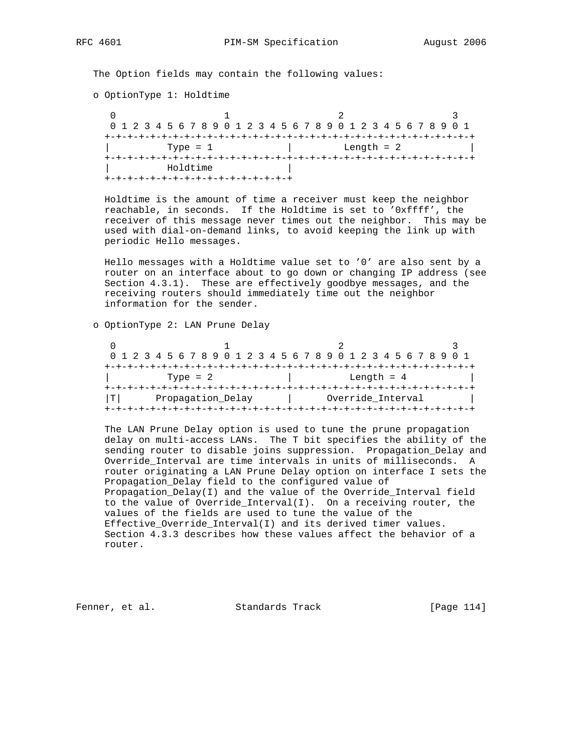The Option fields may contain the following values:

o OptionType 1: Holdtime

```
 0                   1                   2                   3
 0 1 2 3 4 5 6 7 8 9 0 1 2 3 4 5 6 7 8 9 0 1 2 3 4 5 6 7 8 9 0 1
+-+-+-+-+-+-+-+-+-+-+-+-+-+-+-+-+-+-+-+-+-+-+-+-+-+-+-+-+-+-+-+-+
|          Type = 1             |         Length = 2            |
+-+-+-+-+-+-+-+-+-+-+-+-+-+-+-+-+-+-+-+-+-+-+-+-+-+-+-+-+-+-+-+-+
|          Holdtime             |
+-+-+-+-+-+-+-+-+-+-+-+-+-+-+-+-+
```

Holdtime is the amount of time a receiver must keep the neighbor reachable, in seconds. If the Holdtime is set to '0xffff', the receiver of this message never times out the neighbor. This may be used with dial-on-demand links, to avoid keeping the link up with periodic Hello messages.

Hello messages with a Holdtime value set to '0' are also sent by a router on an interface about to go down or changing IP address (see Section 4.3.1). These are effectively goodbye messages, and the receiving routers should immediately time out the neighbor information for the sender.

o OptionType 2: LAN Prune Delay

```
 0                   1                   2                   3
 0 1 2 3 4 5 6 7 8 9 0 1 2 3 4 5 6 7 8 9 0 1 2 3 4 5 6 7 8 9 0 1
+-+-+-+-+-+-+-+-+-+-+-+-+-+-+-+-+-+-+-+-+-+-+-+-+-+-+-+-+-+-+-+-+
|          Type = 2             |          Length = 4           |
+-+-+-+-+-+-+-+-+-+-+-+-+-+-+-+-+-+-+-+-+-+-+-+-+-+-+-+-+-+-+-+-+
|T|      Propagation_Delay      |      Override_Interval        |
+-+-+-+-+-+-+-+-+-+-+-+-+-+-+-+-+-+-+-+-+-+-+-+-+-+-+-+-+-+-+-+-+
```

The LAN Prune Delay option is used to tune the prune propagation delay on multi-access LANs. The T bit specifies the ability of the sending router to disable joins suppression. Propagation_Delay and Override_Interval are time intervals in units of milliseconds. A router originating a LAN Prune Delay option on interface I sets the Propagation_Delay field to the configured value of Propagation_Delay(I) and the value of the Override_Interval field to the value of Override_Interval(I). On a receiving router, the values of the fields are used to tune the value of the Effective_Override_Interval(I) and its derived timer values. Section 4.3.3 describes how these values affect the behavior of a router.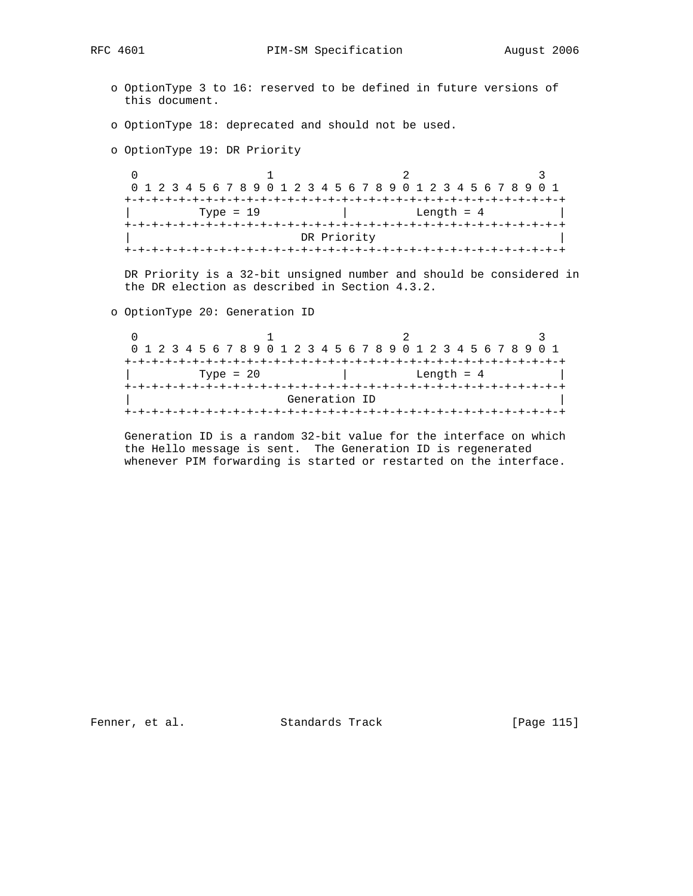o OptionType 3 to 16: reserved to be defined in future versions of this document.

o OptionType 18: deprecated and should not be used.

o OptionType 19: DR Priority

```
 0                   1                   2                   3
 0 1 2 3 4 5 6 7 8 9 0 1 2 3 4 5 6 7 8 9 0 1 2 3 4 5 6 7 8 9 0 1
+-+-+-+-+-+-+-+-+-+-+-+-+-+-+-+-+-+-+-+-+-+-+-+-+-+-+-+-+-+-+-+-+
|          Type = 19            |           Length = 4          |
+-+-+-+-+-+-+-+-+-+-+-+-+-+-+-+-+-+-+-+-+-+-+-+-+-+-+-+-+-+-+-+-+
|                          DR Priority                          |
+-+-+-+-+-+-+-+-+-+-+-+-+-+-+-+-+-+-+-+-+-+-+-+-+-+-+-+-+-+-+-+-+
```

DR Priority is a 32-bit unsigned number and should be considered in the DR election as described in Section 4.3.2.

o OptionType 20: Generation ID

```
 0                   1                   2                   3
 0 1 2 3 4 5 6 7 8 9 0 1 2 3 4 5 6 7 8 9 0 1 2 3 4 5 6 7 8 9 0 1
+-+-+-+-+-+-+-+-+-+-+-+-+-+-+-+-+-+-+-+-+-+-+-+-+-+-+-+-+-+-+-+-+
|          Type = 20            |           Length = 4          |
+-+-+-+-+-+-+-+-+-+-+-+-+-+-+-+-+-+-+-+-+-+-+-+-+-+-+-+-+-+-+-+-+
|                        Generation ID                          |
+-+-+-+-+-+-+-+-+-+-+-+-+-+-+-+-+-+-+-+-+-+-+-+-+-+-+-+-+-+-+-+-+
```

Generation ID is a random 32-bit value for the interface on which the Hello message is sent. The Generation ID is regenerated whenever PIM forwarding is started or restarted on the interface.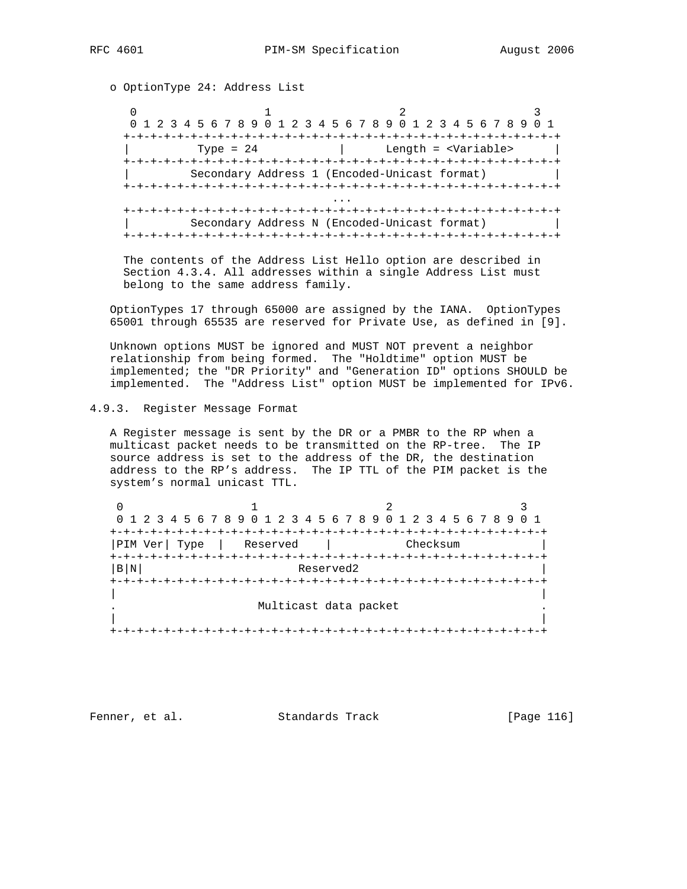o OptionType 24: Address List

```
 0                   1                   2                   3
 0 1 2 3 4 5 6 7 8 9 0 1 2 3 4 5 6 7 8 9 0 1 2 3 4 5 6 7 8 9 0 1
+-+-+-+-+-+-+-+-+-+-+-+-+-+-+-+-+-+-+-+-+-+-+-+-+-+-+-+-+-+-+-+-+
|          Type = 24            |      Length = <Variable>      |
+-+-+-+-+-+-+-+-+-+-+-+-+-+-+-+-+-+-+-+-+-+-+-+-+-+-+-+-+-+-+-+-+
|         Secondary Address 1 (Encoded-Unicast format)          |
+-+-+-+-+-+-+-+-+-+-+-+-+-+-+-+-+-+-+-+-+-+-+-+-+-+-+-+-+-+-+-+-+
                                ...
+-+-+-+-+-+-+-+-+-+-+-+-+-+-+-+-+-+-+-+-+-+-+-+-+-+-+-+-+-+-+-+-+
|         Secondary Address N (Encoded-Unicast format)          |
+-+-+-+-+-+-+-+-+-+-+-+-+-+-+-+-+-+-+-+-+-+-+-+-+-+-+-+-+-+-+-+-+
```

The contents of the Address List Hello option are described in Section 4.3.4. All addresses within a single Address List must belong to the same address family.

OptionTypes 17 through 65000 are assigned by the IANA. OptionTypes 65001 through 65535 are reserved for Private Use, as defined in [9].

Unknown options MUST be ignored and MUST NOT prevent a neighbor relationship from being formed. The "Holdtime" option MUST be implemented; the "DR Priority" and "Generation ID" options SHOULD be implemented. The "Address List" option MUST be implemented for IPv6.

### 4.9.3. Register Message Format

A Register message is sent by the DR or a PMBR to the RP when a multicast packet needs to be transmitted on the RP-tree. The IP source address is set to the address of the DR, the destination address to the RP's address. The IP TTL of the PIM packet is the system's normal unicast TTL.

```
 0                   1                   2                   3
 0 1 2 3 4 5 6 7 8 9 0 1 2 3 4 5 6 7 8 9 0 1 2 3 4 5 6 7 8 9 0 1
+-+-+-+-+-+-+-+-+-+-+-+-+-+-+-+-+-+-+-+-+-+-+-+-+-+-+-+-+-+-+-+-+
|PIM Ver| Type  |   Reserved    |           Checksum            |
+-+-+-+-+-+-+-+-+-+-+-+-+-+-+-+-+-+-+-+-+-+-+-+-+-+-+-+-+-+-+-+-+
|B|N|                       Reserved2                           |
+-+-+-+-+-+-+-+-+-+-+-+-+-+-+-+-+-+-+-+-+-+-+-+-+-+-+-+-+-+-+-+-+
|                                                               |
.                     Multicast data packet                     .
|                                                               |
+-+-+-+-+-+-+-+-+-+-+-+-+-+-+-+-+-+-+-+-+-+-+-+-+-+-+-+-+-+-+-+-+
```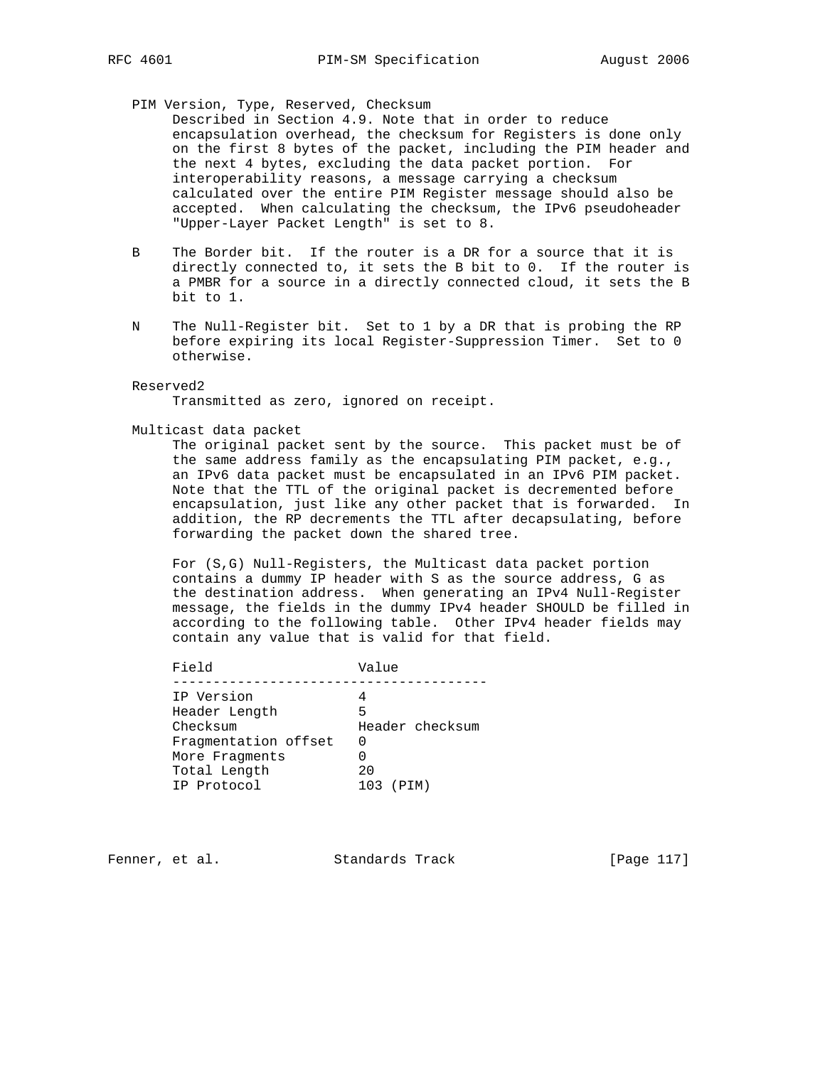PIM Version, Type, Reserved, Checksum

Described in Section 4.9. Note that in order to reduce encapsulation overhead, the checksum for Registers is done only on the first 8 bytes of the packet, including the PIM header and the next 4 bytes, excluding the data packet portion. For interoperability reasons, a message carrying a checksum calculated over the entire PIM Register message should also be accepted. When calculating the checksum, the IPv6 pseudoheader "Upper-Layer Packet Length" is set to 8.

B
The Border bit. If the router is a DR for a source that it is directly connected to, it sets the B bit to 0. If the router is a PMBR for a source in a directly connected cloud, it sets the B bit to 1.

N
The Null-Register bit. Set to 1 by a DR that is probing the RP before expiring its local Register-Suppression Timer. Set to 0 otherwise.

Reserved2

Transmitted as zero, ignored on receipt.

Multicast data packet

The original packet sent by the source. This packet must be of the same address family as the encapsulating PIM packet, e.g., an IPv6 data packet must be encapsulated in an IPv6 PIM packet. Note that the TTL of the original packet is decremented before encapsulation, just like any other packet that is forwarded. In addition, the RP decrements the TTL after decapsulating, before forwarding the packet down the shared tree.

For (S,G) Null-Registers, the Multicast data packet portion contains a dummy IP header with S as the source address, G as the destination address. When generating an IPv4 Null-Register message, the fields in the dummy IPv4 header SHOULD be filled in according to the following table. Other IPv4 header fields may contain any value that is valid for that field.

| Field | Value |
|---|---|
| IP Version | 4 |
| Header Length | 5 |
| Checksum | Header checksum |
| Fragmentation offset | 0 |
| More Fragments | 0 |
| Total Length | 20 |
| IP Protocol | 103 (PIM) |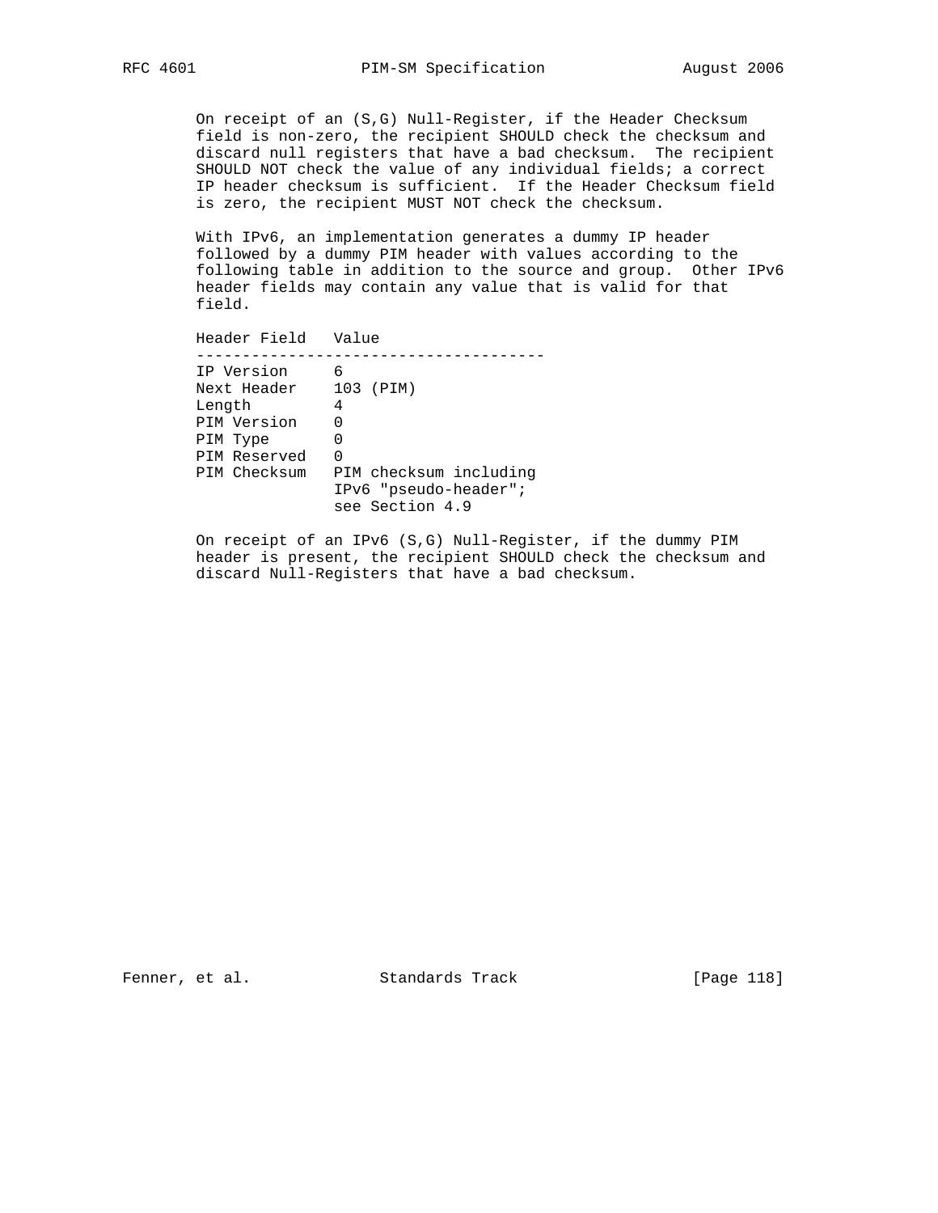On receipt of an (S,G) Null-Register, if the Header Checksum field is non-zero, the recipient SHOULD check the checksum and discard null registers that have a bad checksum. The recipient SHOULD NOT check the value of any individual fields; a correct IP header checksum is sufficient. If the Header Checksum field is zero, the recipient MUST NOT check the checksum.

With IPv6, an implementation generates a dummy IP header followed by a dummy PIM header with values according to the following table in addition to the source and group. Other IPv6 header fields may contain any value that is valid for that field.

| Header Field | Value |
|---|---|
| IP Version | 6 |
| Next Header | 103 (PIM) |
| Length | 4 |
| PIM Version | 0 |
| PIM Type | 0 |
| PIM Reserved | 0 |
| PIM Checksum | PIM checksum including IPv6 "pseudo-header"; see Section 4.9 |

On receipt of an IPv6 (S,G) Null-Register, if the dummy PIM header is present, the recipient SHOULD check the checksum and discard Null-Registers that have a bad checksum.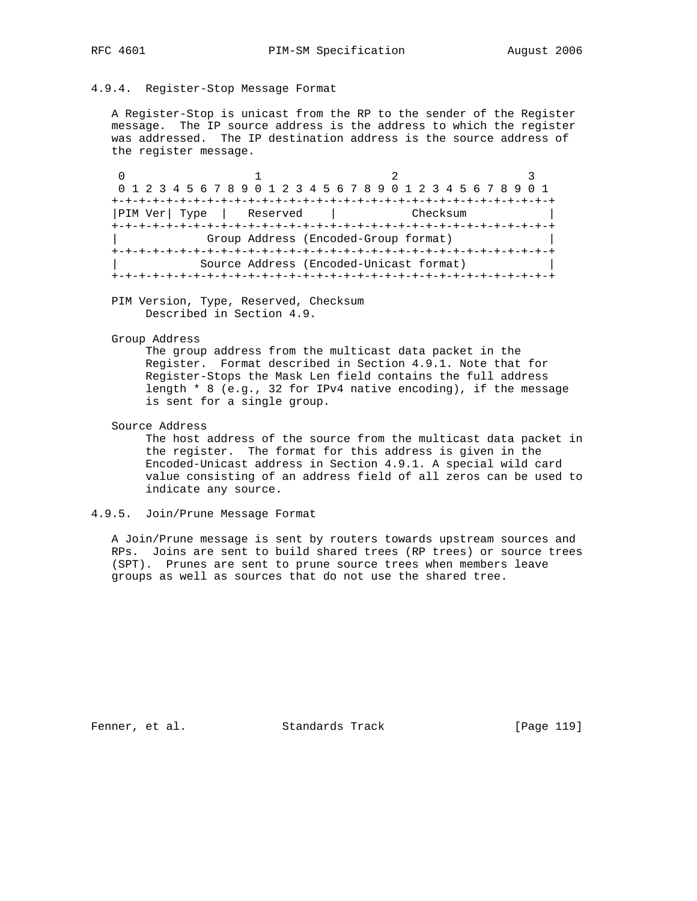### 4.9.4. Register-Stop Message Format

A Register-Stop is unicast from the RP to the sender of the Register message. The IP source address is the address to which the register was addressed. The IP destination address is the source address of the register message.

```
 0                   1                   2                   3
 0 1 2 3 4 5 6 7 8 9 0 1 2 3 4 5 6 7 8 9 0 1 2 3 4 5 6 7 8 9 0 1
+-+-+-+-+-+-+-+-+-+-+-+-+-+-+-+-+-+-+-+-+-+-+-+-+-+-+-+-+-+-+-+-+
|PIM Ver| Type  |   Reserved    |           Checksum            |
+-+-+-+-+-+-+-+-+-+-+-+-+-+-+-+-+-+-+-+-+-+-+-+-+-+-+-+-+-+-+-+-+
|             Group Address (Encoded-Group format)              |
+-+-+-+-+-+-+-+-+-+-+-+-+-+-+-+-+-+-+-+-+-+-+-+-+-+-+-+-+-+-+-+-+
|            Source Address (Encoded-Unicast format)            |
+-+-+-+-+-+-+-+-+-+-+-+-+-+-+-+-+-+-+-+-+-+-+-+-+-+-+-+-+-+-+-+-+
```

PIM Version, Type, Reserved, Checksum
  Described in Section 4.9.

Group Address
  The group address from the multicast data packet in the Register. Format described in Section 4.9.1. Note that for Register-Stops the Mask Len field contains the full address length * 8 (e.g., 32 for IPv4 native encoding), if the message is sent for a single group.

Source Address
  The host address of the source from the multicast data packet in the register. The format for this address is given in the Encoded-Unicast address in Section 4.9.1. A special wild card value consisting of an address field of all zeros can be used to indicate any source.

### 4.9.5. Join/Prune Message Format

A Join/Prune message is sent by routers towards upstream sources and RPs. Joins are sent to build shared trees (RP trees) or source trees (SPT). Prunes are sent to prune source trees when members leave groups as well as sources that do not use the shared tree.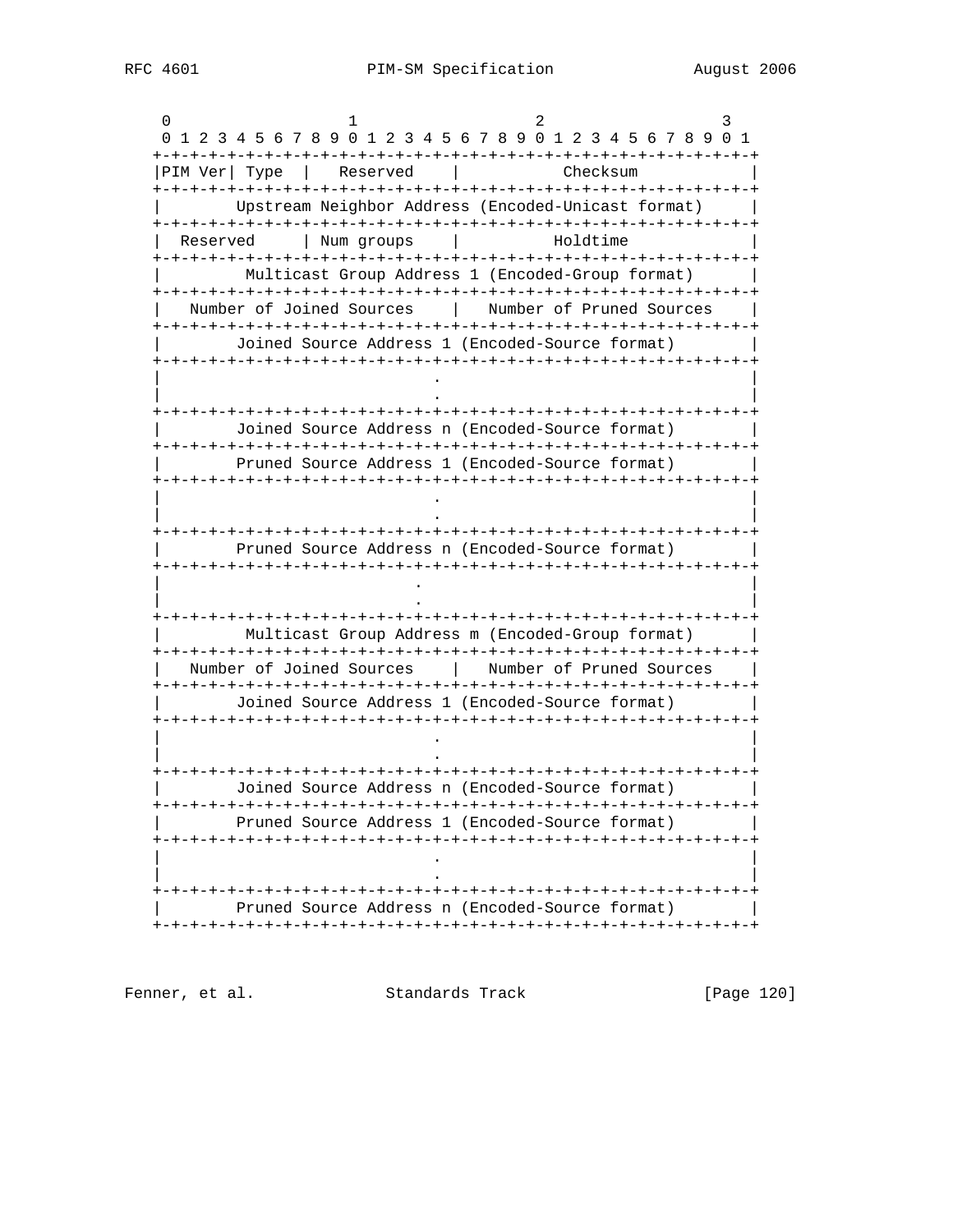```
    0                   1                   2                   3
    0 1 2 3 4 5 6 7 8 9 0 1 2 3 4 5 6 7 8 9 0 1 2 3 4 5 6 7 8 9 0 1
   +-+-+-+-+-+-+-+-+-+-+-+-+-+-+-+-+-+-+-+-+-+-+-+-+-+-+-+-+-+-+-+-+
   |PIM Ver| Type  |   Reserved    |           Checksum            |
   +-+-+-+-+-+-+-+-+-+-+-+-+-+-+-+-+-+-+-+-+-+-+-+-+-+-+-+-+-+-+-+-+
   |        Upstream Neighbor Address (Encoded-Unicast format)     |
   +-+-+-+-+-+-+-+-+-+-+-+-+-+-+-+-+-+-+-+-+-+-+-+-+-+-+-+-+-+-+-+-+
   |  Reserved     | Num groups    |          Holdtime             |
   +-+-+-+-+-+-+-+-+-+-+-+-+-+-+-+-+-+-+-+-+-+-+-+-+-+-+-+-+-+-+-+-+
   |         Multicast Group Address 1 (Encoded-Group format)      |
   +-+-+-+-+-+-+-+-+-+-+-+-+-+-+-+-+-+-+-+-+-+-+-+-+-+-+-+-+-+-+-+-+
   |   Number of Joined Sources    |   Number of Pruned Sources    |
   +-+-+-+-+-+-+-+-+-+-+-+-+-+-+-+-+-+-+-+-+-+-+-+-+-+-+-+-+-+-+-+-+
   |        Joined Source Address 1 (Encoded-Source format)        |
   +-+-+-+-+-+-+-+-+-+-+-+-+-+-+-+-+-+-+-+-+-+-+-+-+-+-+-+-+-+-+-+-+
   |                             .                                 |
   |                             .                                 |
   +-+-+-+-+-+-+-+-+-+-+-+-+-+-+-+-+-+-+-+-+-+-+-+-+-+-+-+-+-+-+-+-+
   |        Joined Source Address n (Encoded-Source format)        |
   +-+-+-+-+-+-+-+-+-+-+-+-+-+-+-+-+-+-+-+-+-+-+-+-+-+-+-+-+-+-+-+-+
   |        Pruned Source Address 1 (Encoded-Source format)        |
   +-+-+-+-+-+-+-+-+-+-+-+-+-+-+-+-+-+-+-+-+-+-+-+-+-+-+-+-+-+-+-+-+
   |                             .                                 |
   |                             .                                 |
   +-+-+-+-+-+-+-+-+-+-+-+-+-+-+-+-+-+-+-+-+-+-+-+-+-+-+-+-+-+-+-+-+
   |        Pruned Source Address n (Encoded-Source format)        |
   +-+-+-+-+-+-+-+-+-+-+-+-+-+-+-+-+-+-+-+-+-+-+-+-+-+-+-+-+-+-+-+-+
   |                           .                                   |
   |                           .                                   |
   +-+-+-+-+-+-+-+-+-+-+-+-+-+-+-+-+-+-+-+-+-+-+-+-+-+-+-+-+-+-+-+-+
   |         Multicast Group Address m (Encoded-Group format)      |
   +-+-+-+-+-+-+-+-+-+-+-+-+-+-+-+-+-+-+-+-+-+-+-+-+-+-+-+-+-+-+-+-+
   |   Number of Joined Sources    |   Number of Pruned Sources    |
   +-+-+-+-+-+-+-+-+-+-+-+-+-+-+-+-+-+-+-+-+-+-+-+-+-+-+-+-+-+-+-+-+
   |        Joined Source Address 1 (Encoded-Source format)        |
   +-+-+-+-+-+-+-+-+-+-+-+-+-+-+-+-+-+-+-+-+-+-+-+-+-+-+-+-+-+-+-+-+
   |                             .                                 |
   |                             .                                 |
   +-+-+-+-+-+-+-+-+-+-+-+-+-+-+-+-+-+-+-+-+-+-+-+-+-+-+-+-+-+-+-+-+
   |        Joined Source Address n (Encoded-Source format)        |
   +-+-+-+-+-+-+-+-+-+-+-+-+-+-+-+-+-+-+-+-+-+-+-+-+-+-+-+-+-+-+-+-+
   |        Pruned Source Address 1 (Encoded-Source format)        |
   +-+-+-+-+-+-+-+-+-+-+-+-+-+-+-+-+-+-+-+-+-+-+-+-+-+-+-+-+-+-+-+-+
   |                             .                                 |
   |                             .                                 |
   +-+-+-+-+-+-+-+-+-+-+-+-+-+-+-+-+-+-+-+-+-+-+-+-+-+-+-+-+-+-+-+-+
   |        Pruned Source Address n (Encoded-Source format)        |
   +-+-+-+-+-+-+-+-+-+-+-+-+-+-+-+-+-+-+-+-+-+-+-+-+-+-+-+-+-+-+-+-+
```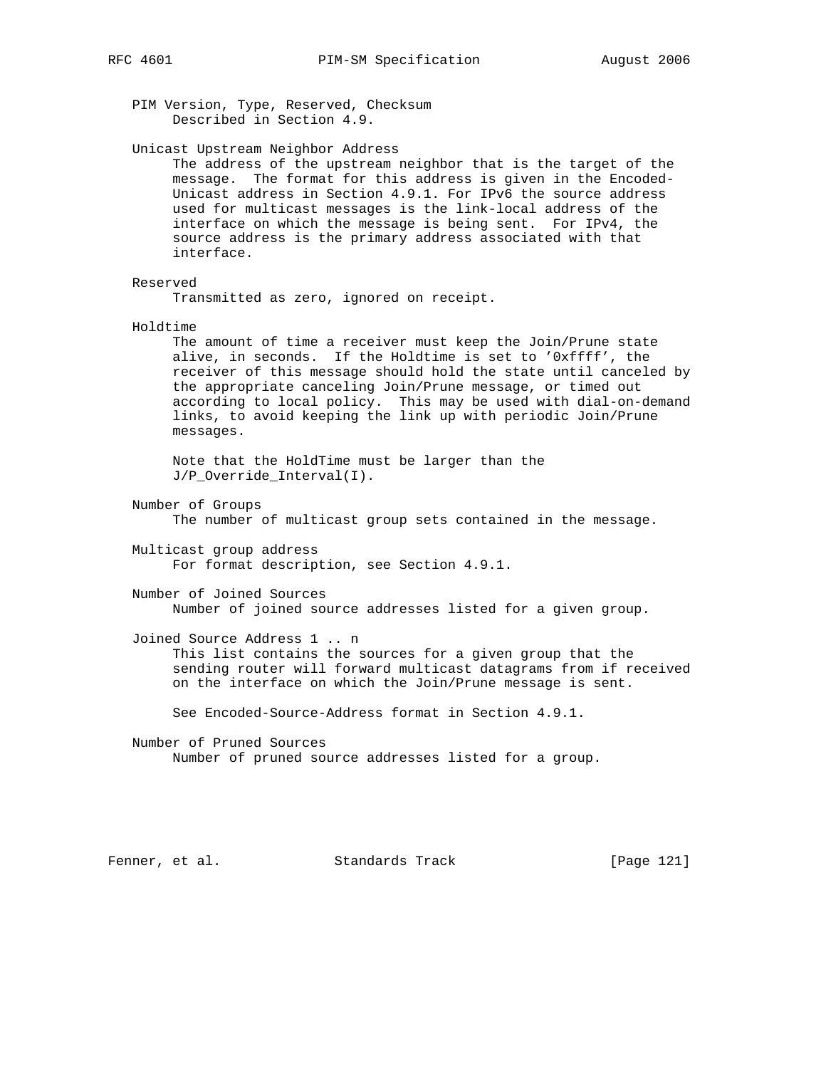PIM Version, Type, Reserved, Checksum
  Described in Section 4.9.

Unicast Upstream Neighbor Address
  The address of the upstream neighbor that is the target of the message. The format for this address is given in the Encoded-Unicast address in Section 4.9.1. For IPv6 the source address used for multicast messages is the link-local address of the interface on which the message is being sent. For IPv4, the source address is the primary address associated with that interface.

Reserved
  Transmitted as zero, ignored on receipt.

Holdtime
  The amount of time a receiver must keep the Join/Prune state alive, in seconds. If the Holdtime is set to '0xffff', the receiver of this message should hold the state until canceled by the appropriate canceling Join/Prune message, or timed out according to local policy. This may be used with dial-on-demand links, to avoid keeping the link up with periodic Join/Prune messages.

  Note that the HoldTime must be larger than the J/P_Override_Interval(I).

Number of Groups
  The number of multicast group sets contained in the message.

Multicast group address
  For format description, see Section 4.9.1.

Number of Joined Sources
  Number of joined source addresses listed for a given group.

Joined Source Address 1 .. n
  This list contains the sources for a given group that the sending router will forward multicast datagrams from if received on the interface on which the Join/Prune message is sent.

  See Encoded-Source-Address format in Section 4.9.1.

Number of Pruned Sources
  Number of pruned source addresses listed for a group.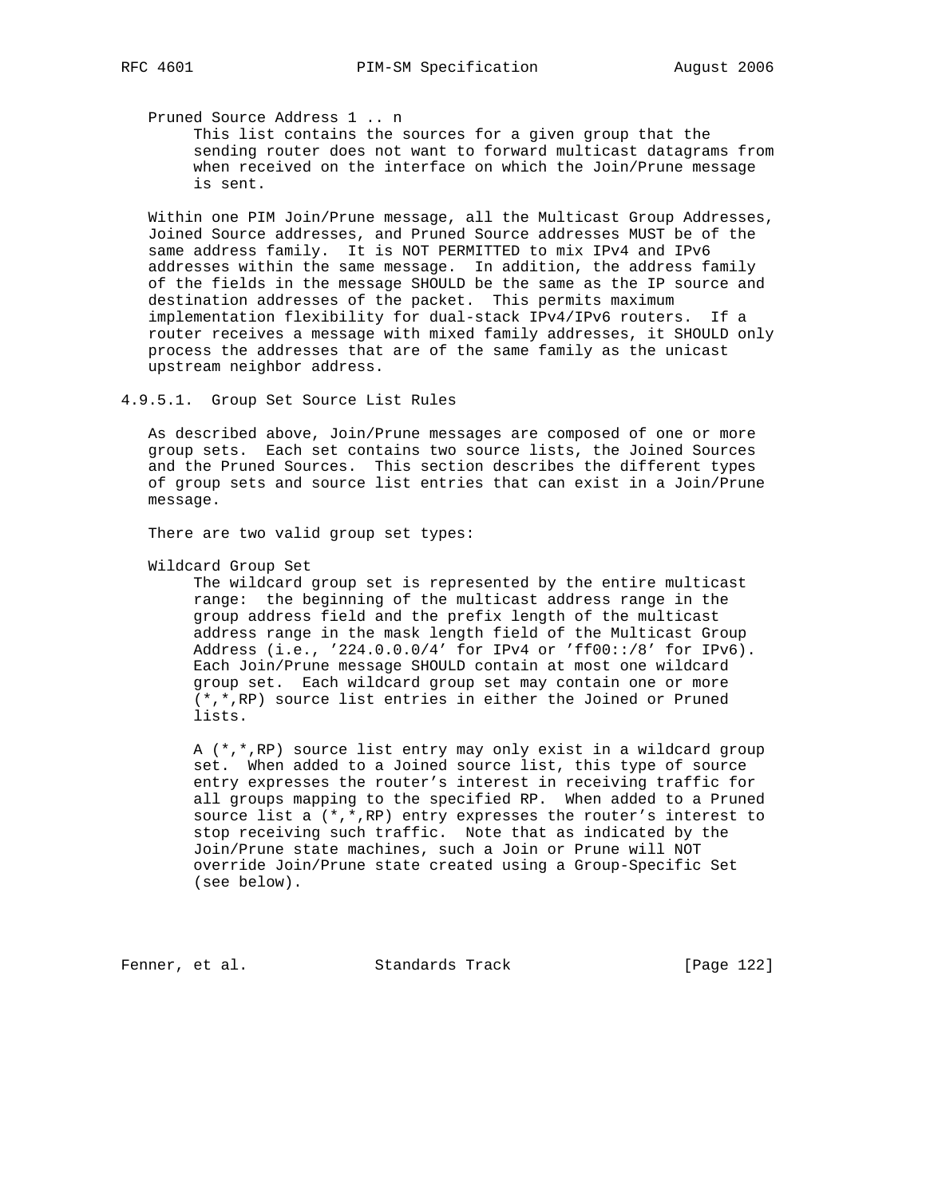Pruned Source Address 1 .. n

This list contains the sources for a given group that the sending router does not want to forward multicast datagrams from when received on the interface on which the Join/Prune message is sent.

Within one PIM Join/Prune message, all the Multicast Group Addresses, Joined Source addresses, and Pruned Source addresses MUST be of the same address family. It is NOT PERMITTED to mix IPv4 and IPv6 addresses within the same message. In addition, the address family of the fields in the message SHOULD be the same as the IP source and destination addresses of the packet. This permits maximum implementation flexibility for dual-stack IPv4/IPv6 routers. If a router receives a message with mixed family addresses, it SHOULD only process the addresses that are of the same family as the unicast upstream neighbor address.

#### 4.9.5.1. Group Set Source List Rules

As described above, Join/Prune messages are composed of one or more group sets. Each set contains two source lists, the Joined Sources and the Pruned Sources. This section describes the different types of group sets and source list entries that can exist in a Join/Prune message.

There are two valid group set types:

Wildcard Group Set

The wildcard group set is represented by the entire multicast range: the beginning of the multicast address range in the group address field and the prefix length of the multicast address range in the mask length field of the Multicast Group Address (i.e., '224.0.0.0/4' for IPv4 or 'ff00::/8' for IPv6). Each Join/Prune message SHOULD contain at most one wildcard group set. Each wildcard group set may contain one or more (*,*,RP) source list entries in either the Joined or Pruned lists.

A (*,*,RP) source list entry may only exist in a wildcard group set. When added to a Joined source list, this type of source entry expresses the router's interest in receiving traffic for all groups mapping to the specified RP. When added to a Pruned source list a (*,*,RP) entry expresses the router's interest to stop receiving such traffic. Note that as indicated by the Join/Prune state machines, such a Join or Prune will NOT override Join/Prune state created using a Group-Specific Set (see below).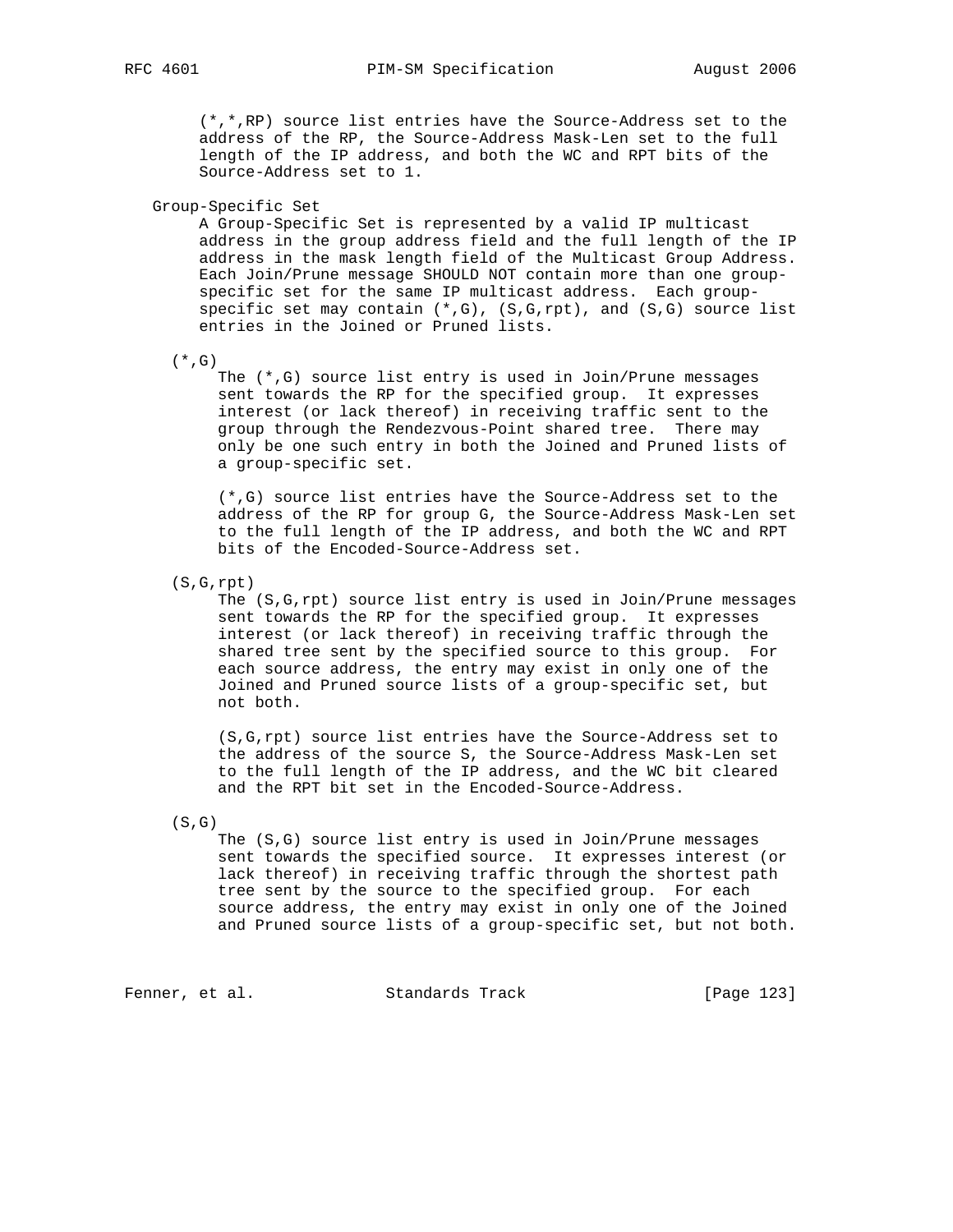(*,*,RP) source list entries have the Source-Address set to the address of the RP, the Source-Address Mask-Len set to the full length of the IP address, and both the WC and RPT bits of the Source-Address set to 1.

Group-Specific Set

A Group-Specific Set is represented by a valid IP multicast address in the group address field and the full length of the IP address in the mask length field of the Multicast Group Address. Each Join/Prune message SHOULD NOT contain more than one group-specific set for the same IP multicast address. Each group-specific set may contain (*,G), (S,G,rpt), and (S,G) source list entries in the Joined or Pruned lists.

(*,G)

The (*,G) source list entry is used in Join/Prune messages sent towards the RP for the specified group. It expresses interest (or lack thereof) in receiving traffic sent to the group through the Rendezvous-Point shared tree. There may only be one such entry in both the Joined and Pruned lists of a group-specific set.

(*,G) source list entries have the Source-Address set to the address of the RP for group G, the Source-Address Mask-Len set to the full length of the IP address, and both the WC and RPT bits of the Encoded-Source-Address set.

(S,G,rpt)

The (S,G,rpt) source list entry is used in Join/Prune messages sent towards the RP for the specified group. It expresses interest (or lack thereof) in receiving traffic through the shared tree sent by the specified source to this group. For each source address, the entry may exist in only one of the Joined and Pruned source lists of a group-specific set, but not both.

(S,G,rpt) source list entries have the Source-Address set to the address of the source S, the Source-Address Mask-Len set to the full length of the IP address, and the WC bit cleared and the RPT bit set in the Encoded-Source-Address.

(S,G)

The (S,G) source list entry is used in Join/Prune messages sent towards the specified source. It expresses interest (or lack thereof) in receiving traffic through the shortest path tree sent by the source to the specified group. For each source address, the entry may exist in only one of the Joined and Pruned source lists of a group-specific set, but not both.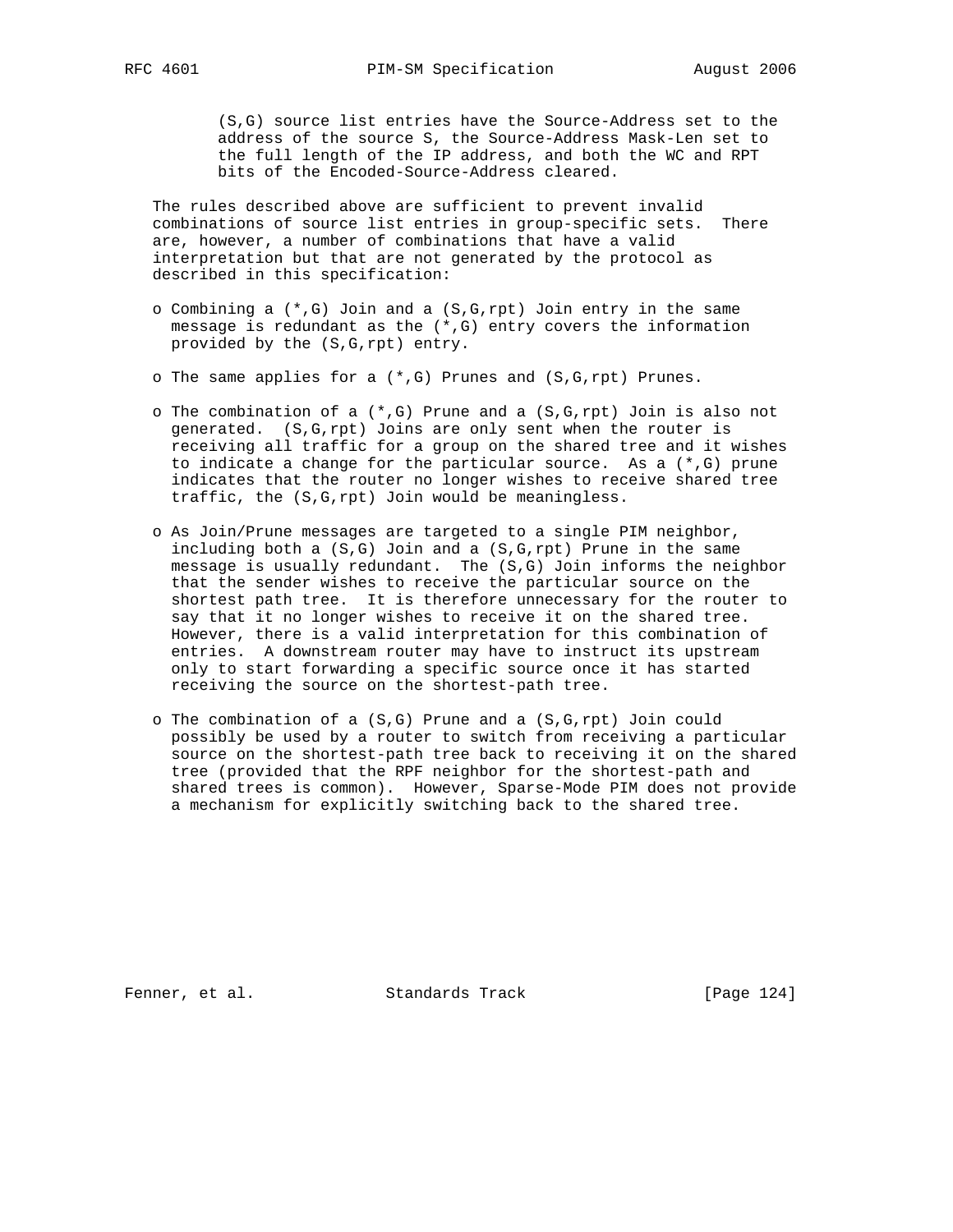(S,G) source list entries have the Source-Address set to the address of the source S, the Source-Address Mask-Len set to the full length of the IP address, and both the WC and RPT bits of the Encoded-Source-Address cleared.

The rules described above are sufficient to prevent invalid combinations of source list entries in group-specific sets. There are, however, a number of combinations that have a valid interpretation but that are not generated by the protocol as described in this specification:

- Combining a (*,G) Join and a (S,G,rpt) Join entry in the same message is redundant as the (*,G) entry covers the information provided by the (S,G,rpt) entry.

- The same applies for a (*,G) Prunes and (S,G,rpt) Prunes.

- The combination of a (*,G) Prune and a (S,G,rpt) Join is also not generated. (S,G,rpt) Joins are only sent when the router is receiving all traffic for a group on the shared tree and it wishes to indicate a change for the particular source. As a (*,G) prune indicates that the router no longer wishes to receive shared tree traffic, the (S,G,rpt) Join would be meaningless.

- As Join/Prune messages are targeted to a single PIM neighbor, including both a (S,G) Join and a (S,G,rpt) Prune in the same message is usually redundant. The (S,G) Join informs the neighbor that the sender wishes to receive the particular source on the shortest path tree. It is therefore unnecessary for the router to say that it no longer wishes to receive it on the shared tree. However, there is a valid interpretation for this combination of entries. A downstream router may have to instruct its upstream only to start forwarding a specific source once it has started receiving the source on the shortest-path tree.

- The combination of a (S,G) Prune and a (S,G,rpt) Join could possibly be used by a router to switch from receiving a particular source on the shortest-path tree back to receiving it on the shared tree (provided that the RPF neighbor for the shortest-path and shared trees is common). However, Sparse-Mode PIM does not provide a mechanism for explicitly switching back to the shared tree.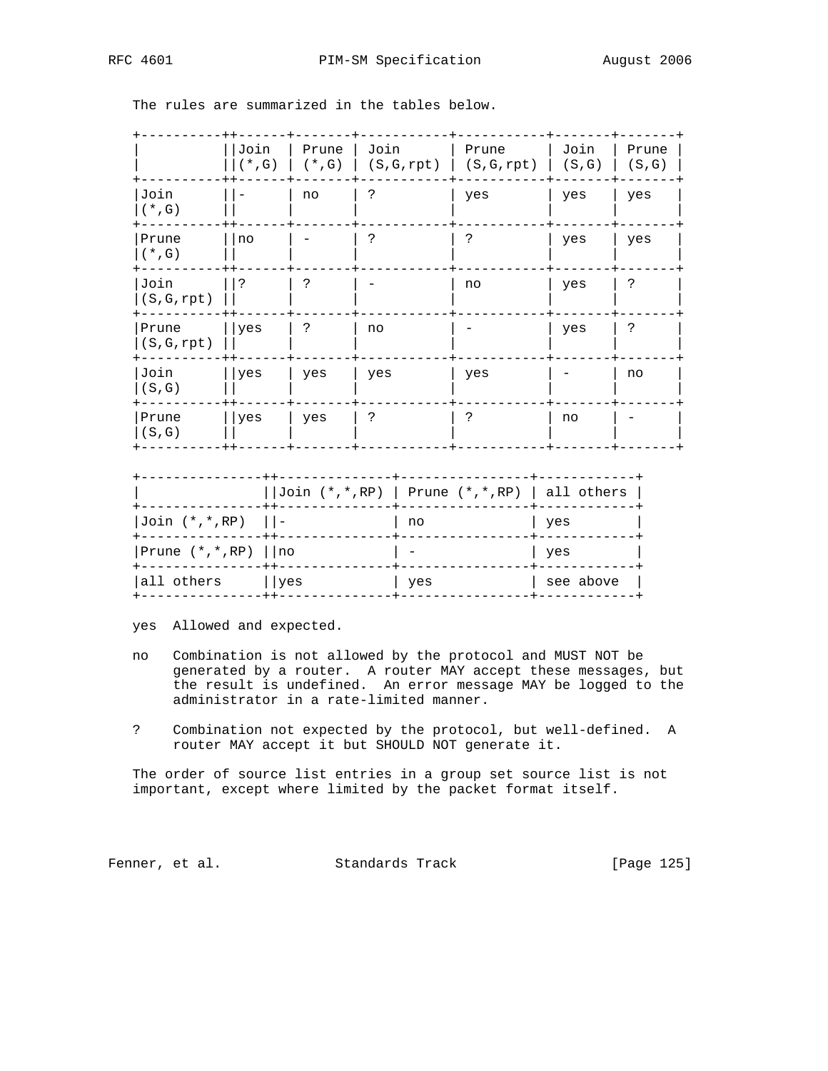The rules are summarized in the tables below.

| | Join (*,G) | Prune (*,G) | Join (S,G,rpt) | Prune (S,G,rpt) | Join (S,G) | Prune (S,G) |
|---|---|---|---|---|---|---|
| Join (*,G) | - | no | ? | yes | yes | yes |
| Prune (*,G) | no | - | ? | ? | yes | yes |
| Join (S,G,rpt) | ? | ? | - | no | yes | ? |
| Prune (S,G,rpt) | yes | ? | no | - | yes | ? |
| Join (S,G) | yes | yes | yes | yes | - | no |
| Prune (S,G) | yes | yes | ? | ? | no | - |

| | Join (*,*,RP) | Prune (*,*,RP) | all others |
|---|---|---|---|
| Join (*,*,RP) | - | no | yes |
| Prune (*,*,RP) | no | - | yes |
| all others | yes | yes | see above |

yes  Allowed and expected.

no   Combination is not allowed by the protocol and MUST NOT be generated by a router. A router MAY accept these messages, but the result is undefined. An error message MAY be logged to the administrator in a rate-limited manner.

?    Combination not expected by the protocol, but well-defined. A router MAY accept it but SHOULD NOT generate it.

The order of source list entries in a group set source list is not important, except where limited by the packet format itself.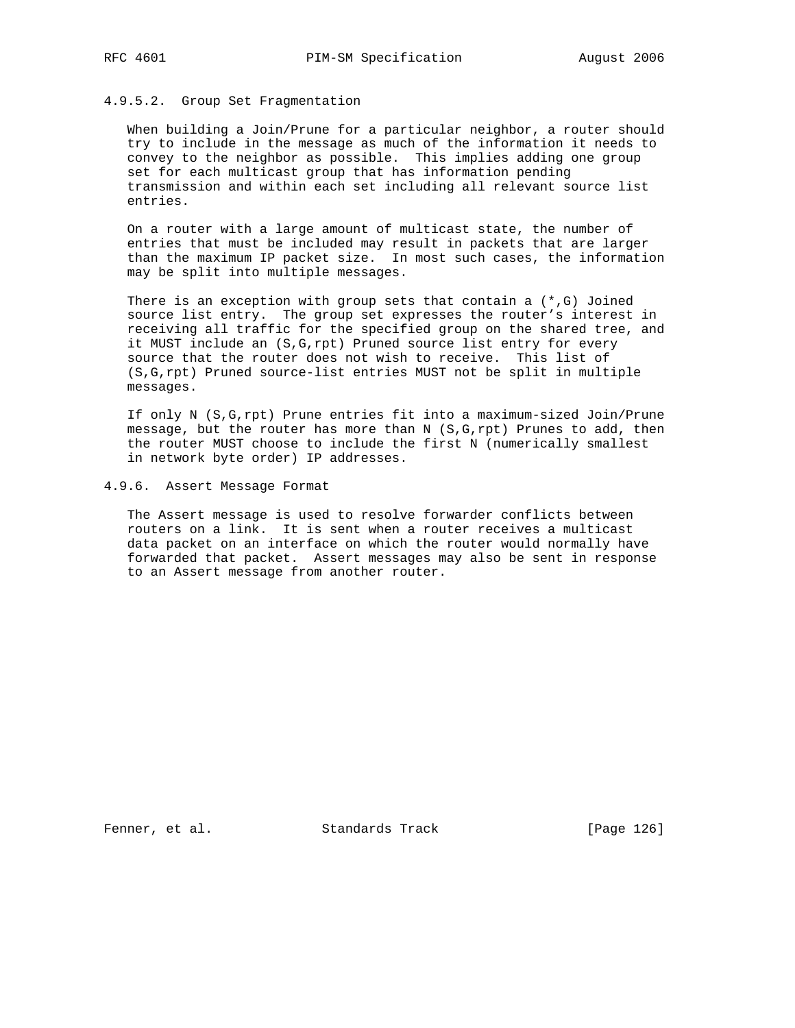#### 4.9.5.2. Group Set Fragmentation

When building a Join/Prune for a particular neighbor, a router should try to include in the message as much of the information it needs to convey to the neighbor as possible. This implies adding one group set for each multicast group that has information pending transmission and within each set including all relevant source list entries.

On a router with a large amount of multicast state, the number of entries that must be included may result in packets that are larger than the maximum IP packet size. In most such cases, the information may be split into multiple messages.

There is an exception with group sets that contain a (*,G) Joined source list entry. The group set expresses the router's interest in receiving all traffic for the specified group on the shared tree, and it MUST include an (S,G,rpt) Pruned source list entry for every source that the router does not wish to receive. This list of (S,G,rpt) Pruned source-list entries MUST not be split in multiple messages.

If only N (S,G,rpt) Prune entries fit into a maximum-sized Join/Prune message, but the router has more than N (S,G,rpt) Prunes to add, then the router MUST choose to include the first N (numerically smallest in network byte order) IP addresses.

### 4.9.6. Assert Message Format

The Assert message is used to resolve forwarder conflicts between routers on a link. It is sent when a router receives a multicast data packet on an interface on which the router would normally have forwarded that packet. Assert messages may also be sent in response to an Assert message from another router.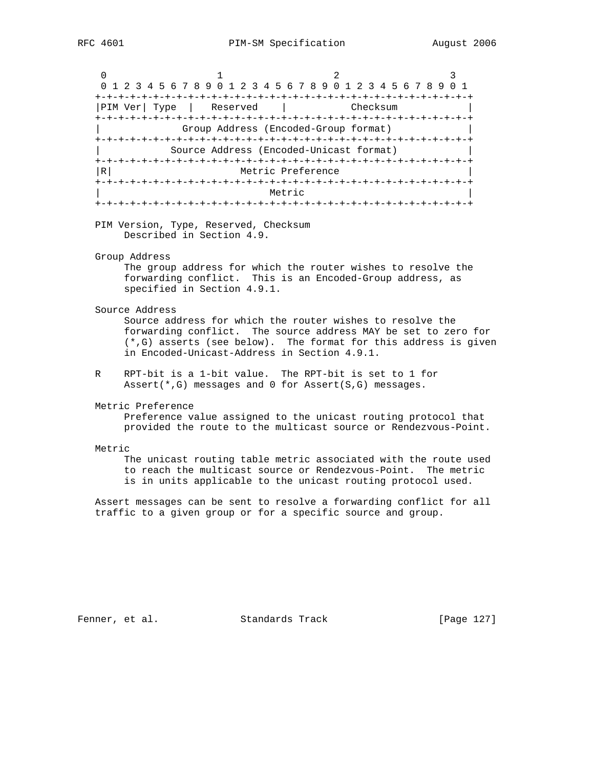```
 0                   1                   2                   3
 0 1 2 3 4 5 6 7 8 9 0 1 2 3 4 5 6 7 8 9 0 1 2 3 4 5 6 7 8 9 0 1
+-+-+-+-+-+-+-+-+-+-+-+-+-+-+-+-+-+-+-+-+-+-+-+-+-+-+-+-+-+-+-+-+
|PIM Ver| Type  |   Reserved    |           Checksum            |
+-+-+-+-+-+-+-+-+-+-+-+-+-+-+-+-+-+-+-+-+-+-+-+-+-+-+-+-+-+-+-+-+
|             Group Address (Encoded-Group format)              |
+-+-+-+-+-+-+-+-+-+-+-+-+-+-+-+-+-+-+-+-+-+-+-+-+-+-+-+-+-+-+-+-+
|           Source Address (Encoded-Unicast format)             |
+-+-+-+-+-+-+-+-+-+-+-+-+-+-+-+-+-+-+-+-+-+-+-+-+-+-+-+-+-+-+-+-+
|R|                     Metric Preference                       |
+-+-+-+-+-+-+-+-+-+-+-+-+-+-+-+-+-+-+-+-+-+-+-+-+-+-+-+-+-+-+-+-+
|                             Metric                            |
+-+-+-+-+-+-+-+-+-+-+-+-+-+-+-+-+-+-+-+-+-+-+-+-+-+-+-+-+-+-+-+-+
```

PIM Version, Type, Reserved, Checksum
: Described in Section 4.9.

Group Address
: The group address for which the router wishes to resolve the forwarding conflict. This is an Encoded-Group address, as specified in Section 4.9.1.

Source Address
: Source address for which the router wishes to resolve the forwarding conflict. The source address MAY be set to zero for (*,G) asserts (see below). The format for this address is given in Encoded-Unicast-Address in Section 4.9.1.

R
: RPT-bit is a 1-bit value. The RPT-bit is set to 1 for Assert(*,G) messages and 0 for Assert(S,G) messages.

Metric Preference
: Preference value assigned to the unicast routing protocol that provided the route to the multicast source or Rendezvous-Point.

Metric
: The unicast routing table metric associated with the route used to reach the multicast source or Rendezvous-Point. The metric is in units applicable to the unicast routing protocol used.

Assert messages can be sent to resolve a forwarding conflict for all traffic to a given group or for a specific source and group.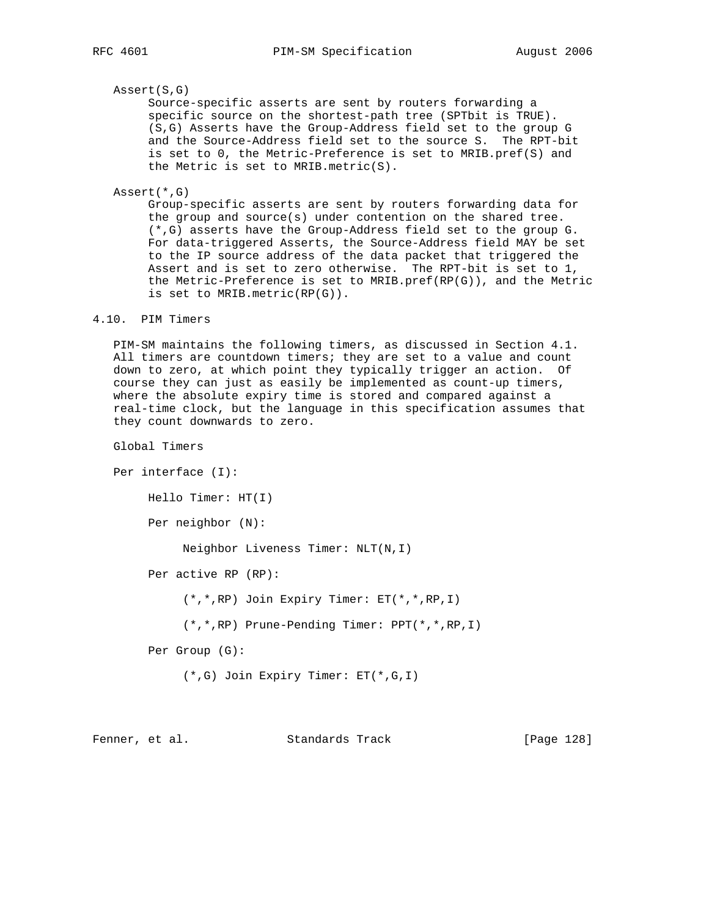Assert(S,G)

Source-specific asserts are sent by routers forwarding a specific source on the shortest-path tree (SPTbit is TRUE). (S,G) Asserts have the Group-Address field set to the group G and the Source-Address field set to the source S. The RPT-bit is set to 0, the Metric-Preference is set to MRIB.pref(S) and the Metric is set to MRIB.metric(S).

Assert(*,G)

Group-specific asserts are sent by routers forwarding data for the group and source(s) under contention on the shared tree. (*,G) asserts have the Group-Address field set to the group G. For data-triggered Asserts, the Source-Address field MAY be set to the IP source address of the data packet that triggered the Assert and is set to zero otherwise. The RPT-bit is set to 1, the Metric-Preference is set to MRIB.pref(RP(G)), and the Metric is set to MRIB.metric(RP(G)).

## 4.10. PIM Timers

PIM-SM maintains the following timers, as discussed in Section 4.1. All timers are countdown timers; they are set to a value and count down to zero, at which point they typically trigger an action. Of course they can just as easily be implemented as count-up timers, where the absolute expiry time is stored and compared against a real-time clock, but the language in this specification assumes that they count downwards to zero.

Global Timers

Per interface (I):

- Hello Timer: HT(I)
- Per neighbor (N):
  - Neighbor Liveness Timer: NLT(N,I)
- Per active RP (RP):
  - (*,*,RP) Join Expiry Timer: ET(*,*,RP,I)
  - (*,*,RP) Prune-Pending Timer: PPT(*,*,RP,I)
- Per Group (G):
  - (*,G) Join Expiry Timer: ET(*,G,I)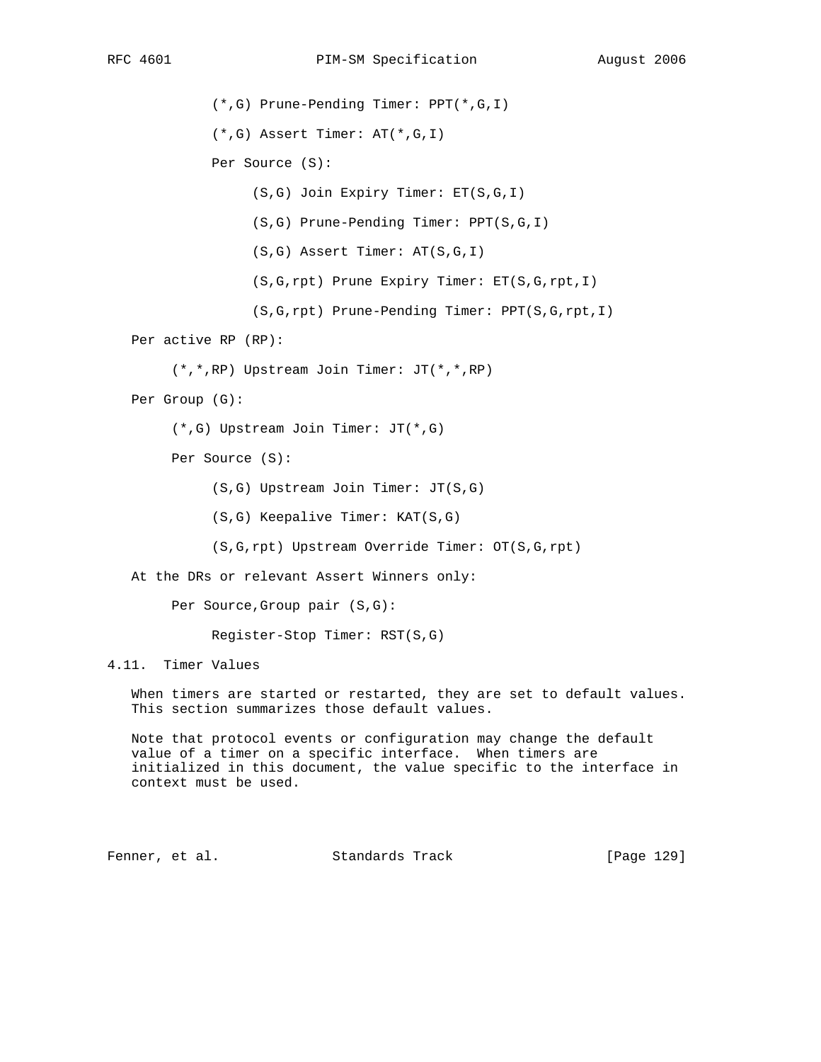- (*,G) Prune-Pending Timer: PPT(*,G,I)
- (*,G) Assert Timer: AT(*,G,I)
- Per Source (S):
  - (S,G) Join Expiry Timer: ET(S,G,I)
  - (S,G) Prune-Pending Timer: PPT(S,G,I)
  - (S,G) Assert Timer: AT(S,G,I)
  - (S,G,rpt) Prune Expiry Timer: ET(S,G,rpt,I)
  - (S,G,rpt) Prune-Pending Timer: PPT(S,G,rpt,I)

Per active RP (RP):

- (*,*,RP) Upstream Join Timer: JT(*,*,RP)

Per Group (G):

- (*,G) Upstream Join Timer: JT(*,G)
- Per Source (S):
  - (S,G) Upstream Join Timer: JT(S,G)
  - (S,G) Keepalive Timer: KAT(S,G)
  - (S,G,rpt) Upstream Override Timer: OT(S,G,rpt)

At the DRs or relevant Assert Winners only:

- Per Source,Group pair (S,G):
  - Register-Stop Timer: RST(S,G)

## 4.11. Timer Values

When timers are started or restarted, they are set to default values. This section summarizes those default values.

Note that protocol events or configuration may change the default value of a timer on a specific interface. When timers are initialized in this document, the value specific to the interface in context must be used.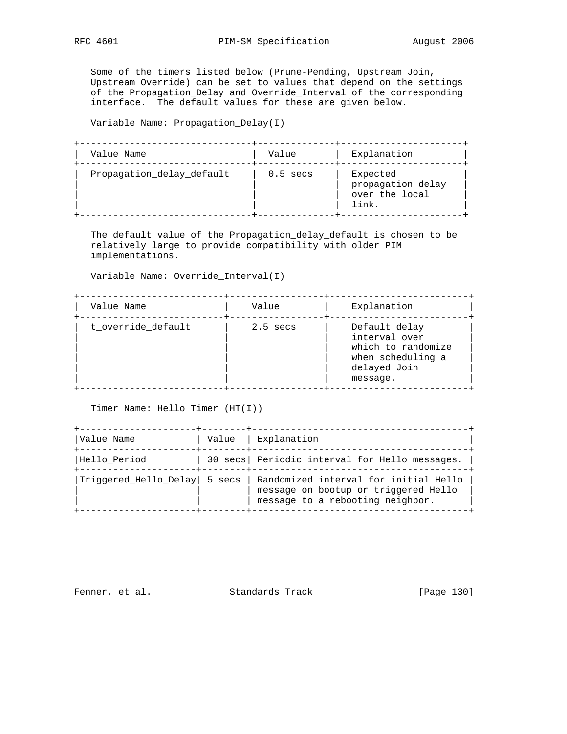Some of the timers listed below (Prune-Pending, Upstream Join, Upstream Override) can be set to values that depend on the settings of the Propagation_Delay and Override_Interval of the corresponding interface. The default values for these are given below.

Variable Name: Propagation_Delay(I)

| Value Name | Value | Explanation |
| --- | --- | --- |
| Propagation_delay_default | 0.5 secs | Expected propagation delay over the local link. |

The default value of the Propagation_delay_default is chosen to be relatively large to provide compatibility with older PIM implementations.

Variable Name: Override_Interval(I)

| Value Name | Value | Explanation |
| --- | --- | --- |
| t_override_default | 2.5 secs | Default delay interval over which to randomize when scheduling a delayed Join message. |

Timer Name: Hello Timer (HT(I))

| Value Name | Value | Explanation |
| --- | --- | --- |
| Hello_Period | 30 secs | Periodic interval for Hello messages. |
| Triggered_Hello_Delay | 5 secs | Randomized interval for initial Hello message on bootup or triggered Hello message to a rebooting neighbor. |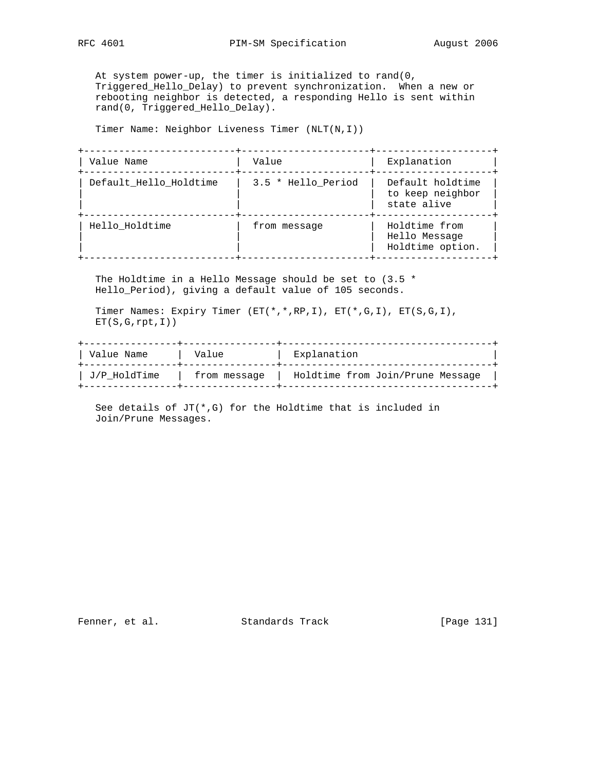At system power-up, the timer is initialized to rand(0, Triggered_Hello_Delay) to prevent synchronization. When a new or rebooting neighbor is detected, a responding Hello is sent within rand(0, Triggered_Hello_Delay).

Timer Name: Neighbor Liveness Timer (NLT(N,I))

| Value Name | Value | Explanation |
|---|---|---|
| Default_Hello_Holdtime | 3.5 * Hello_Period | Default holdtime to keep neighbor state alive |
| Hello_Holdtime | from message | Holdtime from Hello Message Holdtime option. |

The Holdtime in a Hello Message should be set to (3.5 * Hello_Period), giving a default value of 105 seconds.

Timer Names: Expiry Timer (ET(*,*,RP,I), ET(*,G,I), ET(S,G,I), ET(S,G,rpt,I))

| Value Name | Value | Explanation |
|---|---|---|
| J/P_HoldTime | from message | Holdtime from Join/Prune Message |

See details of JT(*,G) for the Holdtime that is included in Join/Prune Messages.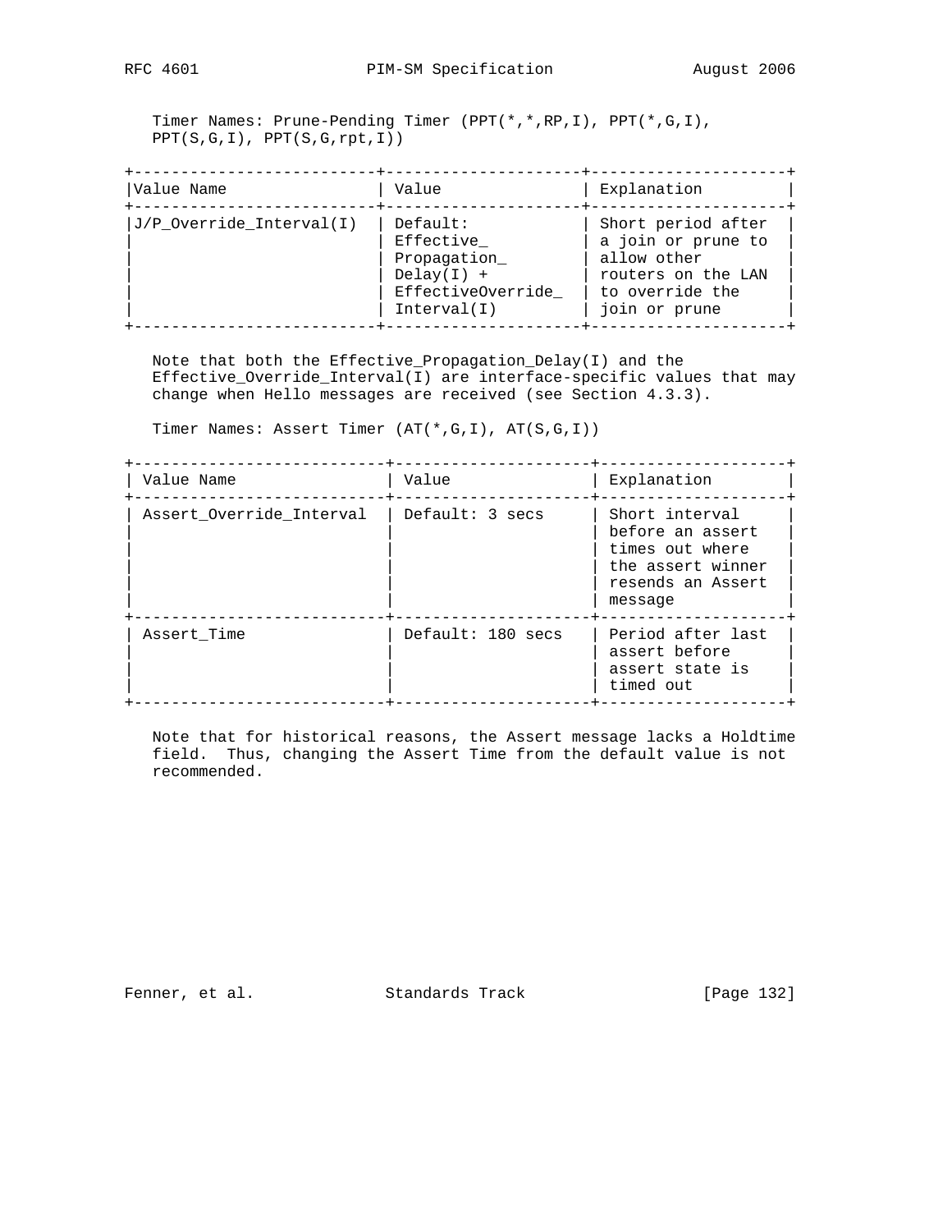Timer Names: Prune-Pending Timer (PPT(*,*,RP,I), PPT(*,G,I), PPT(S,G,I), PPT(S,G,rpt,I))

| Value Name | Value | Explanation |
|---|---|---|
| J/P_Override_Interval(I) | Default: Effective_ Propagation_ Delay(I) + EffectiveOverride_ Interval(I) | Short period after a join or prune to allow other routers on the LAN to override the join or prune |

Note that both the Effective_Propagation_Delay(I) and the Effective_Override_Interval(I) are interface-specific values that may change when Hello messages are received (see Section 4.3.3).

Timer Names: Assert Timer (AT(*,G,I), AT(S,G,I))

| Value Name | Value | Explanation |
|---|---|---|
| Assert_Override_Interval | Default: 3 secs | Short interval before an assert times out where the assert winner resends an Assert message |
| Assert_Time | Default: 180 secs | Period after last assert before assert state is timed out |

Note that for historical reasons, the Assert message lacks a Holdtime field. Thus, changing the Assert Time from the default value is not recommended.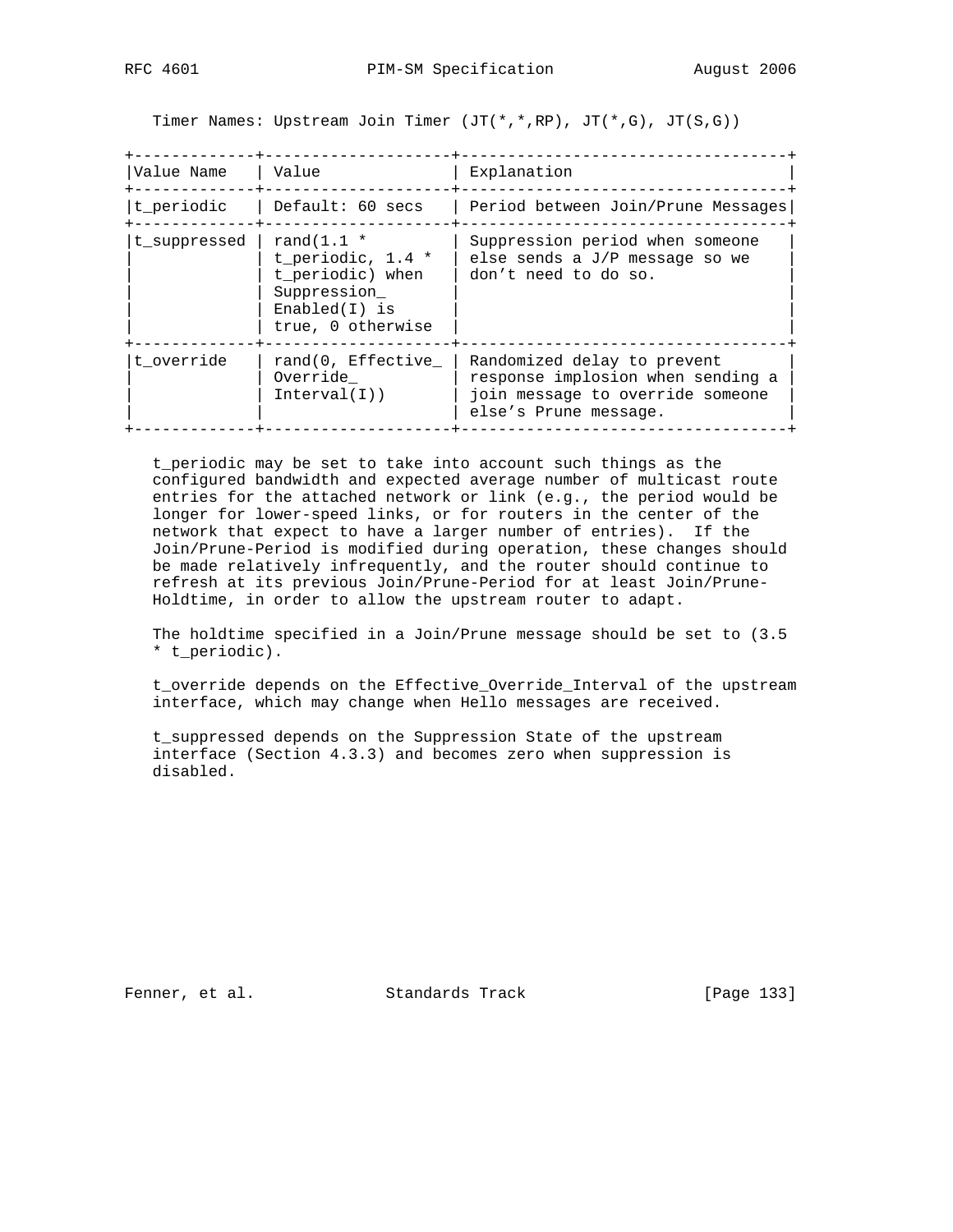Timer Names: Upstream Join Timer (JT(*,*,RP), JT(*,G), JT(S,G))

| Value Name | Value | Explanation |
|---|---|---|
| t_periodic | Default: 60 secs | Period between Join/Prune Messages |
| t_suppressed | rand(1.1 * t_periodic, 1.4 * t_periodic) when Suppression_Enabled(I) is true, 0 otherwise | Suppression period when someone else sends a J/P message so we don't need to do so. |
| t_override | rand(0, Effective_Override_Interval(I)) | Randomized delay to prevent response implosion when sending a join message to override someone else's Prune message. |

t_periodic may be set to take into account such things as the configured bandwidth and expected average number of multicast route entries for the attached network or link (e.g., the period would be longer for lower-speed links, or for routers in the center of the network that expect to have a larger number of entries). If the Join/Prune-Period is modified during operation, these changes should be made relatively infrequently, and the router should continue to refresh at its previous Join/Prune-Period for at least Join/Prune-Holdtime, in order to allow the upstream router to adapt.

The holdtime specified in a Join/Prune message should be set to (3.5 * t_periodic).

t_override depends on the Effective_Override_Interval of the upstream interface, which may change when Hello messages are received.

t_suppressed depends on the Suppression State of the upstream interface (Section 4.3.3) and becomes zero when suppression is disabled.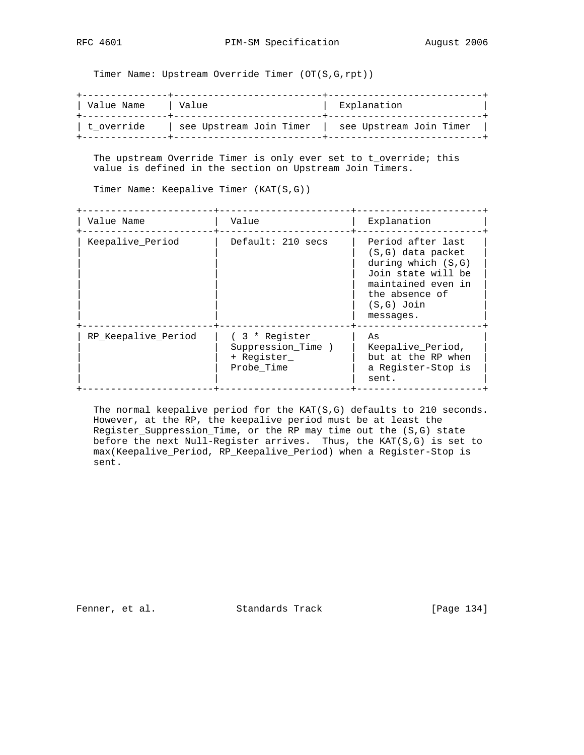Timer Name: Upstream Override Timer (OT(S,G,rpt))

| Value Name | Value | Explanation |
|---|---|---|
| t_override | see Upstream Join Timer | see Upstream Join Timer |

The upstream Override Timer is only ever set to t_override; this value is defined in the section on Upstream Join Timers.

Timer Name: Keepalive Timer (KAT(S,G))

| Value Name | Value | Explanation |
|---|---|---|
| Keepalive_Period | Default: 210 secs | Period after last (S,G) data packet during which (S,G) Join state will be maintained even in the absence of (S,G) Join messages. |
| RP_Keepalive_Period | ( 3 * Register_Suppression_Time ) + Register_Probe_Time | As Keepalive_Period, but at the RP when a Register-Stop is sent. |

The normal keepalive period for the KAT(S,G) defaults to 210 seconds. However, at the RP, the keepalive period must be at least the Register_Suppression_Time, or the RP may time out the (S,G) state before the next Null-Register arrives. Thus, the KAT(S,G) is set to max(Keepalive_Period, RP_Keepalive_Period) when a Register-Stop is sent.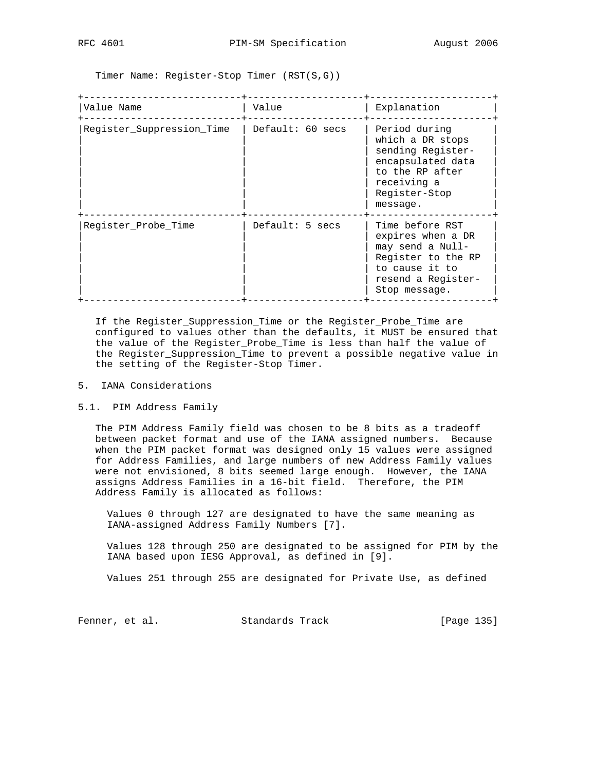Timer Name: Register-Stop Timer (RST(S,G))

| Value Name | Value | Explanation |
|---|---|---|
| Register_Suppression_Time | Default: 60 secs | Period during which a DR stops sending Register-encapsulated data to the RP after receiving a Register-Stop message. |
| Register_Probe_Time | Default: 5 secs | Time before RST expires when a DR may send a Null-Register to the RP to cause it to resend a Register-Stop message. |

If the Register_Suppression_Time or the Register_Probe_Time are configured to values other than the defaults, it MUST be ensured that the value of the Register_Probe_Time is less than half the value of the Register_Suppression_Time to prevent a possible negative value in the setting of the Register-Stop Timer.

# 5. IANA Considerations

## 5.1. PIM Address Family

The PIM Address Family field was chosen to be 8 bits as a tradeoff between packet format and use of the IANA assigned numbers. Because when the PIM packet format was designed only 15 values were assigned for Address Families, and large numbers of new Address Family values were not envisioned, 8 bits seemed large enough. However, the IANA assigns Address Families in a 16-bit field. Therefore, the PIM Address Family is allocated as follows:

Values 0 through 127 are designated to have the same meaning as IANA-assigned Address Family Numbers [7].

Values 128 through 250 are designated to be assigned for PIM by the IANA based upon IESG Approval, as defined in [9].

Values 251 through 255 are designated for Private Use, as defined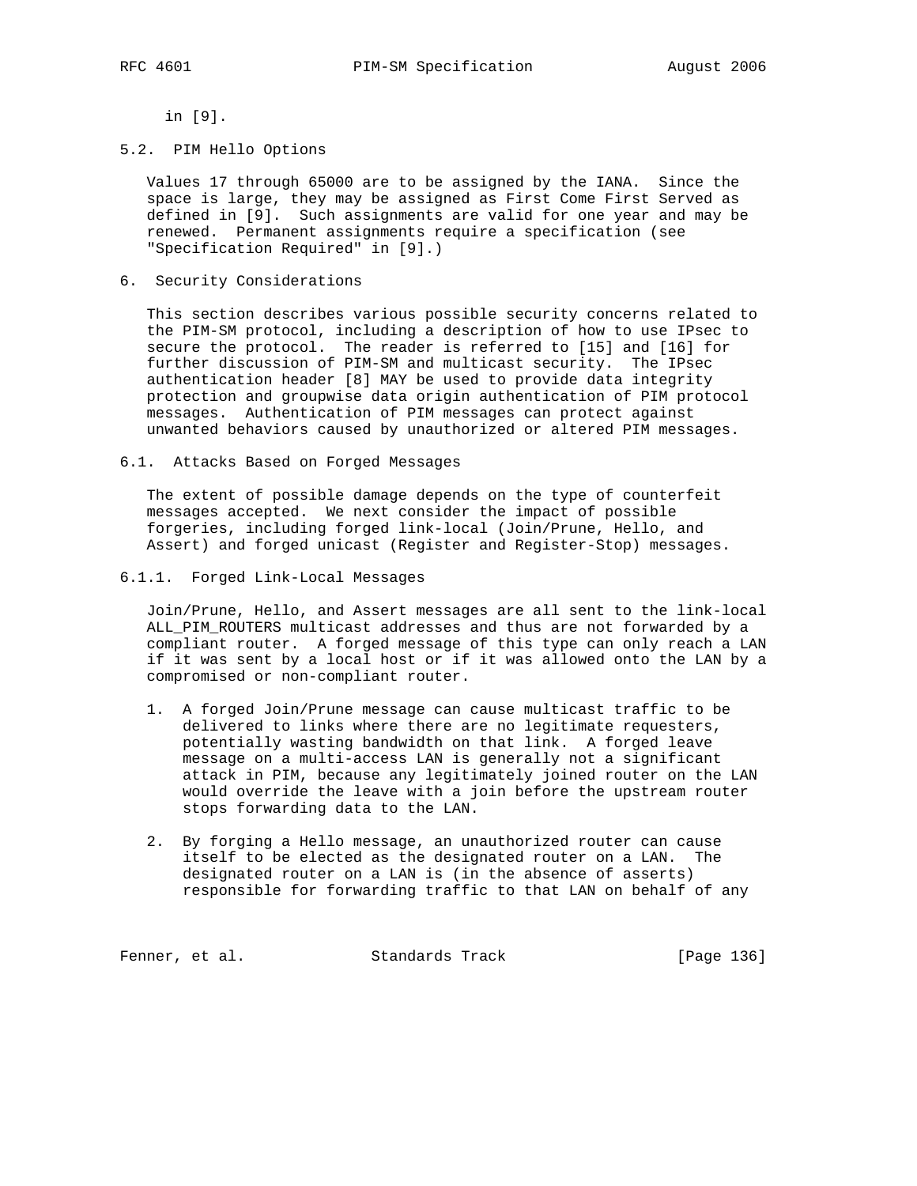in [9].

## 5.2. PIM Hello Options

Values 17 through 65000 are to be assigned by the IANA. Since the space is large, they may be assigned as First Come First Served as defined in [9]. Such assignments are valid for one year and may be renewed. Permanent assignments require a specification (see "Specification Required" in [9].)

# 6. Security Considerations

This section describes various possible security concerns related to the PIM-SM protocol, including a description of how to use IPsec to secure the protocol. The reader is referred to [15] and [16] for further discussion of PIM-SM and multicast security. The IPsec authentication header [8] MAY be used to provide data integrity protection and groupwise data origin authentication of PIM protocol messages. Authentication of PIM messages can protect against unwanted behaviors caused by unauthorized or altered PIM messages.

## 6.1. Attacks Based on Forged Messages

The extent of possible damage depends on the type of counterfeit messages accepted. We next consider the impact of possible forgeries, including forged link-local (Join/Prune, Hello, and Assert) and forged unicast (Register and Register-Stop) messages.

### 6.1.1. Forged Link-Local Messages

Join/Prune, Hello, and Assert messages are all sent to the link-local ALL_PIM_ROUTERS multicast addresses and thus are not forwarded by a compliant router. A forged message of this type can only reach a LAN if it was sent by a local host or if it was allowed onto the LAN by a compromised or non-compliant router.

1. A forged Join/Prune message can cause multicast traffic to be delivered to links where there are no legitimate requesters, potentially wasting bandwidth on that link. A forged leave message on a multi-access LAN is generally not a significant attack in PIM, because any legitimately joined router on the LAN would override the leave with a join before the upstream router stops forwarding data to the LAN.

2. By forging a Hello message, an unauthorized router can cause itself to be elected as the designated router on a LAN. The designated router on a LAN is (in the absence of asserts) responsible for forwarding traffic to that LAN on behalf of any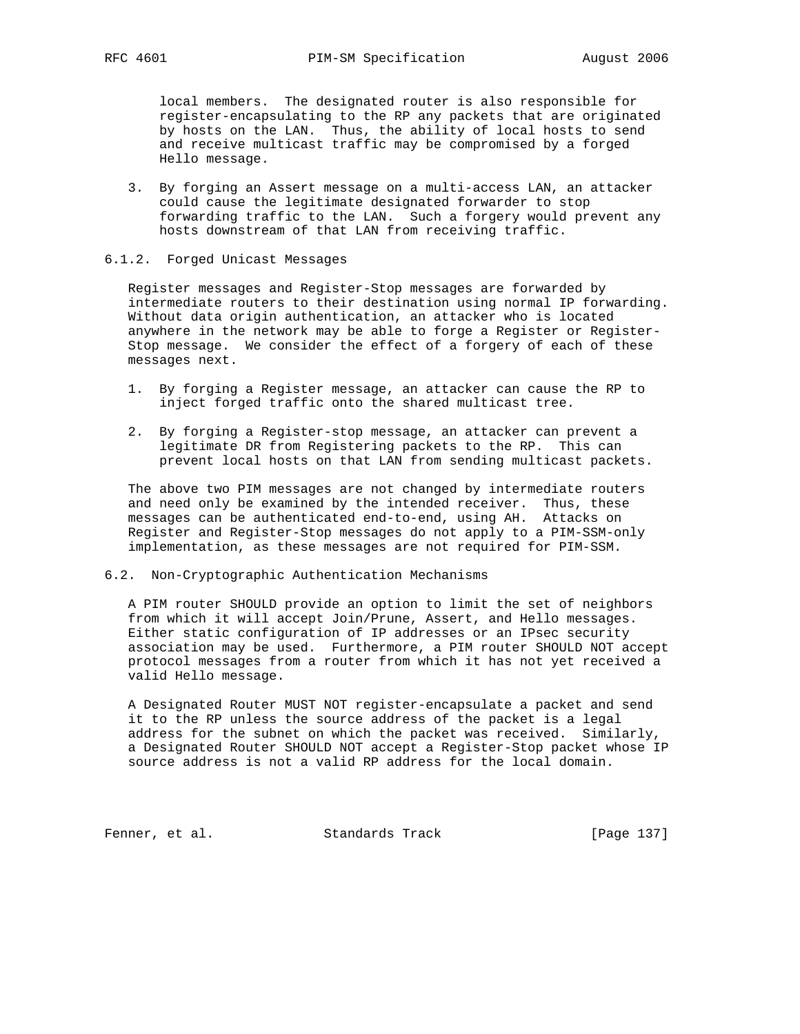local members. The designated router is also responsible for register-encapsulating to the RP any packets that are originated by hosts on the LAN. Thus, the ability of local hosts to send and receive multicast traffic may be compromised by a forged Hello message.

3. By forging an Assert message on a multi-access LAN, an attacker could cause the legitimate designated forwarder to stop forwarding traffic to the LAN. Such a forgery would prevent any hosts downstream of that LAN from receiving traffic.

#### 6.1.2. Forged Unicast Messages

Register messages and Register-Stop messages are forwarded by intermediate routers to their destination using normal IP forwarding. Without data origin authentication, an attacker who is located anywhere in the network may be able to forge a Register or Register-Stop message. We consider the effect of a forgery of each of these messages next.

1. By forging a Register message, an attacker can cause the RP to inject forged traffic onto the shared multicast tree.

2. By forging a Register-stop message, an attacker can prevent a legitimate DR from Registering packets to the RP. This can prevent local hosts on that LAN from sending multicast packets.

The above two PIM messages are not changed by intermediate routers and need only be examined by the intended receiver. Thus, these messages can be authenticated end-to-end, using AH. Attacks on Register and Register-Stop messages do not apply to a PIM-SSM-only implementation, as these messages are not required for PIM-SSM.

### 6.2. Non-Cryptographic Authentication Mechanisms

A PIM router SHOULD provide an option to limit the set of neighbors from which it will accept Join/Prune, Assert, and Hello messages. Either static configuration of IP addresses or an IPsec security association may be used. Furthermore, a PIM router SHOULD NOT accept protocol messages from a router from which it has not yet received a valid Hello message.

A Designated Router MUST NOT register-encapsulate a packet and send it to the RP unless the source address of the packet is a legal address for the subnet on which the packet was received. Similarly, a Designated Router SHOULD NOT accept a Register-Stop packet whose IP source address is not a valid RP address for the local domain.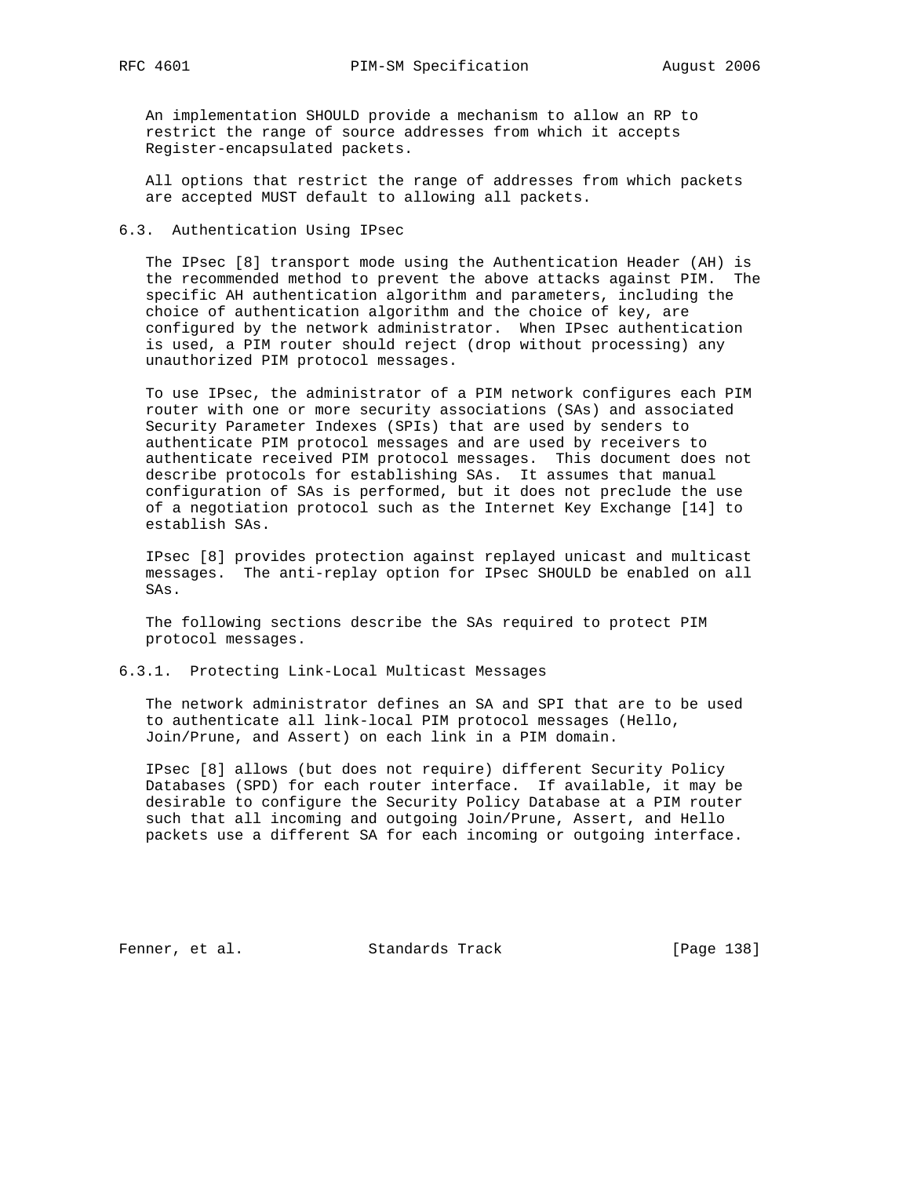An implementation SHOULD provide a mechanism to allow an RP to restrict the range of source addresses from which it accepts Register-encapsulated packets.

All options that restrict the range of addresses from which packets are accepted MUST default to allowing all packets.

### 6.3. Authentication Using IPsec

The IPsec [8] transport mode using the Authentication Header (AH) is the recommended method to prevent the above attacks against PIM. The specific AH authentication algorithm and parameters, including the choice of authentication algorithm and the choice of key, are configured by the network administrator. When IPsec authentication is used, a PIM router should reject (drop without processing) any unauthorized PIM protocol messages.

To use IPsec, the administrator of a PIM network configures each PIM router with one or more security associations (SAs) and associated Security Parameter Indexes (SPIs) that are used by senders to authenticate PIM protocol messages and are used by receivers to authenticate received PIM protocol messages. This document does not describe protocols for establishing SAs. It assumes that manual configuration of SAs is performed, but it does not preclude the use of a negotiation protocol such as the Internet Key Exchange [14] to establish SAs.

IPsec [8] provides protection against replayed unicast and multicast messages. The anti-replay option for IPsec SHOULD be enabled on all SAs.

The following sections describe the SAs required to protect PIM protocol messages.

#### 6.3.1. Protecting Link-Local Multicast Messages

The network administrator defines an SA and SPI that are to be used to authenticate all link-local PIM protocol messages (Hello, Join/Prune, and Assert) on each link in a PIM domain.

IPsec [8] allows (but does not require) different Security Policy Databases (SPD) for each router interface. If available, it may be desirable to configure the Security Policy Database at a PIM router such that all incoming and outgoing Join/Prune, Assert, and Hello packets use a different SA for each incoming or outgoing interface.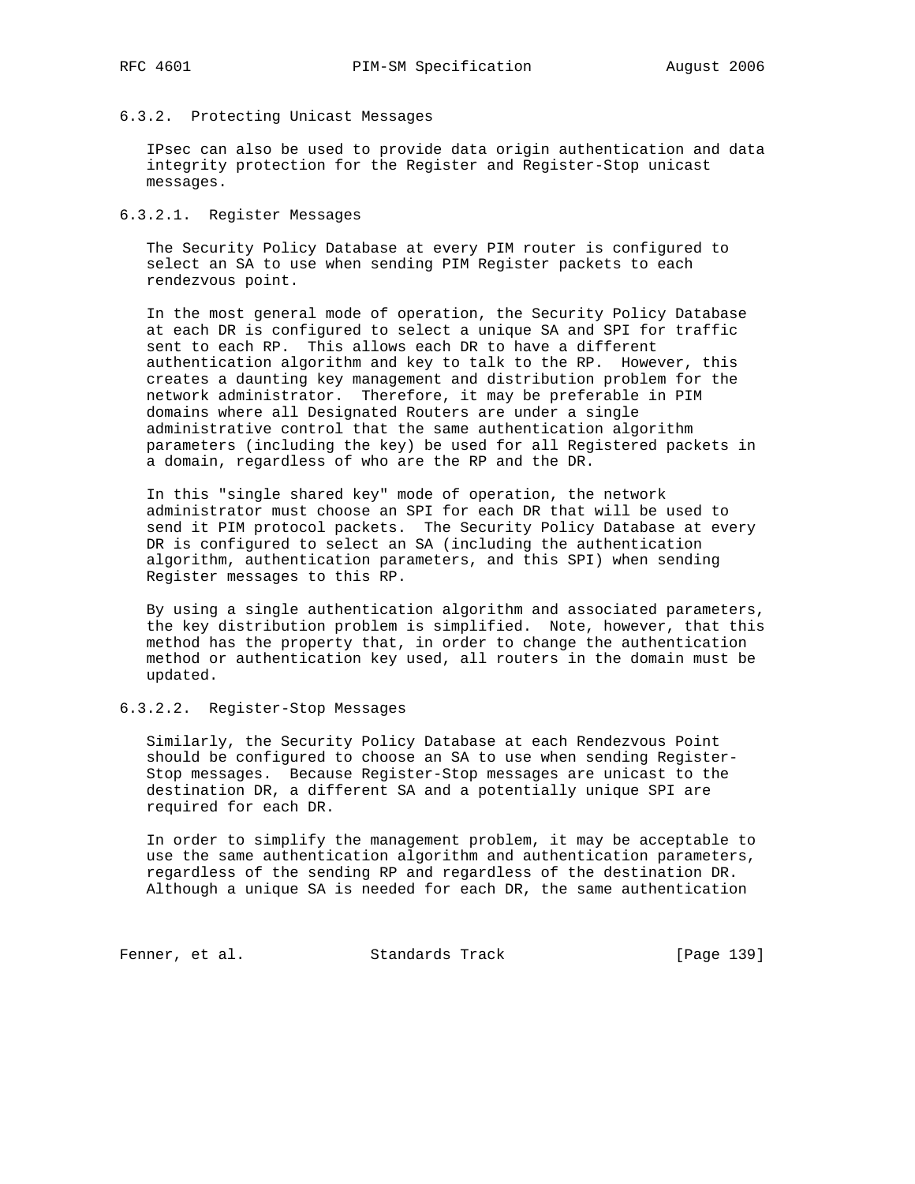### 6.3.2. Protecting Unicast Messages

IPsec can also be used to provide data origin authentication and data integrity protection for the Register and Register-Stop unicast messages.

#### 6.3.2.1. Register Messages

The Security Policy Database at every PIM router is configured to select an SA to use when sending PIM Register packets to each rendezvous point.

In the most general mode of operation, the Security Policy Database at each DR is configured to select a unique SA and SPI for traffic sent to each RP. This allows each DR to have a different authentication algorithm and key to talk to the RP. However, this creates a daunting key management and distribution problem for the network administrator. Therefore, it may be preferable in PIM domains where all Designated Routers are under a single administrative control that the same authentication algorithm parameters (including the key) be used for all Registered packets in a domain, regardless of who are the RP and the DR.

In this "single shared key" mode of operation, the network administrator must choose an SPI for each DR that will be used to send it PIM protocol packets. The Security Policy Database at every DR is configured to select an SA (including the authentication algorithm, authentication parameters, and this SPI) when sending Register messages to this RP.

By using a single authentication algorithm and associated parameters, the key distribution problem is simplified. Note, however, that this method has the property that, in order to change the authentication method or authentication key used, all routers in the domain must be updated.

#### 6.3.2.2. Register-Stop Messages

Similarly, the Security Policy Database at each Rendezvous Point should be configured to choose an SA to use when sending Register-Stop messages. Because Register-Stop messages are unicast to the destination DR, a different SA and a potentially unique SPI are required for each DR.

In order to simplify the management problem, it may be acceptable to use the same authentication algorithm and authentication parameters, regardless of the sending RP and regardless of the destination DR. Although a unique SA is needed for each DR, the same authentication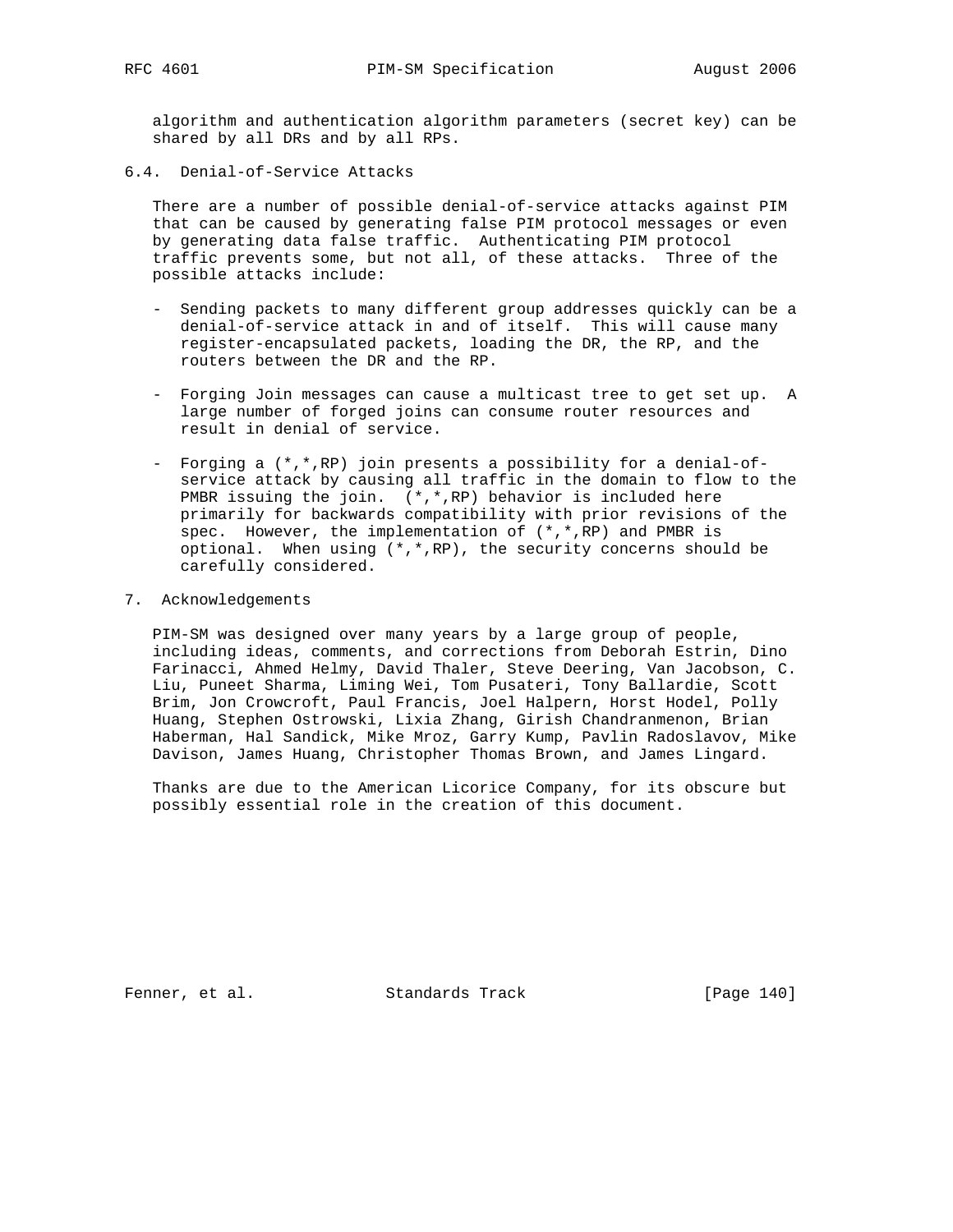algorithm and authentication algorithm parameters (secret key) can be shared by all DRs and by all RPs.

### 6.4. Denial-of-Service Attacks

There are a number of possible denial-of-service attacks against PIM that can be caused by generating false PIM protocol messages or even by generating data false traffic. Authenticating PIM protocol traffic prevents some, but not all, of these attacks. Three of the possible attacks include:

- Sending packets to many different group addresses quickly can be a denial-of-service attack in and of itself. This will cause many register-encapsulated packets, loading the DR, the RP, and the routers between the DR and the RP.

- Forging Join messages can cause a multicast tree to get set up. A large number of forged joins can consume router resources and result in denial of service.

- Forging a (*,*,RP) join presents a possibility for a denial-of-service attack by causing all traffic in the domain to flow to the PMBR issuing the join. (*,*,RP) behavior is included here primarily for backwards compatibility with prior revisions of the spec. However, the implementation of (*,*,RP) and PMBR is optional. When using (*,*,RP), the security concerns should be carefully considered.

## 7. Acknowledgements

PIM-SM was designed over many years by a large group of people, including ideas, comments, and corrections from Deborah Estrin, Dino Farinacci, Ahmed Helmy, David Thaler, Steve Deering, Van Jacobson, C. Liu, Puneet Sharma, Liming Wei, Tom Pusateri, Tony Ballardie, Scott Brim, Jon Crowcroft, Paul Francis, Joel Halpern, Horst Hodel, Polly Huang, Stephen Ostrowski, Lixia Zhang, Girish Chandranmenon, Brian Haberman, Hal Sandick, Mike Mroz, Garry Kump, Pavlin Radoslavov, Mike Davison, James Huang, Christopher Thomas Brown, and James Lingard.

Thanks are due to the American Licorice Company, for its obscure but possibly essential role in the creation of this document.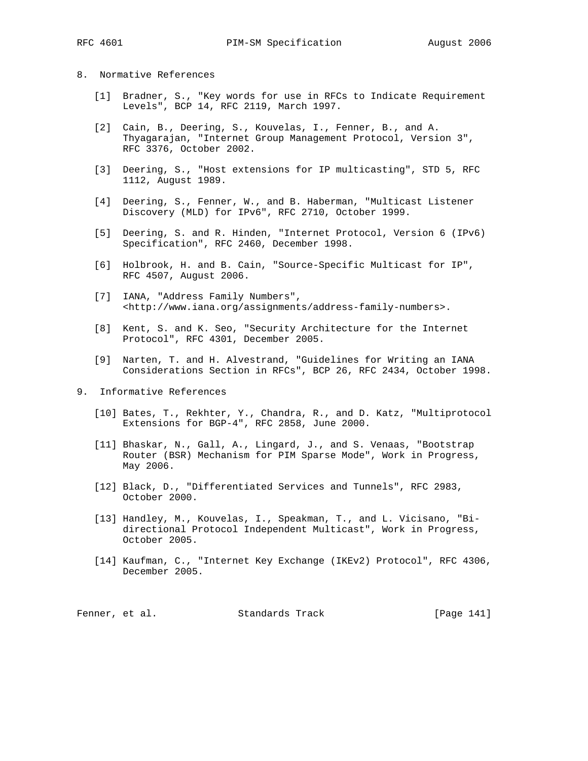## 8. Normative References

[1] Bradner, S., "Key words for use in RFCs to Indicate Requirement Levels", BCP 14, RFC 2119, March 1997.

[2] Cain, B., Deering, S., Kouvelas, I., Fenner, B., and A. Thyagarajan, "Internet Group Management Protocol, Version 3", RFC 3376, October 2002.

[3] Deering, S., "Host extensions for IP multicasting", STD 5, RFC 1112, August 1989.

[4] Deering, S., Fenner, W., and B. Haberman, "Multicast Listener Discovery (MLD) for IPv6", RFC 2710, October 1999.

[5] Deering, S. and R. Hinden, "Internet Protocol, Version 6 (IPv6) Specification", RFC 2460, December 1998.

[6] Holbrook, H. and B. Cain, "Source-Specific Multicast for IP", RFC 4507, August 2006.

[7] IANA, "Address Family Numbers", <http://www.iana.org/assignments/address-family-numbers>.

[8] Kent, S. and K. Seo, "Security Architecture for the Internet Protocol", RFC 4301, December 2005.

[9] Narten, T. and H. Alvestrand, "Guidelines for Writing an IANA Considerations Section in RFCs", BCP 26, RFC 2434, October 1998.

## 9. Informative References

[10] Bates, T., Rekhter, Y., Chandra, R., and D. Katz, "Multiprotocol Extensions for BGP-4", RFC 2858, June 2000.

[11] Bhaskar, N., Gall, A., Lingard, J., and S. Venaas, "Bootstrap Router (BSR) Mechanism for PIM Sparse Mode", Work in Progress, May 2006.

[12] Black, D., "Differentiated Services and Tunnels", RFC 2983, October 2000.

[13] Handley, M., Kouvelas, I., Speakman, T., and L. Vicisano, "Bi-directional Protocol Independent Multicast", Work in Progress, October 2005.

[14] Kaufman, C., "Internet Key Exchange (IKEv2) Protocol", RFC 4306, December 2005.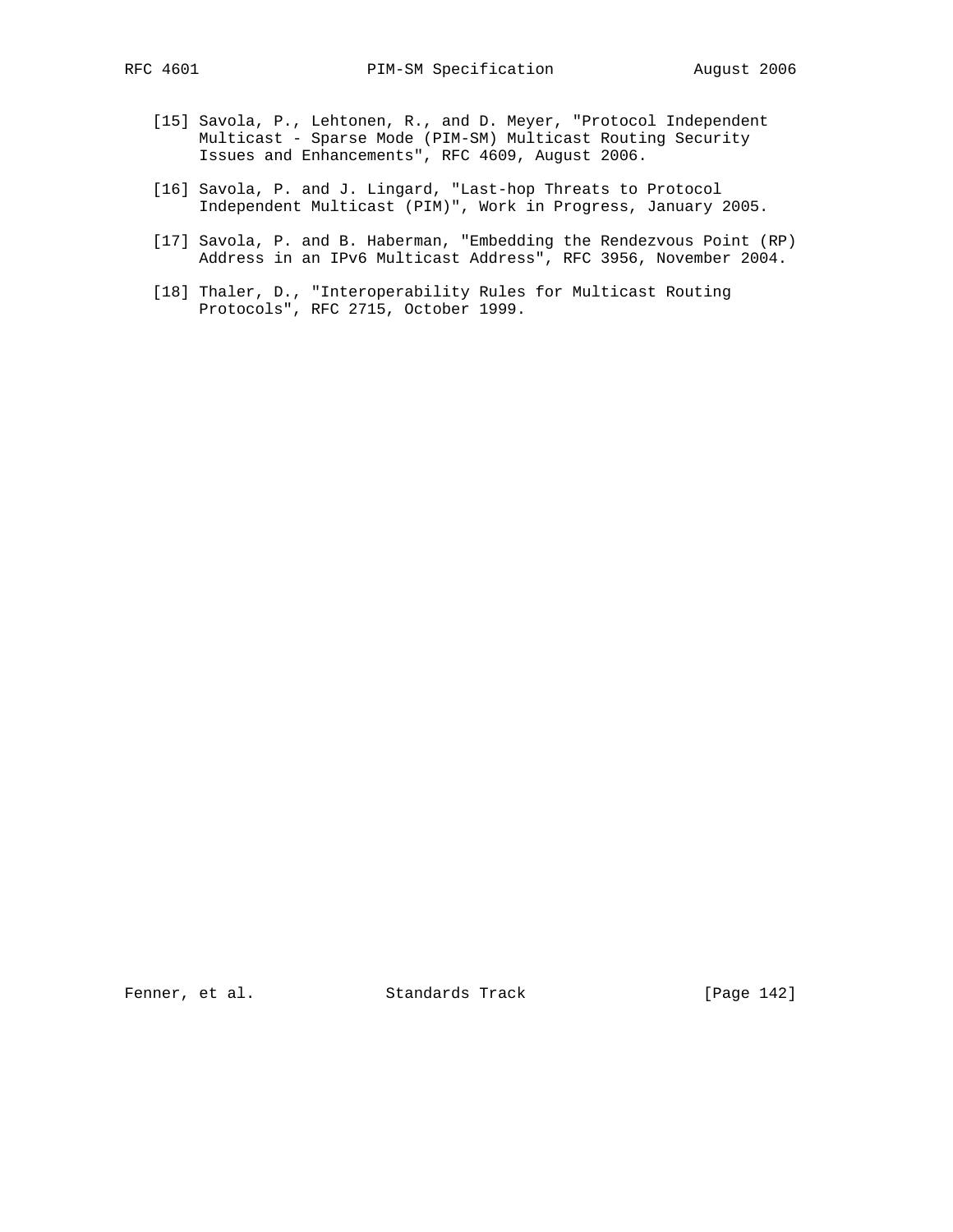[15] Savola, P., Lehtonen, R., and D. Meyer, "Protocol Independent Multicast - Sparse Mode (PIM-SM) Multicast Routing Security Issues and Enhancements", RFC 4609, August 2006.

[16] Savola, P. and J. Lingard, "Last-hop Threats to Protocol Independent Multicast (PIM)", Work in Progress, January 2005.

[17] Savola, P. and B. Haberman, "Embedding the Rendezvous Point (RP) Address in an IPv6 Multicast Address", RFC 3956, November 2004.

[18] Thaler, D., "Interoperability Rules for Multicast Routing Protocols", RFC 2715, October 1999.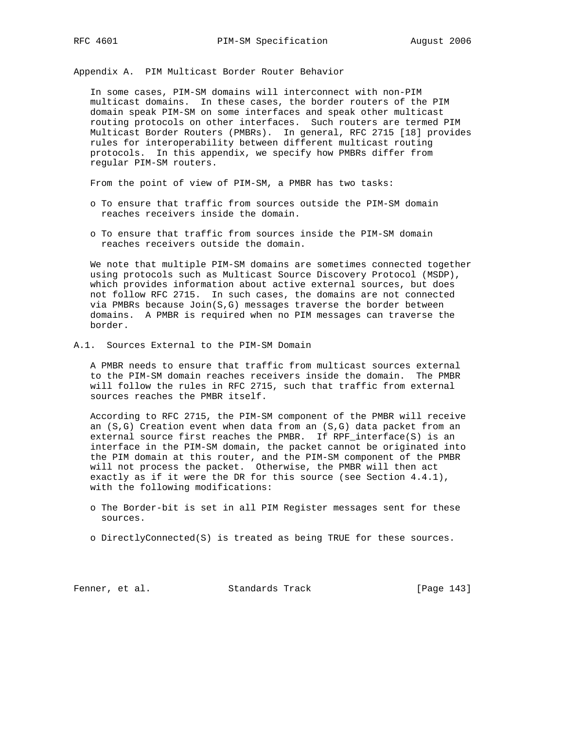# Appendix A. PIM Multicast Border Router Behavior

In some cases, PIM-SM domains will interconnect with non-PIM multicast domains. In these cases, the border routers of the PIM domain speak PIM-SM on some interfaces and speak other multicast routing protocols on other interfaces. Such routers are termed PIM Multicast Border Routers (PMBRs). In general, RFC 2715 [18] provides rules for interoperability between different multicast routing protocols. In this appendix, we specify how PMBRs differ from regular PIM-SM routers.

From the point of view of PIM-SM, a PMBR has two tasks:

- To ensure that traffic from sources outside the PIM-SM domain reaches receivers inside the domain.
- To ensure that traffic from sources inside the PIM-SM domain reaches receivers outside the domain.

We note that multiple PIM-SM domains are sometimes connected together using protocols such as Multicast Source Discovery Protocol (MSDP), which provides information about active external sources, but does not follow RFC 2715. In such cases, the domains are not connected via PMBRs because Join(S,G) messages traverse the border between domains. A PMBR is required when no PIM messages can traverse the border.

## A.1. Sources External to the PIM-SM Domain

A PMBR needs to ensure that traffic from multicast sources external to the PIM-SM domain reaches receivers inside the domain. The PMBR will follow the rules in RFC 2715, such that traffic from external sources reaches the PMBR itself.

According to RFC 2715, the PIM-SM component of the PMBR will receive an (S,G) Creation event when data from an (S,G) data packet from an external source first reaches the PMBR. If RPF_interface(S) is an interface in the PIM-SM domain, the packet cannot be originated into the PIM domain at this router, and the PIM-SM component of the PMBR will not process the packet. Otherwise, the PMBR will then act exactly as if it were the DR for this source (see Section 4.4.1), with the following modifications:

- The Border-bit is set in all PIM Register messages sent for these sources.
- DirectlyConnected(S) is treated as being TRUE for these sources.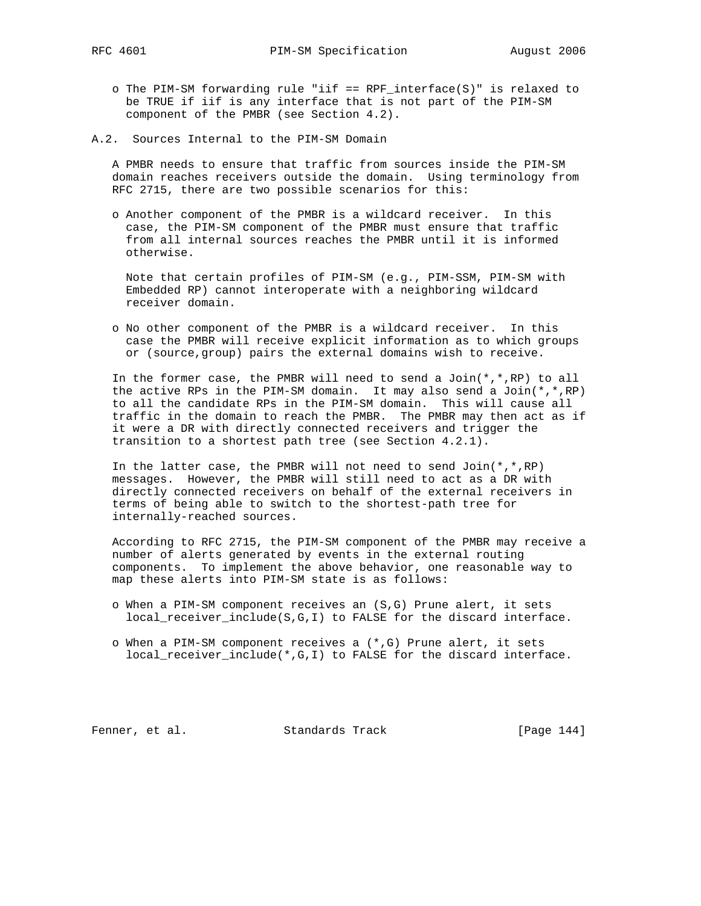- The PIM-SM forwarding rule "iif == RPF_interface(S)" is relaxed to be TRUE if iif is any interface that is not part of the PIM-SM component of the PMBR (see Section 4.2).

## A.2. Sources Internal to the PIM-SM Domain

A PMBR needs to ensure that traffic from sources inside the PIM-SM domain reaches receivers outside the domain. Using terminology from RFC 2715, there are two possible scenarios for this:

- Another component of the PMBR is a wildcard receiver. In this case, the PIM-SM component of the PMBR must ensure that traffic from all internal sources reaches the PMBR until it is informed otherwise.

  Note that certain profiles of PIM-SM (e.g., PIM-SSM, PIM-SM with Embedded RP) cannot interoperate with a neighboring wildcard receiver domain.

- No other component of the PMBR is a wildcard receiver. In this case the PMBR will receive explicit information as to which groups or (source,group) pairs the external domains wish to receive.

In the former case, the PMBR will need to send a Join(*,*,RP) to all the active RPs in the PIM-SM domain. It may also send a Join(*,*,RP) to all the candidate RPs in the PIM-SM domain. This will cause all traffic in the domain to reach the PMBR. The PMBR may then act as if it were a DR with directly connected receivers and trigger the transition to a shortest path tree (see Section 4.2.1).

In the latter case, the PMBR will not need to send Join(*,*,RP) messages. However, the PMBR will still need to act as a DR with directly connected receivers on behalf of the external receivers in terms of being able to switch to the shortest-path tree for internally-reached sources.

According to RFC 2715, the PIM-SM component of the PMBR may receive a number of alerts generated by events in the external routing components. To implement the above behavior, one reasonable way to map these alerts into PIM-SM state is as follows:

- When a PIM-SM component receives an (S,G) Prune alert, it sets local_receiver_include(S,G,I) to FALSE for the discard interface.

- When a PIM-SM component receives a (*,G) Prune alert, it sets local_receiver_include(*,G,I) to FALSE for the discard interface.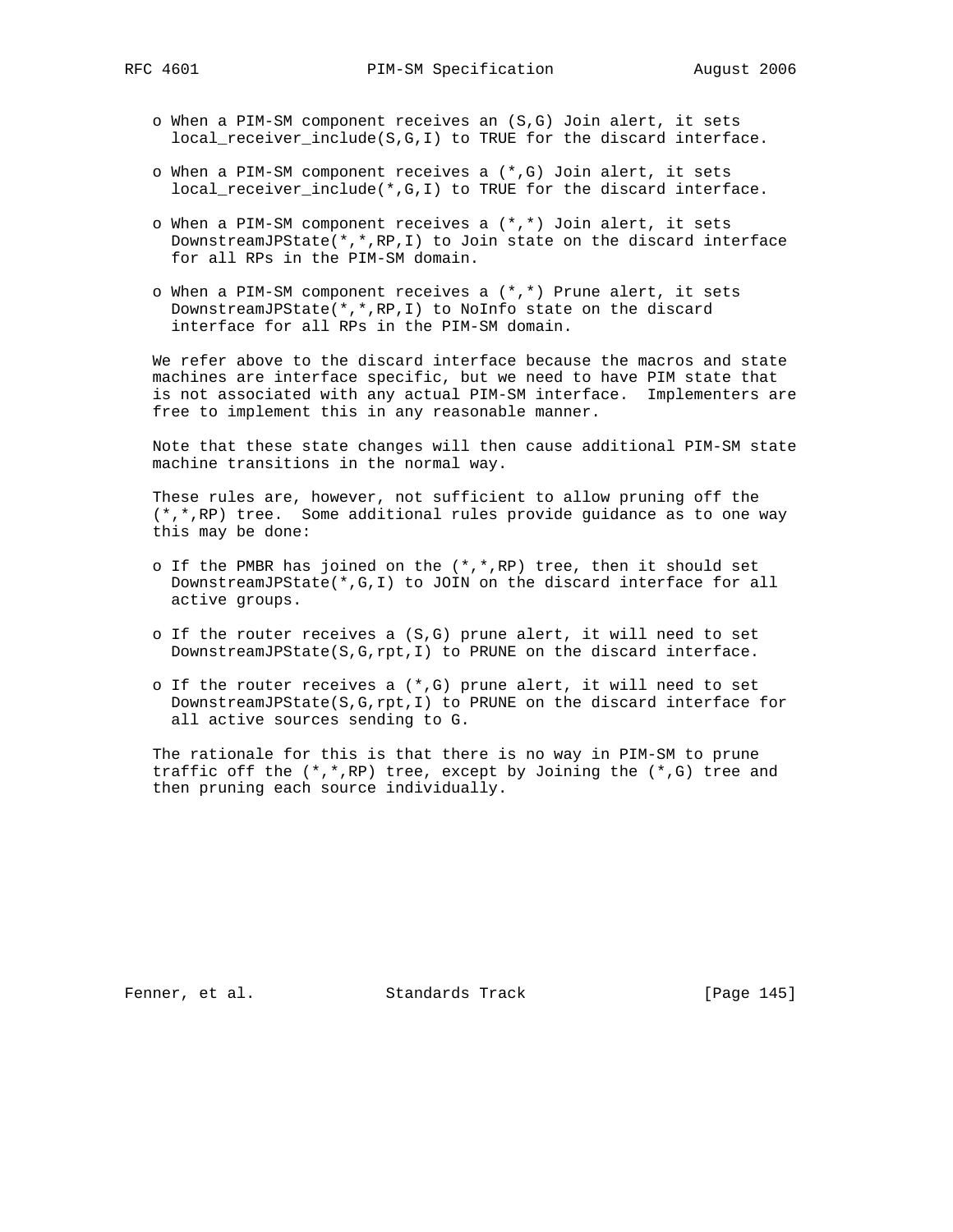- When a PIM-SM component receives an (S,G) Join alert, it sets local_receiver_include(S,G,I) to TRUE for the discard interface.

- When a PIM-SM component receives a (*,G) Join alert, it sets local_receiver_include(*,G,I) to TRUE for the discard interface.

- When a PIM-SM component receives a (*,*) Join alert, it sets DownstreamJPState(*,*,RP,I) to Join state on the discard interface for all RPs in the PIM-SM domain.

- When a PIM-SM component receives a (*,*) Prune alert, it sets DownstreamJPState(*,*,RP,I) to NoInfo state on the discard interface for all RPs in the PIM-SM domain.

We refer above to the discard interface because the macros and state machines are interface specific, but we need to have PIM state that is not associated with any actual PIM-SM interface. Implementers are free to implement this in any reasonable manner.

Note that these state changes will then cause additional PIM-SM state machine transitions in the normal way.

These rules are, however, not sufficient to allow pruning off the (*,*,RP) tree. Some additional rules provide guidance as to one way this may be done:

- If the PMBR has joined on the (*,*,RP) tree, then it should set DownstreamJPState(*,G,I) to JOIN on the discard interface for all active groups.

- If the router receives a (S,G) prune alert, it will need to set DownstreamJPState(S,G,rpt,I) to PRUNE on the discard interface.

- If the router receives a (*,G) prune alert, it will need to set DownstreamJPState(S,G,rpt,I) to PRUNE on the discard interface for all active sources sending to G.

The rationale for this is that there is no way in PIM-SM to prune traffic off the (*,*,RP) tree, except by Joining the (*,G) tree and then pruning each source individually.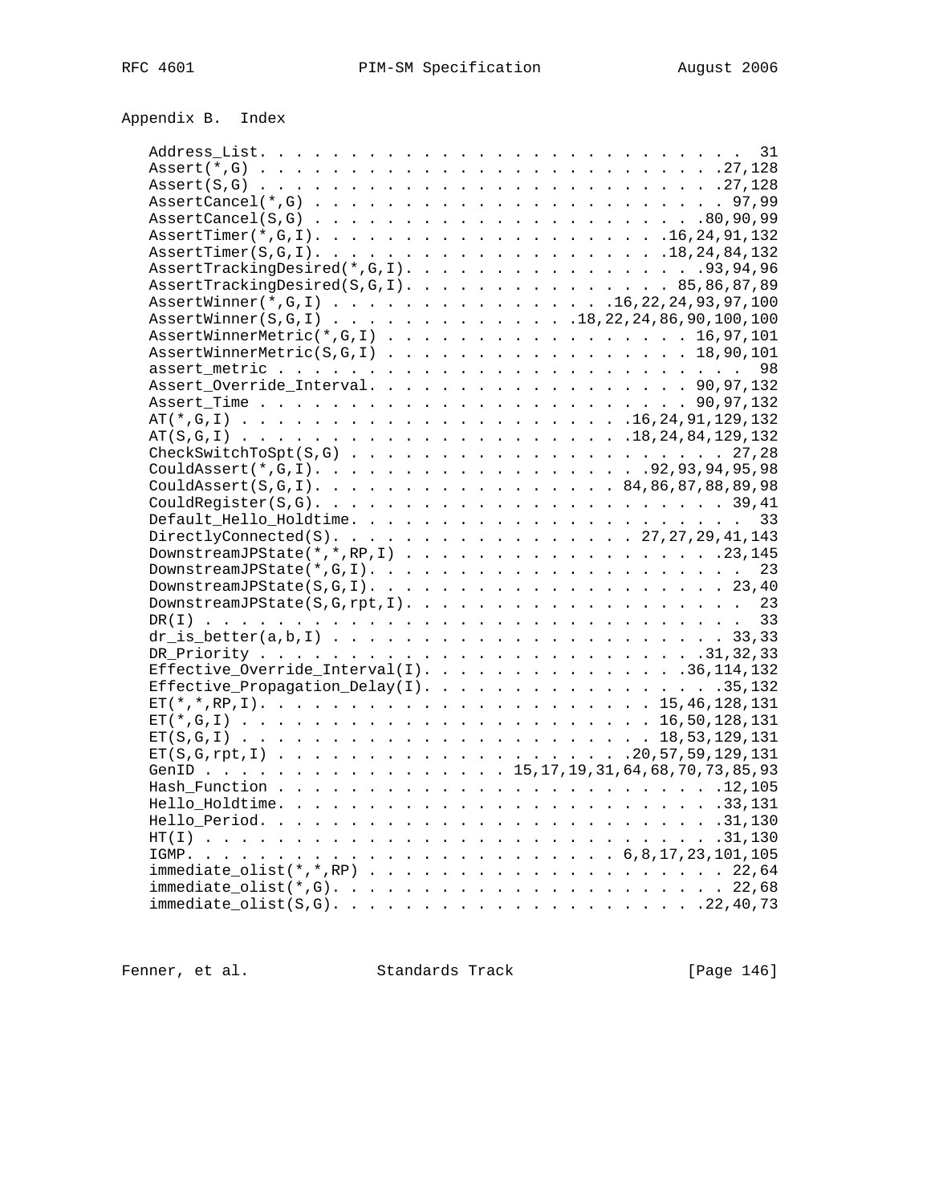## Appendix B. Index

```
   Address_List. . . . . . . . . . . . . . . . . . . . . . . . . . . 31
   Assert(*,G) . . . . . . . . . . . . . . . . . . . . . . . . . .27,128
   Assert(S,G) . . . . . . . . . . . . . . . . . . . . . . . . . .27,128
   AssertCancel(*,G) . . . . . . . . . . . . . . . . . . . . . . . 97,99
   AssertCancel(S,G) . . . . . . . . . . . . . . . . . . . . . .80,90,99
   AssertTimer(*,G,I). . . . . . . . . . . . . . . . . . . .16,24,91,132
   AssertTimer(S,G,I). . . . . . . . . . . . . . . . . . . .18,24,84,132
   AssertTrackingDesired(*,G,I). . . . . . . . . . . . . . . . .93,94,96
   AssertTrackingDesired(S,G,I). . . . . . . . . . . . . . . 85,86,87,89
   AssertWinner(*,G,I) . . . . . . . . . . . . . . . .16,22,24,93,97,100
   AssertWinner(S,G,I) . . . . . . . . . . . . . .18,22,24,86,90,100,100
   AssertWinnerMetric(*,G,I) . . . . . . . . . . . . . . . . . 16,97,101
   AssertWinnerMetric(S,G,I) . . . . . . . . . . . . . . . . . 18,90,101
   assert_metric . . . . . . . . . . . . . . . . . . . . . . . . . . 98
   Assert_Override_Interval. . . . . . . . . . . . . . . . . . 90,97,132
   Assert_Time . . . . . . . . . . . . . . . . . . . . . . . . 90,97,132
   AT(*,G,I) . . . . . . . . . . . . . . . . . . . . . . .16,24,91,129,132
   AT(S,G,I) . . . . . . . . . . . . . . . . . . . . . . .18,24,84,129,132
   CheckSwitchToSpt(S,G) . . . . . . . . . . . . . . . . . . . . . 27,28
   CouldAssert(*,G,I). . . . . . . . . . . . . . . . . . . .92,93,94,95,98
   CouldAssert(S,G,I). . . . . . . . . . . . . . . . . . . 84,86,87,88,89,98
   CouldRegister(S,G). . . . . . . . . . . . . . . . . . . . . . . . 39,41
   Default_Hello_Holdtime. . . . . . . . . . . . . . . . . . . . . . 33
   DirectlyConnected(S). . . . . . . . . . . . . . . . . . . 27,27,29,41,143
   DownstreamJPState(*,*,RP,I) . . . . . . . . . . . . . . . . . . .23,145
   DownstreamJPState(*,G,I). . . . . . . . . . . . . . . . . . . . . 23
   DownstreamJPState(S,G,I). . . . . . . . . . . . . . . . . . . . 23,40
   DownstreamJPState(S,G,rpt,I). . . . . . . . . . . . . . . . . . . 23
   DR(I) . . . . . . . . . . . . . . . . . . . . . . . . . . . . . . 33
   dr_is_better(a,b,I) . . . . . . . . . . . . . . . . . . . . . . 33,33
   DR_Priority . . . . . . . . . . . . . . . . . . . . . . . . .31,32,33
   Effective_Override_Interval(I). . . . . . . . . . . . . . . .36,114,132
   Effective_Propagation_Delay(I). . . . . . . . . . . . . . . . . .35,132
   ET(*,*,RP,I). . . . . . . . . . . . . . . . . . . . . . . 15,46,128,131
   ET(*,G,I) . . . . . . . . . . . . . . . . . . . . . . . . 16,50,128,131
   ET(S,G,I) . . . . . . . . . . . . . . . . . . . . . . . . 18,53,129,131
   ET(S,G,rpt,I) . . . . . . . . . . . . . . . . . . . . .20,57,59,129,131
   GenID . . . . . . . . . . . . . . . . 15,17,19,31,64,68,70,73,85,93
   Hash_Function . . . . . . . . . . . . . . . . . . . . . . . . . .12,105
   Hello_Holdtime. . . . . . . . . . . . . . . . . . . . . . . . . .33,131
   Hello_Period. . . . . . . . . . . . . . . . . . . . . . . . . . .31,130
   HT(I) . . . . . . . . . . . . . . . . . . . . . . . . . . . . . .31,130
   IGMP. . . . . . . . . . . . . . . . . . . . . . . . . 6,8,17,23,101,105
   immediate_olist(*,*,RP) . . . . . . . . . . . . . . . . . . . . . 22,64
   immediate_olist(*,G). . . . . . . . . . . . . . . . . . . . . . . 22,68
   immediate_olist(S,G). . . . . . . . . . . . . . . . . . . . . .22,40,73
```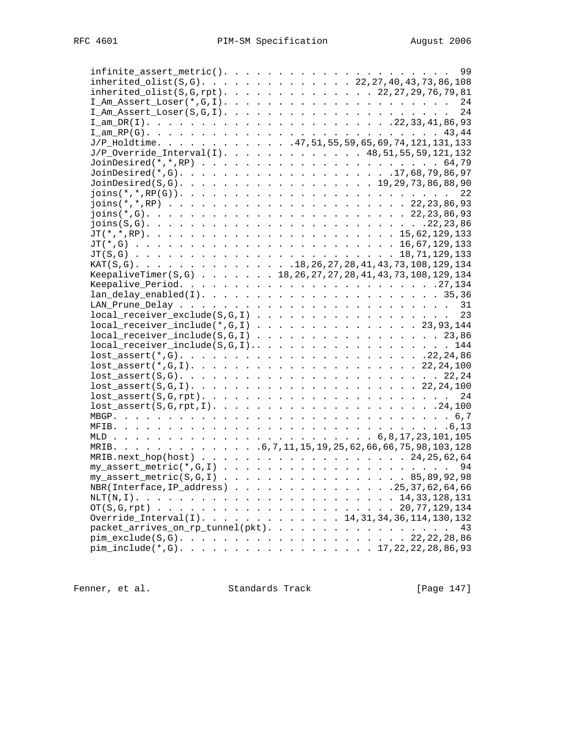```
   infinite_assert_metric(). . . . . . . . . . . . . . . . . . . . .  99
   inherited_olist(S,G). . . . . . . . . . . . . . 22,27,40,43,73,86,108
   inherited_olist(S,G,rpt). . . . . . . . . . . . . . 22,27,29,76,79,81
   I_Am_Assert_Loser(*,G,I). . . . . . . . . . . . . . . . . . . . .  24
   I_Am_Assert_Loser(S,G,I). . . . . . . . . . . . . . . . . . . . .  24
   I_am_DR(I). . . . . . . . . . . . . . . . . . . . . .22,33,41,86,93
   I_am_RP(G). . . . . . . . . . . . . . . . . . . . . . . . . . 43,44
   J/P_Holdtime. . . . . . . . . . . . .47,51,55,59,65,69,74,121,131,133
   J/P_Override_Interval(I). . . . . . . . . . . . . 48,51,55,59,121,132
   JoinDesired(*,*,RP) . . . . . . . . . . . . . . . . . . . . . . 64,79
   JoinDesired(*,G). . . . . . . . . . . . . . . . . . . .17,68,79,86,97
   JoinDesired(S,G). . . . . . . . . . . . . . . . . . . 19,29,73,86,88,90
   joins(*,*,RP(G)). . . . . . . . . . . . . . . . . . . . . . . . .  22
   joins(*,*,RP) . . . . . . . . . . . . . . . . . . . . . . . 22,23,86,93
   joins(*,G). . . . . . . . . . . . . . . . . . . . . . . . . 22,23,86,93
   joins(S,G). . . . . . . . . . . . . . . . . . . . . . . . . .22,23,86
   JT(*,*,RP). . . . . . . . . . . . . . . . . . . . . . . 15,62,129,133
   JT(*,G) . . . . . . . . . . . . . . . . . . . . . . . . 16,67,129,133
   JT(S,G) . . . . . . . . . . . . . . . . . . . . . . . . 18,71,129,133
   KAT(S,G). . . . . . . . . . . . . .18,26,27,28,41,43,73,108,129,134
   KeepaliveTimer(S,G) . . . . . . . 18,26,27,27,28,41,43,73,108,129,134
   Keepalive_Period. . . . . . . . . . . . . . . . . . . . . . . .27,134
   lan_delay_enabled(I). . . . . . . . . . . . . . . . . . . . . . 35,36
   LAN_Prune_Delay . . . . . . . . . . . . . . . . . . . . . . . . .  31
   local_receiver_exclude(S,G,I) . . . . . . . . . . . . . . . . . .  23
   local_receiver_include(*,G,I) . . . . . . . . . . . . . . . 23,93,144
   local_receiver_include(S,G,I) . . . . . . . . . . . . . . . . . 23,86
   local_receiver_include(S,G,I).. . . . . . . . . . . . . . . . . . 144
   lost_assert(*,G). . . . . . . . . . . . . . . . . . . . . . .22,24,86
   lost_assert(*,G,I). . . . . . . . . . . . . . . . . . . . . 22,24,100
   lost_assert(S,G). . . . . . . . . . . . . . . . . . . . . . . . 22,24
   lost_assert(S,G,I). . . . . . . . . . . . . . . . . . . . . 22,24,100
   lost_assert(S,G,rpt). . . . . . . . . . . . . . . . . . . . . . .  24
   lost_assert(S,G,rpt,I). . . . . . . . . . . . . . . . . . . . .24,100
   MBGP. . . . . . . . . . . . . . . . . . . . . . . . . . . . . . . 6,7
   MFIB. . . . . . . . . . . . . . . . . . . . . . . . . . . . . . .6,13
   MLD . . . . . . . . . . . . . . . . . . . . . . . . 6,8,17,23,101,105
   MRIB. . . . . . . . . . . . . .6,7,11,15,19,25,62,66,66,75,98,103,128
   MRIB.next_hop(host) . . . . . . . . . . . . . . . . . . . . 24,25,62,64
   my_assert_metric(*,G,I) . . . . . . . . . . . . . . . . . . . . .  94
   my_assert_metric(S,G,I) . . . . . . . . . . . . . . . . . . 85,89,92,98
   NBR(Interface,IP_address) . . . . . . . . . . . . . . . .25,37,62,64,66
   NLT(N,I). . . . . . . . . . . . . . . . . . . . . . . . 14,33,128,131
   OT(S,G,rpt) . . . . . . . . . . . . . . . . . . . . . . 20,77,129,134
   Override_Interval(I). . . . . . . . . . . . . 14,31,34,36,114,130,132
   packet_arrives_on_rp_tunnel(pkt). . . . . . . . . . . . . . . . .  43
   pim_exclude(S,G). . . . . . . . . . . . . . . . . . . . . . 22,22,28,86
   pim_include(*,G). . . . . . . . . . . . . . . . . . 17,22,22,28,86,93
```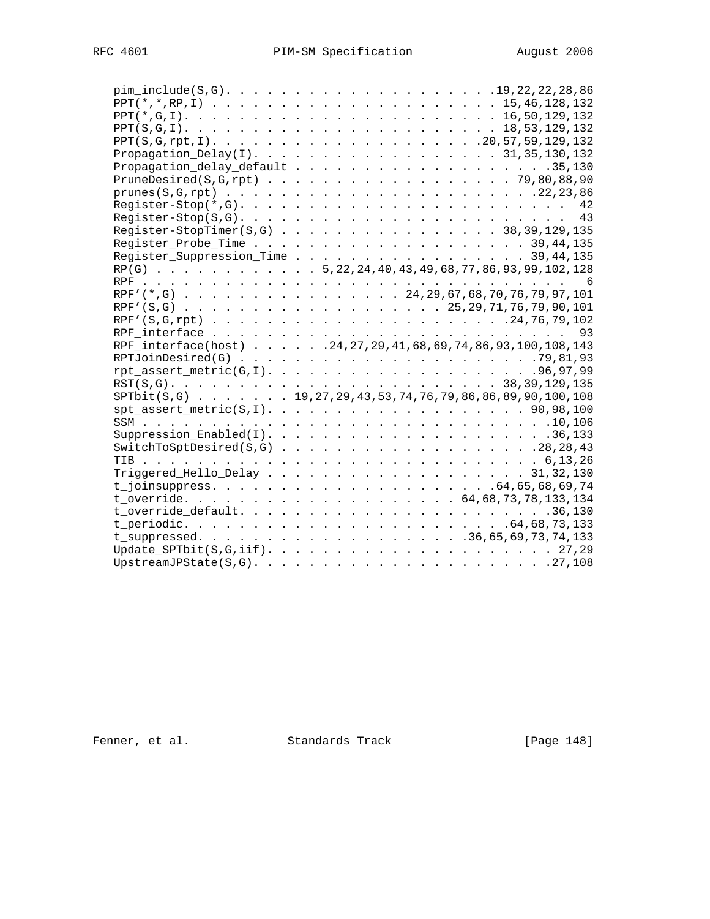```
pim_include(S,G). . . . . . . . . . . . . . . . . . . . .19,22,22,28,86
PPT(*,*,RP,I) . . . . . . . . . . . . . . . . . . . . 15,46,128,132
PPT(*,G,I). . . . . . . . . . . . . . . . . . . . . . 16,50,129,132
PPT(S,G,I). . . . . . . . . . . . . . . . . . . . . . 18,53,129,132
PPT(S,G,rpt,I). . . . . . . . . . . . . . . . . . .20,57,59,129,132
Propagation_Delay(I). . . . . . . . . . . . . . . . . 31,35,130,132
Propagation_delay_default . . . . . . . . . . . . . . . . . . .35,130
PruneDesired(S,G,rpt) . . . . . . . . . . . . . . . . . . 79,80,88,90
prunes(S,G,rpt) . . . . . . . . . . . . . . . . . . . . . .22,23,86
Register-Stop(*,G). . . . . . . . . . . . . . . . . . . . . . .  42
Register-Stop(S,G). . . . . . . . . . . . . . . . . . . . . . .  43
Register-StopTimer(S,G) . . . . . . . . . . . . . . . 38,39,129,135
Register_Probe_Time . . . . . . . . . . . . . . . . . . . 39,44,135
Register_Suppression_Time . . . . . . . . . . . . . . . . 39,44,135
RP(G) . . . . . . . . . . . . 5,22,24,40,43,49,68,77,86,93,99,102,128
RPF . . . . . . . . . . . . . . . . . . . . . . . . . . . . . . . 6
RPF'(*,G) . . . . . . . . . . . . . . . . 24,29,67,68,70,76,79,97,101
RPF'(S,G) . . . . . . . . . . . . . . . . . . 25,29,71,76,79,90,101
RPF'(S,G,rpt) . . . . . . . . . . . . . . . . . . . . .24,76,79,102
RPF_interface . . . . . . . . . . . . . . . . . . . . . . . . . 93
RPF_interface(host) . . . . . .24,27,29,41,68,69,74,86,93,100,108,143
RPTJoinDesired(G) . . . . . . . . . . . . . . . . . . . . . .79,81,93
rpt_assert_metric(G,I). . . . . . . . . . . . . . . . . . . .96,97,99
RST(S,G). . . . . . . . . . . . . . . . . . . . . . . 38,39,129,135
SPTbit(S,G) . . . . . . . 19,27,29,43,53,74,76,79,86,86,89,90,100,108
spt_assert_metric(S,I). . . . . . . . . . . . . . . . . . . 90,98,100
SSM . . . . . . . . . . . . . . . . . . . . . . . . . . . . .10,106
Suppression_Enabled(I). . . . . . . . . . . . . . . . . . . . .36,133
SwitchToSptDesired(S,G) . . . . . . . . . . . . . . . . . . .28,28,43
TIB . . . . . . . . . . . . . . . . . . . . . . . . . . . . 6,13,26
Triggered_Hello_Delay . . . . . . . . . . . . . . . . . . . 31,32,130
t_joinsuppress. . . . . . . . . . . . . . . . . . . . .64,65,68,69,74
t_override. . . . . . . . . . . . . . . . . . . 64,68,73,78,133,134
t_override_default. . . . . . . . . . . . . . . . . . . . . . .36,130
t_periodic. . . . . . . . . . . . . . . . . . . . . . .64,68,73,133
t_suppressed. . . . . . . . . . . . . . . . . . . .36,65,69,73,74,133
Update_SPTbit(S,G,iif). . . . . . . . . . . . . . . . . . . . . 27,29
UpstreamJPState(S,G). . . . . . . . . . . . . . . . . . . . . .27,108
```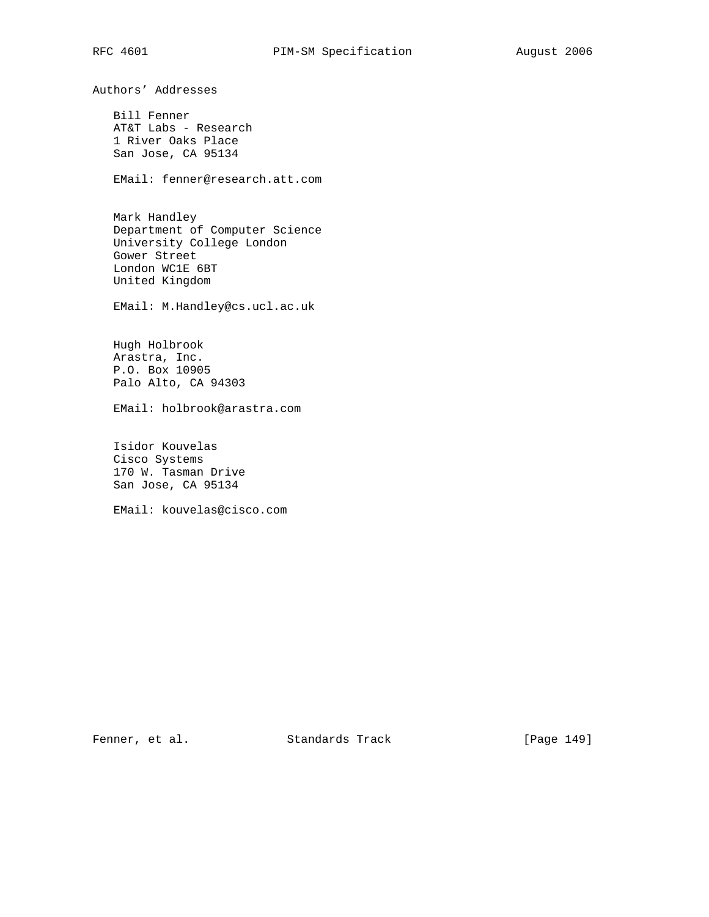## Authors' Addresses

Bill Fenner
AT&T Labs - Research
1 River Oaks Place
San Jose, CA 95134

EMail: fenner@research.att.com

Mark Handley
Department of Computer Science
University College London
Gower Street
London WC1E 6BT
United Kingdom

EMail: M.Handley@cs.ucl.ac.uk

Hugh Holbrook
Arastra, Inc.
P.O. Box 10905
Palo Alto, CA 94303

EMail: holbrook@arastra.com

Isidor Kouvelas
Cisco Systems
170 W. Tasman Drive
San Jose, CA 95134

EMail: kouvelas@cisco.com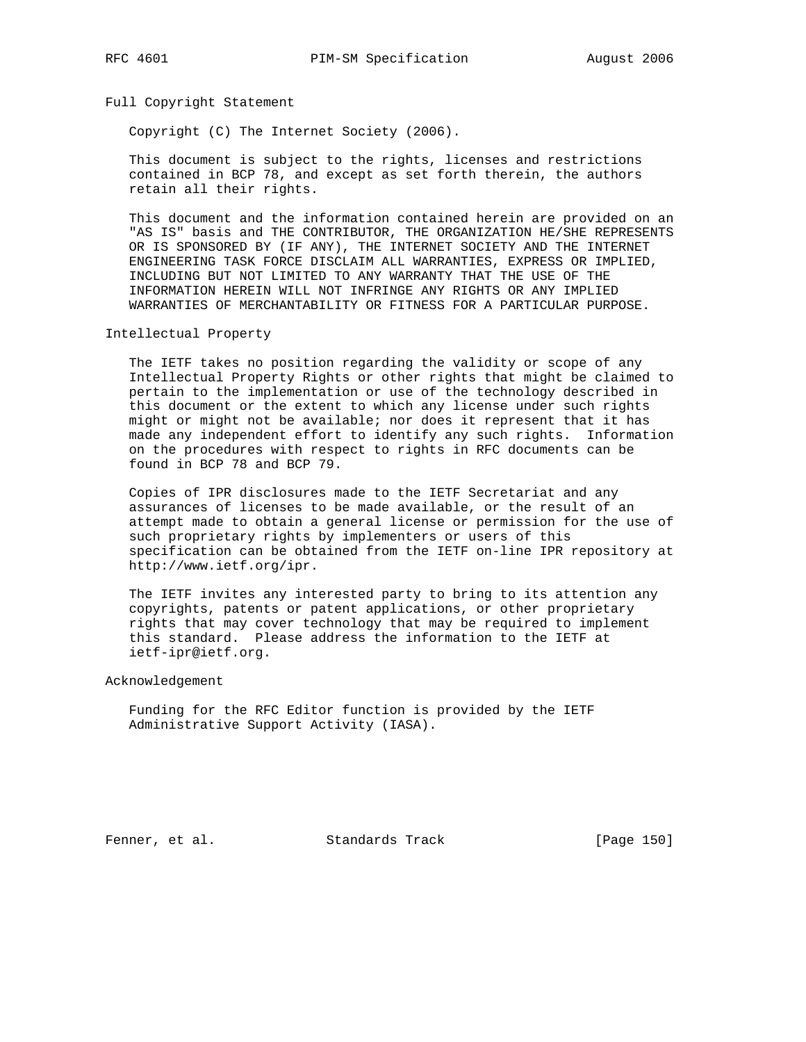## Full Copyright Statement

Copyright (C) The Internet Society (2006).

This document is subject to the rights, licenses and restrictions contained in BCP 78, and except as set forth therein, the authors retain all their rights.

This document and the information contained herein are provided on an "AS IS" basis and THE CONTRIBUTOR, THE ORGANIZATION HE/SHE REPRESENTS OR IS SPONSORED BY (IF ANY), THE INTERNET SOCIETY AND THE INTERNET ENGINEERING TASK FORCE DISCLAIM ALL WARRANTIES, EXPRESS OR IMPLIED, INCLUDING BUT NOT LIMITED TO ANY WARRANTY THAT THE USE OF THE INFORMATION HEREIN WILL NOT INFRINGE ANY RIGHTS OR ANY IMPLIED WARRANTIES OF MERCHANTABILITY OR FITNESS FOR A PARTICULAR PURPOSE.

## Intellectual Property

The IETF takes no position regarding the validity or scope of any Intellectual Property Rights or other rights that might be claimed to pertain to the implementation or use of the technology described in this document or the extent to which any license under such rights might or might not be available; nor does it represent that it has made any independent effort to identify any such rights. Information on the procedures with respect to rights in RFC documents can be found in BCP 78 and BCP 79.

Copies of IPR disclosures made to the IETF Secretariat and any assurances of licenses to be made available, or the result of an attempt made to obtain a general license or permission for the use of such proprietary rights by implementers or users of this specification can be obtained from the IETF on-line IPR repository at http://www.ietf.org/ipr.

The IETF invites any interested party to bring to its attention any copyrights, patents or patent applications, or other proprietary rights that may cover technology that may be required to implement this standard. Please address the information to the IETF at ietf-ipr@ietf.org.

## Acknowledgement

Funding for the RFC Editor function is provided by the IETF Administrative Support Activity (IASA).